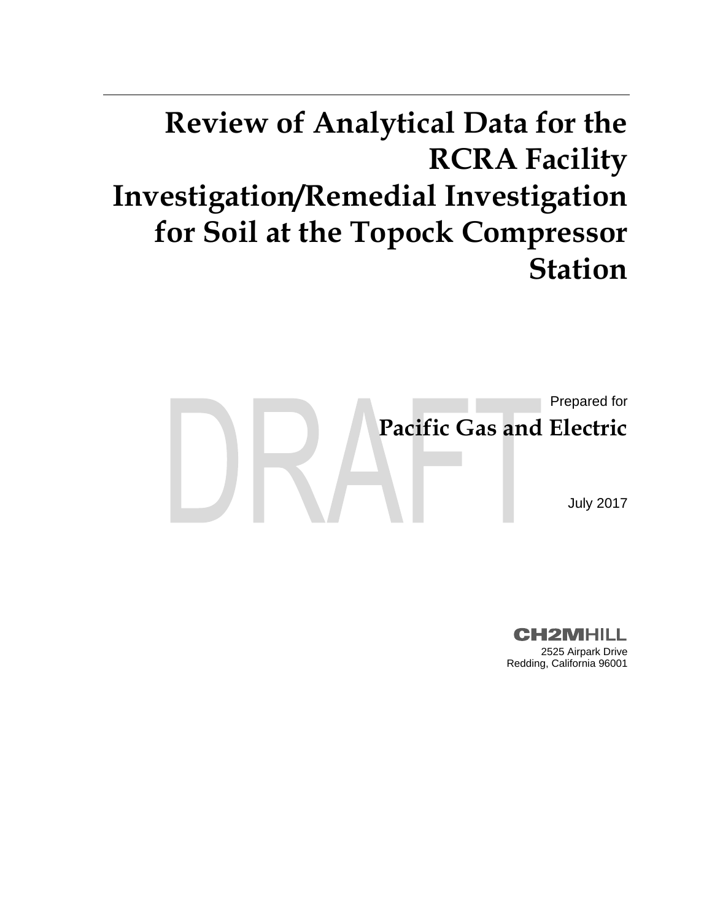# Review of Analytical Data for the RCRA Facility Investigation/Remedial Investigation for Soil at the Topock Compressor Station

DRAFT

Prepared for

**Pacific Gas and Electric**

July 2017

CH2MHILL

2525 Airpark Drive
Redding, California 96001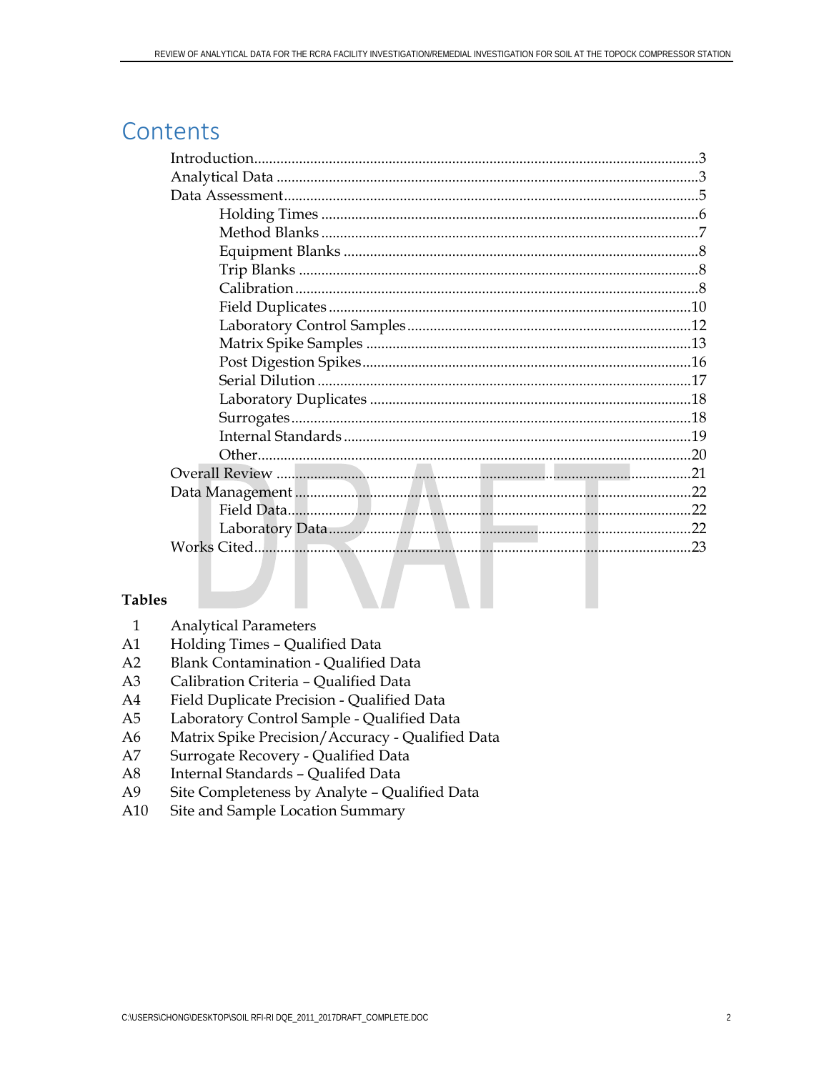# Contents

- Introduction......3
- Analytical Data......3
- Data Assessment......5
  - Holding Times......6
  - Method Blanks......7
  - Equipment Blanks......8
  - Trip Blanks......8
  - Calibration......8
  - Field Duplicates......10
  - Laboratory Control Samples......12
  - Matrix Spike Samples......13
  - Post Digestion Spikes......16
  - Serial Dilution......17
  - Laboratory Duplicates......18
  - Surrogates......18
  - Internal Standards......19
  - Other......20
- Overall Review......21
- Data Management......22
  - Field Data......22
  - Laboratory Data......22
- Works Cited......23

**Tables**

| | |
|---|---|
| 1 | Analytical Parameters |
| A1 | Holding Times – Qualified Data |
| A2 | Blank Contamination - Qualified Data |
| A3 | Calibration Criteria – Qualified Data |
| A4 | Field Duplicate Precision - Qualified Data |
| A5 | Laboratory Control Sample - Qualified Data |
| A6 | Matrix Spike Precision/Accuracy - Qualified Data |
| A7 | Surrogate Recovery - Qualified Data |
| A8 | Internal Standards – Qualifed Data |
| A9 | Site Completeness by Analyte – Qualified Data |
| A10 | Site and Sample Location Summary |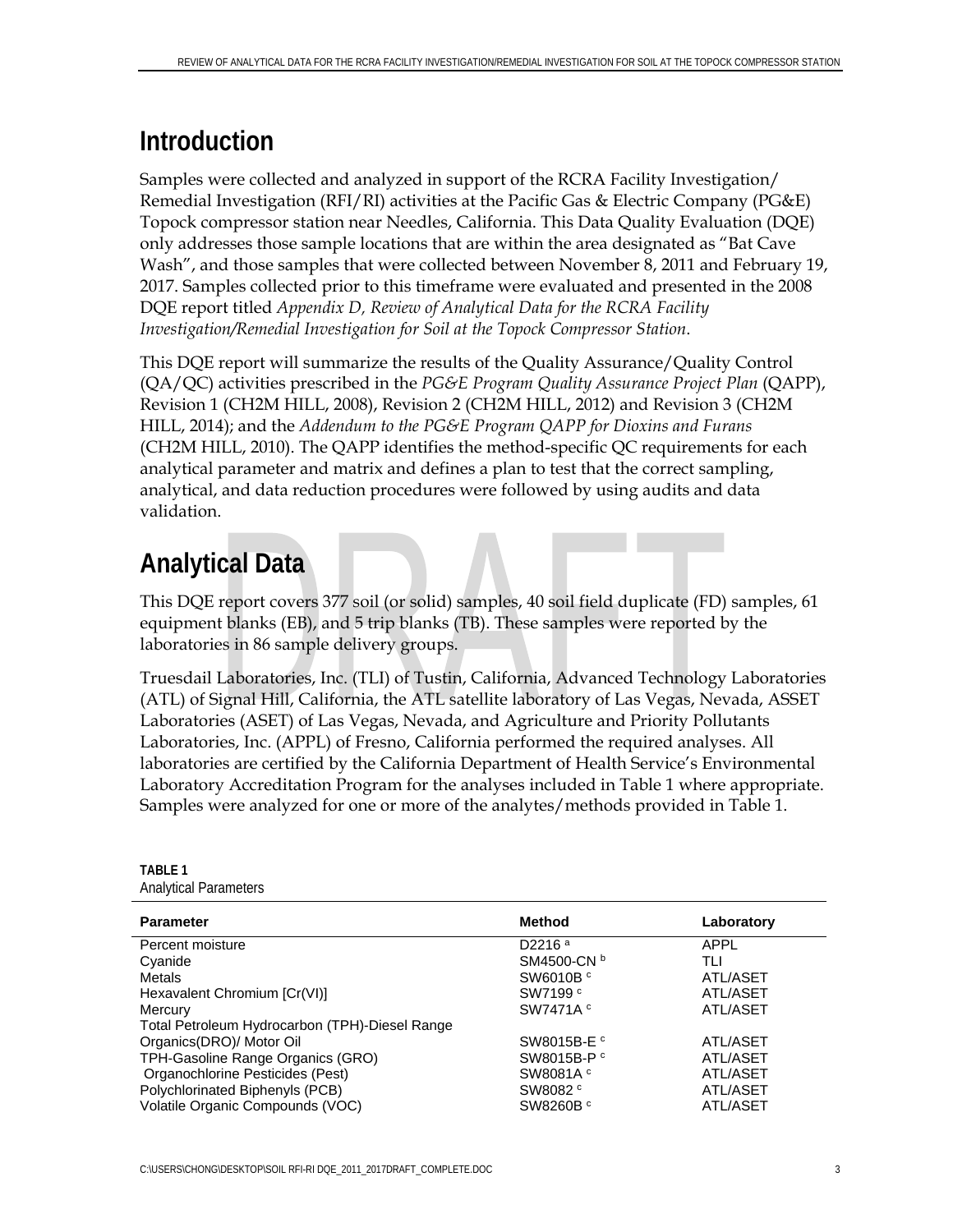# Introduction

Samples were collected and analyzed in support of the RCRA Facility Investigation/ Remedial Investigation (RFI/RI) activities at the Pacific Gas & Electric Company (PG&E) Topock compressor station near Needles, California. This Data Quality Evaluation (DQE) only addresses those sample locations that are within the area designated as "Bat Cave Wash", and those samples that were collected between November 8, 2011 and February 19, 2017. Samples collected prior to this timeframe were evaluated and presented in the 2008 DQE report titled *Appendix D, Review of Analytical Data for the RCRA Facility Investigation/Remedial Investigation for Soil at the Topock Compressor Station*.

This DQE report will summarize the results of the Quality Assurance/Quality Control (QA/QC) activities prescribed in the *PG&E Program Quality Assurance Project Plan* (QAPP), Revision 1 (CH2M HILL, 2008), Revision 2 (CH2M HILL, 2012) and Revision 3 (CH2M HILL, 2014); and the *Addendum to the PG&E Program QAPP for Dioxins and Furans* (CH2M HILL, 2010). The QAPP identifies the method-specific QC requirements for each analytical parameter and matrix and defines a plan to test that the correct sampling, analytical, and data reduction procedures were followed by using audits and data validation.

# Analytical Data

This DQE report covers 377 soil (or solid) samples, 40 soil field duplicate (FD) samples, 61 equipment blanks (EB), and 5 trip blanks (TB). These samples were reported by the laboratories in 86 sample delivery groups.

Truesdail Laboratories, Inc. (TLI) of Tustin, California, Advanced Technology Laboratories (ATL) of Signal Hill, California, the ATL satellite laboratory of Las Vegas, Nevada, ASSET Laboratories (ASET) of Las Vegas, Nevada, and Agriculture and Priority Pollutants Laboratories, Inc. (APPL) of Fresno, California performed the required analyses. All laboratories are certified by the California Department of Health Service's Environmental Laboratory Accreditation Program for the analyses included in Table 1 where appropriate. Samples were analyzed for one or more of the analytes/methods provided in Table 1.

**TABLE 1**
Analytical Parameters

| Parameter | Method | Laboratory |
|---|---|---|
| Percent moisture | D2216 [a] | APPL |
| Cyanide | SM4500-CN [b] | TLI |
| Metals | SW6010B [c] | ATL/ASET |
| Hexavalent Chromium [Cr(VI)] | SW7199 [c] | ATL/ASET |
| Mercury | SW7471A [c] | ATL/ASET |
| Total Petroleum Hydrocarbon (TPH)-Diesel Range Organics(DRO)/ Motor Oil | SW8015B-E [c] | ATL/ASET |
| TPH-Gasoline Range Organics (GRO) | SW8015B-P [c] | ATL/ASET |
| Organochlorine Pesticides (Pest) | SW8081A [c] | ATL/ASET |
| Polychlorinated Biphenyls (PCB) | SW8082 [c] | ATL/ASET |
| Volatile Organic Compounds (VOC) | SW8260B [c] | ATL/ASET |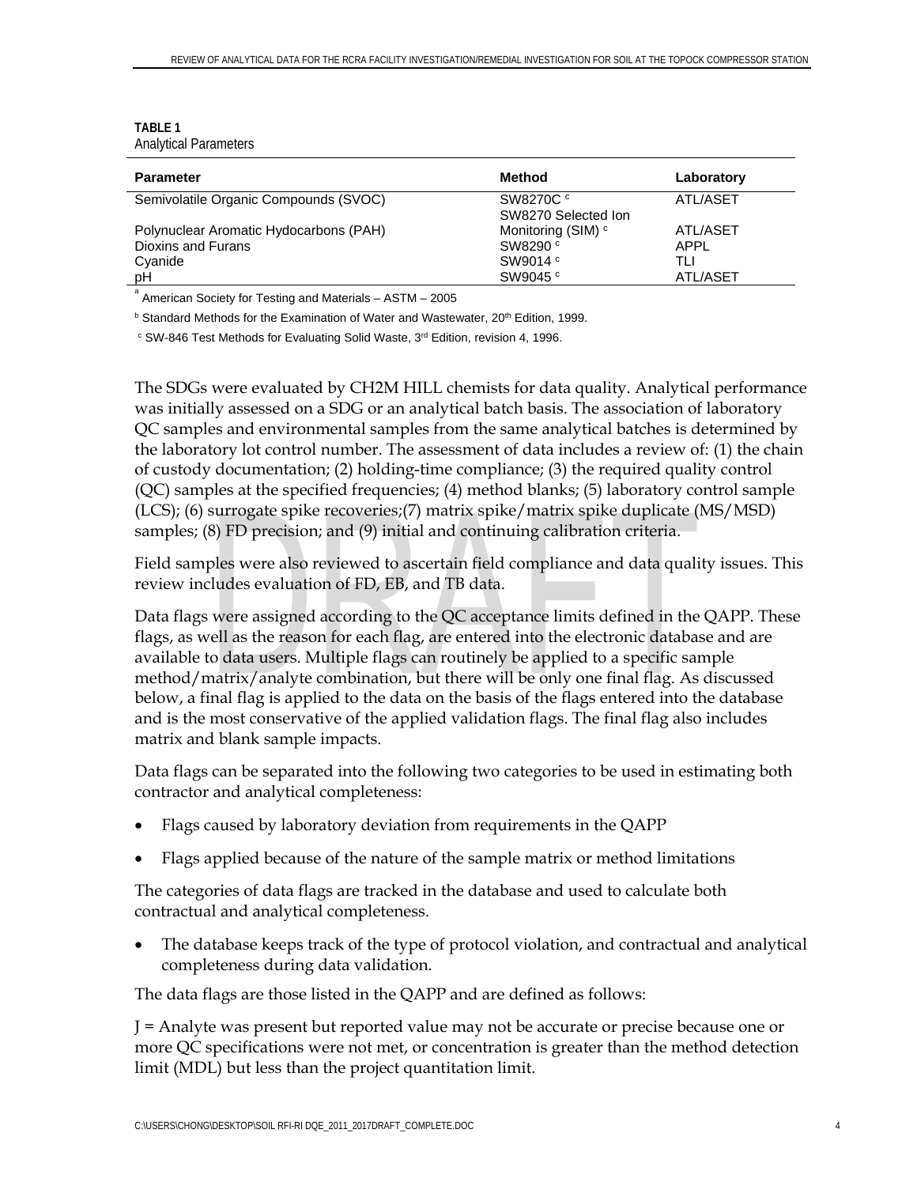**TABLE 1**
Analytical Parameters

| Parameter | Method | Laboratory |
|---|---|---|
| Semivolatile Organic Compounds (SVOC) | SW8270C [c] | ATL/ASET |
| Polynuclear Aromatic Hydocarbons (PAH) | SW8270 Selected Ion Monitoring (SIM) [c] | ATL/ASET |
| Dioxins and Furans | SW8290 [c] | APPL |
| Cyanide | SW9014 [c] | TLI |
| pH | SW9045 [c] | ATL/ASET |

[a] American Society for Testing and Materials – ASTM – 2005

[b] Standard Methods for the Examination of Water and Wastewater, 20th Edition, 1999.

[c] SW-846 Test Methods for Evaluating Solid Waste, 3rd Edition, revision 4, 1996.

The SDGs were evaluated by CH2M HILL chemists for data quality. Analytical performance was initially assessed on a SDG or an analytical batch basis. The association of laboratory QC samples and environmental samples from the same analytical batches is determined by the laboratory lot control number. The assessment of data includes a review of: (1) the chain of custody documentation; (2) holding-time compliance; (3) the required quality control (QC) samples at the specified frequencies; (4) method blanks; (5) laboratory control sample (LCS); (6) surrogate spike recoveries;(7) matrix spike/matrix spike duplicate (MS/MSD) samples; (8) FD precision; and (9) initial and continuing calibration criteria.

Field samples were also reviewed to ascertain field compliance and data quality issues. This review includes evaluation of FD, EB, and TB data.

Data flags were assigned according to the QC acceptance limits defined in the QAPP. These flags, as well as the reason for each flag, are entered into the electronic database and are available to data users. Multiple flags can routinely be applied to a specific sample method/matrix/analyte combination, but there will be only one final flag. As discussed below, a final flag is applied to the data on the basis of the flags entered into the database and is the most conservative of the applied validation flags. The final flag also includes matrix and blank sample impacts.

Data flags can be separated into the following two categories to be used in estimating both contractor and analytical completeness:

- Flags caused by laboratory deviation from requirements in the QAPP
- Flags applied because of the nature of the sample matrix or method limitations

The categories of data flags are tracked in the database and used to calculate both contractual and analytical completeness.

- The database keeps track of the type of protocol violation, and contractual and analytical completeness during data validation.

The data flags are those listed in the QAPP and are defined as follows:

J = Analyte was present but reported value may not be accurate or precise because one or more QC specifications were not met, or concentration is greater than the method detection limit (MDL) but less than the project quantitation limit.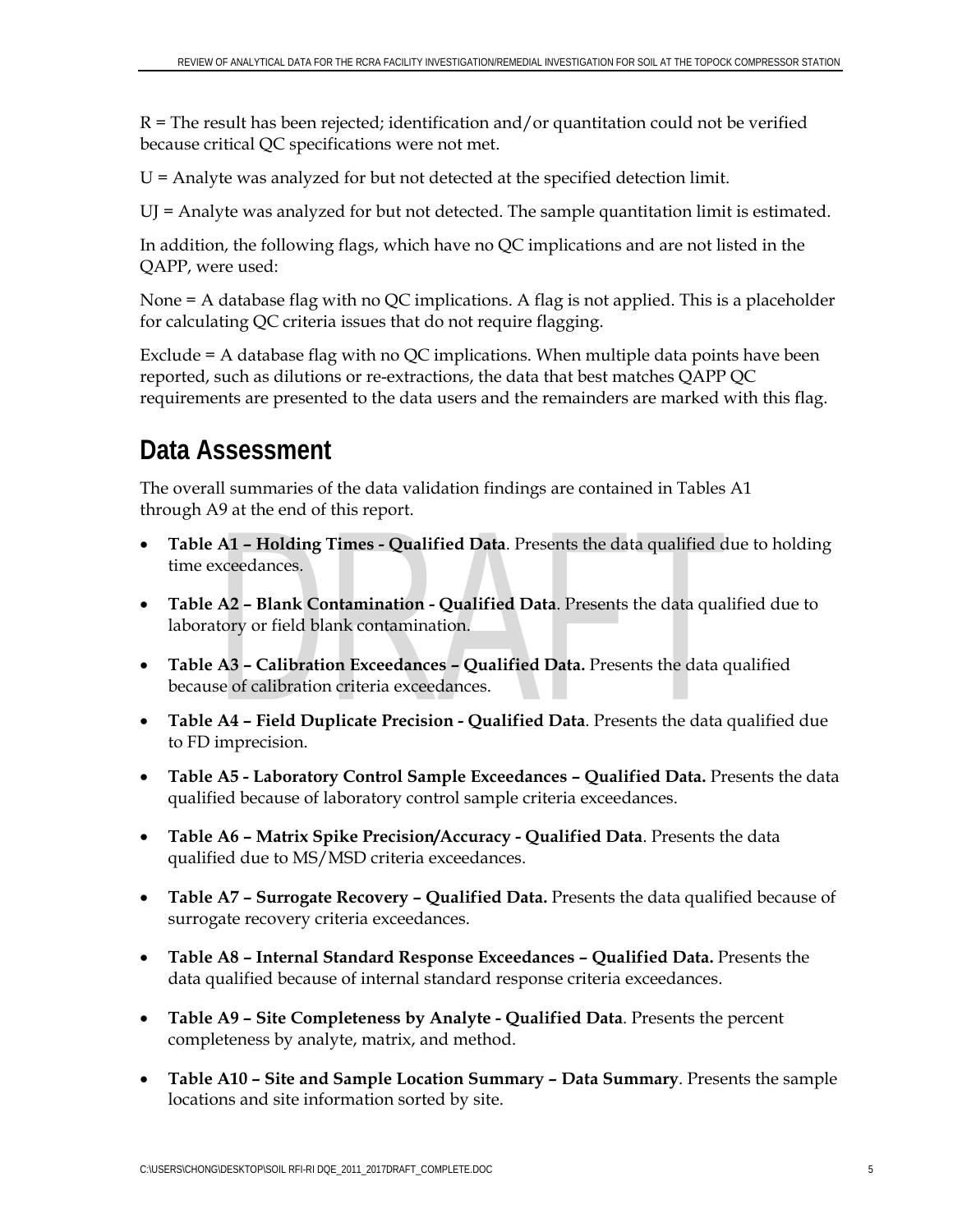R = The result has been rejected; identification and/or quantitation could not be verified because critical QC specifications were not met.

U = Analyte was analyzed for but not detected at the specified detection limit.

UJ = Analyte was analyzed for but not detected. The sample quantitation limit is estimated.

In addition, the following flags, which have no QC implications and are not listed in the QAPP, were used:

None = A database flag with no QC implications. A flag is not applied. This is a placeholder for calculating QC criteria issues that do not require flagging.

Exclude = A database flag with no QC implications. When multiple data points have been reported, such as dilutions or re-extractions, the data that best matches QAPP QC requirements are presented to the data users and the remainders are marked with this flag.

## Data Assessment

The overall summaries of the data validation findings are contained in Tables A1 through A9 at the end of this report.

- **Table A1 – Holding Times - Qualified Data**. Presents the data qualified due to holding time exceedances.
- **Table A2 – Blank Contamination - Qualified Data**. Presents the data qualified due to laboratory or field blank contamination.
- **Table A3 – Calibration Exceedances – Qualified Data.** Presents the data qualified because of calibration criteria exceedances.
- **Table A4 – Field Duplicate Precision - Qualified Data**. Presents the data qualified due to FD imprecision.
- **Table A5 - Laboratory Control Sample Exceedances – Qualified Data.** Presents the data qualified because of laboratory control sample criteria exceedances.
- **Table A6 – Matrix Spike Precision/Accuracy - Qualified Data**. Presents the data qualified due to MS/MSD criteria exceedances.
- **Table A7 – Surrogate Recovery – Qualified Data.** Presents the data qualified because of surrogate recovery criteria exceedances.
- **Table A8 – Internal Standard Response Exceedances – Qualified Data.** Presents the data qualified because of internal standard response criteria exceedances.
- **Table A9 – Site Completeness by Analyte - Qualified Data**. Presents the percent completeness by analyte, matrix, and method.
- **Table A10 – Site and Sample Location Summary – Data Summary**. Presents the sample locations and site information sorted by site.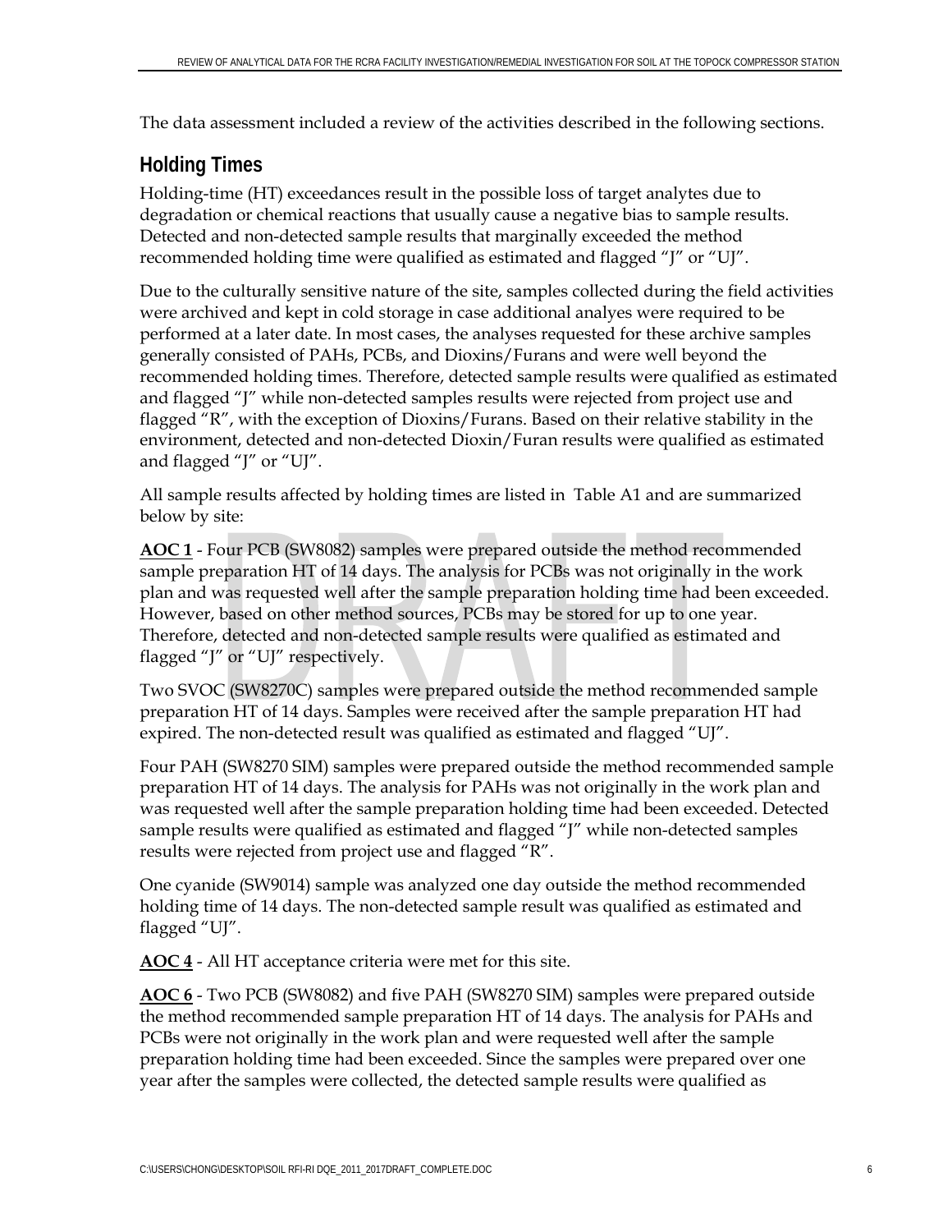The data assessment included a review of the activities described in the following sections.

## Holding Times

Holding-time (HT) exceedances result in the possible loss of target analytes due to degradation or chemical reactions that usually cause a negative bias to sample results. Detected and non-detected sample results that marginally exceeded the method recommended holding time were qualified as estimated and flagged “J” or “UJ”.

Due to the culturally sensitive nature of the site, samples collected during the field activities were archived and kept in cold storage in case additional analyes were required to be performed at a later date. In most cases, the analyses requested for these archive samples generally consisted of PAHs, PCBs, and Dioxins/Furans and were well beyond the recommended holding times. Therefore, detected sample results were qualified as estimated and flagged “J” while non-detected samples results were rejected from project use and flagged “R”, with the exception of Dioxins/Furans. Based on their relative stability in the environment, detected and non-detected Dioxin/Furan results were qualified as estimated and flagged “J” or “UJ”.

All sample results affected by holding times are listed in Table A1 and are summarized below by site:

**AOC 1** - Four PCB (SW8082) samples were prepared outside the method recommended sample preparation HT of 14 days. The analysis for PCBs was not originally in the work plan and was requested well after the sample preparation holding time had been exceeded. However, based on other method sources, PCBs may be stored for up to one year. Therefore, detected and non-detected sample results were qualified as estimated and flagged “J” or “UJ” respectively.

Two SVOC (SW8270C) samples were prepared outside the method recommended sample preparation HT of 14 days. Samples were received after the sample preparation HT had expired. The non-detected result was qualified as estimated and flagged “UJ”.

Four PAH (SW8270 SIM) samples were prepared outside the method recommended sample preparation HT of 14 days. The analysis for PAHs was not originally in the work plan and was requested well after the sample preparation holding time had been exceeded. Detected sample results were qualified as estimated and flagged “J” while non-detected samples results were rejected from project use and flagged “R”.

One cyanide (SW9014) sample was analyzed one day outside the method recommended holding time of 14 days. The non-detected sample result was qualified as estimated and flagged “UJ”.

**AOC 4** - All HT acceptance criteria were met for this site.

**AOC 6** - Two PCB (SW8082) and five PAH (SW8270 SIM) samples were prepared outside the method recommended sample preparation HT of 14 days. The analysis for PAHs and PCBs were not originally in the work plan and were requested well after the sample preparation holding time had been exceeded. Since the samples were prepared over one year after the samples were collected, the detected sample results were qualified as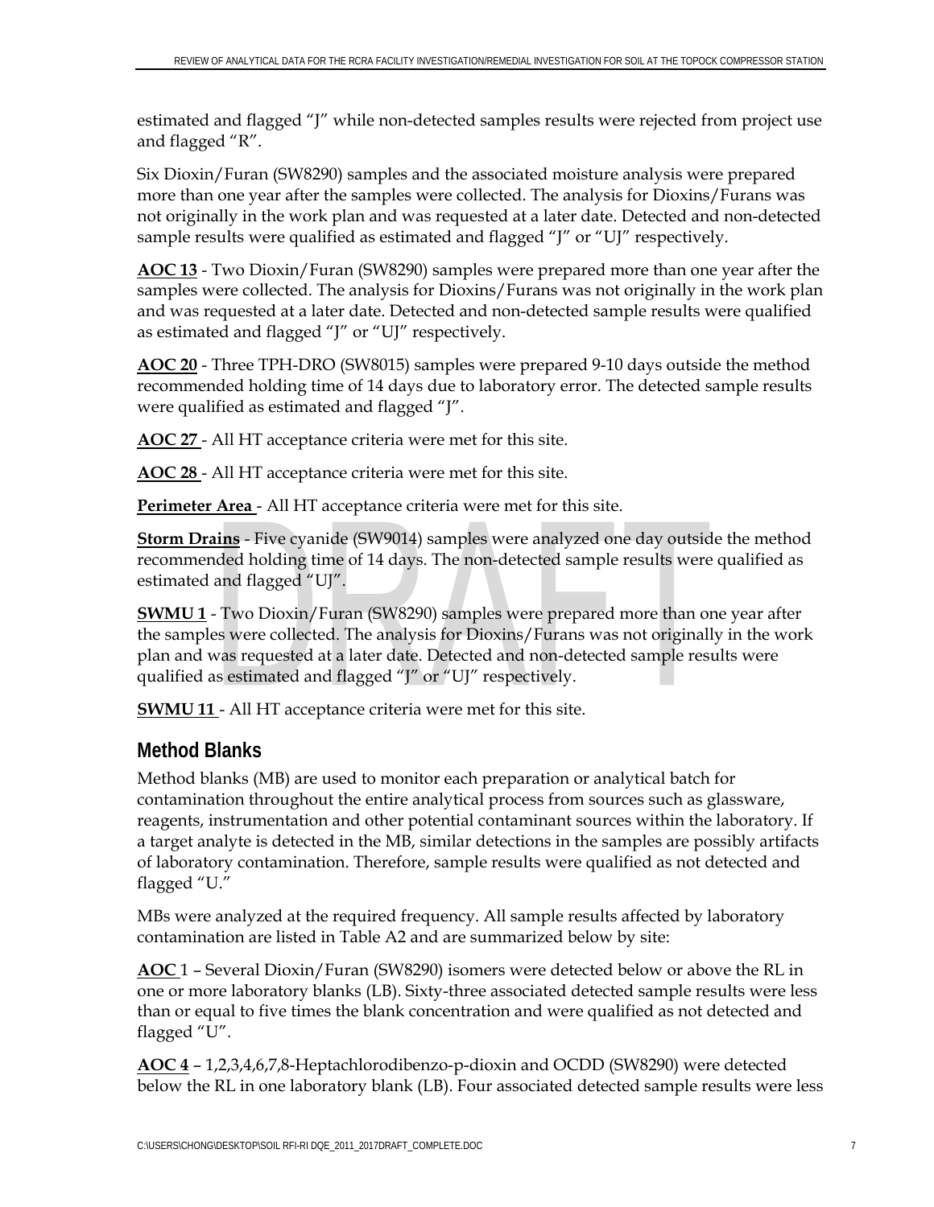estimated and flagged "J" while non-detected samples results were rejected from project use and flagged "R".

Six Dioxin/Furan (SW8290) samples and the associated moisture analysis were prepared more than one year after the samples were collected. The analysis for Dioxins/Furans was not originally in the work plan and was requested at a later date. Detected and non-detected sample results were qualified as estimated and flagged "J" or "UJ" respectively.

**AOC 13** - Two Dioxin/Furan (SW8290) samples were prepared more than one year after the samples were collected. The analysis for Dioxins/Furans was not originally in the work plan and was requested at a later date. Detected and non-detected sample results were qualified as estimated and flagged "J" or "UJ" respectively.

**AOC 20** - Three TPH-DRO (SW8015) samples were prepared 9-10 days outside the method recommended holding time of 14 days due to laboratory error. The detected sample results were qualified as estimated and flagged "J".

**AOC 27** - All HT acceptance criteria were met for this site.

**AOC 28** - All HT acceptance criteria were met for this site.

**Perimeter Area** - All HT acceptance criteria were met for this site.

**Storm Drains** - Five cyanide (SW9014) samples were analyzed one day outside the method recommended holding time of 14 days. The non-detected sample results were qualified as estimated and flagged "UJ".

**SWMU 1** - Two Dioxin/Furan (SW8290) samples were prepared more than one year after the samples were collected. The analysis for Dioxins/Furans was not originally in the work plan and was requested at a later date. Detected and non-detected sample results were qualified as estimated and flagged "J" or "UJ" respectively.

**SWMU 11** - All HT acceptance criteria were met for this site.

## Method Blanks

Method blanks (MB) are used to monitor each preparation or analytical batch for contamination throughout the entire analytical process from sources such as glassware, reagents, instrumentation and other potential contaminant sources within the laboratory. If a target analyte is detected in the MB, similar detections in the samples are possibly artifacts of laboratory contamination. Therefore, sample results were qualified as not detected and flagged "U."

MBs were analyzed at the required frequency. All sample results affected by laboratory contamination are listed in Table A2 and are summarized below by site:

**AOC** 1 – Several Dioxin/Furan (SW8290) isomers were detected below or above the RL in one or more laboratory blanks (LB). Sixty-three associated detected sample results were less than or equal to five times the blank concentration and were qualified as not detected and flagged "U".

**AOC 4** – 1,2,3,4,6,7,8-Heptachlorodibenzo-p-dioxin and OCDD (SW8290) were detected below the RL in one laboratory blank (LB). Four associated detected sample results were less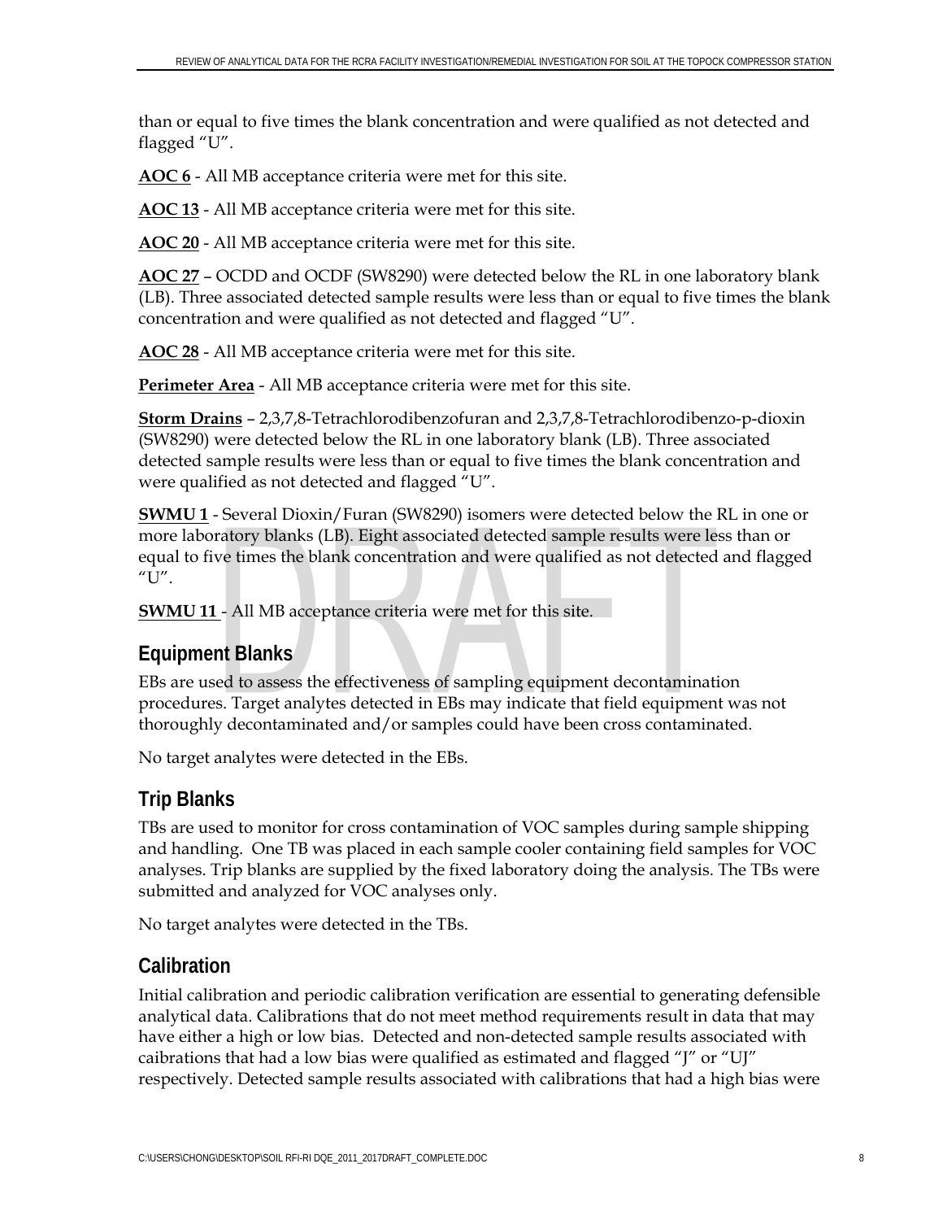than or equal to five times the blank concentration and were qualified as not detected and flagged "U".

**AOC 6** - All MB acceptance criteria were met for this site.

**AOC 13** - All MB acceptance criteria were met for this site.

**AOC 20** - All MB acceptance criteria were met for this site.

**AOC 27** – OCDD and OCDF (SW8290) were detected below the RL in one laboratory blank (LB). Three associated detected sample results were less than or equal to five times the blank concentration and were qualified as not detected and flagged "U".

**AOC 28** - All MB acceptance criteria were met for this site.

**Perimeter Area** - All MB acceptance criteria were met for this site.

**Storm Drains** – 2,3,7,8-Tetrachlorodibenzofuran and 2,3,7,8-Tetrachlorodibenzo-p-dioxin (SW8290) were detected below the RL in one laboratory blank (LB). Three associated detected sample results were less than or equal to five times the blank concentration and were qualified as not detected and flagged "U".

**SWMU 1** - Several Dioxin/Furan (SW8290) isomers were detected below the RL in one or more laboratory blanks (LB). Eight associated detected sample results were less than or equal to five times the blank concentration and were qualified as not detected and flagged "U".

**SWMU 11** - All MB acceptance criteria were met for this site.

## Equipment Blanks

EBs are used to assess the effectiveness of sampling equipment decontamination procedures. Target analytes detected in EBs may indicate that field equipment was not thoroughly decontaminated and/or samples could have been cross contaminated.

No target analytes were detected in the EBs.

## Trip Blanks

TBs are used to monitor for cross contamination of VOC samples during sample shipping and handling. One TB was placed in each sample cooler containing field samples for VOC analyses. Trip blanks are supplied by the fixed laboratory doing the analysis. The TBs were submitted and analyzed for VOC analyses only.

No target analytes were detected in the TBs.

## Calibration

Initial calibration and periodic calibration verification are essential to generating defensible analytical data. Calibrations that do not meet method requirements result in data that may have either a high or low bias. Detected and non-detected sample results associated with caibrations that had a low bias were qualified as estimated and flagged "J" or "UJ" respectively. Detected sample results associated with calibrations that had a high bias were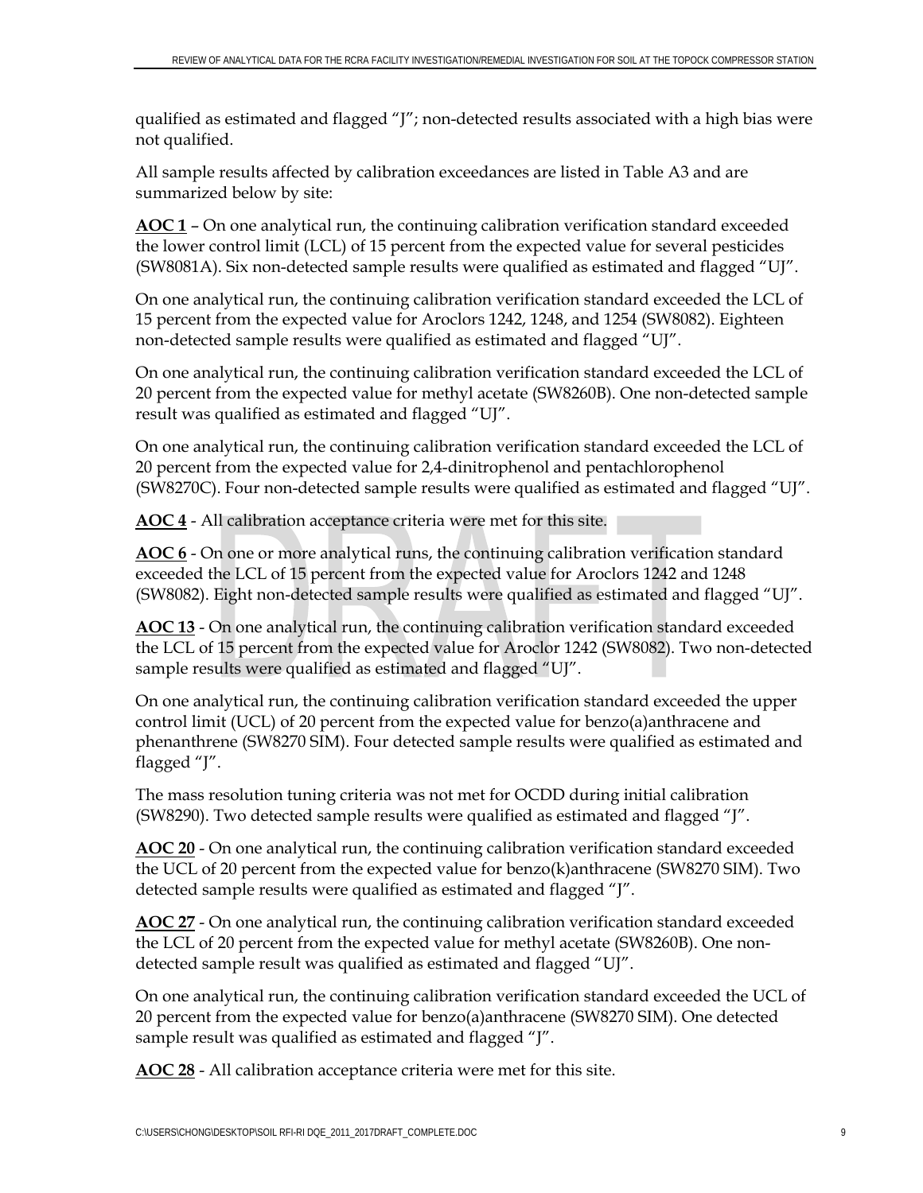qualified as estimated and flagged "J"; non-detected results associated with a high bias were not qualified.

All sample results affected by calibration exceedances are listed in Table A3 and are summarized below by site:

**AOC 1** – On one analytical run, the continuing calibration verification standard exceeded the lower control limit (LCL) of 15 percent from the expected value for several pesticides (SW8081A). Six non-detected sample results were qualified as estimated and flagged "UJ".

On one analytical run, the continuing calibration verification standard exceeded the LCL of 15 percent from the expected value for Aroclors 1242, 1248, and 1254 (SW8082). Eighteen non-detected sample results were qualified as estimated and flagged "UJ".

On one analytical run, the continuing calibration verification standard exceeded the LCL of 20 percent from the expected value for methyl acetate (SW8260B). One non-detected sample result was qualified as estimated and flagged "UJ".

On one analytical run, the continuing calibration verification standard exceeded the LCL of 20 percent from the expected value for 2,4-dinitrophenol and pentachlorophenol (SW8270C). Four non-detected sample results were qualified as estimated and flagged "UJ".

**AOC 4** - All calibration acceptance criteria were met for this site.

**AOC 6** - On one or more analytical runs, the continuing calibration verification standard exceeded the LCL of 15 percent from the expected value for Aroclors 1242 and 1248 (SW8082). Eight non-detected sample results were qualified as estimated and flagged "UJ".

**AOC 13** - On one analytical run, the continuing calibration verification standard exceeded the LCL of 15 percent from the expected value for Aroclor 1242 (SW8082). Two non-detected sample results were qualified as estimated and flagged "UJ".

On one analytical run, the continuing calibration verification standard exceeded the upper control limit (UCL) of 20 percent from the expected value for benzo(a)anthracene and phenanthrene (SW8270 SIM). Four detected sample results were qualified as estimated and flagged "J".

The mass resolution tuning criteria was not met for OCDD during initial calibration (SW8290). Two detected sample results were qualified as estimated and flagged "J".

**AOC 20** - On one analytical run, the continuing calibration verification standard exceeded the UCL of 20 percent from the expected value for benzo(k)anthracene (SW8270 SIM). Two detected sample results were qualified as estimated and flagged "J".

**AOC 27** - On one analytical run, the continuing calibration verification standard exceeded the LCL of 20 percent from the expected value for methyl acetate (SW8260B). One non-detected sample result was qualified as estimated and flagged "UJ".

On one analytical run, the continuing calibration verification standard exceeded the UCL of 20 percent from the expected value for benzo(a)anthracene (SW8270 SIM). One detected sample result was qualified as estimated and flagged "J".

**AOC 28** - All calibration acceptance criteria were met for this site.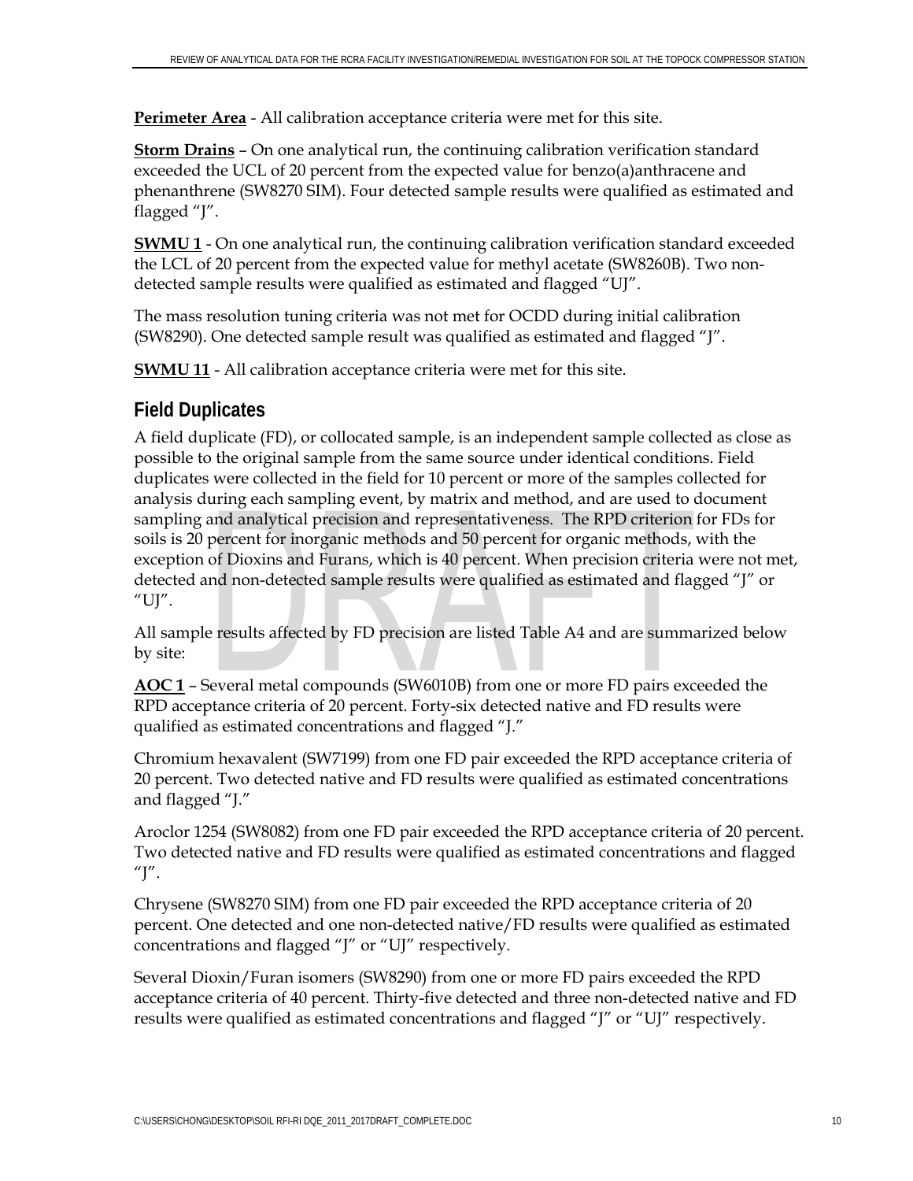**Perimeter Area** - All calibration acceptance criteria were met for this site.

**Storm Drains** – On one analytical run, the continuing calibration verification standard exceeded the UCL of 20 percent from the expected value for benzo(a)anthracene and phenanthrene (SW8270 SIM). Four detected sample results were qualified as estimated and flagged "J".

**SWMU 1** - On one analytical run, the continuing calibration verification standard exceeded the LCL of 20 percent from the expected value for methyl acetate (SW8260B). Two non-detected sample results were qualified as estimated and flagged "UJ".

The mass resolution tuning criteria was not met for OCDD during initial calibration (SW8290). One detected sample result was qualified as estimated and flagged "J".

**SWMU 11** - All calibration acceptance criteria were met for this site.

## Field Duplicates

A field duplicate (FD), or collocated sample, is an independent sample collected as close as possible to the original sample from the same source under identical conditions. Field duplicates were collected in the field for 10 percent or more of the samples collected for analysis during each sampling event, by matrix and method, and are used to document sampling and analytical precision and representativeness. The RPD criterion for FDs for soils is 20 percent for inorganic methods and 50 percent for organic methods, with the exception of Dioxins and Furans, which is 40 percent. When precision criteria were not met, detected and non-detected sample results were qualified as estimated and flagged "J" or "UJ".

All sample results affected by FD precision are listed Table A4 and are summarized below by site:

**AOC 1** – Several metal compounds (SW6010B) from one or more FD pairs exceeded the RPD acceptance criteria of 20 percent. Forty-six detected native and FD results were qualified as estimated concentrations and flagged "J."

Chromium hexavalent (SW7199) from one FD pair exceeded the RPD acceptance criteria of 20 percent. Two detected native and FD results were qualified as estimated concentrations and flagged "J."

Aroclor 1254 (SW8082) from one FD pair exceeded the RPD acceptance criteria of 20 percent. Two detected native and FD results were qualified as estimated concentrations and flagged "J".

Chrysene (SW8270 SIM) from one FD pair exceeded the RPD acceptance criteria of 20 percent. One detected and one non-detected native/FD results were qualified as estimated concentrations and flagged "J" or "UJ" respectively.

Several Dioxin/Furan isomers (SW8290) from one or more FD pairs exceeded the RPD acceptance criteria of 40 percent. Thirty-five detected and three non-detected native and FD results were qualified as estimated concentrations and flagged "J" or "UJ" respectively.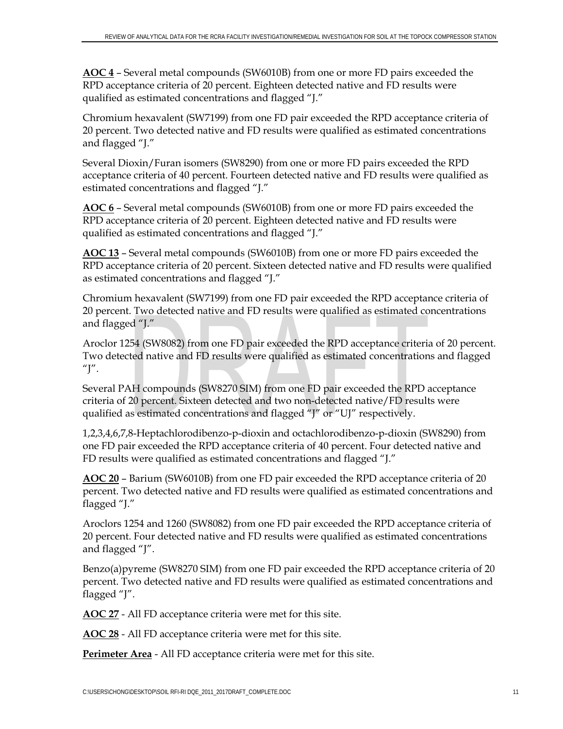**AOC 4** – Several metal compounds (SW6010B) from one or more FD pairs exceeded the RPD acceptance criteria of 20 percent. Eighteen detected native and FD results were qualified as estimated concentrations and flagged "J."

Chromium hexavalent (SW7199) from one FD pair exceeded the RPD acceptance criteria of 20 percent. Two detected native and FD results were qualified as estimated concentrations and flagged "J."

Several Dioxin/Furan isomers (SW8290) from one or more FD pairs exceeded the RPD acceptance criteria of 40 percent. Fourteen detected native and FD results were qualified as estimated concentrations and flagged "J."

**AOC 6** – Several metal compounds (SW6010B) from one or more FD pairs exceeded the RPD acceptance criteria of 20 percent. Eighteen detected native and FD results were qualified as estimated concentrations and flagged "J."

**AOC 13** – Several metal compounds (SW6010B) from one or more FD pairs exceeded the RPD acceptance criteria of 20 percent. Sixteen detected native and FD results were qualified as estimated concentrations and flagged "J."

Chromium hexavalent (SW7199) from one FD pair exceeded the RPD acceptance criteria of 20 percent. Two detected native and FD results were qualified as estimated concentrations and flagged "J."

Aroclor 1254 (SW8082) from one FD pair exceeded the RPD acceptance criteria of 20 percent. Two detected native and FD results were qualified as estimated concentrations and flagged "J".

Several PAH compounds (SW8270 SIM) from one FD pair exceeded the RPD acceptance criteria of 20 percent. Sixteen detected and two non-detected native/FD results were qualified as estimated concentrations and flagged "J" or "UJ" respectively.

1,2,3,4,6,7,8-Heptachlorodibenzo-p-dioxin and octachlorodibenzo-p-dioxin (SW8290) from one FD pair exceeded the RPD acceptance criteria of 40 percent. Four detected native and FD results were qualified as estimated concentrations and flagged "J."

**AOC 20** – Barium (SW6010B) from one FD pair exceeded the RPD acceptance criteria of 20 percent. Two detected native and FD results were qualified as estimated concentrations and flagged "J."

Aroclors 1254 and 1260 (SW8082) from one FD pair exceeded the RPD acceptance criteria of 20 percent. Four detected native and FD results were qualified as estimated concentrations and flagged "J".

Benzo(a)pyreme (SW8270 SIM) from one FD pair exceeded the RPD acceptance criteria of 20 percent. Two detected native and FD results were qualified as estimated concentrations and flagged "J".

**AOC 27** - All FD acceptance criteria were met for this site.

**AOC 28** - All FD acceptance criteria were met for this site.

**Perimeter Area** - All FD acceptance criteria were met for this site.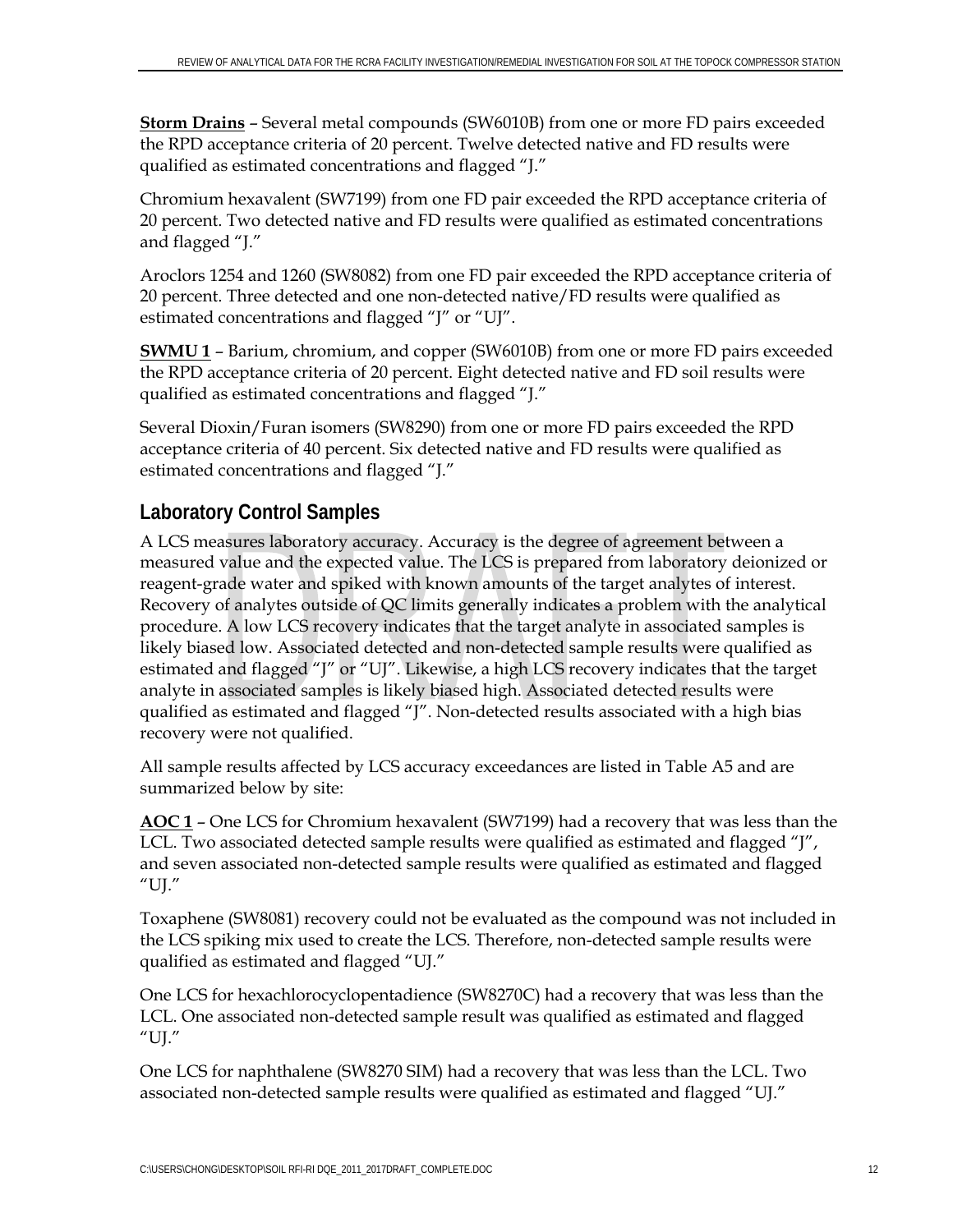**Storm Drains** – Several metal compounds (SW6010B) from one or more FD pairs exceeded the RPD acceptance criteria of 20 percent. Twelve detected native and FD results were qualified as estimated concentrations and flagged "J."

Chromium hexavalent (SW7199) from one FD pair exceeded the RPD acceptance criteria of 20 percent. Two detected native and FD results were qualified as estimated concentrations and flagged "J."

Aroclors 1254 and 1260 (SW8082) from one FD pair exceeded the RPD acceptance criteria of 20 percent. Three detected and one non-detected native/FD results were qualified as estimated concentrations and flagged "J" or "UJ".

**SWMU 1** – Barium, chromium, and copper (SW6010B) from one or more FD pairs exceeded the RPD acceptance criteria of 20 percent. Eight detected native and FD soil results were qualified as estimated concentrations and flagged "J."

Several Dioxin/Furan isomers (SW8290) from one or more FD pairs exceeded the RPD acceptance criteria of 40 percent. Six detected native and FD results were qualified as estimated concentrations and flagged "J."

## Laboratory Control Samples

A LCS measures laboratory accuracy. Accuracy is the degree of agreement between a measured value and the expected value. The LCS is prepared from laboratory deionized or reagent-grade water and spiked with known amounts of the target analytes of interest. Recovery of analytes outside of QC limits generally indicates a problem with the analytical procedure. A low LCS recovery indicates that the target analyte in associated samples is likely biased low. Associated detected and non-detected sample results were qualified as estimated and flagged "J" or "UJ". Likewise, a high LCS recovery indicates that the target analyte in associated samples is likely biased high. Associated detected results were qualified as estimated and flagged "J". Non-detected results associated with a high bias recovery were not qualified.

All sample results affected by LCS accuracy exceedances are listed in Table A5 and are summarized below by site:

**AOC 1** – One LCS for Chromium hexavalent (SW7199) had a recovery that was less than the LCL. Two associated detected sample results were qualified as estimated and flagged "J", and seven associated non-detected sample results were qualified as estimated and flagged "UJ."

Toxaphene (SW8081) recovery could not be evaluated as the compound was not included in the LCS spiking mix used to create the LCS. Therefore, non-detected sample results were qualified as estimated and flagged "UJ."

One LCS for hexachlorocyclopentadience (SW8270C) had a recovery that was less than the LCL. One associated non-detected sample result was qualified as estimated and flagged "UJ."

One LCS for naphthalene (SW8270 SIM) had a recovery that was less than the LCL. Two associated non-detected sample results were qualified as estimated and flagged "UJ."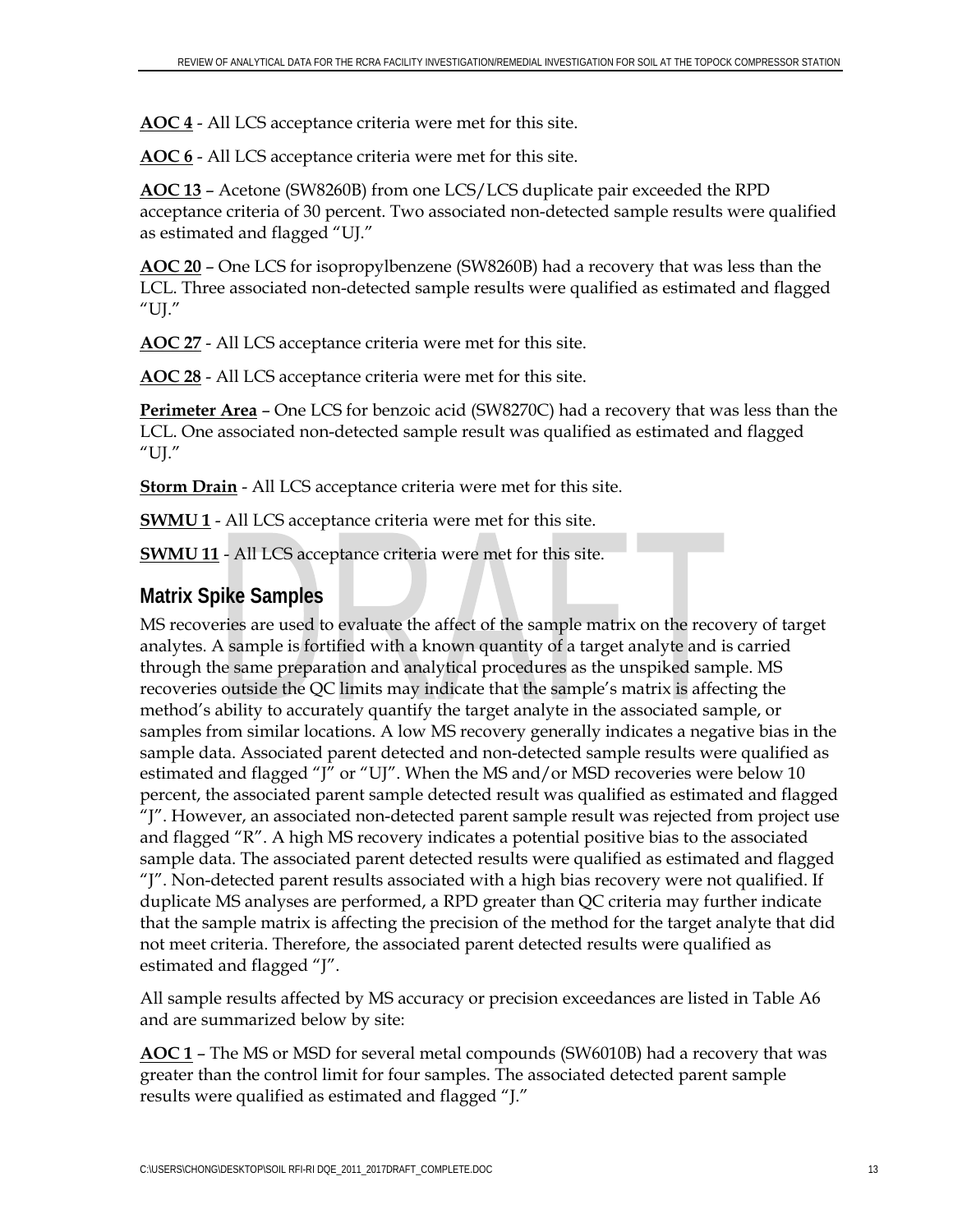**AOC 4** - All LCS acceptance criteria were met for this site.

**AOC 6** - All LCS acceptance criteria were met for this site.

**AOC 13** – Acetone (SW8260B) from one LCS/LCS duplicate pair exceeded the RPD acceptance criteria of 30 percent. Two associated non-detected sample results were qualified as estimated and flagged "UJ."

**AOC 20** – One LCS for isopropylbenzene (SW8260B) had a recovery that was less than the LCL. Three associated non-detected sample results were qualified as estimated and flagged "UJ."

**AOC 27** - All LCS acceptance criteria were met for this site.

**AOC 28** - All LCS acceptance criteria were met for this site.

**Perimeter Area** – One LCS for benzoic acid (SW8270C) had a recovery that was less than the LCL. One associated non-detected sample result was qualified as estimated and flagged "UJ."

**Storm Drain** - All LCS acceptance criteria were met for this site.

**SWMU 1** - All LCS acceptance criteria were met for this site.

**SWMU 11** - All LCS acceptance criteria were met for this site.

## Matrix Spike Samples

MS recoveries are used to evaluate the affect of the sample matrix on the recovery of target analytes. A sample is fortified with a known quantity of a target analyte and is carried through the same preparation and analytical procedures as the unspiked sample. MS recoveries outside the QC limits may indicate that the sample's matrix is affecting the method's ability to accurately quantify the target analyte in the associated sample, or samples from similar locations. A low MS recovery generally indicates a negative bias in the sample data. Associated parent detected and non-detected sample results were qualified as estimated and flagged "J" or "UJ". When the MS and/or MSD recoveries were below 10 percent, the associated parent sample detected result was qualified as estimated and flagged "J". However, an associated non-detected parent sample result was rejected from project use and flagged "R". A high MS recovery indicates a potential positive bias to the associated sample data. The associated parent detected results were qualified as estimated and flagged "J". Non-detected parent results associated with a high bias recovery were not qualified. If duplicate MS analyses are performed, a RPD greater than QC criteria may further indicate that the sample matrix is affecting the precision of the method for the target analyte that did not meet criteria. Therefore, the associated parent detected results were qualified as estimated and flagged "J".

All sample results affected by MS accuracy or precision exceedances are listed in Table A6 and are summarized below by site:

**AOC 1** – The MS or MSD for several metal compounds (SW6010B) had a recovery that was greater than the control limit for four samples. The associated detected parent sample results were qualified as estimated and flagged "J."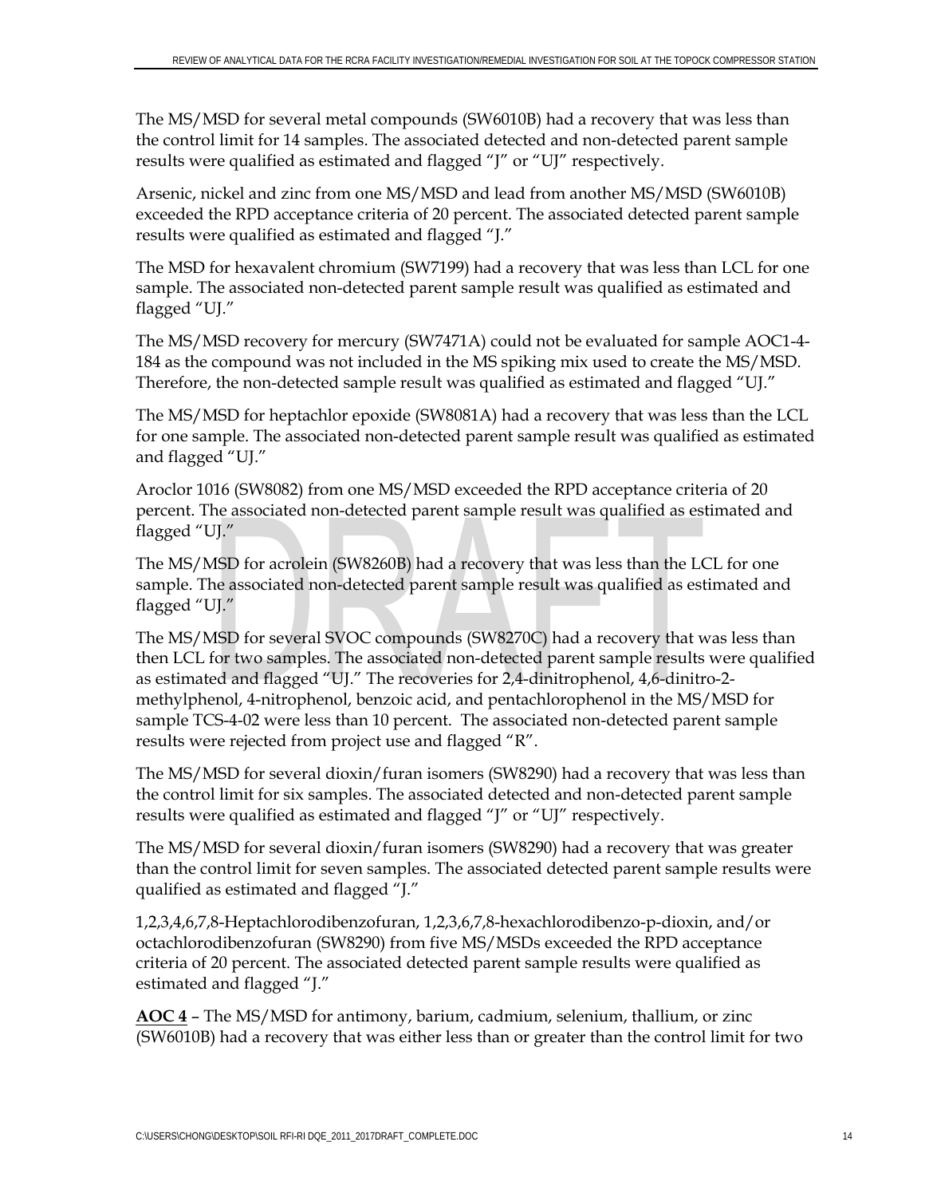The MS/MSD for several metal compounds (SW6010B) had a recovery that was less than the control limit for 14 samples. The associated detected and non-detected parent sample results were qualified as estimated and flagged "J" or "UJ" respectively.

Arsenic, nickel and zinc from one MS/MSD and lead from another MS/MSD (SW6010B) exceeded the RPD acceptance criteria of 20 percent. The associated detected parent sample results were qualified as estimated and flagged "J."

The MSD for hexavalent chromium (SW7199) had a recovery that was less than LCL for one sample. The associated non-detected parent sample result was qualified as estimated and flagged "UJ."

The MS/MSD recovery for mercury (SW7471A) could not be evaluated for sample AOC1-4-184 as the compound was not included in the MS spiking mix used to create the MS/MSD. Therefore, the non-detected sample result was qualified as estimated and flagged "UJ."

The MS/MSD for heptachlor epoxide (SW8081A) had a recovery that was less than the LCL for one sample. The associated non-detected parent sample result was qualified as estimated and flagged "UJ."

Aroclor 1016 (SW8082) from one MS/MSD exceeded the RPD acceptance criteria of 20 percent. The associated non-detected parent sample result was qualified as estimated and flagged "UJ."

The MS/MSD for acrolein (SW8260B) had a recovery that was less than the LCL for one sample. The associated non-detected parent sample result was qualified as estimated and flagged "UJ."

The MS/MSD for several SVOC compounds (SW8270C) had a recovery that was less than then LCL for two samples. The associated non-detected parent sample results were qualified as estimated and flagged "UJ." The recoveries for 2,4-dinitrophenol, 4,6-dinitro-2-methylphenol, 4-nitrophenol, benzoic acid, and pentachlorophenol in the MS/MSD for sample TCS-4-02 were less than 10 percent. The associated non-detected parent sample results were rejected from project use and flagged "R".

The MS/MSD for several dioxin/furan isomers (SW8290) had a recovery that was less than the control limit for six samples. The associated detected and non-detected parent sample results were qualified as estimated and flagged "J" or "UJ" respectively.

The MS/MSD for several dioxin/furan isomers (SW8290) had a recovery that was greater than the control limit for seven samples. The associated detected parent sample results were qualified as estimated and flagged "J."

1,2,3,4,6,7,8-Heptachlorodibenzofuran, 1,2,3,6,7,8-hexachlorodibenzo-p-dioxin, and/or octachlorodibenzofuran (SW8290) from five MS/MSDs exceeded the RPD acceptance criteria of 20 percent. The associated detected parent sample results were qualified as estimated and flagged "J."

**AOC 4** – The MS/MSD for antimony, barium, cadmium, selenium, thallium, or zinc (SW6010B) had a recovery that was either less than or greater than the control limit for two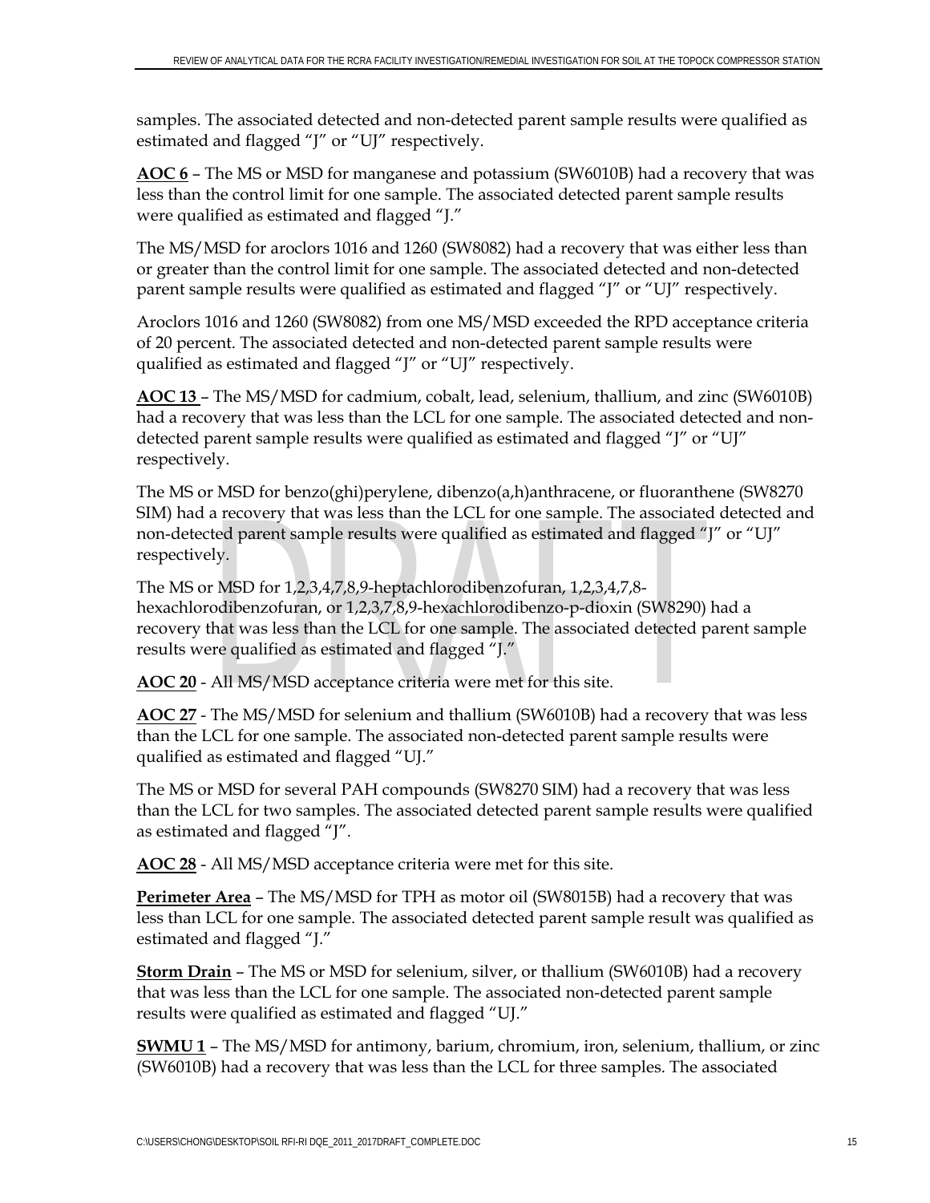samples. The associated detected and non-detected parent sample results were qualified as estimated and flagged "J" or "UJ" respectively.

**AOC 6** – The MS or MSD for manganese and potassium (SW6010B) had a recovery that was less than the control limit for one sample. The associated detected parent sample results were qualified as estimated and flagged "J."

The MS/MSD for aroclors 1016 and 1260 (SW8082) had a recovery that was either less than or greater than the control limit for one sample. The associated detected and non-detected parent sample results were qualified as estimated and flagged "J" or "UJ" respectively.

Aroclors 1016 and 1260 (SW8082) from one MS/MSD exceeded the RPD acceptance criteria of 20 percent. The associated detected and non-detected parent sample results were qualified as estimated and flagged "J" or "UJ" respectively.

**AOC 13** – The MS/MSD for cadmium, cobalt, lead, selenium, thallium, and zinc (SW6010B) had a recovery that was less than the LCL for one sample. The associated detected and non-detected parent sample results were qualified as estimated and flagged "J" or "UJ" respectively.

The MS or MSD for benzo(ghi)perylene, dibenzo(a,h)anthracene, or fluoranthene (SW8270 SIM) had a recovery that was less than the LCL for one sample. The associated detected and non-detected parent sample results were qualified as estimated and flagged "J" or "UJ" respectively.

The MS or MSD for 1,2,3,4,7,8,9-heptachlorodibenzofuran, 1,2,3,4,7,8-hexachlorodibenzofuran, or 1,2,3,7,8,9-hexachlorodibenzo-p-dioxin (SW8290) had a recovery that was less than the LCL for one sample. The associated detected parent sample results were qualified as estimated and flagged "J."

**AOC 20** - All MS/MSD acceptance criteria were met for this site.

**AOC 27** - The MS/MSD for selenium and thallium (SW6010B) had a recovery that was less than the LCL for one sample. The associated non-detected parent sample results were qualified as estimated and flagged "UJ."

The MS or MSD for several PAH compounds (SW8270 SIM) had a recovery that was less than the LCL for two samples. The associated detected parent sample results were qualified as estimated and flagged "J".

**AOC 28** - All MS/MSD acceptance criteria were met for this site.

**Perimeter Area** – The MS/MSD for TPH as motor oil (SW8015B) had a recovery that was less than LCL for one sample. The associated detected parent sample result was qualified as estimated and flagged "J."

**Storm Drain** – The MS or MSD for selenium, silver, or thallium (SW6010B) had a recovery that was less than the LCL for one sample. The associated non-detected parent sample results were qualified as estimated and flagged "UJ."

**SWMU 1** – The MS/MSD for antimony, barium, chromium, iron, selenium, thallium, or zinc (SW6010B) had a recovery that was less than the LCL for three samples. The associated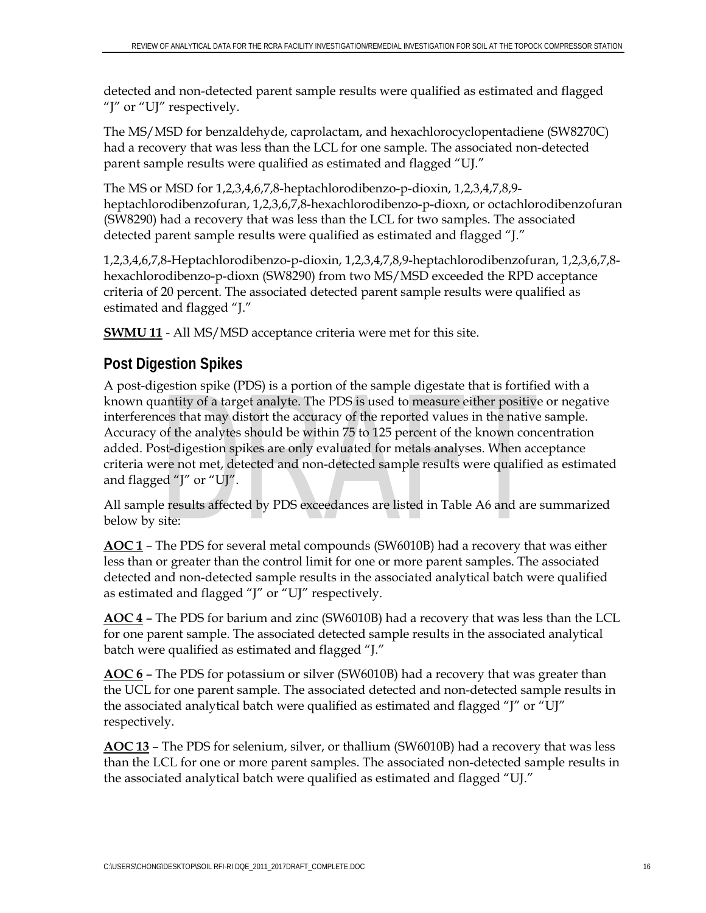detected and non-detected parent sample results were qualified as estimated and flagged "J" or "UJ" respectively.

The MS/MSD for benzaldehyde, caprolactam, and hexachlorocyclopentadiene (SW8270C) had a recovery that was less than the LCL for one sample. The associated non-detected parent sample results were qualified as estimated and flagged "UJ."

The MS or MSD for 1,2,3,4,6,7,8-heptachlorodibenzo-p-dioxin, 1,2,3,4,7,8,9-heptachlorodibenzofuran, 1,2,3,6,7,8-hexachlorodibenzo-p-dioxn, or octachlorodibenzofuran (SW8290) had a recovery that was less than the LCL for two samples. The associated detected parent sample results were qualified as estimated and flagged "J."

1,2,3,4,6,7,8-Heptachlorodibenzo-p-dioxin, 1,2,3,4,7,8,9-heptachlorodibenzofuran, 1,2,3,6,7,8-hexachlorodibenzo-p-dioxn (SW8290) from two MS/MSD exceeded the RPD acceptance criteria of 20 percent. The associated detected parent sample results were qualified as estimated and flagged "J."

**SWMU 11** - All MS/MSD acceptance criteria were met for this site.

## Post Digestion Spikes

A post-digestion spike (PDS) is a portion of the sample digestate that is fortified with a known quantity of a target analyte. The PDS is used to measure either positive or negative interferences that may distort the accuracy of the reported values in the native sample. Accuracy of the analytes should be within 75 to 125 percent of the known concentration added. Post-digestion spikes are only evaluated for metals analyses. When acceptance criteria were not met, detected and non-detected sample results were qualified as estimated and flagged "J" or "UJ".

All sample results affected by PDS exceedances are listed in Table A6 and are summarized below by site:

**AOC 1** – The PDS for several metal compounds (SW6010B) had a recovery that was either less than or greater than the control limit for one or more parent samples. The associated detected and non-detected sample results in the associated analytical batch were qualified as estimated and flagged "J" or "UJ" respectively.

**AOC 4** – The PDS for barium and zinc (SW6010B) had a recovery that was less than the LCL for one parent sample. The associated detected sample results in the associated analytical batch were qualified as estimated and flagged "J."

**AOC 6** – The PDS for potassium or silver (SW6010B) had a recovery that was greater than the UCL for one parent sample. The associated detected and non-detected sample results in the associated analytical batch were qualified as estimated and flagged "J" or "UJ" respectively.

**AOC 13** – The PDS for selenium, silver, or thallium (SW6010B) had a recovery that was less than the LCL for one or more parent samples. The associated non-detected sample results in the associated analytical batch were qualified as estimated and flagged "UJ."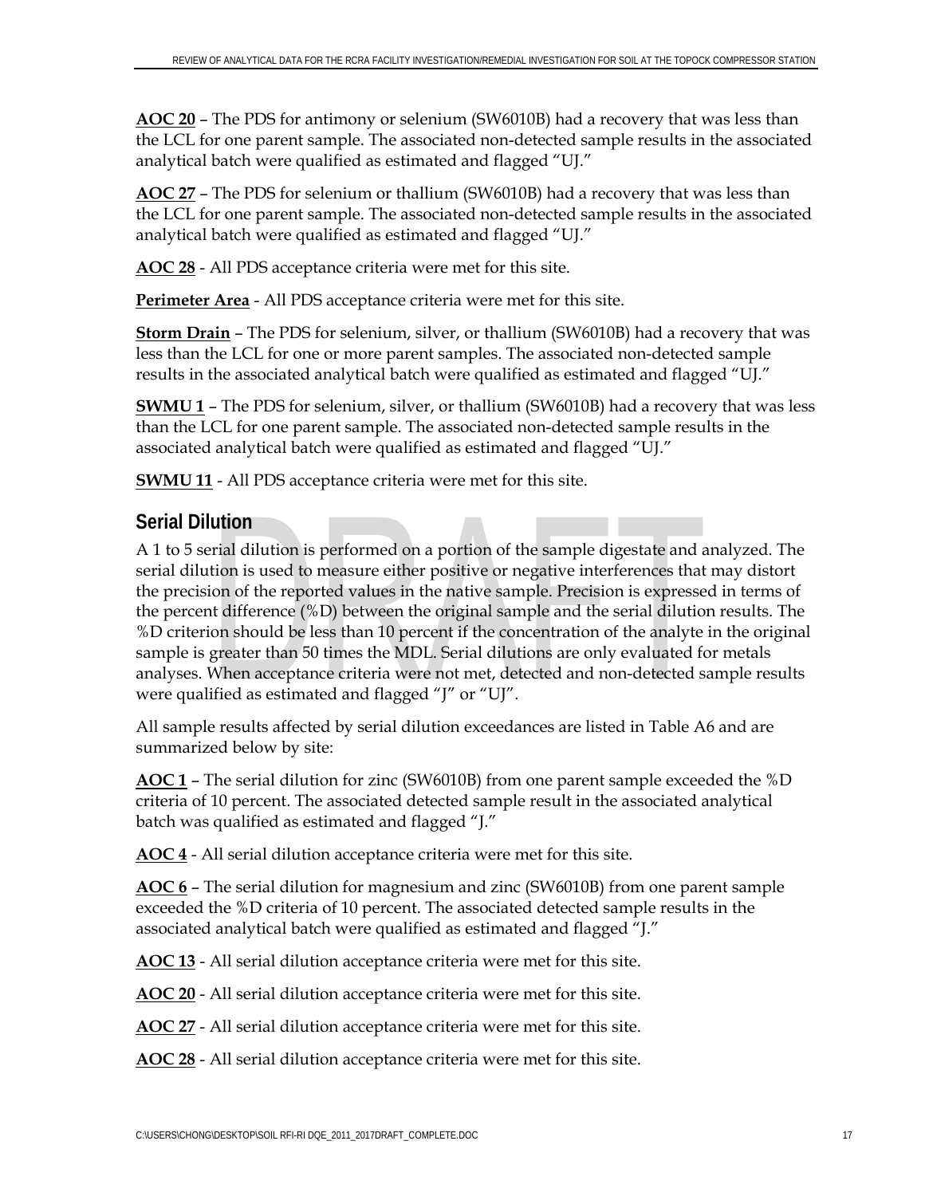**AOC 20** – The PDS for antimony or selenium (SW6010B) had a recovery that was less than the LCL for one parent sample. The associated non-detected sample results in the associated analytical batch were qualified as estimated and flagged "UJ."

**AOC 27** – The PDS for selenium or thallium (SW6010B) had a recovery that was less than the LCL for one parent sample. The associated non-detected sample results in the associated analytical batch were qualified as estimated and flagged "UJ."

**AOC 28** - All PDS acceptance criteria were met for this site.

**Perimeter Area** - All PDS acceptance criteria were met for this site.

**Storm Drain** – The PDS for selenium, silver, or thallium (SW6010B) had a recovery that was less than the LCL for one or more parent samples. The associated non-detected sample results in the associated analytical batch were qualified as estimated and flagged "UJ."

**SWMU 1** – The PDS for selenium, silver, or thallium (SW6010B) had a recovery that was less than the LCL for one parent sample. The associated non-detected sample results in the associated analytical batch were qualified as estimated and flagged "UJ."

**SWMU 11** - All PDS acceptance criteria were met for this site.

## Serial Dilution

A 1 to 5 serial dilution is performed on a portion of the sample digestate and analyzed. The serial dilution is used to measure either positive or negative interferences that may distort the precision of the reported values in the native sample. Precision is expressed in terms of the percent difference (%D) between the original sample and the serial dilution results. The %D criterion should be less than 10 percent if the concentration of the analyte in the original sample is greater than 50 times the MDL. Serial dilutions are only evaluated for metals analyses. When acceptance criteria were not met, detected and non-detected sample results were qualified as estimated and flagged "J" or "UJ".

All sample results affected by serial dilution exceedances are listed in Table A6 and are summarized below by site:

**AOC 1** – The serial dilution for zinc (SW6010B) from one parent sample exceeded the %D criteria of 10 percent. The associated detected sample result in the associated analytical batch was qualified as estimated and flagged "J."

**AOC 4** - All serial dilution acceptance criteria were met for this site.

**AOC 6** – The serial dilution for magnesium and zinc (SW6010B) from one parent sample exceeded the %D criteria of 10 percent. The associated detected sample results in the associated analytical batch were qualified as estimated and flagged "J."

**AOC 13** - All serial dilution acceptance criteria were met for this site.

**AOC 20** - All serial dilution acceptance criteria were met for this site.

**AOC 27** - All serial dilution acceptance criteria were met for this site.

**AOC 28** - All serial dilution acceptance criteria were met for this site.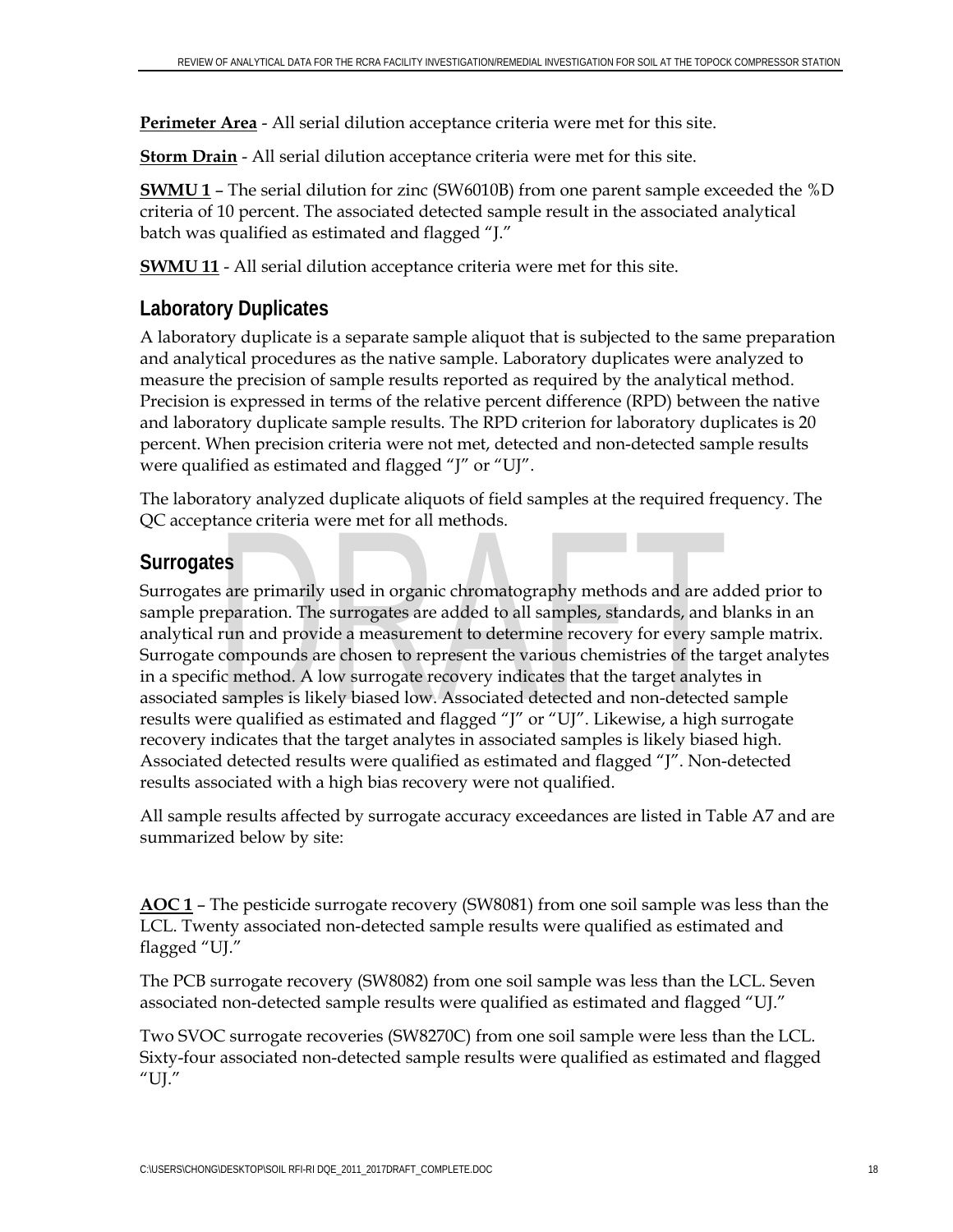**Perimeter Area** - All serial dilution acceptance criteria were met for this site.

**Storm Drain** - All serial dilution acceptance criteria were met for this site.

**SWMU 1** – The serial dilution for zinc (SW6010B) from one parent sample exceeded the %D criteria of 10 percent. The associated detected sample result in the associated analytical batch was qualified as estimated and flagged "J."

**SWMU 11** - All serial dilution acceptance criteria were met for this site.

## Laboratory Duplicates

A laboratory duplicate is a separate sample aliquot that is subjected to the same preparation and analytical procedures as the native sample. Laboratory duplicates were analyzed to measure the precision of sample results reported as required by the analytical method. Precision is expressed in terms of the relative percent difference (RPD) between the native and laboratory duplicate sample results. The RPD criterion for laboratory duplicates is 20 percent. When precision criteria were not met, detected and non-detected sample results were qualified as estimated and flagged "J" or "UJ".

The laboratory analyzed duplicate aliquots of field samples at the required frequency. The QC acceptance criteria were met for all methods.

## Surrogates

Surrogates are primarily used in organic chromatography methods and are added prior to sample preparation. The surrogates are added to all samples, standards, and blanks in an analytical run and provide a measurement to determine recovery for every sample matrix. Surrogate compounds are chosen to represent the various chemistries of the target analytes in a specific method. A low surrogate recovery indicates that the target analytes in associated samples is likely biased low. Associated detected and non-detected sample results were qualified as estimated and flagged "J" or "UJ". Likewise, a high surrogate recovery indicates that the target analytes in associated samples is likely biased high. Associated detected results were qualified as estimated and flagged "J". Non-detected results associated with a high bias recovery were not qualified.

All sample results affected by surrogate accuracy exceedances are listed in Table A7 and are summarized below by site:

**AOC 1** – The pesticide surrogate recovery (SW8081) from one soil sample was less than the LCL. Twenty associated non-detected sample results were qualified as estimated and flagged "UJ."

The PCB surrogate recovery (SW8082) from one soil sample was less than the LCL. Seven associated non-detected sample results were qualified as estimated and flagged "UJ."

Two SVOC surrogate recoveries (SW8270C) from one soil sample were less than the LCL. Sixty-four associated non-detected sample results were qualified as estimated and flagged "UJ."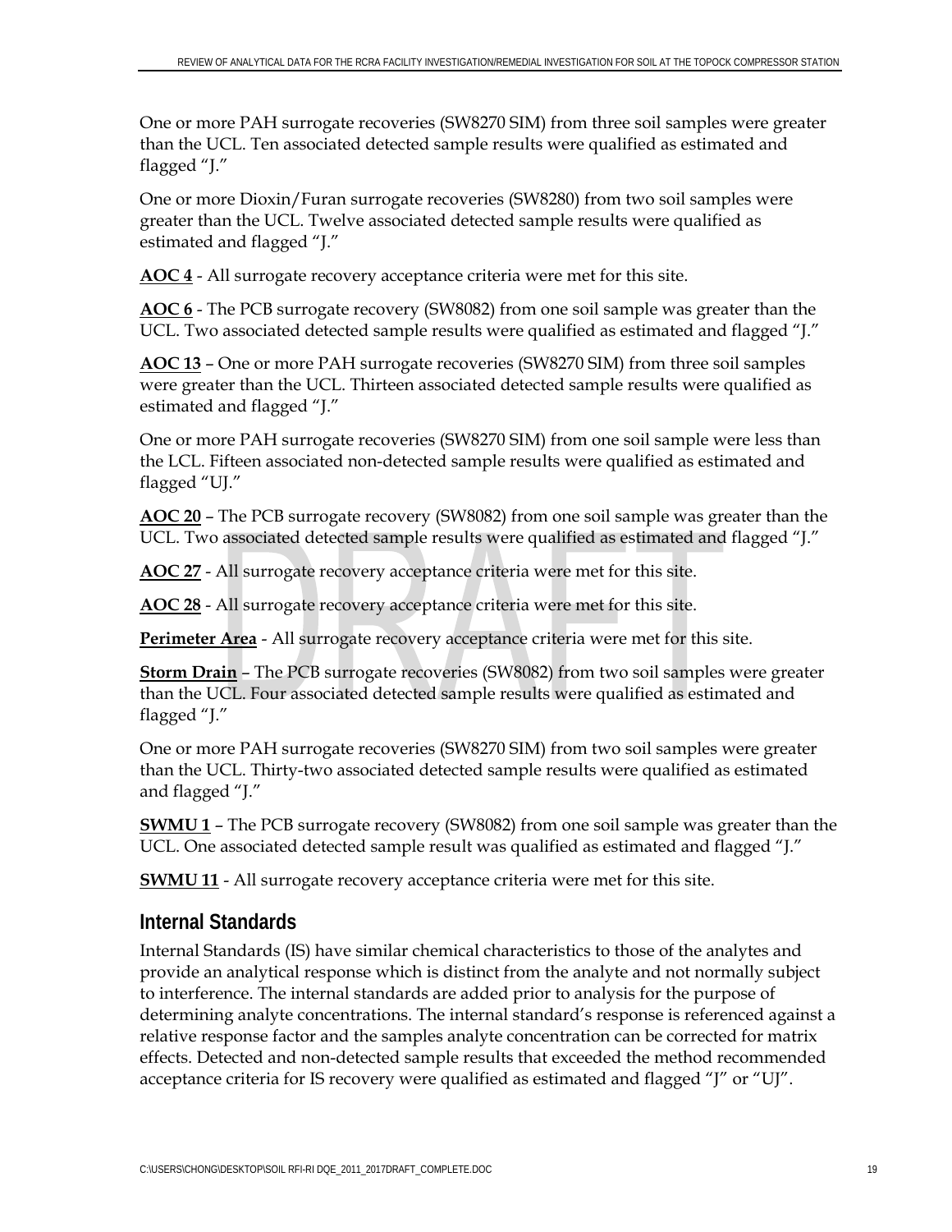One or more PAH surrogate recoveries (SW8270 SIM) from three soil samples were greater than the UCL. Ten associated detected sample results were qualified as estimated and flagged "J."

One or more Dioxin/Furan surrogate recoveries (SW8280) from two soil samples were greater than the UCL. Twelve associated detected sample results were qualified as estimated and flagged "J."

**AOC 4** - All surrogate recovery acceptance criteria were met for this site.

**AOC 6** - The PCB surrogate recovery (SW8082) from one soil sample was greater than the UCL. Two associated detected sample results were qualified as estimated and flagged "J."

**AOC 13** – One or more PAH surrogate recoveries (SW8270 SIM) from three soil samples were greater than the UCL. Thirteen associated detected sample results were qualified as estimated and flagged "J."

One or more PAH surrogate recoveries (SW8270 SIM) from one soil sample were less than the LCL. Fifteen associated non-detected sample results were qualified as estimated and flagged "UJ."

**AOC 20** – The PCB surrogate recovery (SW8082) from one soil sample was greater than the UCL. Two associated detected sample results were qualified as estimated and flagged "J."

**AOC 27** - All surrogate recovery acceptance criteria were met for this site.

**AOC 28** - All surrogate recovery acceptance criteria were met for this site.

**Perimeter Area** - All surrogate recovery acceptance criteria were met for this site.

**Storm Drain** – The PCB surrogate recoveries (SW8082) from two soil samples were greater than the UCL. Four associated detected sample results were qualified as estimated and flagged "J."

One or more PAH surrogate recoveries (SW8270 SIM) from two soil samples were greater than the UCL. Thirty-two associated detected sample results were qualified as estimated and flagged "J."

**SWMU 1** – The PCB surrogate recovery (SW8082) from one soil sample was greater than the UCL. One associated detected sample result was qualified as estimated and flagged "J."

**SWMU 11** - All surrogate recovery acceptance criteria were met for this site.

## Internal Standards

Internal Standards (IS) have similar chemical characteristics to those of the analytes and provide an analytical response which is distinct from the analyte and not normally subject to interference. The internal standards are added prior to analysis for the purpose of determining analyte concentrations. The internal standard's response is referenced against a relative response factor and the samples analyte concentration can be corrected for matrix effects. Detected and non-detected sample results that exceeded the method recommended acceptance criteria for IS recovery were qualified as estimated and flagged "J" or "UJ".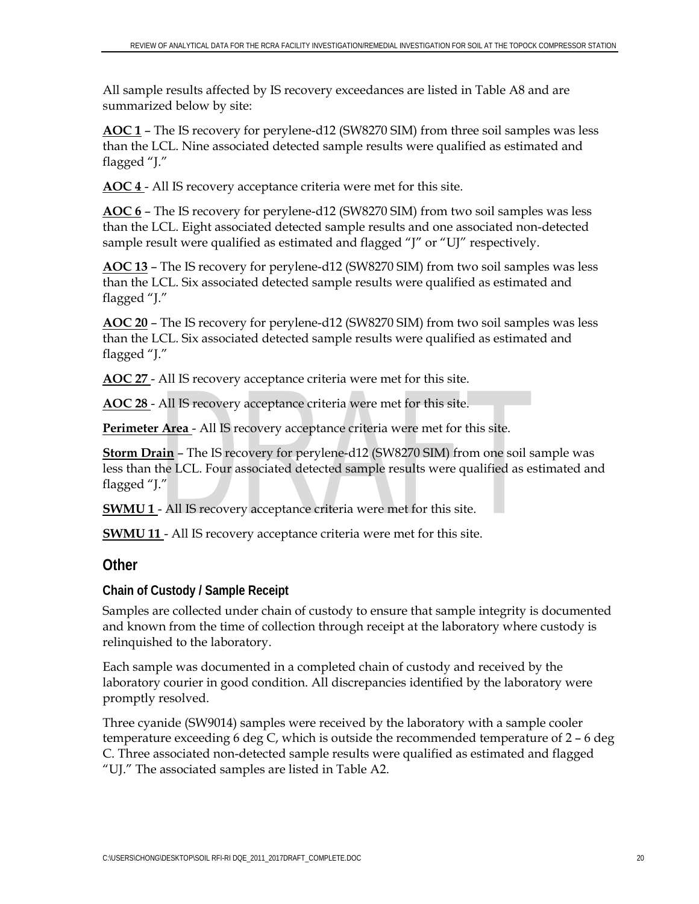All sample results affected by IS recovery exceedances are listed in Table A8 and are summarized below by site:

**AOC 1** – The IS recovery for perylene-d12 (SW8270 SIM) from three soil samples was less than the LCL. Nine associated detected sample results were qualified as estimated and flagged "J."

**AOC 4** - All IS recovery acceptance criteria were met for this site.

**AOC 6** – The IS recovery for perylene-d12 (SW8270 SIM) from two soil samples was less than the LCL. Eight associated detected sample results and one associated non-detected sample result were qualified as estimated and flagged "J" or "UJ" respectively.

**AOC 13** – The IS recovery for perylene-d12 (SW8270 SIM) from two soil samples was less than the LCL. Six associated detected sample results were qualified as estimated and flagged "J."

**AOC 20** – The IS recovery for perylene-d12 (SW8270 SIM) from two soil samples was less than the LCL. Six associated detected sample results were qualified as estimated and flagged "J."

**AOC 27** - All IS recovery acceptance criteria were met for this site.

**AOC 28** - All IS recovery acceptance criteria were met for this site.

**Perimeter Area** - All IS recovery acceptance criteria were met for this site.

**Storm Drain** – The IS recovery for perylene-d12 (SW8270 SIM) from one soil sample was less than the LCL. Four associated detected sample results were qualified as estimated and flagged "J."

**SWMU 1** - All IS recovery acceptance criteria were met for this site.

**SWMU 11** - All IS recovery acceptance criteria were met for this site.

## Other

### Chain of Custody / Sample Receipt

Samples are collected under chain of custody to ensure that sample integrity is documented and known from the time of collection through receipt at the laboratory where custody is relinquished to the laboratory.

Each sample was documented in a completed chain of custody and received by the laboratory courier in good condition. All discrepancies identified by the laboratory were promptly resolved.

Three cyanide (SW9014) samples were received by the laboratory with a sample cooler temperature exceeding 6 deg C, which is outside the recommended temperature of 2 – 6 deg C. Three associated non-detected sample results were qualified as estimated and flagged "UJ." The associated samples are listed in Table A2.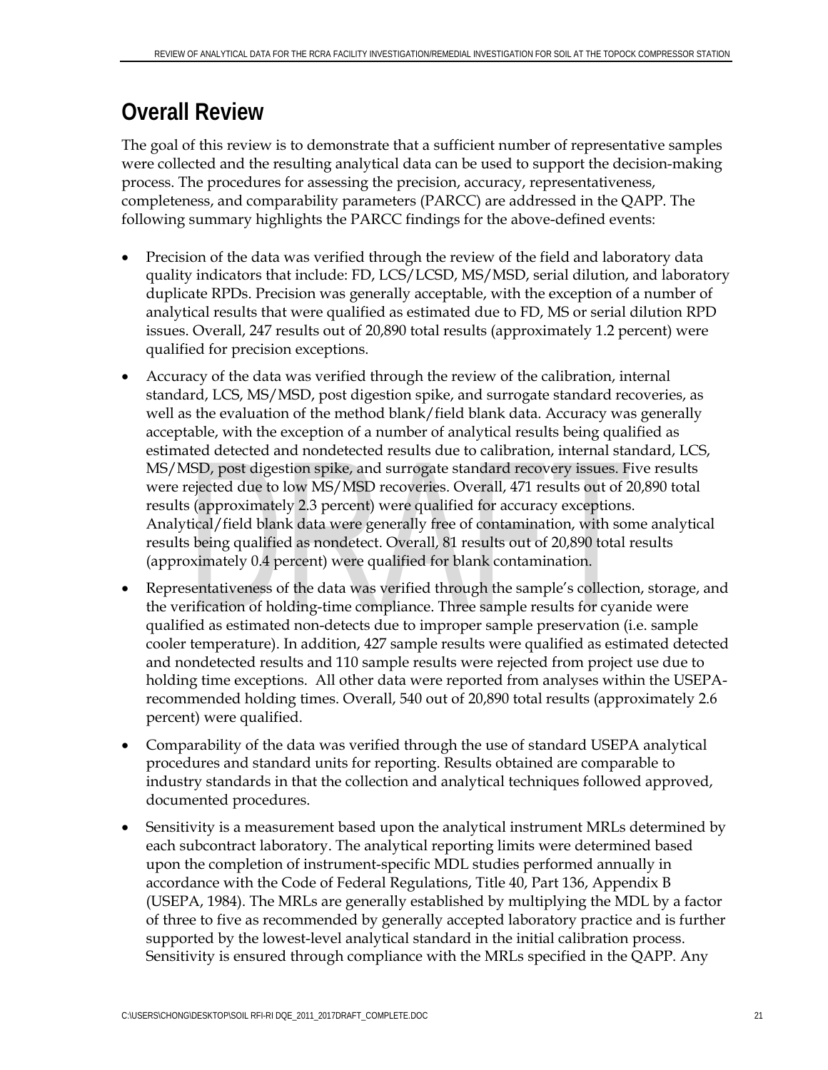# Overall Review

The goal of this review is to demonstrate that a sufficient number of representative samples were collected and the resulting analytical data can be used to support the decision-making process. The procedures for assessing the precision, accuracy, representativeness, completeness, and comparability parameters (PARCC) are addressed in the QAPP. The following summary highlights the PARCC findings for the above-defined events:

- Precision of the data was verified through the review of the field and laboratory data quality indicators that include: FD, LCS/LCSD, MS/MSD, serial dilution, and laboratory duplicate RPDs. Precision was generally acceptable, with the exception of a number of analytical results that were qualified as estimated due to FD, MS or serial dilution RPD issues. Overall, 247 results out of 20,890 total results (approximately 1.2 percent) were qualified for precision exceptions.
- Accuracy of the data was verified through the review of the calibration, internal standard, LCS, MS/MSD, post digestion spike, and surrogate standard recoveries, as well as the evaluation of the method blank/field blank data. Accuracy was generally acceptable, with the exception of a number of analytical results being qualified as estimated detected and nondetected results due to calibration, internal standard, LCS, MS/MSD, post digestion spike, and surrogate standard recovery issues. Five results were rejected due to low MS/MSD recoveries. Overall, 471 results out of 20,890 total results (approximately 2.3 percent) were qualified for accuracy exceptions. Analytical/field blank data were generally free of contamination, with some analytical results being qualified as nondetect. Overall, 81 results out of 20,890 total results (approximately 0.4 percent) were qualified for blank contamination.
- Representativeness of the data was verified through the sample's collection, storage, and the verification of holding-time compliance. Three sample results for cyanide were qualified as estimated non-detects due to improper sample preservation (i.e. sample cooler temperature). In addition, 427 sample results were qualified as estimated detected and nondetected results and 110 sample results were rejected from project use due to holding time exceptions. All other data were reported from analyses within the USEPA-recommended holding times. Overall, 540 out of 20,890 total results (approximately 2.6 percent) were qualified.
- Comparability of the data was verified through the use of standard USEPA analytical procedures and standard units for reporting. Results obtained are comparable to industry standards in that the collection and analytical techniques followed approved, documented procedures.
- Sensitivity is a measurement based upon the analytical instrument MRLs determined by each subcontract laboratory. The analytical reporting limits were determined based upon the completion of instrument-specific MDL studies performed annually in accordance with the Code of Federal Regulations, Title 40, Part 136, Appendix B (USEPA, 1984). The MRLs are generally established by multiplying the MDL by a factor of three to five as recommended by generally accepted laboratory practice and is further supported by the lowest-level analytical standard in the initial calibration process. Sensitivity is ensured through compliance with the MRLs specified in the QAPP. Any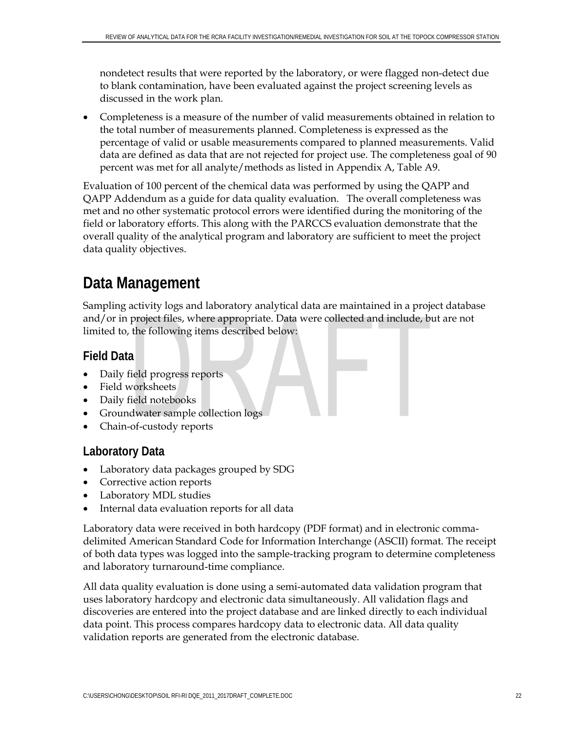nondetect results that were reported by the laboratory, or were flagged non-detect due to blank contamination, have been evaluated against the project screening levels as discussed in the work plan.

- Completeness is a measure of the number of valid measurements obtained in relation to the total number of measurements planned. Completeness is expressed as the percentage of valid or usable measurements compared to planned measurements. Valid data are defined as data that are not rejected for project use. The completeness goal of 90 percent was met for all analyte/methods as listed in Appendix A, Table A9.

Evaluation of 100 percent of the chemical data was performed by using the QAPP and QAPP Addendum as a guide for data quality evaluation. The overall completeness was met and no other systematic protocol errors were identified during the monitoring of the field or laboratory efforts. This along with the PARCCS evaluation demonstrate that the overall quality of the analytical program and laboratory are sufficient to meet the project data quality objectives.

# Data Management

Sampling activity logs and laboratory analytical data are maintained in a project database and/or in project files, where appropriate. Data were collected and include, but are not limited to, the following items described below:

## Field Data

- Daily field progress reports
- Field worksheets
- Daily field notebooks
- Groundwater sample collection logs
- Chain-of-custody reports

## Laboratory Data

- Laboratory data packages grouped by SDG
- Corrective action reports
- Laboratory MDL studies
- Internal data evaluation reports for all data

Laboratory data were received in both hardcopy (PDF format) and in electronic comma-delimited American Standard Code for Information Interchange (ASCII) format. The receipt of both data types was logged into the sample-tracking program to determine completeness and laboratory turnaround-time compliance.

All data quality evaluation is done using a semi-automated data validation program that uses laboratory hardcopy and electronic data simultaneously. All validation flags and discoveries are entered into the project database and are linked directly to each individual data point. This process compares hardcopy data to electronic data. All data quality validation reports are generated from the electronic database.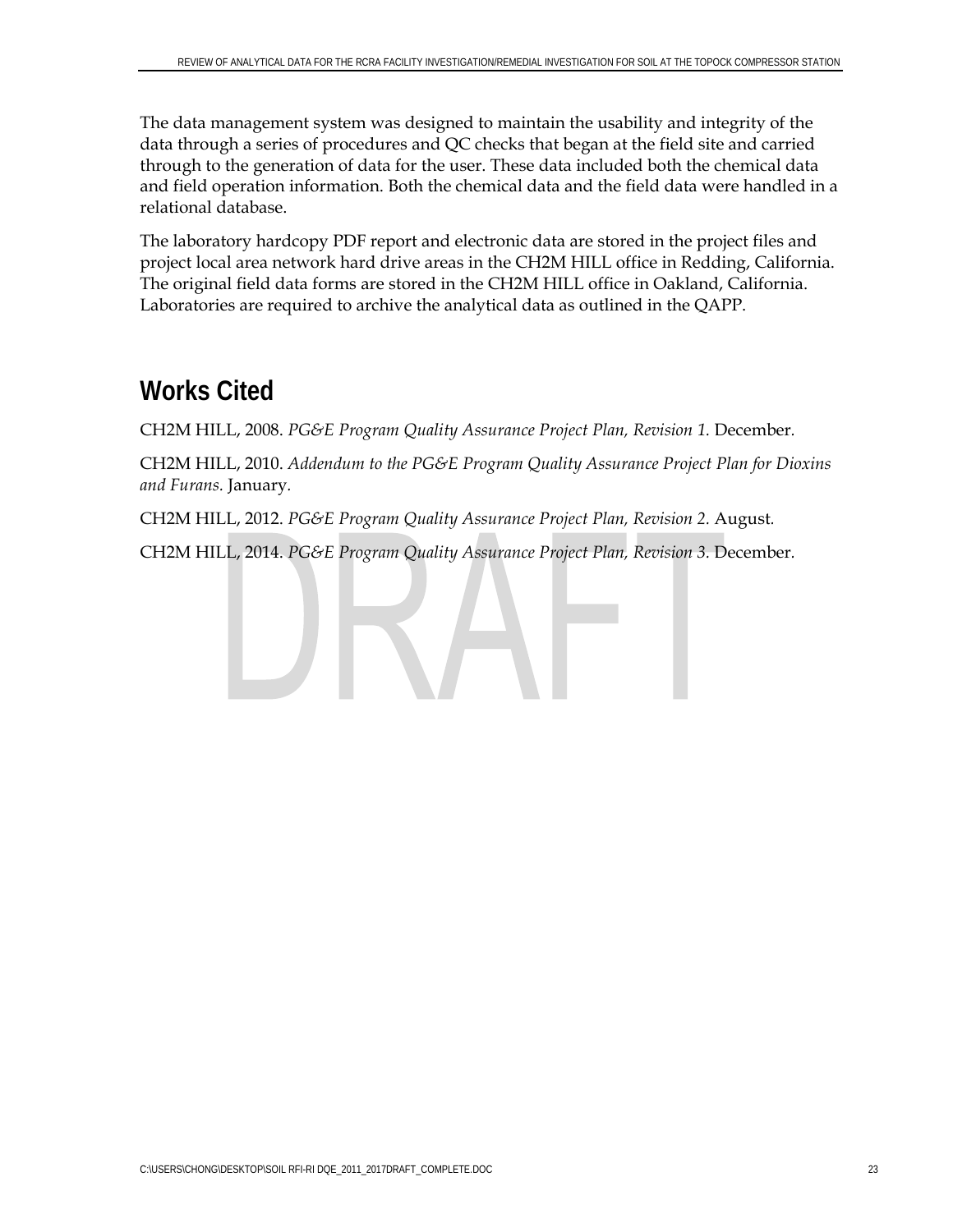The data management system was designed to maintain the usability and integrity of the data through a series of procedures and QC checks that began at the field site and carried through to the generation of data for the user. These data included both the chemical data and field operation information. Both the chemical data and the field data were handled in a relational database.

The laboratory hardcopy PDF report and electronic data are stored in the project files and project local area network hard drive areas in the CH2M HILL office in Redding, California. The original field data forms are stored in the CH2M HILL office in Oakland, California. Laboratories are required to archive the analytical data as outlined in the QAPP.

# Works Cited

CH2M HILL, 2008. *PG&E Program Quality Assurance Project Plan, Revision 1.* December.

CH2M HILL, 2010. *Addendum to the PG&E Program Quality Assurance Project Plan for Dioxins and Furans.* January.

CH2M HILL, 2012. *PG&E Program Quality Assurance Project Plan, Revision 2.* August.

CH2M HILL, 2014. *PG&E Program Quality Assurance Project Plan, Revision 3.* December.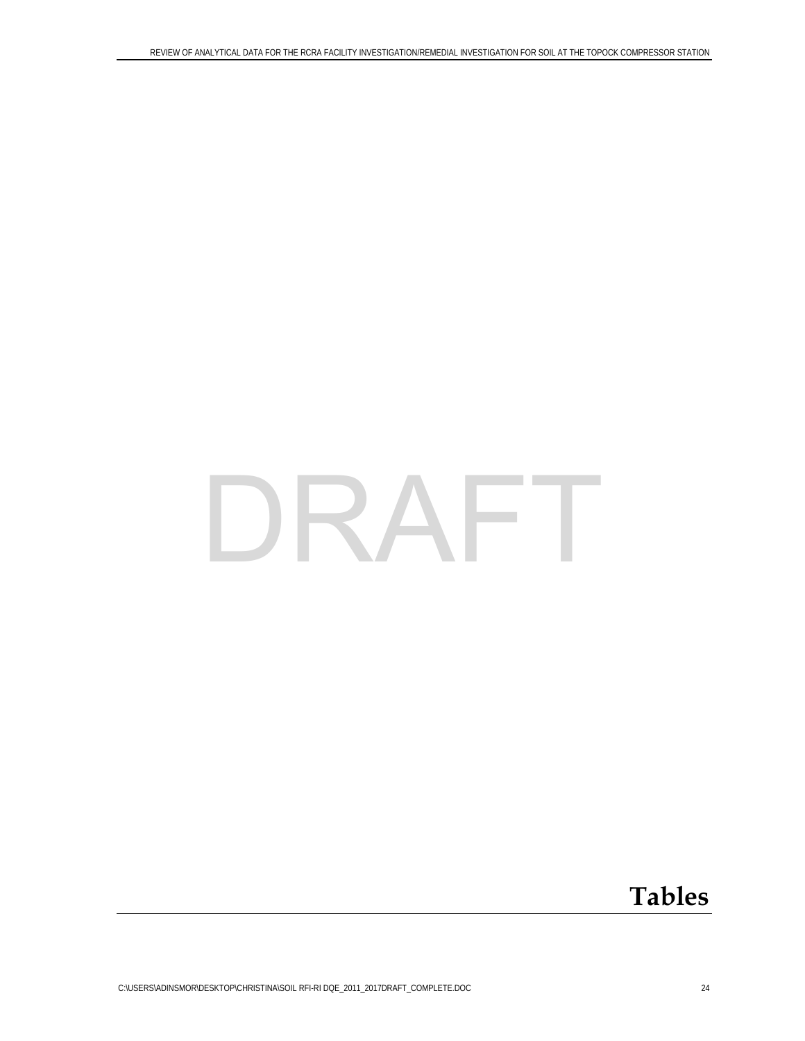DRAFT

# Tables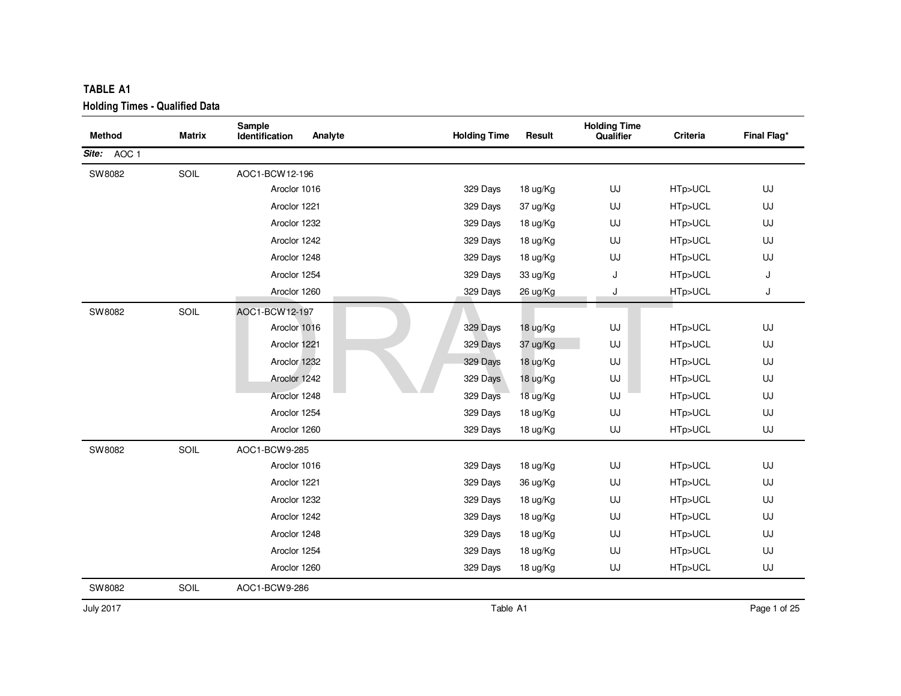**TABLE A1**

**Holding Times - Qualified Data**

| Method | Matrix | Sample Identification | Analyte | Holding Time | Result | Holding Time Qualifier | Criteria | Final Flag* |
|---|---|---|---|---|---|---|---|---|
| ***Site:*** AOC 1 | | | | | | | | |
| SW8082 | SOIL | AOC1-BCW12-196 | | | | | | |
| | | | Aroclor 1016 | 329 Days | 18 ug/Kg | UJ | HTp>UCL | UJ |
| | | | Aroclor 1221 | 329 Days | 37 ug/Kg | UJ | HTp>UCL | UJ |
| | | | Aroclor 1232 | 329 Days | 18 ug/Kg | UJ | HTp>UCL | UJ |
| | | | Aroclor 1242 | 329 Days | 18 ug/Kg | UJ | HTp>UCL | UJ |
| | | | Aroclor 1248 | 329 Days | 18 ug/Kg | UJ | HTp>UCL | UJ |
| | | | Aroclor 1254 | 329 Days | 33 ug/Kg | J | HTp>UCL | J |
| | | | Aroclor 1260 | 329 Days | 26 ug/Kg | J | HTp>UCL | J |
| SW8082 | SOIL | AOC1-BCW12-197 | | | | | | |
| | | | Aroclor 1016 | 329 Days | 18 ug/Kg | UJ | HTp>UCL | UJ |
| | | | Aroclor 1221 | 329 Days | 37 ug/Kg | UJ | HTp>UCL | UJ |
| | | | Aroclor 1232 | 329 Days | 18 ug/Kg | UJ | HTp>UCL | UJ |
| | | | Aroclor 1242 | 329 Days | 18 ug/Kg | UJ | HTp>UCL | UJ |
| | | | Aroclor 1248 | 329 Days | 18 ug/Kg | UJ | HTp>UCL | UJ |
| | | | Aroclor 1254 | 329 Days | 18 ug/Kg | UJ | HTp>UCL | UJ |
| | | | Aroclor 1260 | 329 Days | 18 ug/Kg | UJ | HTp>UCL | UJ |
| SW8082 | SOIL | AOC1-BCW9-285 | | | | | | |
| | | | Aroclor 1016 | 329 Days | 18 ug/Kg | UJ | HTp>UCL | UJ |
| | | | Aroclor 1221 | 329 Days | 36 ug/Kg | UJ | HTp>UCL | UJ |
| | | | Aroclor 1232 | 329 Days | 18 ug/Kg | UJ | HTp>UCL | UJ |
| | | | Aroclor 1242 | 329 Days | 18 ug/Kg | UJ | HTp>UCL | UJ |
| | | | Aroclor 1248 | 329 Days | 18 ug/Kg | UJ | HTp>UCL | UJ |
| | | | Aroclor 1254 | 329 Days | 18 ug/Kg | UJ | HTp>UCL | UJ |
| | | | Aroclor 1260 | 329 Days | 18 ug/Kg | UJ | HTp>UCL | UJ |
| SW8082 | SOIL | AOC1-BCW9-286 | | | | | | |

DRAFT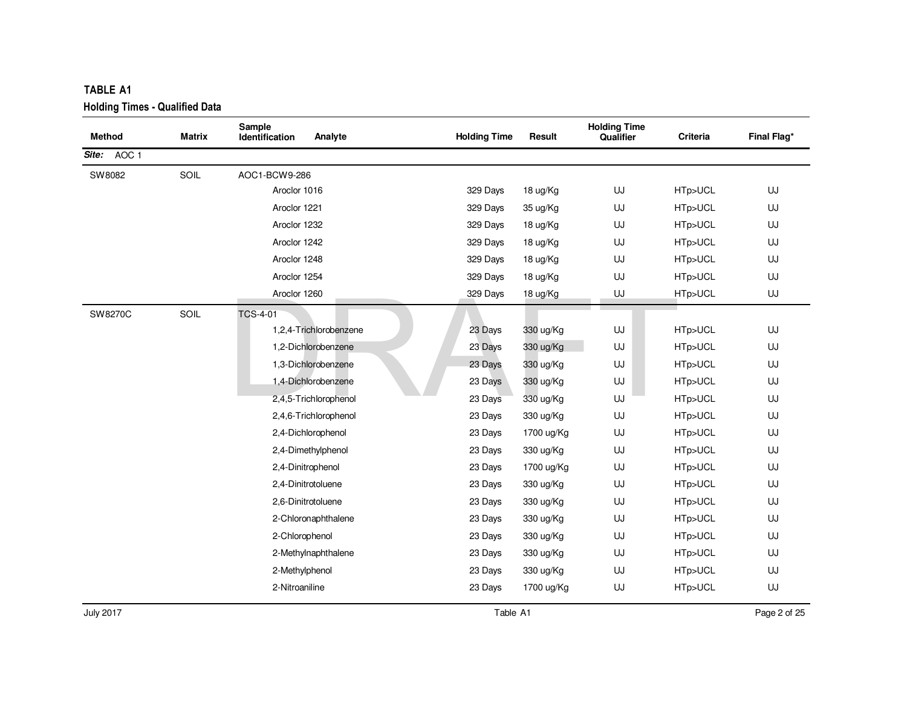**TABLE A1**

**Holding Times - Qualified Data**

| Method | Matrix | Sample Identification | Analyte | Holding Time | Result | Holding Time Qualifier | Criteria | Final Flag* |
|---|---|---|---|---|---|---|---|---|
| ***Site:*** AOC 1 | | | | | | | | |
| SW8082 | SOIL | AOC1-BCW9-286 | | | | | | |
| | | | Aroclor 1016 | 329 Days | 18 ug/Kg | UJ | HTp>UCL | UJ |
| | | | Aroclor 1221 | 329 Days | 35 ug/Kg | UJ | HTp>UCL | UJ |
| | | | Aroclor 1232 | 329 Days | 18 ug/Kg | UJ | HTp>UCL | UJ |
| | | | Aroclor 1242 | 329 Days | 18 ug/Kg | UJ | HTp>UCL | UJ |
| | | | Aroclor 1248 | 329 Days | 18 ug/Kg | UJ | HTp>UCL | UJ |
| | | | Aroclor 1254 | 329 Days | 18 ug/Kg | UJ | HTp>UCL | UJ |
| | | | Aroclor 1260 | 329 Days | 18 ug/Kg | UJ | HTp>UCL | UJ |
| SW8270C | SOIL | TCS-4-01 | | | | | | |
| | | | 1,2,4-Trichlorobenzene | 23 Days | 330 ug/Kg | UJ | HTp>UCL | UJ |
| | | | 1,2-Dichlorobenzene | 23 Days | 330 ug/Kg | UJ | HTp>UCL | UJ |
| | | | 1,3-Dichlorobenzene | 23 Days | 330 ug/Kg | UJ | HTp>UCL | UJ |
| | | | 1,4-Dichlorobenzene | 23 Days | 330 ug/Kg | UJ | HTp>UCL | UJ |
| | | | 2,4,5-Trichlorophenol | 23 Days | 330 ug/Kg | UJ | HTp>UCL | UJ |
| | | | 2,4,6-Trichlorophenol | 23 Days | 330 ug/Kg | UJ | HTp>UCL | UJ |
| | | | 2,4-Dichlorophenol | 23 Days | 1700 ug/Kg | UJ | HTp>UCL | UJ |
| | | | 2,4-Dimethylphenol | 23 Days | 330 ug/Kg | UJ | HTp>UCL | UJ |
| | | | 2,4-Dinitrophenol | 23 Days | 1700 ug/Kg | UJ | HTp>UCL | UJ |
| | | | 2,4-Dinitrotoluene | 23 Days | 330 ug/Kg | UJ | HTp>UCL | UJ |
| | | | 2,6-Dinitrotoluene | 23 Days | 330 ug/Kg | UJ | HTp>UCL | UJ |
| | | | 2-Chloronaphthalene | 23 Days | 330 ug/Kg | UJ | HTp>UCL | UJ |
| | | | 2-Chlorophenol | 23 Days | 330 ug/Kg | UJ | HTp>UCL | UJ |
| | | | 2-Methylnaphthalene | 23 Days | 330 ug/Kg | UJ | HTp>UCL | UJ |
| | | | 2-Methylphenol | 23 Days | 330 ug/Kg | UJ | HTp>UCL | UJ |
| | | | 2-Nitroaniline | 23 Days | 1700 ug/Kg | UJ | HTp>UCL | UJ |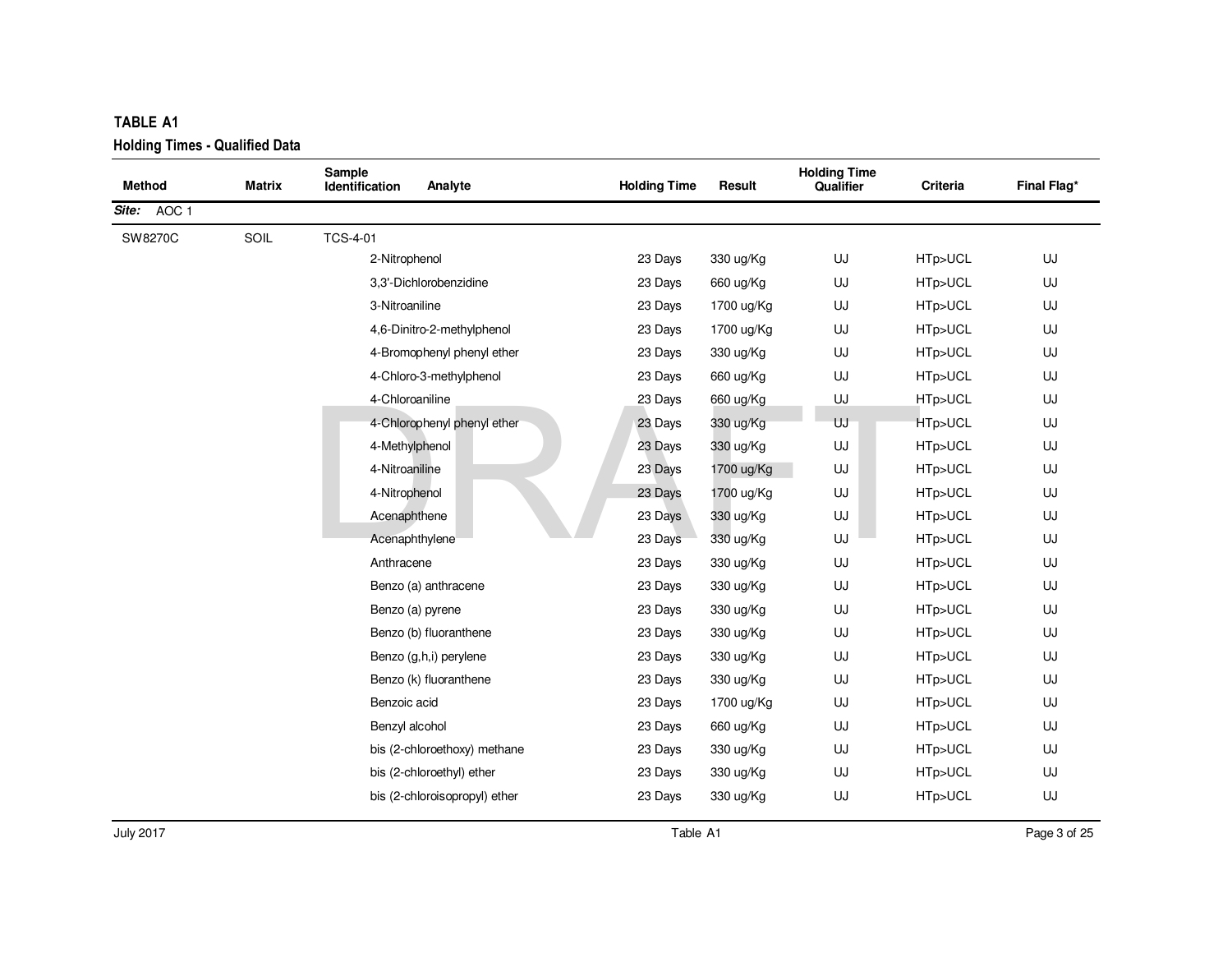## TABLE A1

### Holding Times - Qualified Data

| Method | Matrix | Sample Identification | Analyte | Holding Time | Result | Holding Time Qualifier | Criteria | Final Flag* |
|---|---|---|---|---|---|---|---|---|
| ***Site:*** AOC 1 | | | | | | | | |
| SW8270C | SOIL | TCS-4-01 | | | | | | |
| | | | 2-Nitrophenol | 23 Days | 330 ug/Kg | UJ | HTp>UCL | UJ |
| | | | 3,3'-Dichlorobenzidine | 23 Days | 660 ug/Kg | UJ | HTp>UCL | UJ |
| | | | 3-Nitroaniline | 23 Days | 1700 ug/Kg | UJ | HTp>UCL | UJ |
| | | | 4,6-Dinitro-2-methylphenol | 23 Days | 1700 ug/Kg | UJ | HTp>UCL | UJ |
| | | | 4-Bromophenyl phenyl ether | 23 Days | 330 ug/Kg | UJ | HTp>UCL | UJ |
| | | | 4-Chloro-3-methylphenol | 23 Days | 660 ug/Kg | UJ | HTp>UCL | UJ |
| | | | 4-Chloroaniline | 23 Days | 660 ug/Kg | UJ | HTp>UCL | UJ |
| | | | 4-Chlorophenyl phenyl ether | 23 Days | 330 ug/Kg | UJ | HTp>UCL | UJ |
| | | | 4-Methylphenol | 23 Days | 330 ug/Kg | UJ | HTp>UCL | UJ |
| | | | 4-Nitroaniline | 23 Days | 1700 ug/Kg | UJ | HTp>UCL | UJ |
| | | | 4-Nitrophenol | 23 Days | 1700 ug/Kg | UJ | HTp>UCL | UJ |
| | | | Acenaphthene | 23 Days | 330 ug/Kg | UJ | HTp>UCL | UJ |
| | | | Acenaphthylene | 23 Days | 330 ug/Kg | UJ | HTp>UCL | UJ |
| | | | Anthracene | 23 Days | 330 ug/Kg | UJ | HTp>UCL | UJ |
| | | | Benzo (a) anthracene | 23 Days | 330 ug/Kg | UJ | HTp>UCL | UJ |
| | | | Benzo (a) pyrene | 23 Days | 330 ug/Kg | UJ | HTp>UCL | UJ |
| | | | Benzo (b) fluoranthene | 23 Days | 330 ug/Kg | UJ | HTp>UCL | UJ |
| | | | Benzo (g,h,i) perylene | 23 Days | 330 ug/Kg | UJ | HTp>UCL | UJ |
| | | | Benzo (k) fluoranthene | 23 Days | 330 ug/Kg | UJ | HTp>UCL | UJ |
| | | | Benzoic acid | 23 Days | 1700 ug/Kg | UJ | HTp>UCL | UJ |
| | | | Benzyl alcohol | 23 Days | 660 ug/Kg | UJ | HTp>UCL | UJ |
| | | | bis (2-chloroethoxy) methane | 23 Days | 330 ug/Kg | UJ | HTp>UCL | UJ |
| | | | bis (2-chloroethyl) ether | 23 Days | 330 ug/Kg | UJ | HTp>UCL | UJ |
| | | | bis (2-chloroisopropyl) ether | 23 Days | 330 ug/Kg | UJ | HTp>UCL | UJ |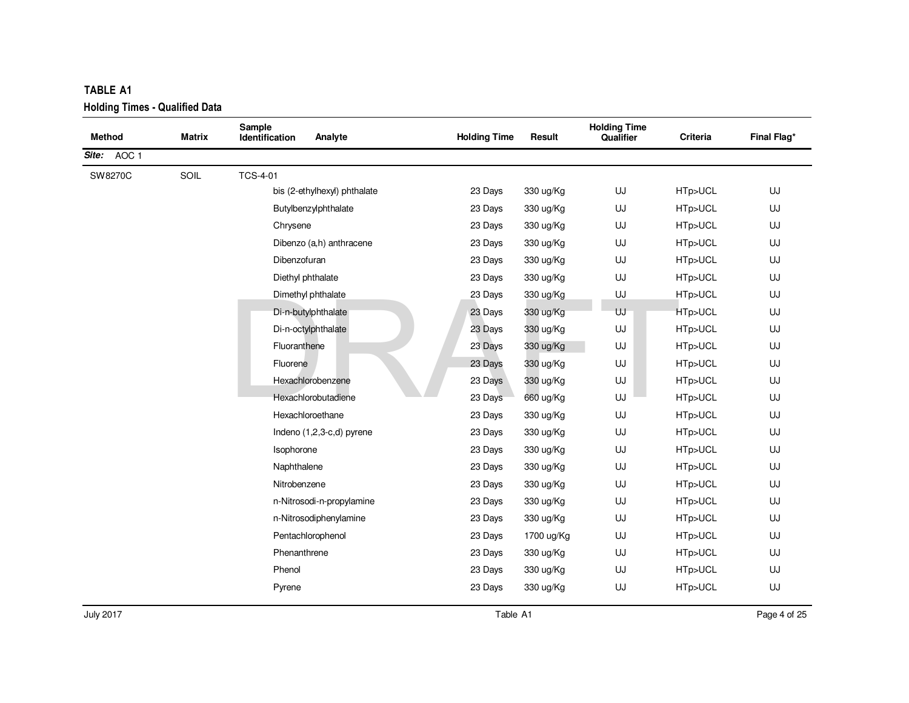**TABLE A1**

**Holding Times - Qualified Data**

| Method | Matrix | Sample Identification | Analyte | Holding Time | Result | Holding Time Qualifier | Criteria | Final Flag* |
|---|---|---|---|---|---|---|---|---|
| ***Site:*** AOC 1 | | | | | | | | |
| SW8270C | SOIL | TCS-4-01 | | | | | | |
| | | | bis (2-ethylhexyl) phthalate | 23 Days | 330 ug/Kg | UJ | HTp>UCL | UJ |
| | | | Butylbenzylphthalate | 23 Days | 330 ug/Kg | UJ | HTp>UCL | UJ |
| | | | Chrysene | 23 Days | 330 ug/Kg | UJ | HTp>UCL | UJ |
| | | | Dibenzo (a,h) anthracene | 23 Days | 330 ug/Kg | UJ | HTp>UCL | UJ |
| | | | Dibenzofuran | 23 Days | 330 ug/Kg | UJ | HTp>UCL | UJ |
| | | | Diethyl phthalate | 23 Days | 330 ug/Kg | UJ | HTp>UCL | UJ |
| | | | Dimethyl phthalate | 23 Days | 330 ug/Kg | UJ | HTp>UCL | UJ |
| | | | Di-n-butylphthalate | 23 Days | 330 ug/Kg | UJ | HTp>UCL | UJ |
| | | | Di-n-octylphthalate | 23 Days | 330 ug/Kg | UJ | HTp>UCL | UJ |
| | | | Fluoranthene | 23 Days | 330 ug/Kg | UJ | HTp>UCL | UJ |
| | | | Fluorene | 23 Days | 330 ug/Kg | UJ | HTp>UCL | UJ |
| | | | Hexachlorobenzene | 23 Days | 330 ug/Kg | UJ | HTp>UCL | UJ |
| | | | Hexachlorobutadiene | 23 Days | 660 ug/Kg | UJ | HTp>UCL | UJ |
| | | | Hexachloroethane | 23 Days | 330 ug/Kg | UJ | HTp>UCL | UJ |
| | | | Indeno (1,2,3-c,d) pyrene | 23 Days | 330 ug/Kg | UJ | HTp>UCL | UJ |
| | | | Isophorone | 23 Days | 330 ug/Kg | UJ | HTp>UCL | UJ |
| | | | Naphthalene | 23 Days | 330 ug/Kg | UJ | HTp>UCL | UJ |
| | | | Nitrobenzene | 23 Days | 330 ug/Kg | UJ | HTp>UCL | UJ |
| | | | n-Nitrosodi-n-propylamine | 23 Days | 330 ug/Kg | UJ | HTp>UCL | UJ |
| | | | n-Nitrosodiphenylamine | 23 Days | 330 ug/Kg | UJ | HTp>UCL | UJ |
| | | | Pentachlorophenol | 23 Days | 1700 ug/Kg | UJ | HTp>UCL | UJ |
| | | | Phenanthrene | 23 Days | 330 ug/Kg | UJ | HTp>UCL | UJ |
| | | | Phenol | 23 Days | 330 ug/Kg | UJ | HTp>UCL | UJ |
| | | | Pyrene | 23 Days | 330 ug/Kg | UJ | HTp>UCL | UJ |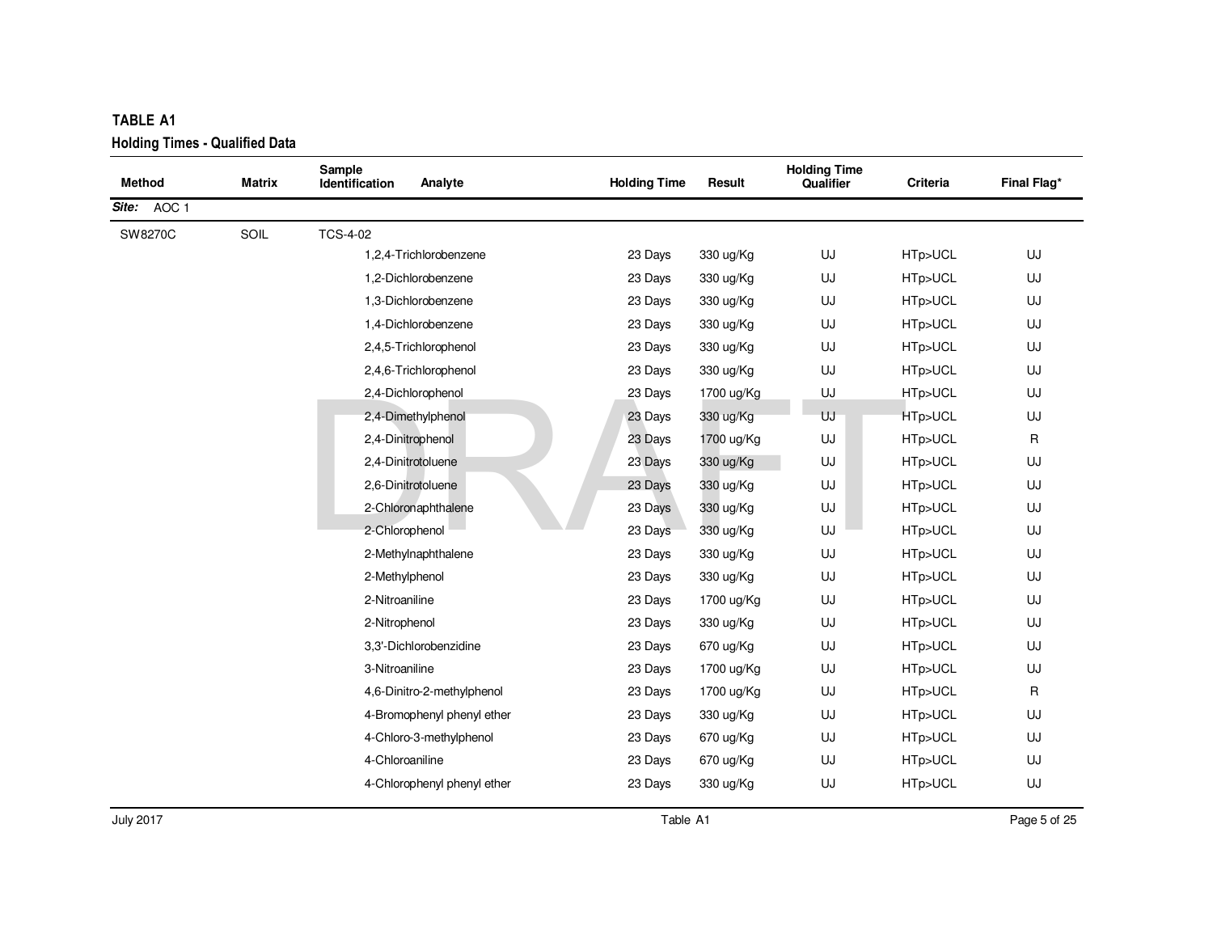**TABLE A1**

**Holding Times - Qualified Data**

| Method | Matrix | Sample Identification | Analyte | Holding Time | Result | Holding Time Qualifier | Criteria | Final Flag* |
|---|---|---|---|---|---|---|---|---|
| ***Site:*** AOC 1 | | | | | | | | |
| SW8270C | SOIL | TCS-4-02 | | | | | | |
| | | | 1,2,4-Trichlorobenzene | 23 Days | 330 ug/Kg | UJ | HTp>UCL | UJ |
| | | | 1,2-Dichlorobenzene | 23 Days | 330 ug/Kg | UJ | HTp>UCL | UJ |
| | | | 1,3-Dichlorobenzene | 23 Days | 330 ug/Kg | UJ | HTp>UCL | UJ |
| | | | 1,4-Dichlorobenzene | 23 Days | 330 ug/Kg | UJ | HTp>UCL | UJ |
| | | | 2,4,5-Trichlorophenol | 23 Days | 330 ug/Kg | UJ | HTp>UCL | UJ |
| | | | 2,4,6-Trichlorophenol | 23 Days | 330 ug/Kg | UJ | HTp>UCL | UJ |
| | | | 2,4-Dichlorophenol | 23 Days | 1700 ug/Kg | UJ | HTp>UCL | UJ |
| | | | 2,4-Dimethylphenol | 23 Days | 330 ug/Kg | UJ | HTp>UCL | UJ |
| | | | 2,4-Dinitrophenol | 23 Days | 1700 ug/Kg | UJ | HTp>UCL | R |
| | | | 2,4-Dinitrotoluene | 23 Days | 330 ug/Kg | UJ | HTp>UCL | UJ |
| | | | 2,6-Dinitrotoluene | 23 Days | 330 ug/Kg | UJ | HTp>UCL | UJ |
| | | | 2-Chloronaphthalene | 23 Days | 330 ug/Kg | UJ | HTp>UCL | UJ |
| | | | 2-Chlorophenol | 23 Days | 330 ug/Kg | UJ | HTp>UCL | UJ |
| | | | 2-Methylnaphthalene | 23 Days | 330 ug/Kg | UJ | HTp>UCL | UJ |
| | | | 2-Methylphenol | 23 Days | 330 ug/Kg | UJ | HTp>UCL | UJ |
| | | | 2-Nitroaniline | 23 Days | 1700 ug/Kg | UJ | HTp>UCL | UJ |
| | | | 2-Nitrophenol | 23 Days | 330 ug/Kg | UJ | HTp>UCL | UJ |
| | | | 3,3'-Dichlorobenzidine | 23 Days | 670 ug/Kg | UJ | HTp>UCL | UJ |
| | | | 3-Nitroaniline | 23 Days | 1700 ug/Kg | UJ | HTp>UCL | UJ |
| | | | 4,6-Dinitro-2-methylphenol | 23 Days | 1700 ug/Kg | UJ | HTp>UCL | R |
| | | | 4-Bromophenyl phenyl ether | 23 Days | 330 ug/Kg | UJ | HTp>UCL | UJ |
| | | | 4-Chloro-3-methylphenol | 23 Days | 670 ug/Kg | UJ | HTp>UCL | UJ |
| | | | 4-Chloroaniline | 23 Days | 670 ug/Kg | UJ | HTp>UCL | UJ |
| | | | 4-Chlorophenyl phenyl ether | 23 Days | 330 ug/Kg | UJ | HTp>UCL | UJ |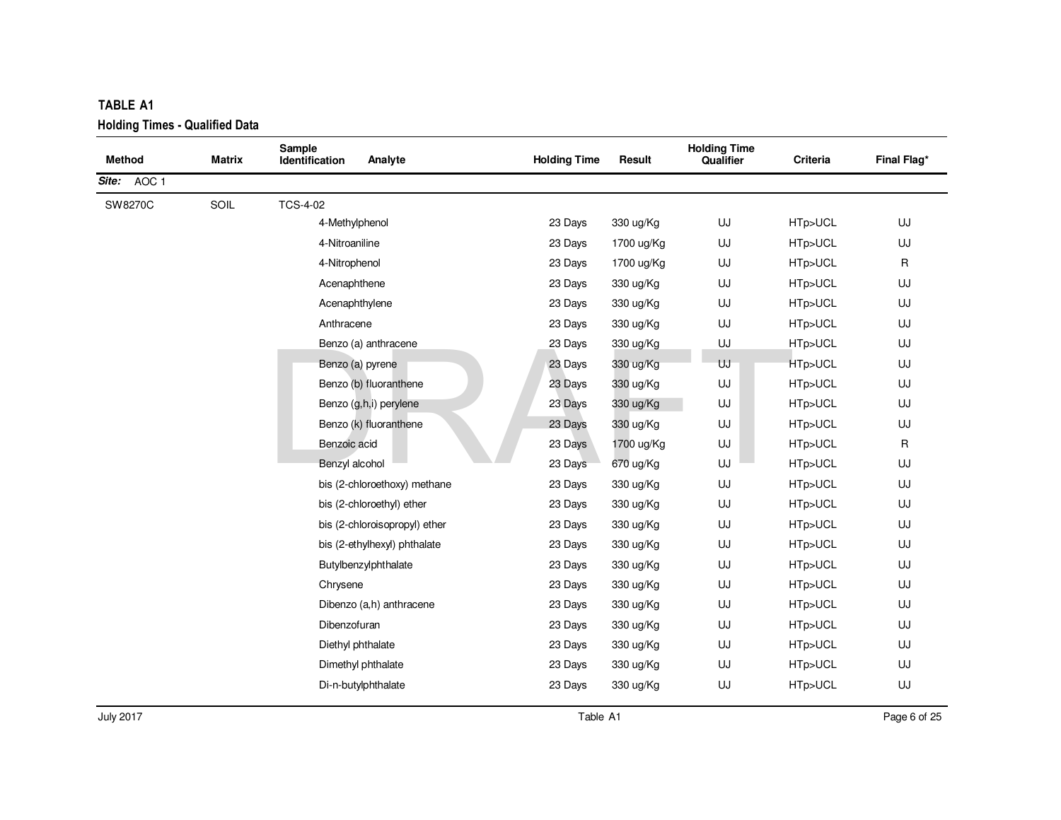**TABLE A1**

**Holding Times - Qualified Data**

| Method | Matrix | Sample Identification | Analyte | Holding Time | Result | Holding Time Qualifier | Criteria | Final Flag* |
|---|---|---|---|---|---|---|---|---|
| ***Site:*** AOC 1 | | | | | | | | |
| SW8270C | SOIL | TCS-4-02 | | | | | | |
| | | | 4-Methylphenol | 23 Days | 330 ug/Kg | UJ | HTp>UCL | UJ |
| | | | 4-Nitroaniline | 23 Days | 1700 ug/Kg | UJ | HTp>UCL | UJ |
| | | | 4-Nitrophenol | 23 Days | 1700 ug/Kg | UJ | HTp>UCL | R |
| | | | Acenaphthene | 23 Days | 330 ug/Kg | UJ | HTp>UCL | UJ |
| | | | Acenaphthylene | 23 Days | 330 ug/Kg | UJ | HTp>UCL | UJ |
| | | | Anthracene | 23 Days | 330 ug/Kg | UJ | HTp>UCL | UJ |
| | | | Benzo (a) anthracene | 23 Days | 330 ug/Kg | UJ | HTp>UCL | UJ |
| | | | Benzo (a) pyrene | 23 Days | 330 ug/Kg | UJ | HTp>UCL | UJ |
| | | | Benzo (b) fluoranthene | 23 Days | 330 ug/Kg | UJ | HTp>UCL | UJ |
| | | | Benzo (g,h,i) perylene | 23 Days | 330 ug/Kg | UJ | HTp>UCL | UJ |
| | | | Benzo (k) fluoranthene | 23 Days | 330 ug/Kg | UJ | HTp>UCL | UJ |
| | | | Benzoic acid | 23 Days | 1700 ug/Kg | UJ | HTp>UCL | R |
| | | | Benzyl alcohol | 23 Days | 670 ug/Kg | UJ | HTp>UCL | UJ |
| | | | bis (2-chloroethoxy) methane | 23 Days | 330 ug/Kg | UJ | HTp>UCL | UJ |
| | | | bis (2-chloroethyl) ether | 23 Days | 330 ug/Kg | UJ | HTp>UCL | UJ |
| | | | bis (2-chloroisopropyl) ether | 23 Days | 330 ug/Kg | UJ | HTp>UCL | UJ |
| | | | bis (2-ethylhexyl) phthalate | 23 Days | 330 ug/Kg | UJ | HTp>UCL | UJ |
| | | | Butylbenzylphthalate | 23 Days | 330 ug/Kg | UJ | HTp>UCL | UJ |
| | | | Chrysene | 23 Days | 330 ug/Kg | UJ | HTp>UCL | UJ |
| | | | Dibenzo (a,h) anthracene | 23 Days | 330 ug/Kg | UJ | HTp>UCL | UJ |
| | | | Dibenzofuran | 23 Days | 330 ug/Kg | UJ | HTp>UCL | UJ |
| | | | Diethyl phthalate | 23 Days | 330 ug/Kg | UJ | HTp>UCL | UJ |
| | | | Dimethyl phthalate | 23 Days | 330 ug/Kg | UJ | HTp>UCL | UJ |
| | | | Di-n-butylphthalate | 23 Days | 330 ug/Kg | UJ | HTp>UCL | UJ |

July 2017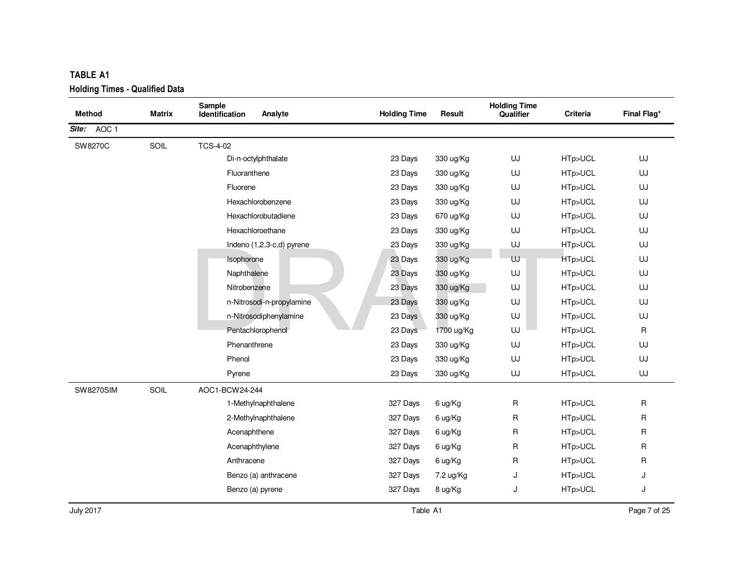**TABLE A1**

**Holding Times - Qualified Data**

| Method | Matrix | Sample Identification | Analyte | Holding Time | Result | Holding Time Qualifier | Criteria | Final Flag* |
|---|---|---|---|---|---|---|---|---|
| ***Site:*** AOC 1 | | | | | | | | |
| SW8270C | SOIL | TCS-4-02 | | | | | | |
| | | | Di-n-octylphthalate | 23 Days | 330 ug/Kg | UJ | HTp>UCL | UJ |
| | | | Fluoranthene | 23 Days | 330 ug/Kg | UJ | HTp>UCL | UJ |
| | | | Fluorene | 23 Days | 330 ug/Kg | UJ | HTp>UCL | UJ |
| | | | Hexachlorobenzene | 23 Days | 330 ug/Kg | UJ | HTp>UCL | UJ |
| | | | Hexachlorobutadiene | 23 Days | 670 ug/Kg | UJ | HTp>UCL | UJ |
| | | | Hexachloroethane | 23 Days | 330 ug/Kg | UJ | HTp>UCL | UJ |
| | | | Indeno (1,2,3-c,d) pyrene | 23 Days | 330 ug/Kg | UJ | HTp>UCL | UJ |
| | | | Isophorone | 23 Days | 330 ug/Kg | UJ | HTp>UCL | UJ |
| | | | Naphthalene | 23 Days | 330 ug/Kg | UJ | HTp>UCL | UJ |
| | | | Nitrobenzene | 23 Days | 330 ug/Kg | UJ | HTp>UCL | UJ |
| | | | n-Nitrosodi-n-propylamine | 23 Days | 330 ug/Kg | UJ | HTp>UCL | UJ |
| | | | n-Nitrosodiphenylamine | 23 Days | 330 ug/Kg | UJ | HTp>UCL | UJ |
| | | | Pentachlorophenol | 23 Days | 1700 ug/Kg | UJ | HTp>UCL | R |
| | | | Phenanthrene | 23 Days | 330 ug/Kg | UJ | HTp>UCL | UJ |
| | | | Phenol | 23 Days | 330 ug/Kg | UJ | HTp>UCL | UJ |
| | | | Pyrene | 23 Days | 330 ug/Kg | UJ | HTp>UCL | UJ |
| SW8270SIM | SOIL | AOC1-BCW24-244 | | | | | | |
| | | | 1-Methylnaphthalene | 327 Days | 6 ug/Kg | R | HTp>UCL | R |
| | | | 2-Methylnaphthalene | 327 Days | 6 ug/Kg | R | HTp>UCL | R |
| | | | Acenaphthene | 327 Days | 6 ug/Kg | R | HTp>UCL | R |
| | | | Acenaphthylene | 327 Days | 6 ug/Kg | R | HTp>UCL | R |
| | | | Anthracene | 327 Days | 6 ug/Kg | R | HTp>UCL | R |
| | | | Benzo (a) anthracene | 327 Days | 7.2 ug/Kg | J | HTp>UCL | J |
| | | | Benzo (a) pyrene | 327 Days | 8 ug/Kg | J | HTp>UCL | J |

July 2017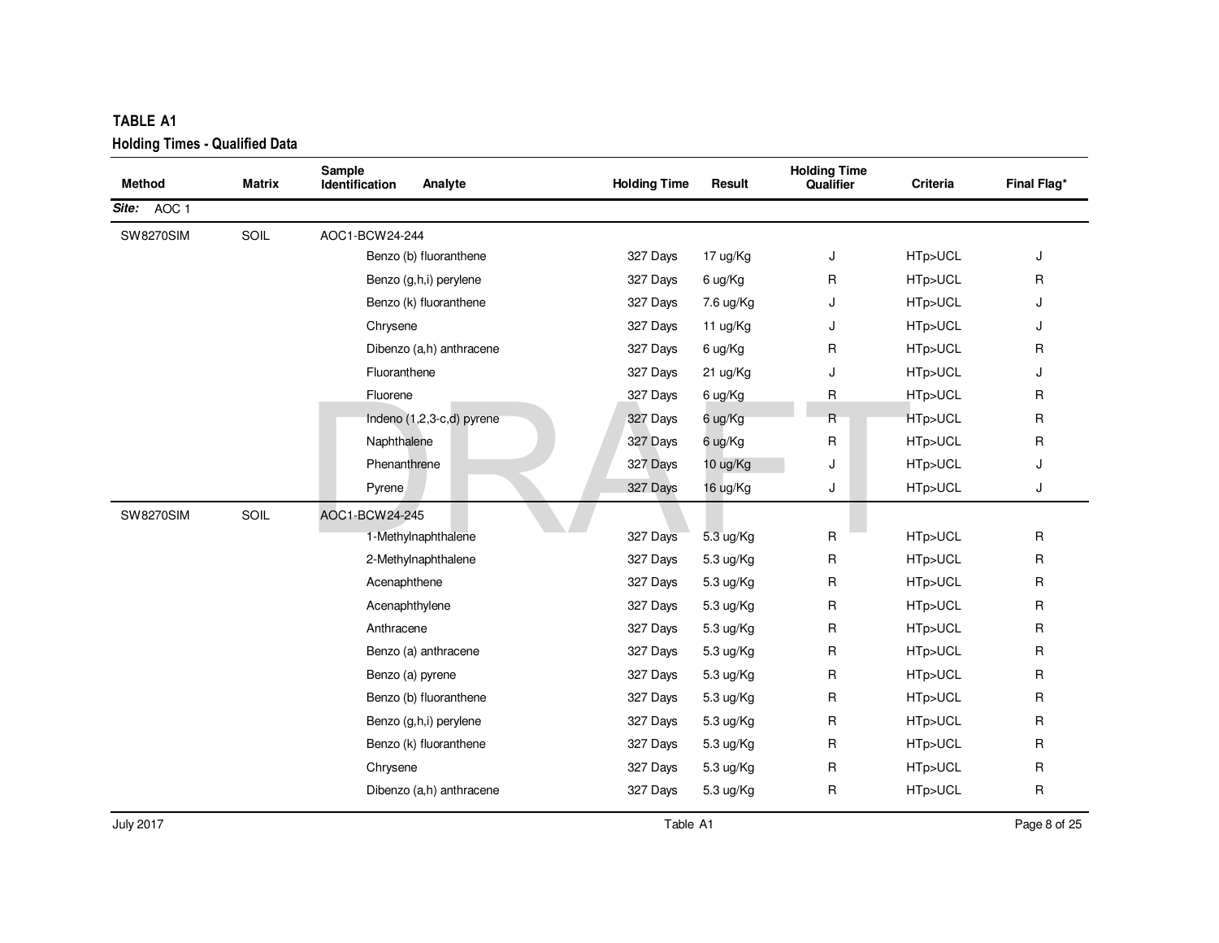**TABLE A1**

**Holding Times - Qualified Data**

| Method | Matrix | Sample Identification | Analyte | Holding Time | Result | Holding Time Qualifier | Criteria | Final Flag* |
|---|---|---|---|---|---|---|---|---|
| ***Site:*** AOC 1 | | | | | | | | |
| SW8270SIM | SOIL | AOC1-BCW24-244 | | | | | | |
| | | | Benzo (b) fluoranthene | 327 Days | 17 ug/Kg | J | HTp>UCL | J |
| | | | Benzo (g,h,i) perylene | 327 Days | 6 ug/Kg | R | HTp>UCL | R |
| | | | Benzo (k) fluoranthene | 327 Days | 7.6 ug/Kg | J | HTp>UCL | J |
| | | | Chrysene | 327 Days | 11 ug/Kg | J | HTp>UCL | J |
| | | | Dibenzo (a,h) anthracene | 327 Days | 6 ug/Kg | R | HTp>UCL | R |
| | | | Fluoranthene | 327 Days | 21 ug/Kg | J | HTp>UCL | J |
| | | | Fluorene | 327 Days | 6 ug/Kg | R | HTp>UCL | R |
| | | | Indeno (1,2,3-c,d) pyrene | 327 Days | 6 ug/Kg | R | HTp>UCL | R |
| | | | Naphthalene | 327 Days | 6 ug/Kg | R | HTp>UCL | R |
| | | | Phenanthrene | 327 Days | 10 ug/Kg | J | HTp>UCL | J |
| | | | Pyrene | 327 Days | 16 ug/Kg | J | HTp>UCL | J |
| SW8270SIM | SOIL | AOC1-BCW24-245 | | | | | | |
| | | | 1-Methylnaphthalene | 327 Days | 5.3 ug/Kg | R | HTp>UCL | R |
| | | | 2-Methylnaphthalene | 327 Days | 5.3 ug/Kg | R | HTp>UCL | R |
| | | | Acenaphthene | 327 Days | 5.3 ug/Kg | R | HTp>UCL | R |
| | | | Acenaphthylene | 327 Days | 5.3 ug/Kg | R | HTp>UCL | R |
| | | | Anthracene | 327 Days | 5.3 ug/Kg | R | HTp>UCL | R |
| | | | Benzo (a) anthracene | 327 Days | 5.3 ug/Kg | R | HTp>UCL | R |
| | | | Benzo (a) pyrene | 327 Days | 5.3 ug/Kg | R | HTp>UCL | R |
| | | | Benzo (b) fluoranthene | 327 Days | 5.3 ug/Kg | R | HTp>UCL | R |
| | | | Benzo (g,h,i) perylene | 327 Days | 5.3 ug/Kg | R | HTp>UCL | R |
| | | | Benzo (k) fluoranthene | 327 Days | 5.3 ug/Kg | R | HTp>UCL | R |
| | | | Chrysene | 327 Days | 5.3 ug/Kg | R | HTp>UCL | R |
| | | | Dibenzo (a,h) anthracene | 327 Days | 5.3 ug/Kg | R | HTp>UCL | R |

July 2017 — Table A1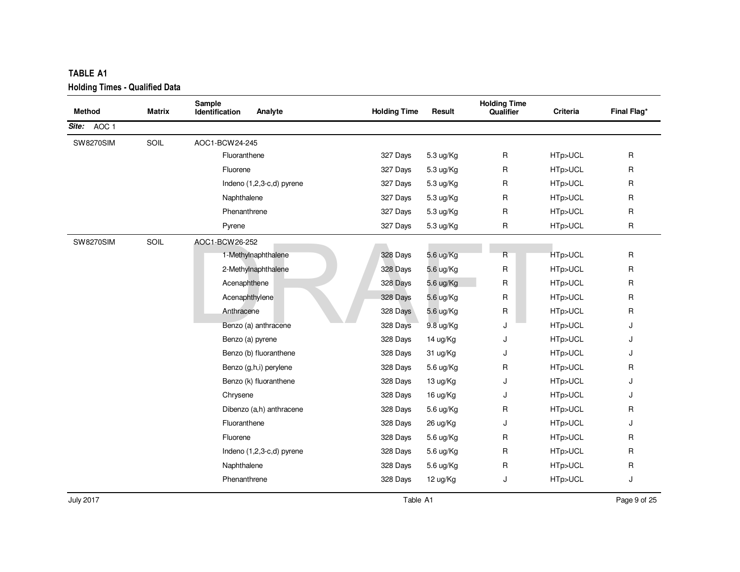**TABLE A1**

**Holding Times - Qualified Data**

| Method | Matrix | Sample Identification | Analyte | Holding Time | Result | Holding Time Qualifier | Criteria | Final Flag* |
|---|---|---|---|---|---|---|---|---|
| ***Site:*** AOC 1 | | | | | | | | |
| SW8270SIM | SOIL | AOC1-BCW24-245 | | | | | | |
| | | | Fluoranthene | 327 Days | 5.3 ug/Kg | R | HTp>UCL | R |
| | | | Fluorene | 327 Days | 5.3 ug/Kg | R | HTp>UCL | R |
| | | | Indeno (1,2,3-c,d) pyrene | 327 Days | 5.3 ug/Kg | R | HTp>UCL | R |
| | | | Naphthalene | 327 Days | 5.3 ug/Kg | R | HTp>UCL | R |
| | | | Phenanthrene | 327 Days | 5.3 ug/Kg | R | HTp>UCL | R |
| | | | Pyrene | 327 Days | 5.3 ug/Kg | R | HTp>UCL | R |
| SW8270SIM | SOIL | AOC1-BCW26-252 | | | | | | |
| | | | 1-Methylnaphthalene | 328 Days | 5.6 ug/Kg | R | HTp>UCL | R |
| | | | 2-Methylnaphthalene | 328 Days | 5.6 ug/Kg | R | HTp>UCL | R |
| | | | Acenaphthene | 328 Days | 5.6 ug/Kg | R | HTp>UCL | R |
| | | | Acenaphthylene | 328 Days | 5.6 ug/Kg | R | HTp>UCL | R |
| | | | Anthracene | 328 Days | 5.6 ug/Kg | R | HTp>UCL | R |
| | | | Benzo (a) anthracene | 328 Days | 9.8 ug/Kg | J | HTp>UCL | J |
| | | | Benzo (a) pyrene | 328 Days | 14 ug/Kg | J | HTp>UCL | J |
| | | | Benzo (b) fluoranthene | 328 Days | 31 ug/Kg | J | HTp>UCL | J |
| | | | Benzo (g,h,i) perylene | 328 Days | 5.6 ug/Kg | R | HTp>UCL | R |
| | | | Benzo (k) fluoranthene | 328 Days | 13 ug/Kg | J | HTp>UCL | J |
| | | | Chrysene | 328 Days | 16 ug/Kg | J | HTp>UCL | J |
| | | | Dibenzo (a,h) anthracene | 328 Days | 5.6 ug/Kg | R | HTp>UCL | R |
| | | | Fluoranthene | 328 Days | 26 ug/Kg | J | HTp>UCL | J |
| | | | Fluorene | 328 Days | 5.6 ug/Kg | R | HTp>UCL | R |
| | | | Indeno (1,2,3-c,d) pyrene | 328 Days | 5.6 ug/Kg | R | HTp>UCL | R |
| | | | Naphthalene | 328 Days | 5.6 ug/Kg | R | HTp>UCL | R |
| | | | Phenanthrene | 328 Days | 12 ug/Kg | J | HTp>UCL | J |

July 2017 — Table A1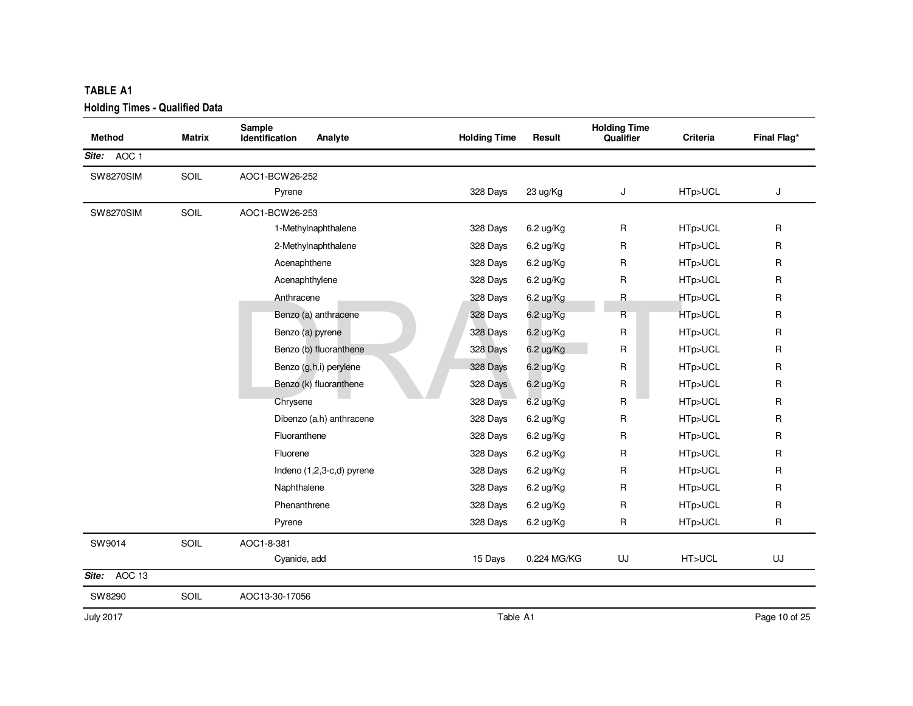**TABLE A1**

**Holding Times - Qualified Data**

| Method | Matrix | Sample Identification | Analyte | Holding Time | Result | Holding Time Qualifier | Criteria | Final Flag* |
|---|---|---|---|---|---|---|---|---|
| ***Site:*** AOC 1 | | | | | | | | |
| SW8270SIM | SOIL | AOC1-BCW26-252 | | | | | | |
| | | | Pyrene | 328 Days | 23 ug/Kg | J | HTp>UCL | J |
| SW8270SIM | SOIL | AOC1-BCW26-253 | | | | | | |
| | | | 1-Methylnaphthalene | 328 Days | 6.2 ug/Kg | R | HTp>UCL | R |
| | | | 2-Methylnaphthalene | 328 Days | 6.2 ug/Kg | R | HTp>UCL | R |
| | | | Acenaphthene | 328 Days | 6.2 ug/Kg | R | HTp>UCL | R |
| | | | Acenaphthylene | 328 Days | 6.2 ug/Kg | R | HTp>UCL | R |
| | | | Anthracene | 328 Days | 6.2 ug/Kg | R | HTp>UCL | R |
| | | | Benzo (a) anthracene | 328 Days | 6.2 ug/Kg | R | HTp>UCL | R |
| | | | Benzo (a) pyrene | 328 Days | 6.2 ug/Kg | R | HTp>UCL | R |
| | | | Benzo (b) fluoranthene | 328 Days | 6.2 ug/Kg | R | HTp>UCL | R |
| | | | Benzo (g,h,i) perylene | 328 Days | 6.2 ug/Kg | R | HTp>UCL | R |
| | | | Benzo (k) fluoranthene | 328 Days | 6.2 ug/Kg | R | HTp>UCL | R |
| | | | Chrysene | 328 Days | 6.2 ug/Kg | R | HTp>UCL | R |
| | | | Dibenzo (a,h) anthracene | 328 Days | 6.2 ug/Kg | R | HTp>UCL | R |
| | | | Fluoranthene | 328 Days | 6.2 ug/Kg | R | HTp>UCL | R |
| | | | Fluorene | 328 Days | 6.2 ug/Kg | R | HTp>UCL | R |
| | | | Indeno (1,2,3-c,d) pyrene | 328 Days | 6.2 ug/Kg | R | HTp>UCL | R |
| | | | Naphthalene | 328 Days | 6.2 ug/Kg | R | HTp>UCL | R |
| | | | Phenanthrene | 328 Days | 6.2 ug/Kg | R | HTp>UCL | R |
| | | | Pyrene | 328 Days | 6.2 ug/Kg | R | HTp>UCL | R |
| SW9014 | SOIL | AOC1-8-381 | | | | | | |
| | | | Cyanide, add | 15 Days | 0.224 MG/KG | UJ | HT>UCL | UJ |
| ***Site:*** AOC 13 | | | | | | | | |
| SW8290 | SOIL | AOC13-30-17056 | | | | | | |

July 2017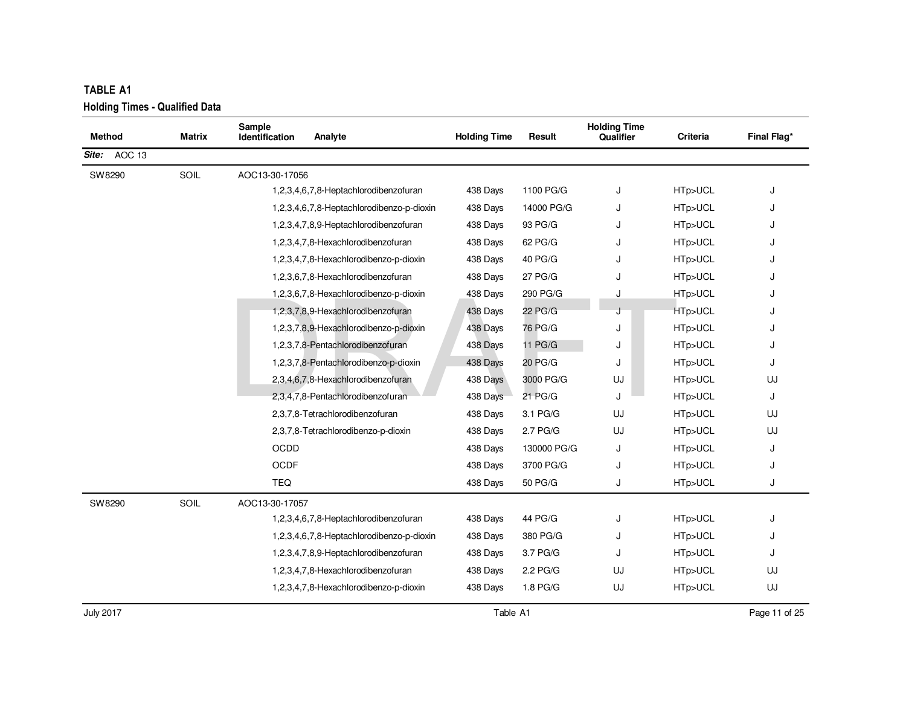**TABLE A1**

**Holding Times - Qualified Data**

| Method | Matrix | Sample Identification | Analyte | Holding Time | Result | Holding Time Qualifier | Criteria | Final Flag* |
|---|---|---|---|---|---|---|---|---|
| ***Site:*** AOC 13 | | | | | | | | |
| SW8290 | SOIL | AOC13-30-17056 | | | | | | |
| | | | 1,2,3,4,6,7,8-Heptachlorodibenzofuran | 438 Days | 1100 PG/G | J | HTp>UCL | J |
| | | | 1,2,3,4,6,7,8-Heptachlorodibenzo-p-dioxin | 438 Days | 14000 PG/G | J | HTp>UCL | J |
| | | | 1,2,3,4,7,8,9-Heptachlorodibenzofuran | 438 Days | 93 PG/G | J | HTp>UCL | J |
| | | | 1,2,3,4,7,8-Hexachlorodibenzofuran | 438 Days | 62 PG/G | J | HTp>UCL | J |
| | | | 1,2,3,4,7,8-Hexachlorodibenzo-p-dioxin | 438 Days | 40 PG/G | J | HTp>UCL | J |
| | | | 1,2,3,6,7,8-Hexachlorodibenzofuran | 438 Days | 27 PG/G | J | HTp>UCL | J |
| | | | 1,2,3,6,7,8-Hexachlorodibenzo-p-dioxin | 438 Days | 290 PG/G | J | HTp>UCL | J |
| | | | 1,2,3,7,8,9-Hexachlorodibenzofuran | 438 Days | 22 PG/G | J | HTp>UCL | J |
| | | | 1,2,3,7,8,9-Hexachlorodibenzo-p-dioxin | 438 Days | 76 PG/G | J | HTp>UCL | J |
| | | | 1,2,3,7,8-Pentachlorodibenzofuran | 438 Days | 11 PG/G | J | HTp>UCL | J |
| | | | 1,2,3,7,8-Pentachlorodibenzo-p-dioxin | 438 Days | 20 PG/G | J | HTp>UCL | J |
| | | | 2,3,4,6,7,8-Hexachlorodibenzofuran | 438 Days | 3000 PG/G | UJ | HTp>UCL | UJ |
| | | | 2,3,4,7,8-Pentachlorodibenzofuran | 438 Days | 21 PG/G | J | HTp>UCL | J |
| | | | 2,3,7,8-Tetrachlorodibenzofuran | 438 Days | 3.1 PG/G | UJ | HTp>UCL | UJ |
| | | | 2,3,7,8-Tetrachlorodibenzo-p-dioxin | 438 Days | 2.7 PG/G | UJ | HTp>UCL | UJ |
| | | | OCDD | 438 Days | 130000 PG/G | J | HTp>UCL | J |
| | | | OCDF | 438 Days | 3700 PG/G | J | HTp>UCL | J |
| | | | TEQ | 438 Days | 50 PG/G | J | HTp>UCL | J |
| SW8290 | SOIL | AOC13-30-17057 | | | | | | |
| | | | 1,2,3,4,6,7,8-Heptachlorodibenzofuran | 438 Days | 44 PG/G | J | HTp>UCL | J |
| | | | 1,2,3,4,6,7,8-Heptachlorodibenzo-p-dioxin | 438 Days | 380 PG/G | J | HTp>UCL | J |
| | | | 1,2,3,4,7,8,9-Heptachlorodibenzofuran | 438 Days | 3.7 PG/G | J | HTp>UCL | J |
| | | | 1,2,3,4,7,8-Hexachlorodibenzofuran | 438 Days | 2.2 PG/G | UJ | HTp>UCL | UJ |
| | | | 1,2,3,4,7,8-Hexachlorodibenzo-p-dioxin | 438 Days | 1.8 PG/G | UJ | HTp>UCL | UJ |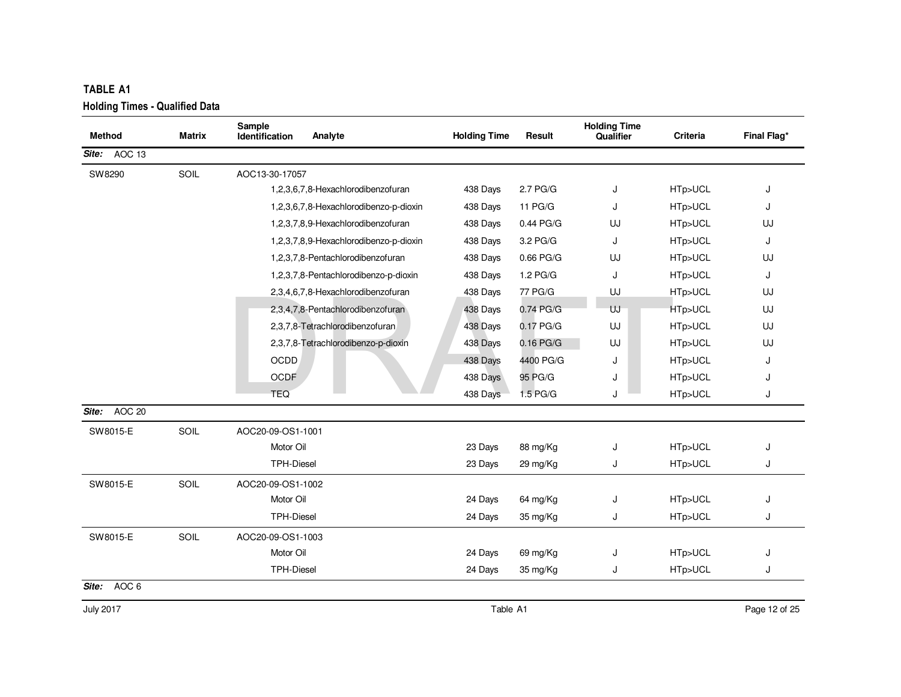## TABLE A1

### Holding Times - Qualified Data

| Method | Matrix | Sample Identification | Analyte | Holding Time | Result | Holding Time Qualifier | Criteria | Final Flag* |
|---|---|---|---|---|---|---|---|---|
| ***Site:*** AOC 13 | | | | | | | | |
| SW8290 | SOIL | AOC13-30-17057 | | | | | | |
| | | | 1,2,3,6,7,8-Hexachlorodibenzofuran | 438 Days | 2.7 PG/G | J | HTp>UCL | J |
| | | | 1,2,3,6,7,8-Hexachlorodibenzo-p-dioxin | 438 Days | 11 PG/G | J | HTp>UCL | J |
| | | | 1,2,3,7,8,9-Hexachlorodibenzofuran | 438 Days | 0.44 PG/G | UJ | HTp>UCL | UJ |
| | | | 1,2,3,7,8,9-Hexachlorodibenzo-p-dioxin | 438 Days | 3.2 PG/G | J | HTp>UCL | J |
| | | | 1,2,3,7,8-Pentachlorodibenzofuran | 438 Days | 0.66 PG/G | UJ | HTp>UCL | UJ |
| | | | 1,2,3,7,8-Pentachlorodibenzo-p-dioxin | 438 Days | 1.2 PG/G | J | HTp>UCL | J |
| | | | 2,3,4,6,7,8-Hexachlorodibenzofuran | 438 Days | 77 PG/G | UJ | HTp>UCL | UJ |
| | | | 2,3,4,7,8-Pentachlorodibenzofuran | 438 Days | 0.74 PG/G | UJ | HTp>UCL | UJ |
| | | | 2,3,7,8-Tetrachlorodibenzofuran | 438 Days | 0.17 PG/G | UJ | HTp>UCL | UJ |
| | | | 2,3,7,8-Tetrachlorodibenzo-p-dioxin | 438 Days | 0.16 PG/G | UJ | HTp>UCL | UJ |
| | | | OCDD | 438 Days | 4400 PG/G | J | HTp>UCL | J |
| | | | OCDF | 438 Days | 95 PG/G | J | HTp>UCL | J |
| | | | TEQ | 438 Days | 1.5 PG/G | J | HTp>UCL | J |
| ***Site:*** AOC 20 | | | | | | | | |
| SW8015-E | SOIL | AOC20-09-OS1-1001 | | | | | | |
| | | | Motor Oil | 23 Days | 88 mg/Kg | J | HTp>UCL | J |
| | | | TPH-Diesel | 23 Days | 29 mg/Kg | J | HTp>UCL | J |
| SW8015-E | SOIL | AOC20-09-OS1-1002 | | | | | | |
| | | | Motor Oil | 24 Days | 64 mg/Kg | J | HTp>UCL | J |
| | | | TPH-Diesel | 24 Days | 35 mg/Kg | J | HTp>UCL | J |
| SW8015-E | SOIL | AOC20-09-OS1-1003 | | | | | | |
| | | | Motor Oil | 24 Days | 69 mg/Kg | J | HTp>UCL | J |
| | | | TPH-Diesel | 24 Days | 35 mg/Kg | J | HTp>UCL | J |
| ***Site:*** AOC 6 | | | | | | | | |

DRAFT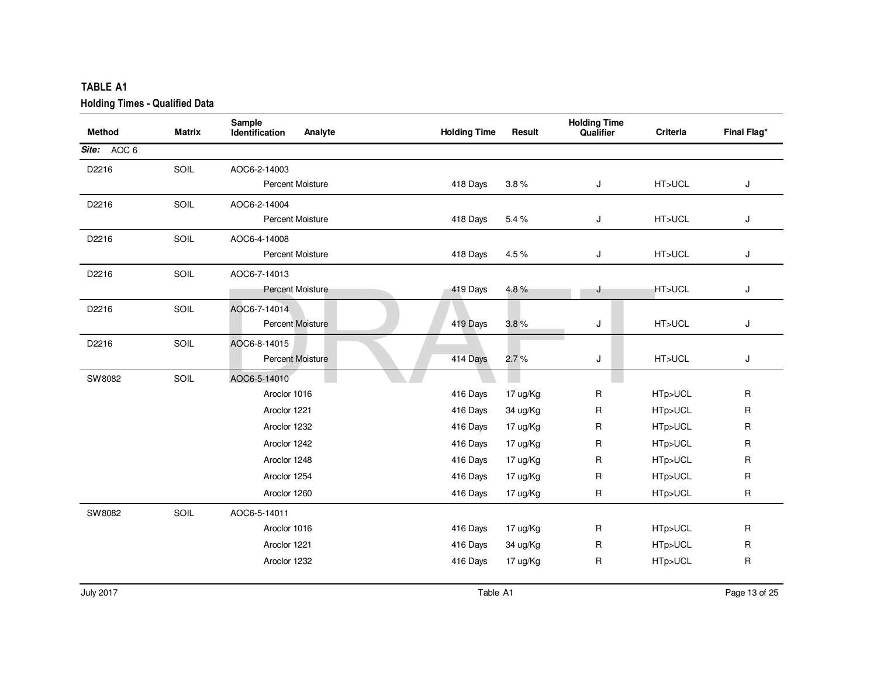**TABLE A1**

**Holding Times - Qualified Data**

| Method | Matrix | Sample Identification | Analyte | Holding Time | Result | Holding Time Qualifier | Criteria | Final Flag* |
|---|---|---|---|---|---|---|---|---|
| ***Site:*** AOC 6 | | | | | | | | |
| D2216 | SOIL | AOC6-2-14003 | | | | | | |
| | | | Percent Moisture | 418 Days | 3.8 % | J | HT>UCL | J |
| D2216 | SOIL | AOC6-2-14004 | | | | | | |
| | | | Percent Moisture | 418 Days | 5.4 % | J | HT>UCL | J |
| D2216 | SOIL | AOC6-4-14008 | | | | | | |
| | | | Percent Moisture | 418 Days | 4.5 % | J | HT>UCL | J |
| D2216 | SOIL | AOC6-7-14013 | | | | | | |
| | | | Percent Moisture | 419 Days | 4.8 % | J | HT>UCL | J |
| D2216 | SOIL | AOC6-7-14014 | | | | | | |
| | | | Percent Moisture | 419 Days | 3.8 % | J | HT>UCL | J |
| D2216 | SOIL | AOC6-8-14015 | | | | | | |
| | | | Percent Moisture | 414 Days | 2.7 % | J | HT>UCL | J |
| SW8082 | SOIL | AOC6-5-14010 | | | | | | |
| | | | Aroclor 1016 | 416 Days | 17 ug/Kg | R | HTp>UCL | R |
| | | | Aroclor 1221 | 416 Days | 34 ug/Kg | R | HTp>UCL | R |
| | | | Aroclor 1232 | 416 Days | 17 ug/Kg | R | HTp>UCL | R |
| | | | Aroclor 1242 | 416 Days | 17 ug/Kg | R | HTp>UCL | R |
| | | | Aroclor 1248 | 416 Days | 17 ug/Kg | R | HTp>UCL | R |
| | | | Aroclor 1254 | 416 Days | 17 ug/Kg | R | HTp>UCL | R |
| | | | Aroclor 1260 | 416 Days | 17 ug/Kg | R | HTp>UCL | R |
| SW8082 | SOIL | AOC6-5-14011 | | | | | | |
| | | | Aroclor 1016 | 416 Days | 17 ug/Kg | R | HTp>UCL | R |
| | | | Aroclor 1221 | 416 Days | 34 ug/Kg | R | HTp>UCL | R |
| | | | Aroclor 1232 | 416 Days | 17 ug/Kg | R | HTp>UCL | R |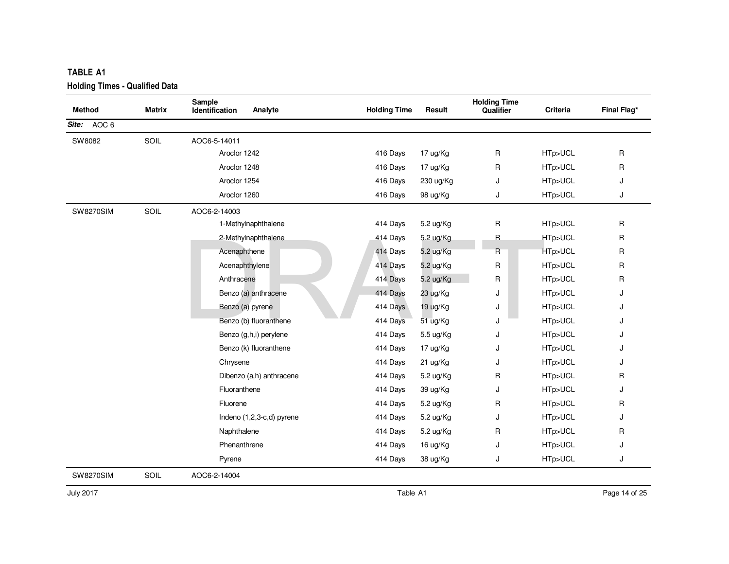**TABLE A1**

**Holding Times - Qualified Data**

| Method | Matrix | Sample Identification | Analyte | Holding Time | Result | Holding Time Qualifier | Criteria | Final Flag* |
|---|---|---|---|---|---|---|---|---|
| ***Site:*** AOC 6 | | | | | | | | |
| SW8082 | SOIL | AOC6-5-14011 | | | | | | |
| | | | Aroclor 1242 | 416 Days | 17 ug/Kg | R | HTp>UCL | R |
| | | | Aroclor 1248 | 416 Days | 17 ug/Kg | R | HTp>UCL | R |
| | | | Aroclor 1254 | 416 Days | 230 ug/Kg | J | HTp>UCL | J |
| | | | Aroclor 1260 | 416 Days | 98 ug/Kg | J | HTp>UCL | J |
| SW8270SIM | SOIL | AOC6-2-14003 | | | | | | |
| | | | 1-Methylnaphthalene | 414 Days | 5.2 ug/Kg | R | HTp>UCL | R |
| | | | 2-Methylnaphthalene | 414 Days | 5.2 ug/Kg | R | HTp>UCL | R |
| | | | Acenaphthene | 414 Days | 5.2 ug/Kg | R | HTp>UCL | R |
| | | | Acenaphthylene | 414 Days | 5.2 ug/Kg | R | HTp>UCL | R |
| | | | Anthracene | 414 Days | 5.2 ug/Kg | R | HTp>UCL | R |
| | | | Benzo (a) anthracene | 414 Days | 23 ug/Kg | J | HTp>UCL | J |
| | | | Benzo (a) pyrene | 414 Days | 19 ug/Kg | J | HTp>UCL | J |
| | | | Benzo (b) fluoranthene | 414 Days | 51 ug/Kg | J | HTp>UCL | J |
| | | | Benzo (g,h,i) perylene | 414 Days | 5.5 ug/Kg | J | HTp>UCL | J |
| | | | Benzo (k) fluoranthene | 414 Days | 17 ug/Kg | J | HTp>UCL | J |
| | | | Chrysene | 414 Days | 21 ug/Kg | J | HTp>UCL | J |
| | | | Dibenzo (a,h) anthracene | 414 Days | 5.2 ug/Kg | R | HTp>UCL | R |
| | | | Fluoranthene | 414 Days | 39 ug/Kg | J | HTp>UCL | J |
| | | | Fluorene | 414 Days | 5.2 ug/Kg | R | HTp>UCL | R |
| | | | Indeno (1,2,3-c,d) pyrene | 414 Days | 5.2 ug/Kg | J | HTp>UCL | J |
| | | | Naphthalene | 414 Days | 5.2 ug/Kg | R | HTp>UCL | R |
| | | | Phenanthrene | 414 Days | 16 ug/Kg | J | HTp>UCL | J |
| | | | Pyrene | 414 Days | 38 ug/Kg | J | HTp>UCL | J |
| SW8270SIM | SOIL | AOC6-2-14004 | | | | | | |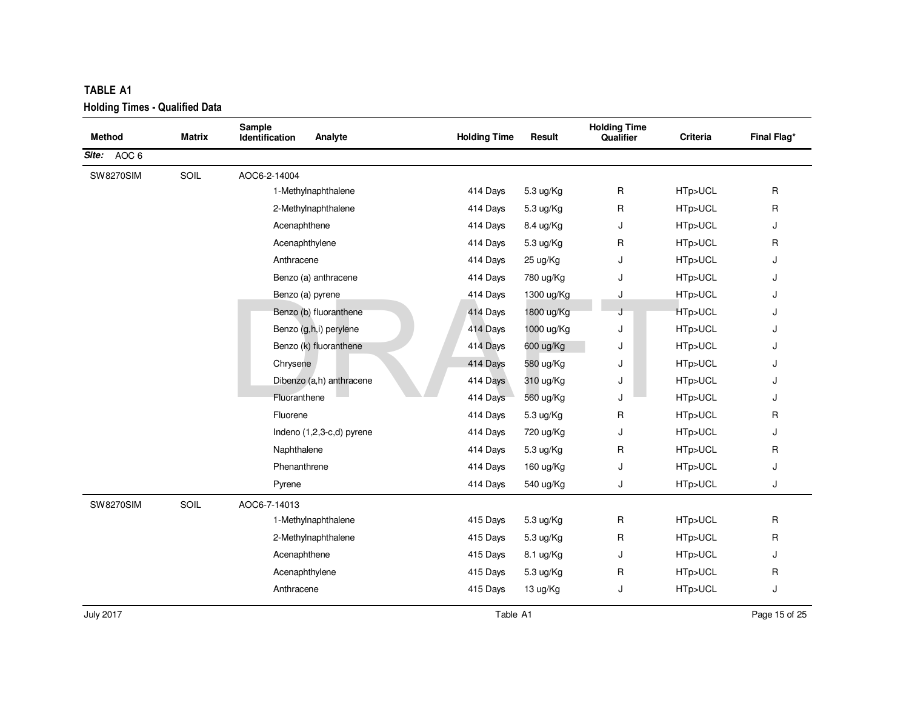## TABLE A1

### Holding Times - Qualified Data

| Method | Matrix | Sample Identification | Analyte | Holding Time | Result | Holding Time Qualifier | Criteria | Final Flag* |
|---|---|---|---|---|---|---|---|---|
| ***Site:*** AOC 6 | | | | | | | | |
| SW8270SIM | SOIL | AOC6-2-14004 | | | | | | |
| | | | 1-Methylnaphthalene | 414 Days | 5.3 ug/Kg | R | HTp>UCL | R |
| | | | 2-Methylnaphthalene | 414 Days | 5.3 ug/Kg | R | HTp>UCL | R |
| | | | Acenaphthene | 414 Days | 8.4 ug/Kg | J | HTp>UCL | J |
| | | | Acenaphthylene | 414 Days | 5.3 ug/Kg | R | HTp>UCL | R |
| | | | Anthracene | 414 Days | 25 ug/Kg | J | HTp>UCL | J |
| | | | Benzo (a) anthracene | 414 Days | 780 ug/Kg | J | HTp>UCL | J |
| | | | Benzo (a) pyrene | 414 Days | 1300 ug/Kg | J | HTp>UCL | J |
| | | | Benzo (b) fluoranthene | 414 Days | 1800 ug/Kg | J | HTp>UCL | J |
| | | | Benzo (g,h,i) perylene | 414 Days | 1000 ug/Kg | J | HTp>UCL | J |
| | | | Benzo (k) fluoranthene | 414 Days | 600 ug/Kg | J | HTp>UCL | J |
| | | | Chrysene | 414 Days | 580 ug/Kg | J | HTp>UCL | J |
| | | | Dibenzo (a,h) anthracene | 414 Days | 310 ug/Kg | J | HTp>UCL | J |
| | | | Fluoranthene | 414 Days | 560 ug/Kg | J | HTp>UCL | J |
| | | | Fluorene | 414 Days | 5.3 ug/Kg | R | HTp>UCL | R |
| | | | Indeno (1,2,3-c,d) pyrene | 414 Days | 720 ug/Kg | J | HTp>UCL | J |
| | | | Naphthalene | 414 Days | 5.3 ug/Kg | R | HTp>UCL | R |
| | | | Phenanthrene | 414 Days | 160 ug/Kg | J | HTp>UCL | J |
| | | | Pyrene | 414 Days | 540 ug/Kg | J | HTp>UCL | J |
| SW8270SIM | SOIL | AOC6-7-14013 | | | | | | |
| | | | 1-Methylnaphthalene | 415 Days | 5.3 ug/Kg | R | HTp>UCL | R |
| | | | 2-Methylnaphthalene | 415 Days | 5.3 ug/Kg | R | HTp>UCL | R |
| | | | Acenaphthene | 415 Days | 8.1 ug/Kg | J | HTp>UCL | J |
| | | | Acenaphthylene | 415 Days | 5.3 ug/Kg | R | HTp>UCL | R |
| | | | Anthracene | 415 Days | 13 ug/Kg | J | HTp>UCL | J |

July 2017 Table A1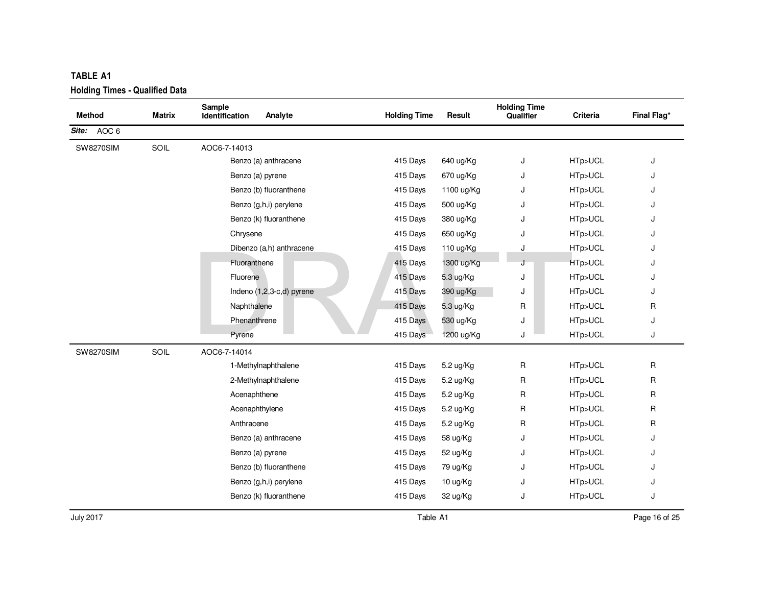**TABLE A1**

**Holding Times - Qualified Data**

| Method | Matrix | Sample Identification | Analyte | Holding Time | Result | Holding Time Qualifier | Criteria | Final Flag* |
|---|---|---|---|---|---|---|---|---|
| ***Site:*** AOC 6 | | | | | | | | |
| SW8270SIM | SOIL | AOC6-7-14013 | | | | | | |
| | | | Benzo (a) anthracene | 415 Days | 640 ug/Kg | J | HTp>UCL | J |
| | | | Benzo (a) pyrene | 415 Days | 670 ug/Kg | J | HTp>UCL | J |
| | | | Benzo (b) fluoranthene | 415 Days | 1100 ug/Kg | J | HTp>UCL | J |
| | | | Benzo (g,h,i) perylene | 415 Days | 500 ug/Kg | J | HTp>UCL | J |
| | | | Benzo (k) fluoranthene | 415 Days | 380 ug/Kg | J | HTp>UCL | J |
| | | | Chrysene | 415 Days | 650 ug/Kg | J | HTp>UCL | J |
| | | | Dibenzo (a,h) anthracene | 415 Days | 110 ug/Kg | J | HTp>UCL | J |
| | | | Fluoranthene | 415 Days | 1300 ug/Kg | J | HTp>UCL | J |
| | | | Fluorene | 415 Days | 5.3 ug/Kg | J | HTp>UCL | J |
| | | | Indeno (1,2,3-c,d) pyrene | 415 Days | 390 ug/Kg | J | HTp>UCL | J |
| | | | Naphthalene | 415 Days | 5.3 ug/Kg | R | HTp>UCL | R |
| | | | Phenanthrene | 415 Days | 530 ug/Kg | J | HTp>UCL | J |
| | | | Pyrene | 415 Days | 1200 ug/Kg | J | HTp>UCL | J |
| SW8270SIM | SOIL | AOC6-7-14014 | | | | | | |
| | | | 1-Methylnaphthalene | 415 Days | 5.2 ug/Kg | R | HTp>UCL | R |
| | | | 2-Methylnaphthalene | 415 Days | 5.2 ug/Kg | R | HTp>UCL | R |
| | | | Acenaphthene | 415 Days | 5.2 ug/Kg | R | HTp>UCL | R |
| | | | Acenaphthylene | 415 Days | 5.2 ug/Kg | R | HTp>UCL | R |
| | | | Anthracene | 415 Days | 5.2 ug/Kg | R | HTp>UCL | R |
| | | | Benzo (a) anthracene | 415 Days | 58 ug/Kg | J | HTp>UCL | J |
| | | | Benzo (a) pyrene | 415 Days | 52 ug/Kg | J | HTp>UCL | J |
| | | | Benzo (b) fluoranthene | 415 Days | 79 ug/Kg | J | HTp>UCL | J |
| | | | Benzo (g,h,i) perylene | 415 Days | 10 ug/Kg | J | HTp>UCL | J |
| | | | Benzo (k) fluoranthene | 415 Days | 32 ug/Kg | J | HTp>UCL | J |

July 2017 — Table A1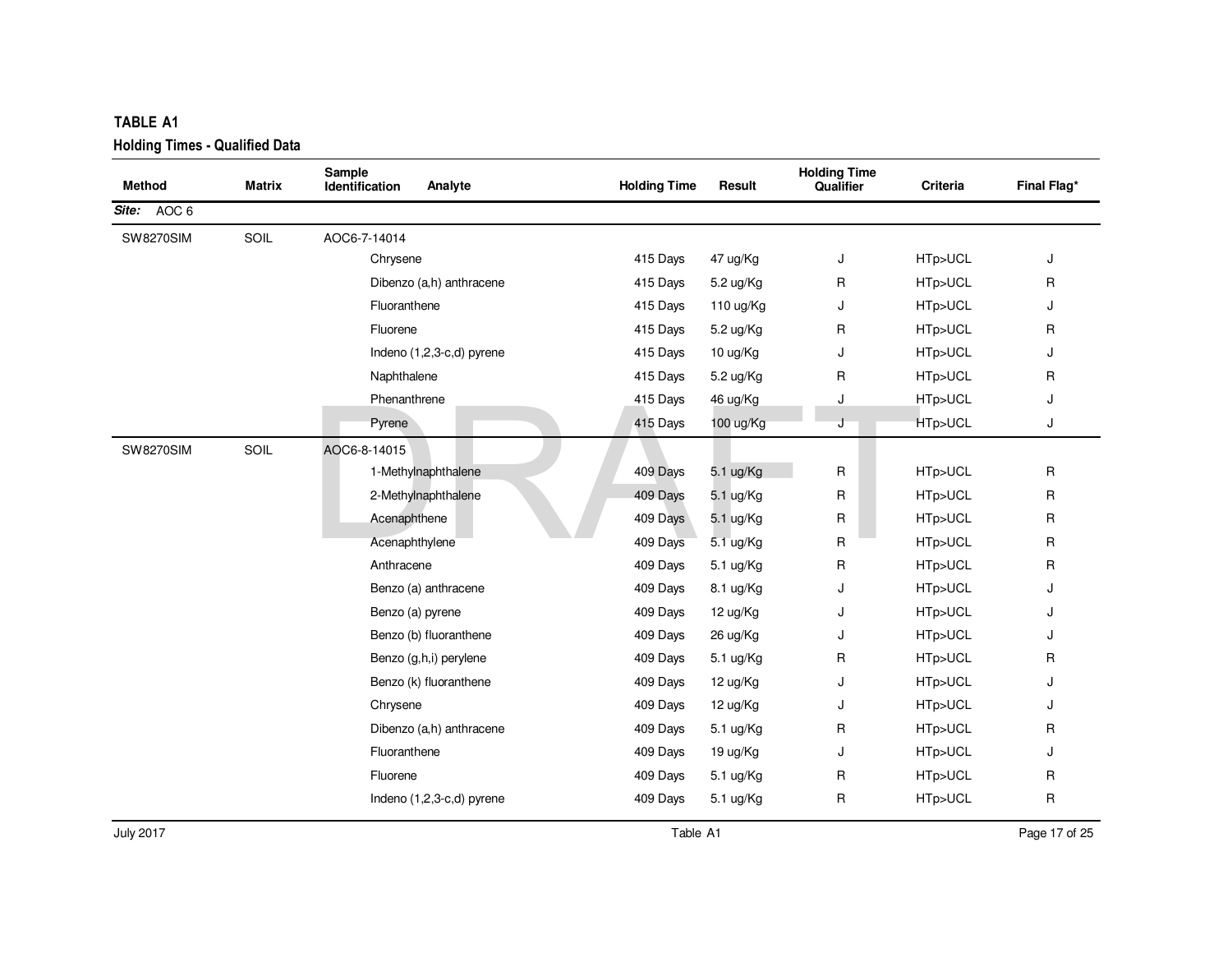## TABLE A1

### Holding Times - Qualified Data

| Method | Matrix | Sample Identification | Analyte | Holding Time | Result | Holding Time Qualifier | Criteria | Final Flag* |
|---|---|---|---|---|---|---|---|---|
| ***Site:*** AOC 6 | | | | | | | | |
| SW8270SIM | SOIL | AOC6-7-14014 | | | | | | |
| | | | Chrysene | 415 Days | 47 ug/Kg | J | HTp>UCL | J |
| | | | Dibenzo (a,h) anthracene | 415 Days | 5.2 ug/Kg | R | HTp>UCL | R |
| | | | Fluoranthene | 415 Days | 110 ug/Kg | J | HTp>UCL | J |
| | | | Fluorene | 415 Days | 5.2 ug/Kg | R | HTp>UCL | R |
| | | | Indeno (1,2,3-c,d) pyrene | 415 Days | 10 ug/Kg | J | HTp>UCL | J |
| | | | Naphthalene | 415 Days | 5.2 ug/Kg | R | HTp>UCL | R |
| | | | Phenanthrene | 415 Days | 46 ug/Kg | J | HTp>UCL | J |
| | | | Pyrene | 415 Days | 100 ug/Kg | J | HTp>UCL | J |
| SW8270SIM | SOIL | AOC6-8-14015 | | | | | | |
| | | | 1-Methylnaphthalene | 409 Days | 5.1 ug/Kg | R | HTp>UCL | R |
| | | | 2-Methylnaphthalene | 409 Days | 5.1 ug/Kg | R | HTp>UCL | R |
| | | | Acenaphthene | 409 Days | 5.1 ug/Kg | R | HTp>UCL | R |
| | | | Acenaphthylene | 409 Days | 5.1 ug/Kg | R | HTp>UCL | R |
| | | | Anthracene | 409 Days | 5.1 ug/Kg | R | HTp>UCL | R |
| | | | Benzo (a) anthracene | 409 Days | 8.1 ug/Kg | J | HTp>UCL | J |
| | | | Benzo (a) pyrene | 409 Days | 12 ug/Kg | J | HTp>UCL | J |
| | | | Benzo (b) fluoranthene | 409 Days | 26 ug/Kg | J | HTp>UCL | J |
| | | | Benzo (g,h,i) perylene | 409 Days | 5.1 ug/Kg | R | HTp>UCL | R |
| | | | Benzo (k) fluoranthene | 409 Days | 12 ug/Kg | J | HTp>UCL | J |
| | | | Chrysene | 409 Days | 12 ug/Kg | J | HTp>UCL | J |
| | | | Dibenzo (a,h) anthracene | 409 Days | 5.1 ug/Kg | R | HTp>UCL | R |
| | | | Fluoranthene | 409 Days | 19 ug/Kg | J | HTp>UCL | J |
| | | | Fluorene | 409 Days | 5.1 ug/Kg | R | HTp>UCL | R |
| | | | Indeno (1,2,3-c,d) pyrene | 409 Days | 5.1 ug/Kg | R | HTp>UCL | R |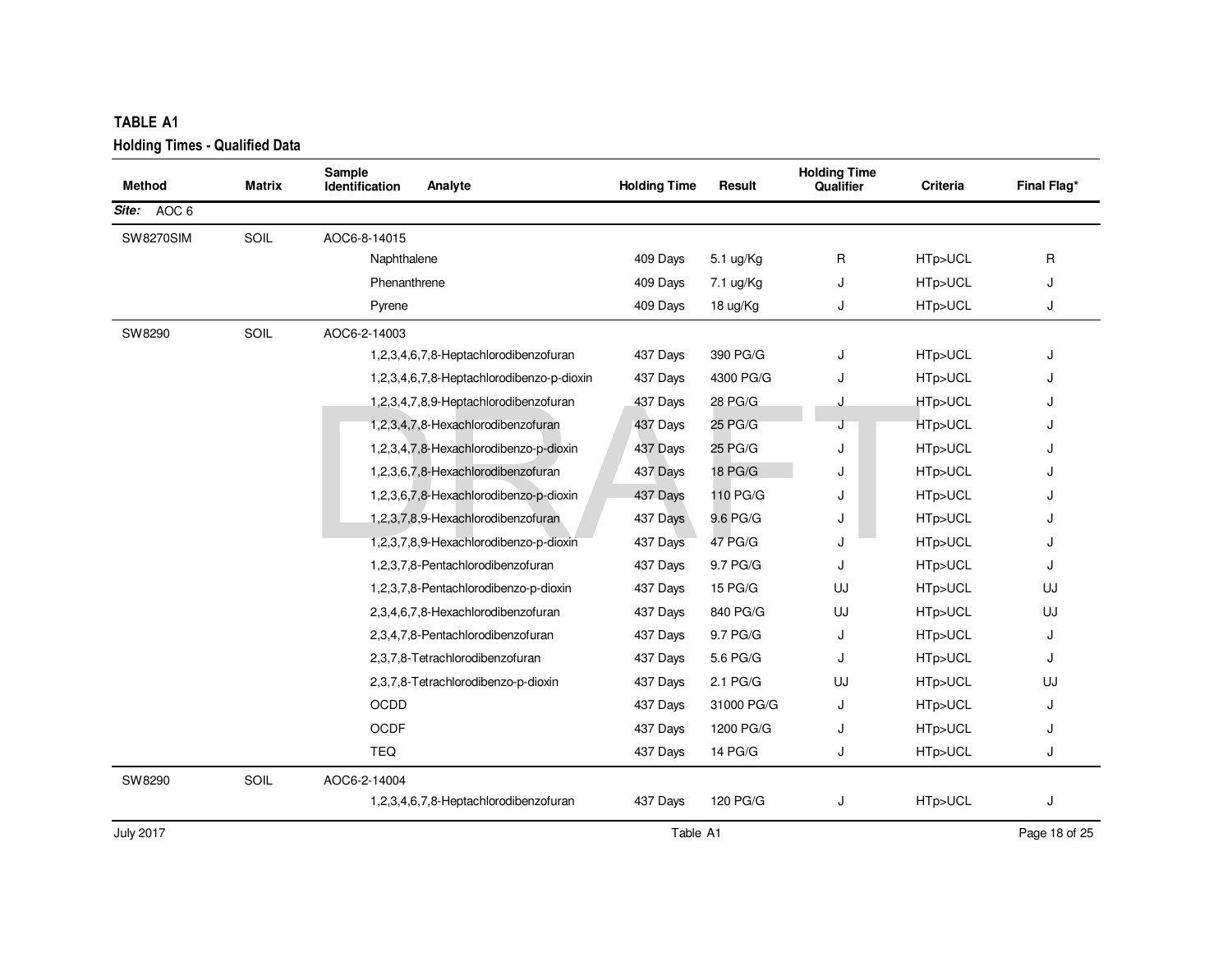**TABLE A1**

**Holding Times - Qualified Data**

| Method | Matrix | Sample Identification | Analyte | Holding Time | Result | Holding Time Qualifier | Criteria | Final Flag* |
|---|---|---|---|---|---|---|---|---|
| ***Site:*** AOC 6 | | | | | | | | |
| SW8270SIM | SOIL | AOC6-8-14015 | | | | | | |
| | | | Naphthalene | 409 Days | 5.1 ug/Kg | R | HTp>UCL | R |
| | | | Phenanthrene | 409 Days | 7.1 ug/Kg | J | HTp>UCL | J |
| | | | Pyrene | 409 Days | 18 ug/Kg | J | HTp>UCL | J |
| SW8290 | SOIL | AOC6-2-14003 | | | | | | |
| | | | 1,2,3,4,6,7,8-Heptachlorodibenzofuran | 437 Days | 390 PG/G | J | HTp>UCL | J |
| | | | 1,2,3,4,6,7,8-Heptachlorodibenzo-p-dioxin | 437 Days | 4300 PG/G | J | HTp>UCL | J |
| | | | 1,2,3,4,7,8,9-Heptachlorodibenzofuran | 437 Days | 28 PG/G | J | HTp>UCL | J |
| | | | 1,2,3,4,7,8-Hexachlorodibenzofuran | 437 Days | 25 PG/G | J | HTp>UCL | J |
| | | | 1,2,3,4,7,8-Hexachlorodibenzo-p-dioxin | 437 Days | 25 PG/G | J | HTp>UCL | J |
| | | | 1,2,3,6,7,8-Hexachlorodibenzofuran | 437 Days | 18 PG/G | J | HTp>UCL | J |
| | | | 1,2,3,6,7,8-Hexachlorodibenzo-p-dioxin | 437 Days | 110 PG/G | J | HTp>UCL | J |
| | | | 1,2,3,7,8,9-Hexachlorodibenzofuran | 437 Days | 9.6 PG/G | J | HTp>UCL | J |
| | | | 1,2,3,7,8,9-Hexachlorodibenzo-p-dioxin | 437 Days | 47 PG/G | J | HTp>UCL | J |
| | | | 1,2,3,7,8-Pentachlorodibenzofuran | 437 Days | 9.7 PG/G | J | HTp>UCL | J |
| | | | 1,2,3,7,8-Pentachlorodibenzo-p-dioxin | 437 Days | 15 PG/G | UJ | HTp>UCL | UJ |
| | | | 2,3,4,6,7,8-Hexachlorodibenzofuran | 437 Days | 840 PG/G | UJ | HTp>UCL | UJ |
| | | | 2,3,4,7,8-Pentachlorodibenzofuran | 437 Days | 9.7 PG/G | J | HTp>UCL | J |
| | | | 2,3,7,8-Tetrachlorodibenzofuran | 437 Days | 5.6 PG/G | J | HTp>UCL | J |
| | | | 2,3,7,8-Tetrachlorodibenzo-p-dioxin | 437 Days | 2.1 PG/G | UJ | HTp>UCL | UJ |
| | | | OCDD | 437 Days | 31000 PG/G | J | HTp>UCL | J |
| | | | OCDF | 437 Days | 1200 PG/G | J | HTp>UCL | J |
| | | | TEQ | 437 Days | 14 PG/G | J | HTp>UCL | J |
| SW8290 | SOIL | AOC6-2-14004 | | | | | | |
| | | | 1,2,3,4,6,7,8-Heptachlorodibenzofuran | 437 Days | 120 PG/G | J | HTp>UCL | J |

July 2017 — Table A1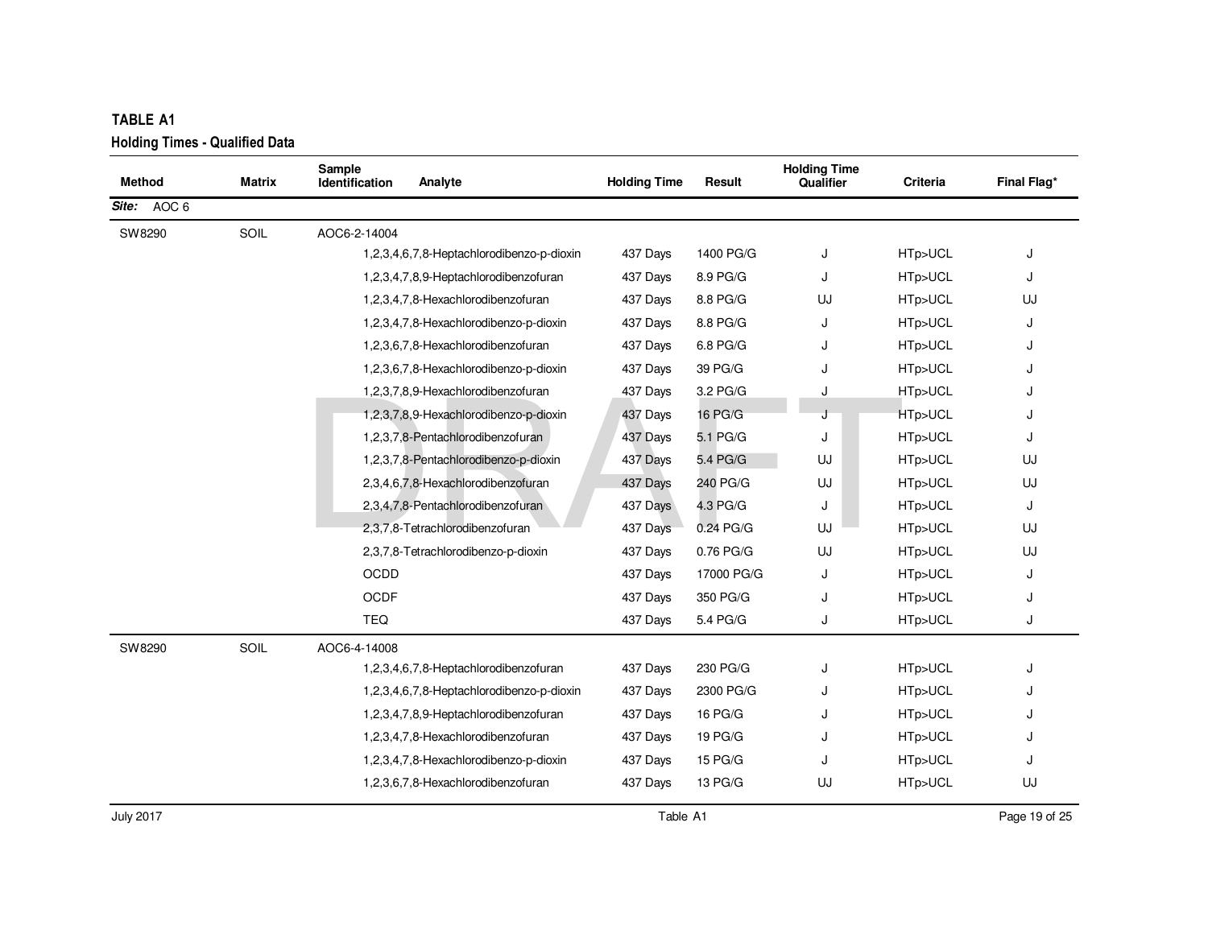# TABLE A1

## Holding Times - Qualified Data

| Method | Matrix | Sample Identification | Analyte | Holding Time | Result | Holding Time Qualifier | Criteria | Final Flag* |
|---|---|---|---|---|---|---|---|---|
| ***Site:*** AOC 6 | | | | | | | | |
| SW8290 | SOIL | AOC6-2-14004 | | | | | | |
| | | | 1,2,3,4,6,7,8-Heptachlorodibenzo-p-dioxin | 437 Days | 1400 PG/G | J | HTp>UCL | J |
| | | | 1,2,3,4,7,8,9-Heptachlorodibenzofuran | 437 Days | 8.9 PG/G | J | HTp>UCL | J |
| | | | 1,2,3,4,7,8-Hexachlorodibenzofuran | 437 Days | 8.8 PG/G | UJ | HTp>UCL | UJ |
| | | | 1,2,3,4,7,8-Hexachlorodibenzo-p-dioxin | 437 Days | 8.8 PG/G | J | HTp>UCL | J |
| | | | 1,2,3,6,7,8-Hexachlorodibenzofuran | 437 Days | 6.8 PG/G | J | HTp>UCL | J |
| | | | 1,2,3,6,7,8-Hexachlorodibenzo-p-dioxin | 437 Days | 39 PG/G | J | HTp>UCL | J |
| | | | 1,2,3,7,8,9-Hexachlorodibenzofuran | 437 Days | 3.2 PG/G | J | HTp>UCL | J |
| | | | 1,2,3,7,8,9-Hexachlorodibenzo-p-dioxin | 437 Days | 16 PG/G | J | HTp>UCL | J |
| | | | 1,2,3,7,8-Pentachlorodibenzofuran | 437 Days | 5.1 PG/G | J | HTp>UCL | J |
| | | | 1,2,3,7,8-Pentachlorodibenzo-p-dioxin | 437 Days | 5.4 PG/G | UJ | HTp>UCL | UJ |
| | | | 2,3,4,6,7,8-Hexachlorodibenzofuran | 437 Days | 240 PG/G | UJ | HTp>UCL | UJ |
| | | | 2,3,4,7,8-Pentachlorodibenzofuran | 437 Days | 4.3 PG/G | J | HTp>UCL | J |
| | | | 2,3,7,8-Tetrachlorodibenzofuran | 437 Days | 0.24 PG/G | UJ | HTp>UCL | UJ |
| | | | 2,3,7,8-Tetrachlorodibenzo-p-dioxin | 437 Days | 0.76 PG/G | UJ | HTp>UCL | UJ |
| | | | OCDD | 437 Days | 17000 PG/G | J | HTp>UCL | J |
| | | | OCDF | 437 Days | 350 PG/G | J | HTp>UCL | J |
| | | | TEQ | 437 Days | 5.4 PG/G | J | HTp>UCL | J |
| SW8290 | SOIL | AOC6-4-14008 | | | | | | |
| | | | 1,2,3,4,6,7,8-Heptachlorodibenzofuran | 437 Days | 230 PG/G | J | HTp>UCL | J |
| | | | 1,2,3,4,6,7,8-Heptachlorodibenzo-p-dioxin | 437 Days | 2300 PG/G | J | HTp>UCL | J |
| | | | 1,2,3,4,7,8,9-Heptachlorodibenzofuran | 437 Days | 16 PG/G | J | HTp>UCL | J |
| | | | 1,2,3,4,7,8-Hexachlorodibenzofuran | 437 Days | 19 PG/G | J | HTp>UCL | J |
| | | | 1,2,3,4,7,8-Hexachlorodibenzo-p-dioxin | 437 Days | 15 PG/G | J | HTp>UCL | J |
| | | | 1,2,3,6,7,8-Hexachlorodibenzofuran | 437 Days | 13 PG/G | UJ | HTp>UCL | UJ |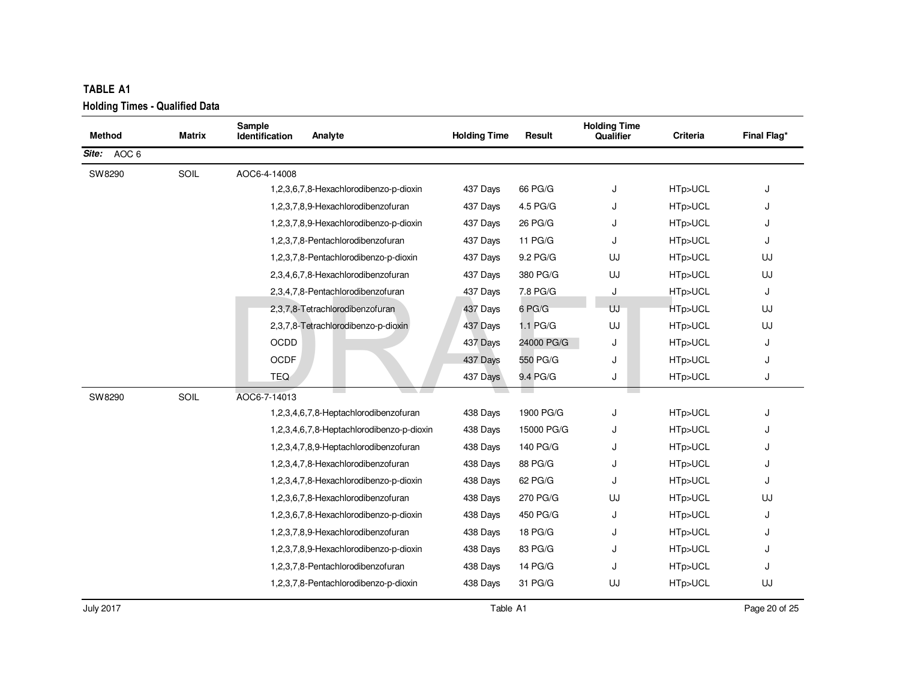**TABLE A1**

**Holding Times - Qualified Data**

| Method | Matrix | Sample Identification | Analyte | Holding Time | Result | Holding Time Qualifier | Criteria | Final Flag* |
|---|---|---|---|---|---|---|---|---|
| ***Site:*** AOC 6 | | | | | | | | |
| SW8290 | SOIL | AOC6-4-14008 | | | | | | |
| | | | 1,2,3,6,7,8-Hexachlorodibenzo-p-dioxin | 437 Days | 66 PG/G | J | HTp>UCL | J |
| | | | 1,2,3,7,8,9-Hexachlorodibenzofuran | 437 Days | 4.5 PG/G | J | HTp>UCL | J |
| | | | 1,2,3,7,8,9-Hexachlorodibenzo-p-dioxin | 437 Days | 26 PG/G | J | HTp>UCL | J |
| | | | 1,2,3,7,8-Pentachlorodibenzofuran | 437 Days | 11 PG/G | J | HTp>UCL | J |
| | | | 1,2,3,7,8-Pentachlorodibenzo-p-dioxin | 437 Days | 9.2 PG/G | UJ | HTp>UCL | UJ |
| | | | 2,3,4,6,7,8-Hexachlorodibenzofuran | 437 Days | 380 PG/G | UJ | HTp>UCL | UJ |
| | | | 2,3,4,7,8-Pentachlorodibenzofuran | 437 Days | 7.8 PG/G | J | HTp>UCL | J |
| | | | 2,3,7,8-Tetrachlorodibenzofuran | 437 Days | 6 PG/G | UJ | HTp>UCL | UJ |
| | | | 2,3,7,8-Tetrachlorodibenzo-p-dioxin | 437 Days | 1.1 PG/G | UJ | HTp>UCL | UJ |
| | | | OCDD | 437 Days | 24000 PG/G | J | HTp>UCL | J |
| | | | OCDF | 437 Days | 550 PG/G | J | HTp>UCL | J |
| | | | TEQ | 437 Days | 9.4 PG/G | J | HTp>UCL | J |
| SW8290 | SOIL | AOC6-7-14013 | | | | | | |
| | | | 1,2,3,4,6,7,8-Heptachlorodibenzofuran | 438 Days | 1900 PG/G | J | HTp>UCL | J |
| | | | 1,2,3,4,6,7,8-Heptachlorodibenzo-p-dioxin | 438 Days | 15000 PG/G | J | HTp>UCL | J |
| | | | 1,2,3,4,7,8,9-Heptachlorodibenzofuran | 438 Days | 140 PG/G | J | HTp>UCL | J |
| | | | 1,2,3,4,7,8-Hexachlorodibenzofuran | 438 Days | 88 PG/G | J | HTp>UCL | J |
| | | | 1,2,3,4,7,8-Hexachlorodibenzo-p-dioxin | 438 Days | 62 PG/G | J | HTp>UCL | J |
| | | | 1,2,3,6,7,8-Hexachlorodibenzofuran | 438 Days | 270 PG/G | UJ | HTp>UCL | UJ |
| | | | 1,2,3,6,7,8-Hexachlorodibenzo-p-dioxin | 438 Days | 450 PG/G | J | HTp>UCL | J |
| | | | 1,2,3,7,8,9-Hexachlorodibenzofuran | 438 Days | 18 PG/G | J | HTp>UCL | J |
| | | | 1,2,3,7,8,9-Hexachlorodibenzo-p-dioxin | 438 Days | 83 PG/G | J | HTp>UCL | J |
| | | | 1,2,3,7,8-Pentachlorodibenzofuran | 438 Days | 14 PG/G | J | HTp>UCL | J |
| | | | 1,2,3,7,8-Pentachlorodibenzo-p-dioxin | 438 Days | 31 PG/G | UJ | HTp>UCL | UJ |

July 2017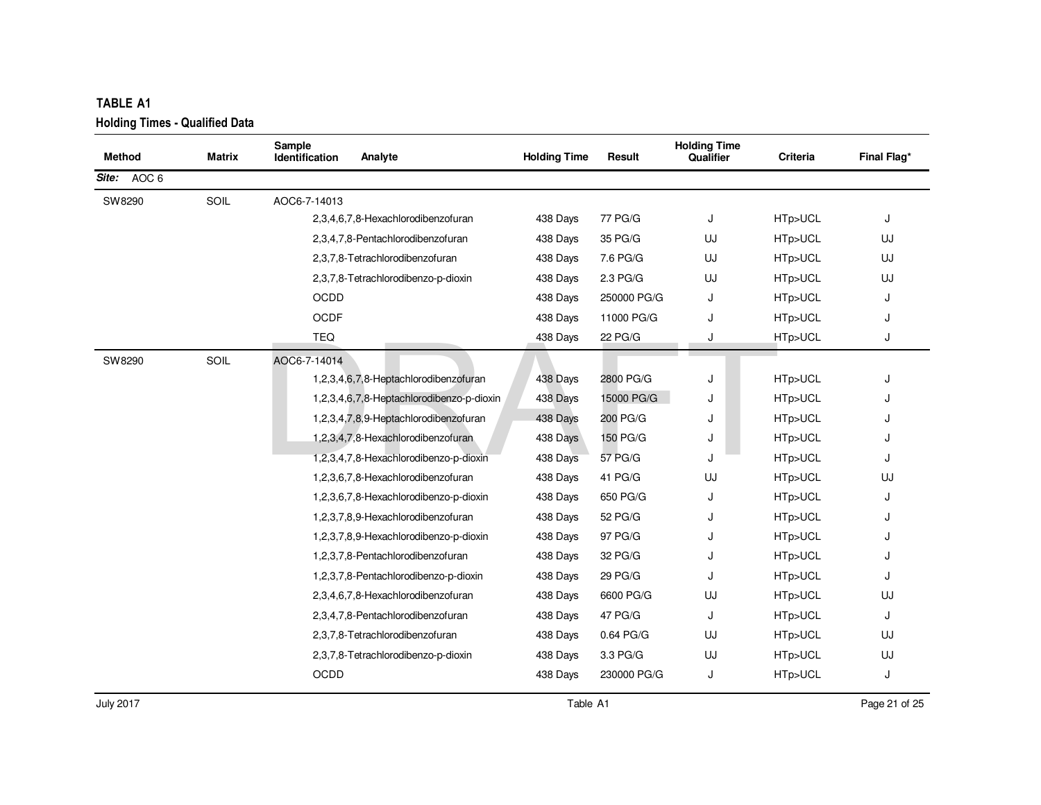**TABLE A1**

**Holding Times - Qualified Data**

| Method | Matrix | Sample Identification | Analyte | Holding Time | Result | Holding Time Qualifier | Criteria | Final Flag* |
|---|---|---|---|---|---|---|---|---|
| ***Site:*** AOC 6 | | | | | | | | |
| SW8290 | SOIL | AOC6-7-14013 | | | | | | |
| | | | 2,3,4,6,7,8-Hexachlorodibenzofuran | 438 Days | 77 PG/G | J | HTp>UCL | J |
| | | | 2,3,4,7,8-Pentachlorodibenzofuran | 438 Days | 35 PG/G | UJ | HTp>UCL | UJ |
| | | | 2,3,7,8-Tetrachlorodibenzofuran | 438 Days | 7.6 PG/G | UJ | HTp>UCL | UJ |
| | | | 2,3,7,8-Tetrachlorodibenzo-p-dioxin | 438 Days | 2.3 PG/G | UJ | HTp>UCL | UJ |
| | | | OCDD | 438 Days | 250000 PG/G | J | HTp>UCL | J |
| | | | OCDF | 438 Days | 11000 PG/G | J | HTp>UCL | J |
| | | | TEQ | 438 Days | 22 PG/G | J | HTp>UCL | J |
| SW8290 | SOIL | AOC6-7-14014 | | | | | | |
| | | | 1,2,3,4,6,7,8-Heptachlorodibenzofuran | 438 Days | 2800 PG/G | J | HTp>UCL | J |
| | | | 1,2,3,4,6,7,8-Heptachlorodibenzo-p-dioxin | 438 Days | 15000 PG/G | J | HTp>UCL | J |
| | | | 1,2,3,4,7,8,9-Heptachlorodibenzofuran | 438 Days | 200 PG/G | J | HTp>UCL | J |
| | | | 1,2,3,4,7,8-Hexachlorodibenzofuran | 438 Days | 150 PG/G | J | HTp>UCL | J |
| | | | 1,2,3,4,7,8-Hexachlorodibenzo-p-dioxin | 438 Days | 57 PG/G | J | HTp>UCL | J |
| | | | 1,2,3,6,7,8-Hexachlorodibenzofuran | 438 Days | 41 PG/G | UJ | HTp>UCL | UJ |
| | | | 1,2,3,6,7,8-Hexachlorodibenzo-p-dioxin | 438 Days | 650 PG/G | J | HTp>UCL | J |
| | | | 1,2,3,7,8,9-Hexachlorodibenzofuran | 438 Days | 52 PG/G | J | HTp>UCL | J |
| | | | 1,2,3,7,8,9-Hexachlorodibenzo-p-dioxin | 438 Days | 97 PG/G | J | HTp>UCL | J |
| | | | 1,2,3,7,8-Pentachlorodibenzofuran | 438 Days | 32 PG/G | J | HTp>UCL | J |
| | | | 1,2,3,7,8-Pentachlorodibenzo-p-dioxin | 438 Days | 29 PG/G | J | HTp>UCL | J |
| | | | 2,3,4,6,7,8-Hexachlorodibenzofuran | 438 Days | 6600 PG/G | UJ | HTp>UCL | UJ |
| | | | 2,3,4,7,8-Pentachlorodibenzofuran | 438 Days | 47 PG/G | J | HTp>UCL | J |
| | | | 2,3,7,8-Tetrachlorodibenzofuran | 438 Days | 0.64 PG/G | UJ | HTp>UCL | UJ |
| | | | 2,3,7,8-Tetrachlorodibenzo-p-dioxin | 438 Days | 3.3 PG/G | UJ | HTp>UCL | UJ |
| | | | OCDD | 438 Days | 230000 PG/G | J | HTp>UCL | J |

July 2017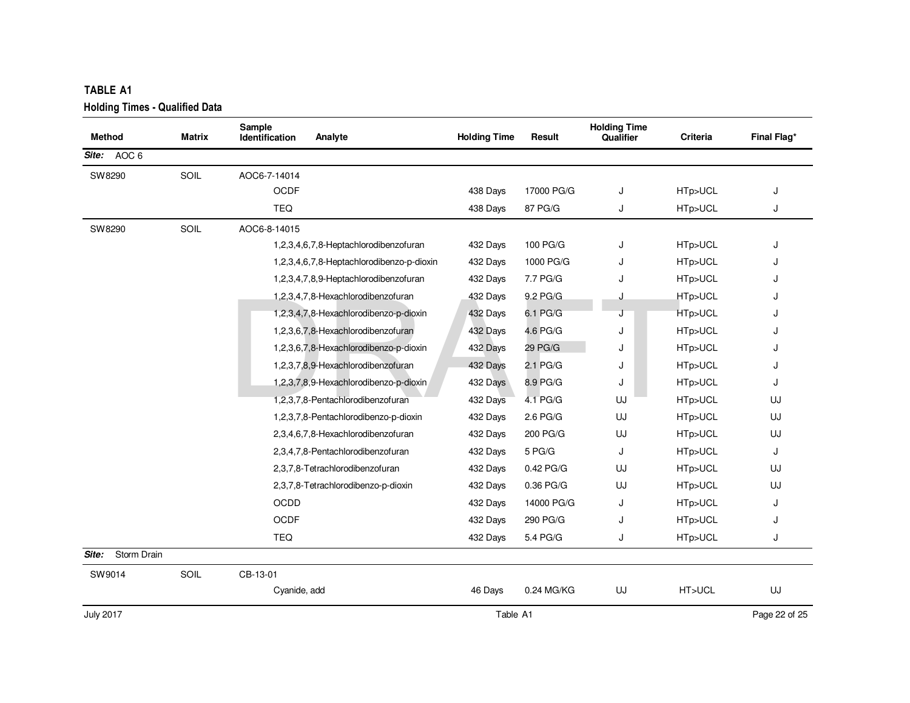**TABLE A1**

**Holding Times - Qualified Data**

| Method | Matrix | Sample Identification | Analyte | Holding Time | Result | Holding Time Qualifier | Criteria | Final Flag* |
|---|---|---|---|---|---|---|---|---|
| ***Site:*** AOC 6 | | | | | | | | |
| SW8290 | SOIL | AOC6-7-14014 | | | | | | |
| | | | OCDF | 438 Days | 17000 PG/G | J | HTp>UCL | J |
| | | | TEQ | 438 Days | 87 PG/G | J | HTp>UCL | J |
| SW8290 | SOIL | AOC6-8-14015 | | | | | | |
| | | | 1,2,3,4,6,7,8-Heptachlorodibenzofuran | 432 Days | 100 PG/G | J | HTp>UCL | J |
| | | | 1,2,3,4,6,7,8-Heptachlorodibenzo-p-dioxin | 432 Days | 1000 PG/G | J | HTp>UCL | J |
| | | | 1,2,3,4,7,8,9-Heptachlorodibenzofuran | 432 Days | 7.7 PG/G | J | HTp>UCL | J |
| | | | 1,2,3,4,7,8-Hexachlorodibenzofuran | 432 Days | 9.2 PG/G | J | HTp>UCL | J |
| | | | 1,2,3,4,7,8-Hexachlorodibenzo-p-dioxin | 432 Days | 6.1 PG/G | J | HTp>UCL | J |
| | | | 1,2,3,6,7,8-Hexachlorodibenzofuran | 432 Days | 4.6 PG/G | J | HTp>UCL | J |
| | | | 1,2,3,6,7,8-Hexachlorodibenzo-p-dioxin | 432 Days | 29 PG/G | J | HTp>UCL | J |
| | | | 1,2,3,7,8,9-Hexachlorodibenzofuran | 432 Days | 2.1 PG/G | J | HTp>UCL | J |
| | | | 1,2,3,7,8,9-Hexachlorodibenzo-p-dioxin | 432 Days | 8.9 PG/G | J | HTp>UCL | J |
| | | | 1,2,3,7,8-Pentachlorodibenzofuran | 432 Days | 4.1 PG/G | UJ | HTp>UCL | UJ |
| | | | 1,2,3,7,8-Pentachlorodibenzo-p-dioxin | 432 Days | 2.6 PG/G | UJ | HTp>UCL | UJ |
| | | | 2,3,4,6,7,8-Hexachlorodibenzofuran | 432 Days | 200 PG/G | UJ | HTp>UCL | UJ |
| | | | 2,3,4,7,8-Pentachlorodibenzofuran | 432 Days | 5 PG/G | J | HTp>UCL | J |
| | | | 2,3,7,8-Tetrachlorodibenzofuran | 432 Days | 0.42 PG/G | UJ | HTp>UCL | UJ |
| | | | 2,3,7,8-Tetrachlorodibenzo-p-dioxin | 432 Days | 0.36 PG/G | UJ | HTp>UCL | UJ |
| | | | OCDD | 432 Days | 14000 PG/G | J | HTp>UCL | J |
| | | | OCDF | 432 Days | 290 PG/G | J | HTp>UCL | J |
| | | | TEQ | 432 Days | 5.4 PG/G | J | HTp>UCL | J |
| ***Site:*** Storm Drain | | | | | | | | |
| SW9014 | SOIL | CB-13-01 | | | | | | |
| | | | Cyanide, add | 46 Days | 0.24 MG/KG | UJ | HT>UCL | UJ |

July 2017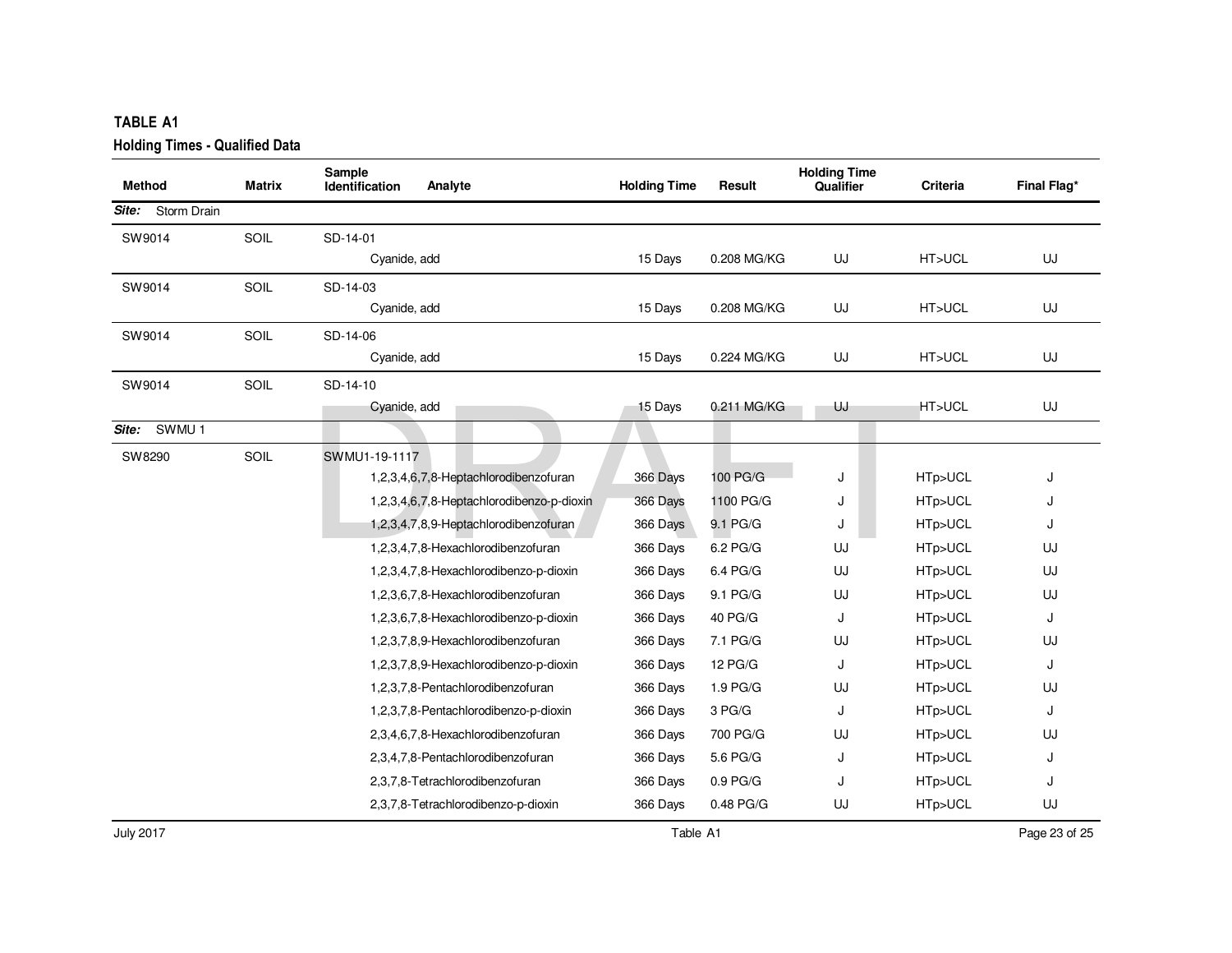**TABLE A1**

**Holding Times - Qualified Data**

| Method | Matrix | Sample Identification | Analyte | Holding Time | Result | Holding Time Qualifier | Criteria | Final Flag* |
|---|---|---|---|---|---|---|---|---|
| ***Site:*** Storm Drain | | | | | | | | |
| SW9014 | SOIL | SD-14-01 | | | | | | |
| | | | Cyanide, add | 15 Days | 0.208 MG/KG | UJ | HT>UCL | UJ |
| SW9014 | SOIL | SD-14-03 | | | | | | |
| | | | Cyanide, add | 15 Days | 0.208 MG/KG | UJ | HT>UCL | UJ |
| SW9014 | SOIL | SD-14-06 | | | | | | |
| | | | Cyanide, add | 15 Days | 0.224 MG/KG | UJ | HT>UCL | UJ |
| SW9014 | SOIL | SD-14-10 | | | | | | |
| | | | Cyanide, add | 15 Days | 0.211 MG/KG | UJ | HT>UCL | UJ |
| ***Site:*** SWMU 1 | | | | | | | | |
| SW8290 | SOIL | SWMU1-19-1117 | | | | | | |
| | | | 1,2,3,4,6,7,8-Heptachlorodibenzofuran | 366 Days | 100 PG/G | J | HTp>UCL | J |
| | | | 1,2,3,4,6,7,8-Heptachlorodibenzo-p-dioxin | 366 Days | 1100 PG/G | J | HTp>UCL | J |
| | | | 1,2,3,4,7,8,9-Heptachlorodibenzofuran | 366 Days | 9.1 PG/G | J | HTp>UCL | J |
| | | | 1,2,3,4,7,8-Hexachlorodibenzofuran | 366 Days | 6.2 PG/G | UJ | HTp>UCL | UJ |
| | | | 1,2,3,4,7,8-Hexachlorodibenzo-p-dioxin | 366 Days | 6.4 PG/G | UJ | HTp>UCL | UJ |
| | | | 1,2,3,6,7,8-Hexachlorodibenzofuran | 366 Days | 9.1 PG/G | UJ | HTp>UCL | UJ |
| | | | 1,2,3,6,7,8-Hexachlorodibenzo-p-dioxin | 366 Days | 40 PG/G | J | HTp>UCL | J |
| | | | 1,2,3,7,8,9-Hexachlorodibenzofuran | 366 Days | 7.1 PG/G | UJ | HTp>UCL | UJ |
| | | | 1,2,3,7,8,9-Hexachlorodibenzo-p-dioxin | 366 Days | 12 PG/G | J | HTp>UCL | J |
| | | | 1,2,3,7,8-Pentachlorodibenzofuran | 366 Days | 1.9 PG/G | UJ | HTp>UCL | UJ |
| | | | 1,2,3,7,8-Pentachlorodibenzo-p-dioxin | 366 Days | 3 PG/G | J | HTp>UCL | J |
| | | | 2,3,4,6,7,8-Hexachlorodibenzofuran | 366 Days | 700 PG/G | UJ | HTp>UCL | UJ |
| | | | 2,3,4,7,8-Pentachlorodibenzofuran | 366 Days | 5.6 PG/G | J | HTp>UCL | J |
| | | | 2,3,7,8-Tetrachlorodibenzofuran | 366 Days | 0.9 PG/G | J | HTp>UCL | J |
| | | | 2,3,7,8-Tetrachlorodibenzo-p-dioxin | 366 Days | 0.48 PG/G | UJ | HTp>UCL | UJ |

July 2017 Table A1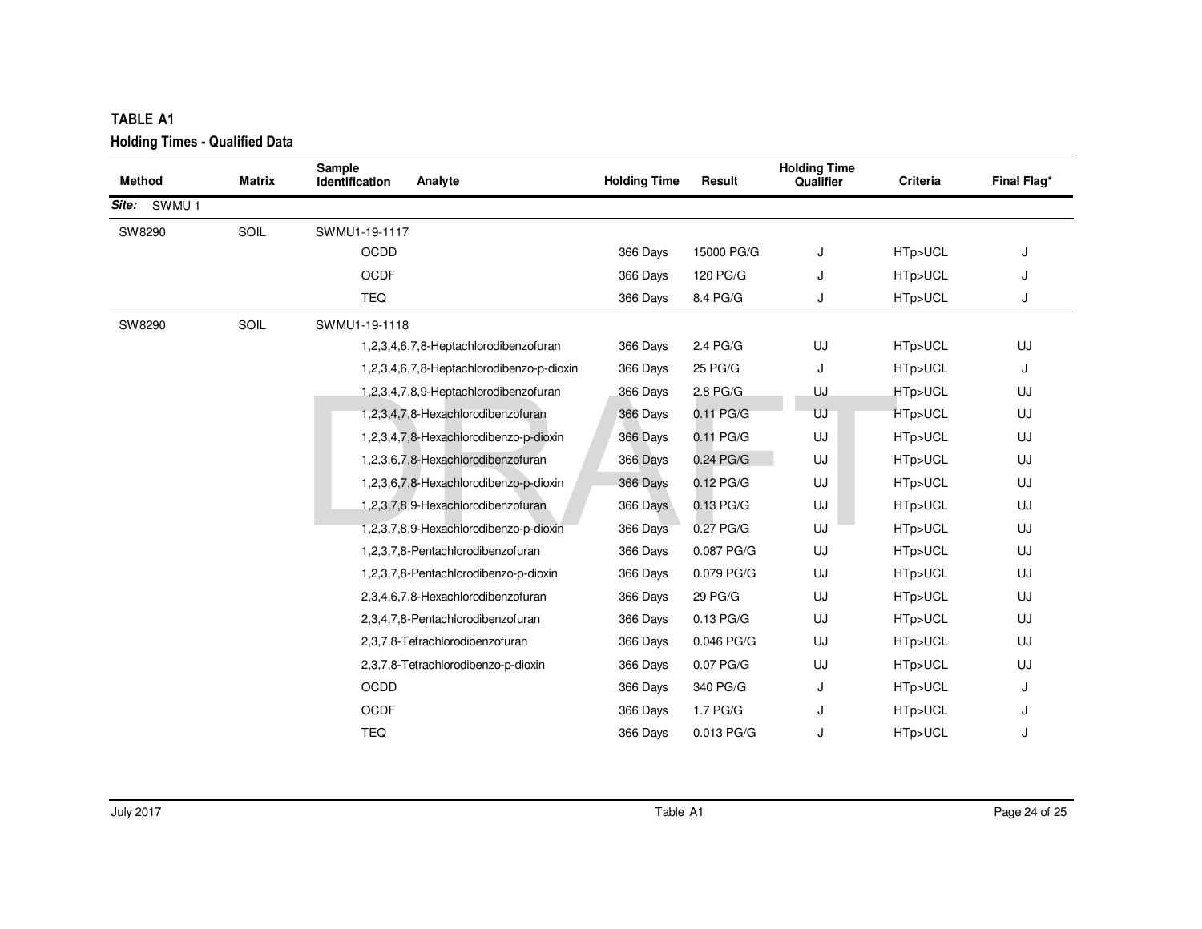## TABLE A1

### Holding Times - Qualified Data

| Method | Matrix | Sample Identification | Analyte | Holding Time | Result | Holding Time Qualifier | Criteria | Final Flag* |
|---|---|---|---|---|---|---|---|---|
| ***Site:*** SWMU 1 | | | | | | | | |
| SW8290 | SOIL | SWMU1-19-1117 | | | | | | |
| | | | OCDD | 366 Days | 15000 PG/G | J | HTp>UCL | J |
| | | | OCDF | 366 Days | 120 PG/G | J | HTp>UCL | J |
| | | | TEQ | 366 Days | 8.4 PG/G | J | HTp>UCL | J |
| SW8290 | SOIL | SWMU1-19-1118 | | | | | | |
| | | | 1,2,3,4,6,7,8-Heptachlorodibenzofuran | 366 Days | 2.4 PG/G | UJ | HTp>UCL | UJ |
| | | | 1,2,3,4,6,7,8-Heptachlorodibenzo-p-dioxin | 366 Days | 25 PG/G | J | HTp>UCL | J |
| | | | 1,2,3,4,7,8,9-Heptachlorodibenzofuran | 366 Days | 2.8 PG/G | UJ | HTp>UCL | UJ |
| | | | 1,2,3,4,7,8-Hexachlorodibenzofuran | 366 Days | 0.11 PG/G | UJ | HTp>UCL | UJ |
| | | | 1,2,3,4,7,8-Hexachlorodibenzo-p-dioxin | 366 Days | 0.11 PG/G | UJ | HTp>UCL | UJ |
| | | | 1,2,3,6,7,8-Hexachlorodibenzofuran | 366 Days | 0.24 PG/G | UJ | HTp>UCL | UJ |
| | | | 1,2,3,6,7,8-Hexachlorodibenzo-p-dioxin | 366 Days | 0.12 PG/G | UJ | HTp>UCL | UJ |
| | | | 1,2,3,7,8,9-Hexachlorodibenzofuran | 366 Days | 0.13 PG/G | UJ | HTp>UCL | UJ |
| | | | 1,2,3,7,8,9-Hexachlorodibenzo-p-dioxin | 366 Days | 0.27 PG/G | UJ | HTp>UCL | UJ |
| | | | 1,2,3,7,8-Pentachlorodibenzofuran | 366 Days | 0.087 PG/G | UJ | HTp>UCL | UJ |
| | | | 1,2,3,7,8-Pentachlorodibenzo-p-dioxin | 366 Days | 0.079 PG/G | UJ | HTp>UCL | UJ |
| | | | 2,3,4,6,7,8-Hexachlorodibenzofuran | 366 Days | 29 PG/G | UJ | HTp>UCL | UJ |
| | | | 2,3,4,7,8-Pentachlorodibenzofuran | 366 Days | 0.13 PG/G | UJ | HTp>UCL | UJ |
| | | | 2,3,7,8-Tetrachlorodibenzofuran | 366 Days | 0.046 PG/G | UJ | HTp>UCL | UJ |
| | | | 2,3,7,8-Tetrachlorodibenzo-p-dioxin | 366 Days | 0.07 PG/G | UJ | HTp>UCL | UJ |
| | | | OCDD | 366 Days | 340 PG/G | J | HTp>UCL | J |
| | | | OCDF | 366 Days | 1.7 PG/G | J | HTp>UCL | J |
| | | | TEQ | 366 Days | 0.013 PG/G | J | HTp>UCL | J |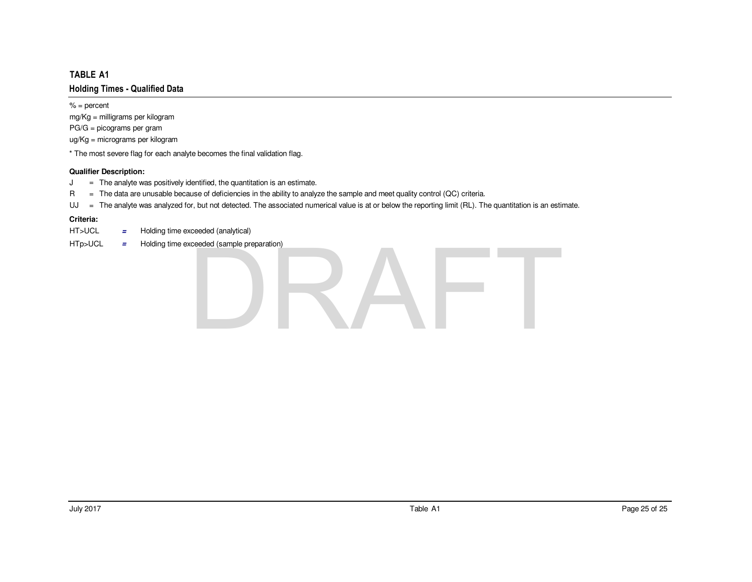## TABLE A1

### Holding Times - Qualified Data

% = percent
mg/Kg = milligrams per kilogram
PG/G = picograms per gram
ug/Kg = micrograms per kilogram

* The most severe flag for each analyte becomes the final validation flag.

**Qualifier Description:**

J = The analyte was positively identified, the quantitation is an estimate.
R = The data are unusable because of deficiencies in the ability to analyze the sample and meet quality control (QC) criteria.
UJ = The analyte was analyzed for, but not detected. The associated numerical value is at or below the reporting limit (RL). The quantitation is an estimate.

**Criteria:**

HT>UCL = Holding time exceeded (analytical)
HTp>UCL = Holding time exceeded (sample preparation)

DRAFT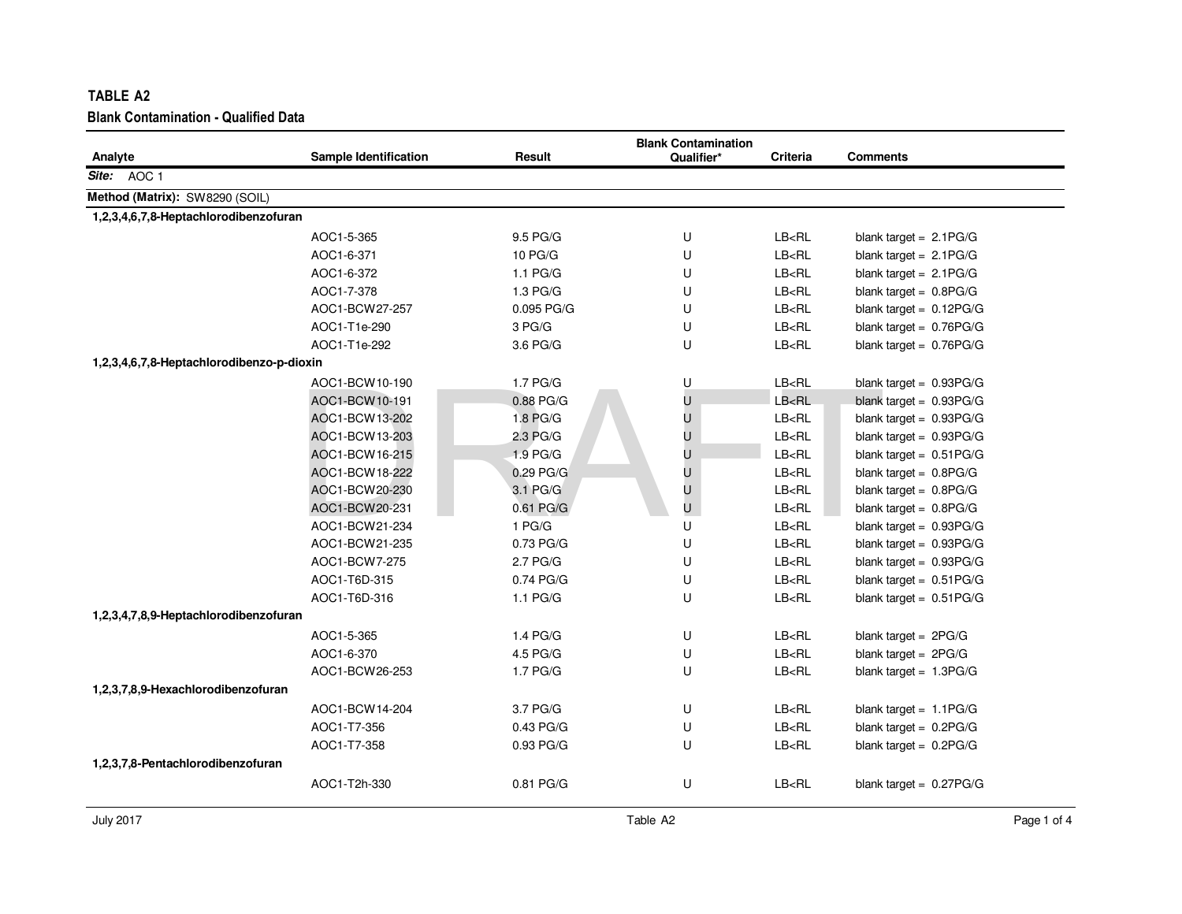**TABLE A2**

**Blank Contamination - Qualified Data**

| Analyte | Sample Identification | Result | Blank Contamination Qualifier* | Criteria | Comments |
|---|---|---|---|---|---|
| ***Site:*** AOC 1 | | | | | |
| **Method (Matrix):** SW8290 (SOIL) | | | | | |
| **1,2,3,4,6,7,8-Heptachlorodibenzofuran** | | | | | |
| | AOC1-5-365 | 9.5 PG/G | U | LB<RL | blank target = 2.1PG/G |
| | AOC1-6-371 | 10 PG/G | U | LB<RL | blank target = 2.1PG/G |
| | AOC1-6-372 | 1.1 PG/G | U | LB<RL | blank target = 2.1PG/G |
| | AOC1-7-378 | 1.3 PG/G | U | LB<RL | blank target = 0.8PG/G |
| | AOC1-BCW27-257 | 0.095 PG/G | U | LB<RL | blank target = 0.12PG/G |
| | AOC1-T1e-290 | 3 PG/G | U | LB<RL | blank target = 0.76PG/G |
| | AOC1-T1e-292 | 3.6 PG/G | U | LB<RL | blank target = 0.76PG/G |
| **1,2,3,4,6,7,8-Heptachlorodibenzo-p-dioxin** | | | | | |
| | AOC1-BCW10-190 | 1.7 PG/G | U | LB<RL | blank target = 0.93PG/G |
| | AOC1-BCW10-191 | 0.88 PG/G | U | LB<RL | blank target = 0.93PG/G |
| | AOC1-BCW13-202 | 1.8 PG/G | U | LB<RL | blank target = 0.93PG/G |
| | AOC1-BCW13-203 | 2.3 PG/G | U | LB<RL | blank target = 0.93PG/G |
| | AOC1-BCW16-215 | 1.9 PG/G | U | LB<RL | blank target = 0.51PG/G |
| | AOC1-BCW18-222 | 0.29 PG/G | U | LB<RL | blank target = 0.8PG/G |
| | AOC1-BCW20-230 | 3.1 PG/G | U | LB<RL | blank target = 0.8PG/G |
| | AOC1-BCW20-231 | 0.61 PG/G | U | LB<RL | blank target = 0.8PG/G |
| | AOC1-BCW21-234 | 1 PG/G | U | LB<RL | blank target = 0.93PG/G |
| | AOC1-BCW21-235 | 0.73 PG/G | U | LB<RL | blank target = 0.93PG/G |
| | AOC1-BCW7-275 | 2.7 PG/G | U | LB<RL | blank target = 0.93PG/G |
| | AOC1-T6D-315 | 0.74 PG/G | U | LB<RL | blank target = 0.51PG/G |
| | AOC1-T6D-316 | 1.1 PG/G | U | LB<RL | blank target = 0.51PG/G |
| **1,2,3,4,7,8,9-Heptachlorodibenzofuran** | | | | | |
| | AOC1-5-365 | 1.4 PG/G | U | LB<RL | blank target = 2PG/G |
| | AOC1-6-370 | 4.5 PG/G | U | LB<RL | blank target = 2PG/G |
| | AOC1-BCW26-253 | 1.7 PG/G | U | LB<RL | blank target = 1.3PG/G |
| **1,2,3,7,8,9-Hexachlorodibenzofuran** | | | | | |
| | AOC1-BCW14-204 | 3.7 PG/G | U | LB<RL | blank target = 1.1PG/G |
| | AOC1-T7-356 | 0.43 PG/G | U | LB<RL | blank target = 0.2PG/G |
| | AOC1-T7-358 | 0.93 PG/G | U | LB<RL | blank target = 0.2PG/G |
| **1,2,3,7,8-Pentachlorodibenzofuran** | | | | | |
| | AOC1-T2h-330 | 0.81 PG/G | U | LB<RL | blank target = 0.27PG/G |

DRAFT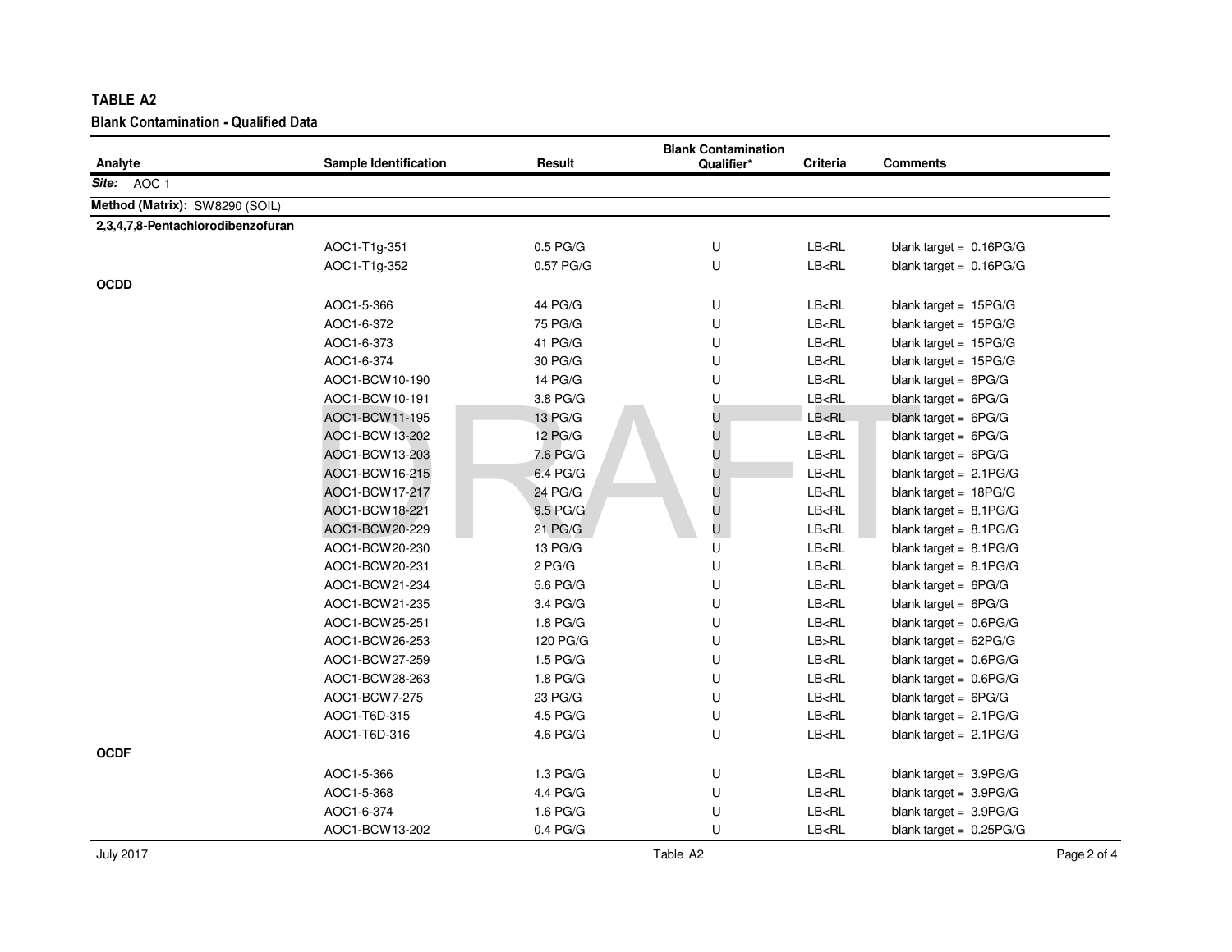## TABLE A2

### Blank Contamination - Qualified Data

| Analyte | Sample Identification | Result | Blank Contamination Qualifier* | Criteria | Comments |
|---|---|---|---|---|---|
| ***Site:*** AOC 1 | | | | | |
| **Method (Matrix):** SW8290 (SOIL) | | | | | |
| **2,3,4,7,8-Pentachlorodibenzofuran** | | | | | |
| | AOC1-T1g-351 | 0.5 PG/G | U | LB<RL | blank target = 0.16PG/G |
| | AOC1-T1g-352 | 0.57 PG/G | U | LB<RL | blank target = 0.16PG/G |
| **OCDD** | | | | | |
| | AOC1-5-366 | 44 PG/G | U | LB<RL | blank target = 15PG/G |
| | AOC1-6-372 | 75 PG/G | U | LB<RL | blank target = 15PG/G |
| | AOC1-6-373 | 41 PG/G | U | LB<RL | blank target = 15PG/G |
| | AOC1-6-374 | 30 PG/G | U | LB<RL | blank target = 15PG/G |
| | AOC1-BCW10-190 | 14 PG/G | U | LB<RL | blank target = 6PG/G |
| | AOC1-BCW10-191 | 3.8 PG/G | U | LB<RL | blank target = 6PG/G |
| | AOC1-BCW11-195 | 13 PG/G | U | LB<RL | blank target = 6PG/G |
| | AOC1-BCW13-202 | 12 PG/G | U | LB<RL | blank target = 6PG/G |
| | AOC1-BCW13-203 | 7.6 PG/G | U | LB<RL | blank target = 6PG/G |
| | AOC1-BCW16-215 | 6.4 PG/G | U | LB<RL | blank target = 2.1PG/G |
| | AOC1-BCW17-217 | 24 PG/G | U | LB<RL | blank target = 18PG/G |
| | AOC1-BCW18-221 | 9.5 PG/G | U | LB<RL | blank target = 8.1PG/G |
| | AOC1-BCW20-229 | 21 PG/G | U | LB<RL | blank target = 8.1PG/G |
| | AOC1-BCW20-230 | 13 PG/G | U | LB<RL | blank target = 8.1PG/G |
| | AOC1-BCW20-231 | 2 PG/G | U | LB<RL | blank target = 8.1PG/G |
| | AOC1-BCW21-234 | 5.6 PG/G | U | LB<RL | blank target = 6PG/G |
| | AOC1-BCW21-235 | 3.4 PG/G | U | LB<RL | blank target = 6PG/G |
| | AOC1-BCW25-251 | 1.8 PG/G | U | LB<RL | blank target = 0.6PG/G |
| | AOC1-BCW26-253 | 120 PG/G | U | LB>RL | blank target = 62PG/G |
| | AOC1-BCW27-259 | 1.5 PG/G | U | LB<RL | blank target = 0.6PG/G |
| | AOC1-BCW28-263 | 1.8 PG/G | U | LB<RL | blank target = 0.6PG/G |
| | AOC1-BCW7-275 | 23 PG/G | U | LB<RL | blank target = 6PG/G |
| | AOC1-T6D-315 | 4.5 PG/G | U | LB<RL | blank target = 2.1PG/G |
| | AOC1-T6D-316 | 4.6 PG/G | U | LB<RL | blank target = 2.1PG/G |
| **OCDF** | | | | | |
| | AOC1-5-366 | 1.3 PG/G | U | LB<RL | blank target = 3.9PG/G |
| | AOC1-5-368 | 4.4 PG/G | U | LB<RL | blank target = 3.9PG/G |
| | AOC1-6-374 | 1.6 PG/G | U | LB<RL | blank target = 3.9PG/G |
| | AOC1-BCW13-202 | 0.4 PG/G | U | LB<RL | blank target = 0.25PG/G |

July 2017 Table A2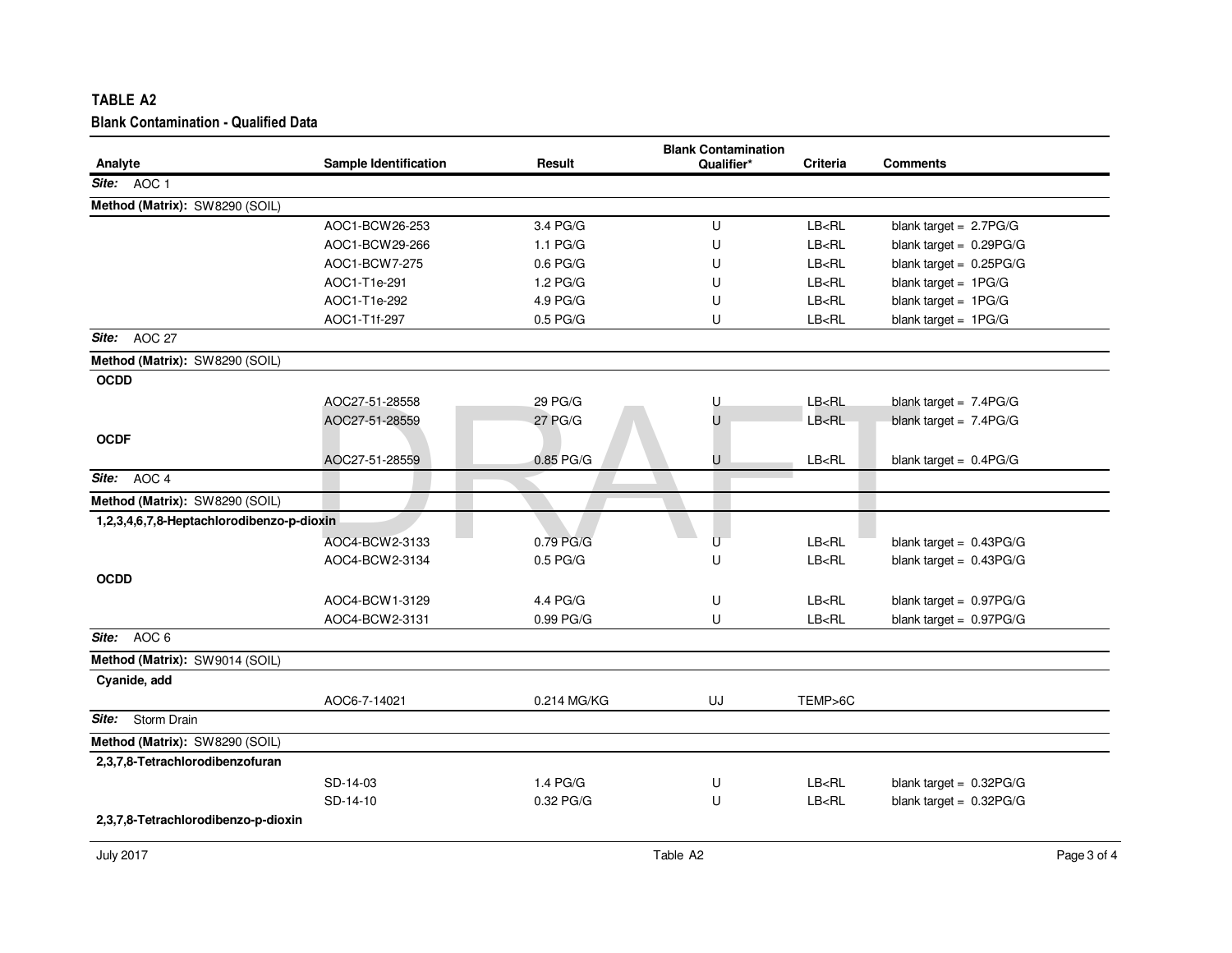**TABLE A2**

**Blank Contamination - Qualified Data**

| Analyte | Sample Identification | Result | Blank Contamination Qualifier* | Criteria | Comments |
|---|---|---|---|---|---|
| ***Site:*** AOC 1 | | | | | |
| **Method (Matrix):** SW8290 (SOIL) | | | | | |
| | AOC1-BCW26-253 | 3.4 PG/G | U | LB<RL | blank target = 2.7PG/G |
| | AOC1-BCW29-266 | 1.1 PG/G | U | LB<RL | blank target = 0.29PG/G |
| | AOC1-BCW7-275 | 0.6 PG/G | U | LB<RL | blank target = 0.25PG/G |
| | AOC1-T1e-291 | 1.2 PG/G | U | LB<RL | blank target = 1PG/G |
| | AOC1-T1e-292 | 4.9 PG/G | U | LB<RL | blank target = 1PG/G |
| | AOC1-T1f-297 | 0.5 PG/G | U | LB<RL | blank target = 1PG/G |
| ***Site:*** AOC 27 | | | | | |
| **Method (Matrix):** SW8290 (SOIL) | | | | | |
| **OCDD** | | | | | |
| | AOC27-51-28558 | 29 PG/G | U | LB<RL | blank target = 7.4PG/G |
| | AOC27-51-28559 | 27 PG/G | U | LB<RL | blank target = 7.4PG/G |
| **OCDF** | | | | | |
| | AOC27-51-28559 | 0.85 PG/G | U | LB<RL | blank target = 0.4PG/G |
| ***Site:*** AOC 4 | | | | | |
| **Method (Matrix):** SW8290 (SOIL) | | | | | |
| **1,2,3,4,6,7,8-Heptachlorodibenzo-p-dioxin** | | | | | |
| | AOC4-BCW2-3133 | 0.79 PG/G | U | LB<RL | blank target = 0.43PG/G |
| | AOC4-BCW2-3134 | 0.5 PG/G | U | LB<RL | blank target = 0.43PG/G |
| **OCDD** | | | | | |
| | AOC4-BCW1-3129 | 4.4 PG/G | U | LB<RL | blank target = 0.97PG/G |
| | AOC4-BCW2-3131 | 0.99 PG/G | U | LB<RL | blank target = 0.97PG/G |
| ***Site:*** AOC 6 | | | | | |
| **Method (Matrix):** SW9014 (SOIL) | | | | | |
| **Cyanide, add** | | | | | |
| | AOC6-7-14021 | 0.214 MG/KG | UJ | TEMP>6C | |
| ***Site:*** Storm Drain | | | | | |
| **Method (Matrix):** SW8290 (SOIL) | | | | | |
| **2,3,7,8-Tetrachlorodibenzofuran** | | | | | |
| | SD-14-03 | 1.4 PG/G | U | LB<RL | blank target = 0.32PG/G |
| | SD-14-10 | 0.32 PG/G | U | LB<RL | blank target = 0.32PG/G |
| **2,3,7,8-Tetrachlorodibenzo-p-dioxin** | | | | | |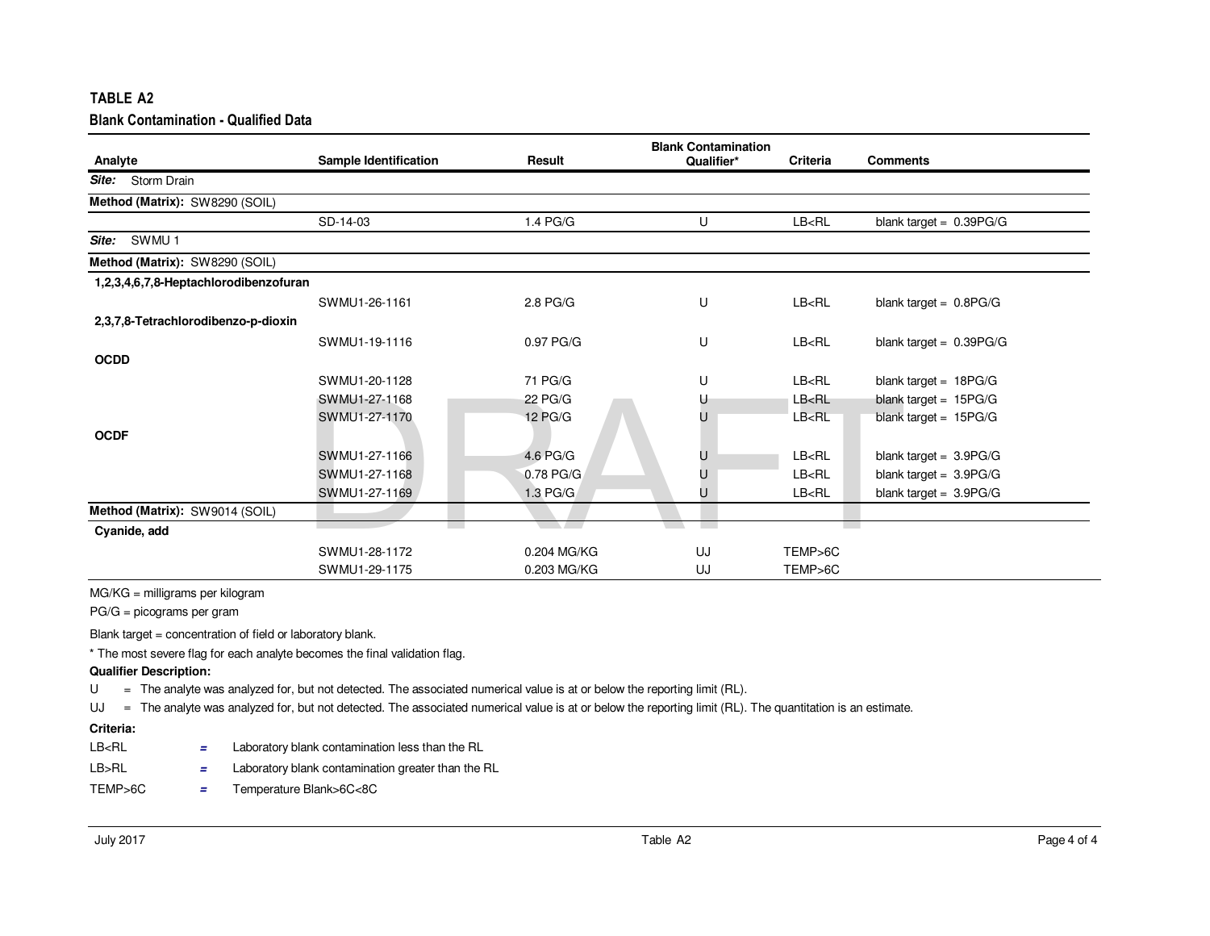## TABLE A2

### Blank Contamination - Qualified Data

| Analyte | Sample Identification | Result | Blank Contamination Qualifier* | Criteria | Comments |
|---|---|---|---|---|---|
| ***Site:*** Storm Drain | | | | | |
| **Method (Matrix):** SW8290 (SOIL) | | | | | |
| | SD-14-03 | 1.4 PG/G | U | LB<RL | blank target = 0.39PG/G |
| ***Site:*** SWMU 1 | | | | | |
| **Method (Matrix):** SW8290 (SOIL) | | | | | |
| **1,2,3,4,6,7,8-Heptachlorodibenzofuran** | | | | | |
| | SWMU1-26-1161 | 2.8 PG/G | U | LB<RL | blank target = 0.8PG/G |
| **2,3,7,8-Tetrachlorodibenzo-p-dioxin** | | | | | |
| | SWMU1-19-1116 | 0.97 PG/G | U | LB<RL | blank target = 0.39PG/G |
| **OCDD** | | | | | |
| | SWMU1-20-1128 | 71 PG/G | U | LB<RL | blank target = 18PG/G |
| | SWMU1-27-1168 | 22 PG/G | U | LB<RL | blank target = 15PG/G |
| | SWMU1-27-1170 | 12 PG/G | U | LB<RL | blank target = 15PG/G |
| **OCDF** | | | | | |
| | SWMU1-27-1166 | 4.6 PG/G | U | LB<RL | blank target = 3.9PG/G |
| | SWMU1-27-1168 | 0.78 PG/G | U | LB<RL | blank target = 3.9PG/G |
| | SWMU1-27-1169 | 1.3 PG/G | U | LB<RL | blank target = 3.9PG/G |
| **Method (Matrix):** SW9014 (SOIL) | | | | | |
| **Cyanide, add** | | | | | |
| | SWMU1-28-1172 | 0.204 MG/KG | UJ | TEMP>6C | |
| | SWMU1-29-1175 | 0.203 MG/KG | UJ | TEMP>6C | |

MG/KG = milligrams per kilogram

PG/G = picograms per gram

Blank target = concentration of field or laboratory blank.

* The most severe flag for each analyte becomes the final validation flag.

**Qualifier Description:**

U = The analyte was analyzed for, but not detected. The associated numerical value is at or below the reporting limit (RL).

UJ = The analyte was analyzed for, but not detected. The associated numerical value is at or below the reporting limit (RL). The quantitation is an estimate.

**Criteria:**

LB<RL = Laboratory blank contamination less than the RL

LB>RL = Laboratory blank contamination greater than the RL

TEMP>6C = Temperature Blank>6C<8C

July 2017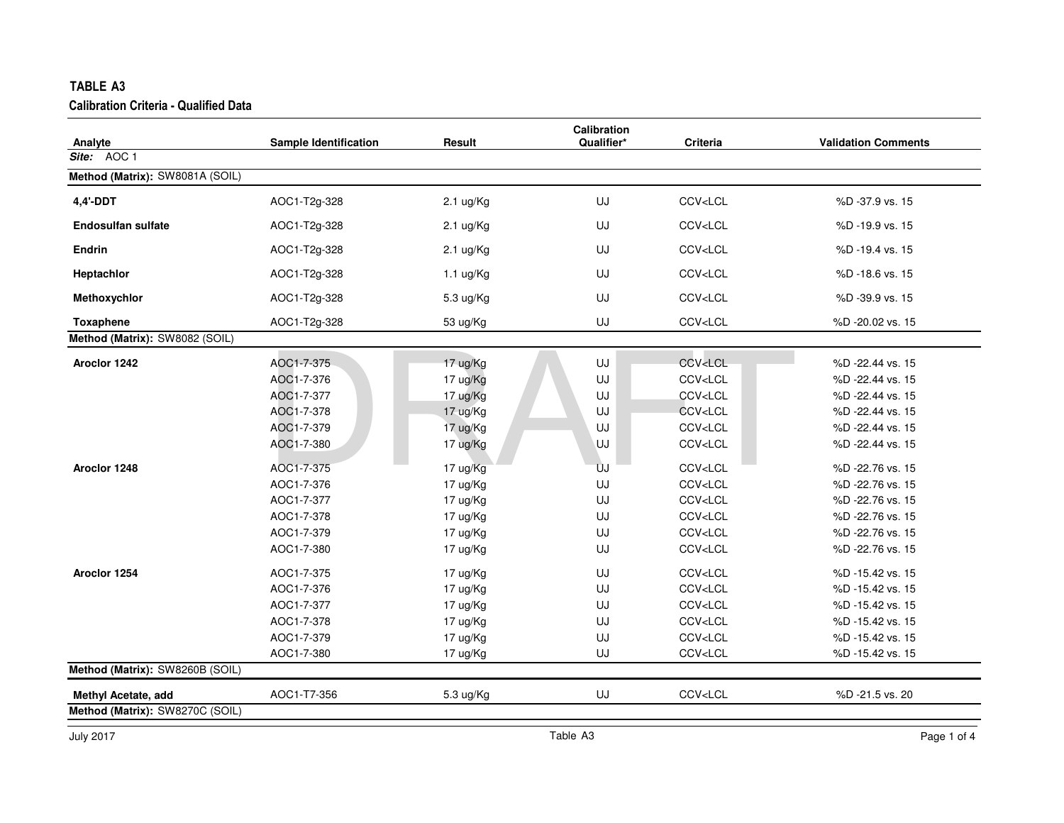## TABLE A3

### Calibration Criteria - Qualified Data

| Analyte | Sample Identification | Result | Calibration Qualifier* | Criteria | Validation Comments |
|---|---|---|---|---|---|
| ***Site:*** AOC 1 | | | | | |
| **Method (Matrix):** SW8081A (SOIL) | | | | | |
| **4,4'-DDT** | AOC1-T2g-328 | 2.1 ug/Kg | UJ | CCV<LCL | %D -37.9 vs. 15 |
| **Endosulfan sulfate** | AOC1-T2g-328 | 2.1 ug/Kg | UJ | CCV<LCL | %D -19.9 vs. 15 |
| **Endrin** | AOC1-T2g-328 | 2.1 ug/Kg | UJ | CCV<LCL | %D -19.4 vs. 15 |
| **Heptachlor** | AOC1-T2g-328 | 1.1 ug/Kg | UJ | CCV<LCL | %D -18.6 vs. 15 |
| **Methoxychlor** | AOC1-T2g-328 | 5.3 ug/Kg | UJ | CCV<LCL | %D -39.9 vs. 15 |
| **Toxaphene** | AOC1-T2g-328 | 53 ug/Kg | UJ | CCV<LCL | %D -20.02 vs. 15 |
| **Method (Matrix):** SW8082 (SOIL) | | | | | |
| **Aroclor 1242** | AOC1-7-375 | 17 ug/Kg | UJ | CCV<LCL | %D -22.44 vs. 15 |
| | AOC1-7-376 | 17 ug/Kg | UJ | CCV<LCL | %D -22.44 vs. 15 |
| | AOC1-7-377 | 17 ug/Kg | UJ | CCV<LCL | %D -22.44 vs. 15 |
| | AOC1-7-378 | 17 ug/Kg | UJ | CCV<LCL | %D -22.44 vs. 15 |
| | AOC1-7-379 | 17 ug/Kg | UJ | CCV<LCL | %D -22.44 vs. 15 |
| | AOC1-7-380 | 17 ug/Kg | UJ | CCV<LCL | %D -22.44 vs. 15 |
| **Aroclor 1248** | AOC1-7-375 | 17 ug/Kg | UJ | CCV<LCL | %D -22.76 vs. 15 |
| | AOC1-7-376 | 17 ug/Kg | UJ | CCV<LCL | %D -22.76 vs. 15 |
| | AOC1-7-377 | 17 ug/Kg | UJ | CCV<LCL | %D -22.76 vs. 15 |
| | AOC1-7-378 | 17 ug/Kg | UJ | CCV<LCL | %D -22.76 vs. 15 |
| | AOC1-7-379 | 17 ug/Kg | UJ | CCV<LCL | %D -22.76 vs. 15 |
| | AOC1-7-380 | 17 ug/Kg | UJ | CCV<LCL | %D -22.76 vs. 15 |
| **Aroclor 1254** | AOC1-7-375 | 17 ug/Kg | UJ | CCV<LCL | %D -15.42 vs. 15 |
| | AOC1-7-376 | 17 ug/Kg | UJ | CCV<LCL | %D -15.42 vs. 15 |
| | AOC1-7-377 | 17 ug/Kg | UJ | CCV<LCL | %D -15.42 vs. 15 |
| | AOC1-7-378 | 17 ug/Kg | UJ | CCV<LCL | %D -15.42 vs. 15 |
| | AOC1-7-379 | 17 ug/Kg | UJ | CCV<LCL | %D -15.42 vs. 15 |
| | AOC1-7-380 | 17 ug/Kg | UJ | CCV<LCL | %D -15.42 vs. 15 |
| **Method (Matrix):** SW8260B (SOIL) | | | | | |
| **Methyl Acetate, add** | AOC1-T7-356 | 5.3 ug/Kg | UJ | CCV<LCL | %D -21.5 vs. 20 |
| **Method (Matrix):** SW8270C (SOIL) | | | | | |

DRAFT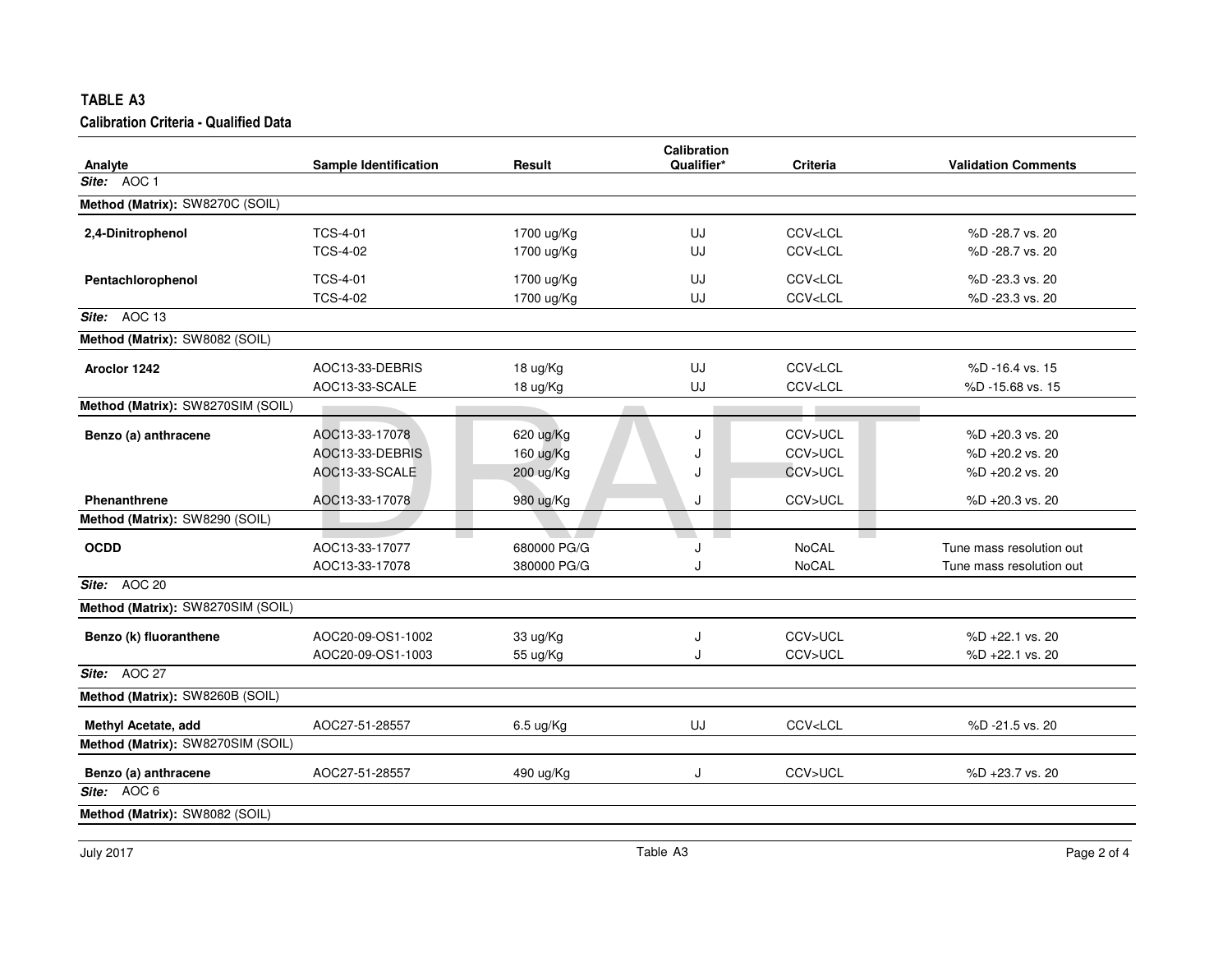## TABLE A3

### Calibration Criteria - Qualified Data

| Analyte | Sample Identification | Result | Calibration Qualifier* | Criteria | Validation Comments |
|---|---|---|---|---|---|
| ***Site:*** AOC 1 | | | | | |
| **Method (Matrix):** SW8270C (SOIL) | | | | | |
| **2,4-Dinitrophenol** | TCS-4-01 | 1700 ug/Kg | UJ | CCV<LCL | %D -28.7 vs. 20 |
| | TCS-4-02 | 1700 ug/Kg | UJ | CCV<LCL | %D -28.7 vs. 20 |
| **Pentachlorophenol** | TCS-4-01 | 1700 ug/Kg | UJ | CCV<LCL | %D -23.3 vs. 20 |
| | TCS-4-02 | 1700 ug/Kg | UJ | CCV<LCL | %D -23.3 vs. 20 |
| ***Site:*** AOC 13 | | | | | |
| **Method (Matrix):** SW8082 (SOIL) | | | | | |
| **Aroclor 1242** | AOC13-33-DEBRIS | 18 ug/Kg | UJ | CCV<LCL | %D -16.4 vs. 15 |
| | AOC13-33-SCALE | 18 ug/Kg | UJ | CCV<LCL | %D -15.68 vs. 15 |
| **Method (Matrix):** SW8270SIM (SOIL) | | | | | |
| **Benzo (a) anthracene** | AOC13-33-17078 | 620 ug/Kg | J | CCV>UCL | %D +20.3 vs. 20 |
| | AOC13-33-DEBRIS | 160 ug/Kg | J | CCV>UCL | %D +20.2 vs. 20 |
| | AOC13-33-SCALE | 200 ug/Kg | J | CCV>UCL | %D +20.2 vs. 20 |
| **Phenanthrene** | AOC13-33-17078 | 980 ug/Kg | J | CCV>UCL | %D +20.3 vs. 20 |
| **Method (Matrix):** SW8290 (SOIL) | | | | | |
| **OCDD** | AOC13-33-17077 | 680000 PG/G | J | NoCAL | Tune mass resolution out |
| | AOC13-33-17078 | 380000 PG/G | J | NoCAL | Tune mass resolution out |
| ***Site:*** AOC 20 | | | | | |
| **Method (Matrix):** SW8270SIM (SOIL) | | | | | |
| **Benzo (k) fluoranthene** | AOC20-09-OS1-1002 | 33 ug/Kg | J | CCV>UCL | %D +22.1 vs. 20 |
| | AOC20-09-OS1-1003 | 55 ug/Kg | J | CCV>UCL | %D +22.1 vs. 20 |
| ***Site:*** AOC 27 | | | | | |
| **Method (Matrix):** SW8260B (SOIL) | | | | | |
| **Methyl Acetate, add** | AOC27-51-28557 | 6.5 ug/Kg | UJ | CCV<LCL | %D -21.5 vs. 20 |
| **Method (Matrix):** SW8270SIM (SOIL) | | | | | |
| **Benzo (a) anthracene** | AOC27-51-28557 | 490 ug/Kg | J | CCV>UCL | %D +23.7 vs. 20 |
| ***Site:*** AOC 6 | | | | | |
| **Method (Matrix):** SW8082 (SOIL) | | | | | |

July 2017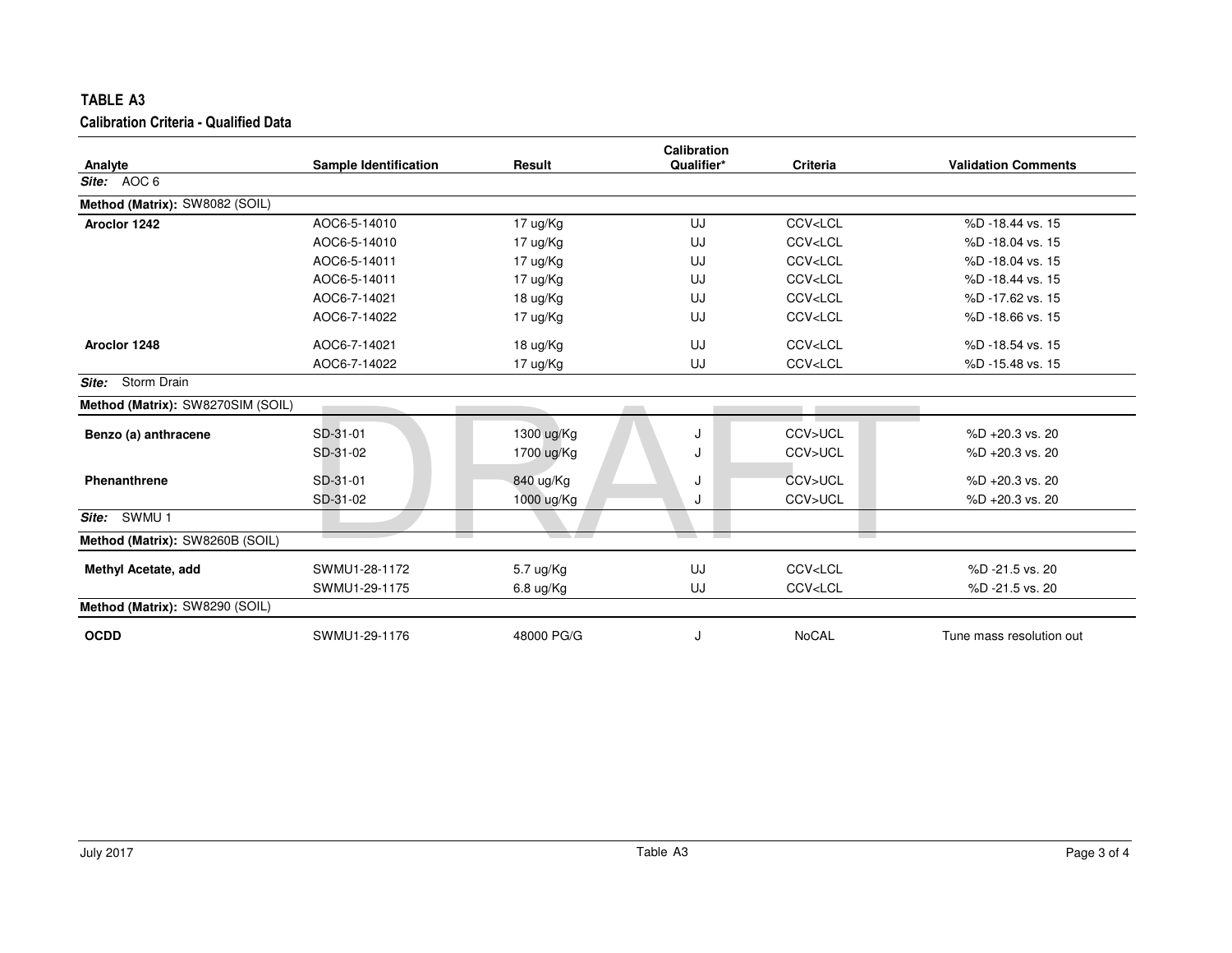## TABLE A3

### Calibration Criteria - Qualified Data

| Analyte | Sample Identification | Result | Calibration Qualifier* | Criteria | Validation Comments |
|---|---|---|---|---|---|
| ***Site:*** AOC 6 | | | | | |
| **Method (Matrix):** SW8082 (SOIL) | | | | | |
| **Aroclor 1242** | AOC6-5-14010 | 17 ug/Kg | UJ | CCV<LCL | %D -18.44 vs. 15 |
| | AOC6-5-14010 | 17 ug/Kg | UJ | CCV<LCL | %D -18.04 vs. 15 |
| | AOC6-5-14011 | 17 ug/Kg | UJ | CCV<LCL | %D -18.04 vs. 15 |
| | AOC6-5-14011 | 17 ug/Kg | UJ | CCV<LCL | %D -18.44 vs. 15 |
| | AOC6-7-14021 | 18 ug/Kg | UJ | CCV<LCL | %D -17.62 vs. 15 |
| | AOC6-7-14022 | 17 ug/Kg | UJ | CCV<LCL | %D -18.66 vs. 15 |
| **Aroclor 1248** | AOC6-7-14021 | 18 ug/Kg | UJ | CCV<LCL | %D -18.54 vs. 15 |
| | AOC6-7-14022 | 17 ug/Kg | UJ | CCV<LCL | %D -15.48 vs. 15 |
| ***Site:*** Storm Drain | | | | | |
| **Method (Matrix):** SW8270SIM (SOIL) | | | | | |
| **Benzo (a) anthracene** | SD-31-01 | 1300 ug/Kg | J | CCV>UCL | %D +20.3 vs. 20 |
| | SD-31-02 | 1700 ug/Kg | J | CCV>UCL | %D +20.3 vs. 20 |
| **Phenanthrene** | SD-31-01 | 840 ug/Kg | J | CCV>UCL | %D +20.3 vs. 20 |
| | SD-31-02 | 1000 ug/Kg | J | CCV>UCL | %D +20.3 vs. 20 |
| ***Site:*** SWMU 1 | | | | | |
| **Method (Matrix):** SW8260B (SOIL) | | | | | |
| **Methyl Acetate, add** | SWMU1-28-1172 | 5.7 ug/Kg | UJ | CCV<LCL | %D -21.5 vs. 20 |
| | SWMU1-29-1175 | 6.8 ug/Kg | UJ | CCV<LCL | %D -21.5 vs. 20 |
| **Method (Matrix):** SW8290 (SOIL) | | | | | |
| **OCDD** | SWMU1-29-1176 | 48000 PG/G | J | NoCAL | Tune mass resolution out |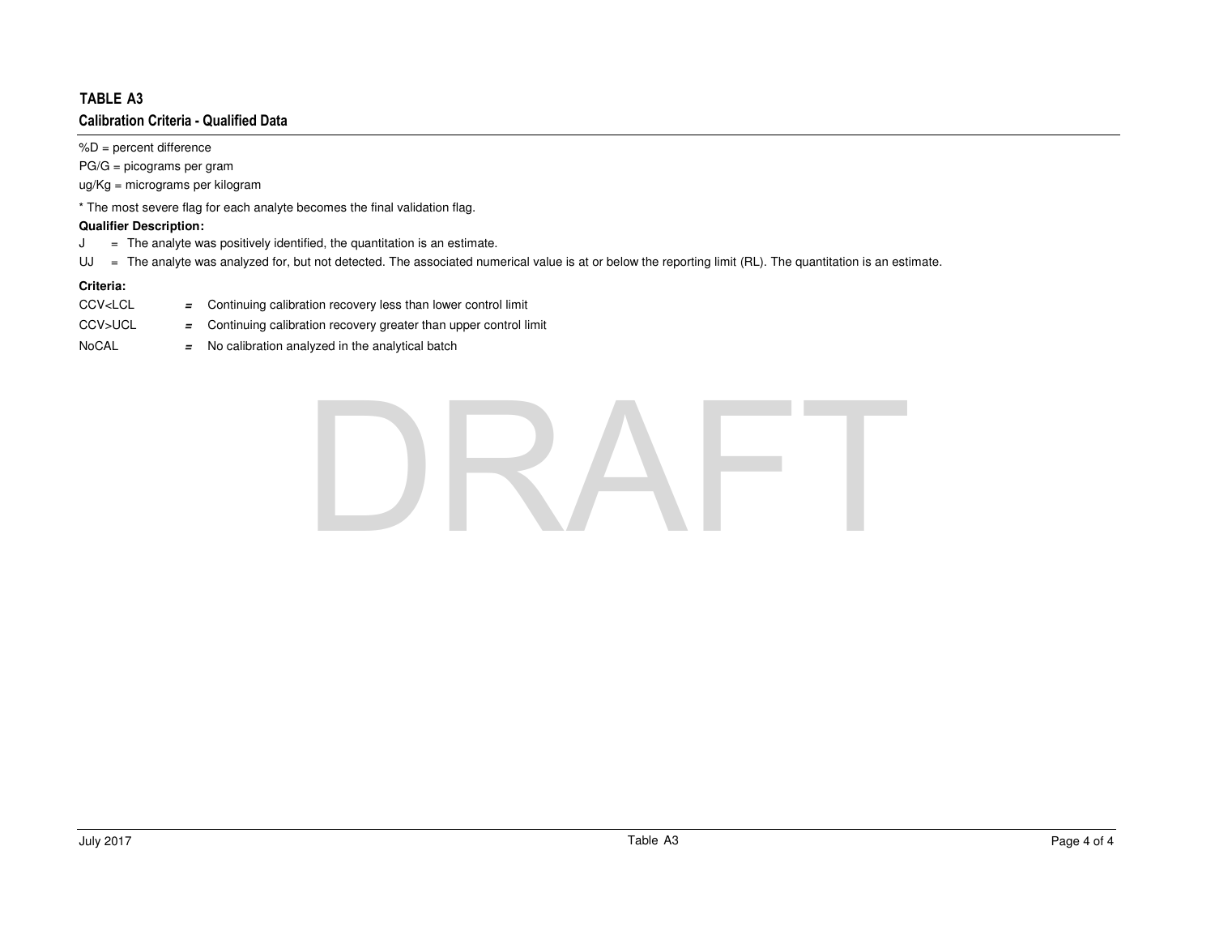# TABLE A3

## Calibration Criteria - Qualified Data

%D = percent difference

PG/G = picograms per gram

ug/Kg = micrograms per kilogram

* The most severe flag for each analyte becomes the final validation flag.

**Qualifier Description:**

J = The analyte was positively identified, the quantitation is an estimate.

UJ = The analyte was analyzed for, but not detected. The associated numerical value is at or below the reporting limit (RL). The quantitation is an estimate.

**Criteria:**

CCV<LCL = Continuing calibration recovery less than lower control limit

CCV>UCL = Continuing calibration recovery greater than upper control limit

NoCAL = No calibration analyzed in the analytical batch

DRAFT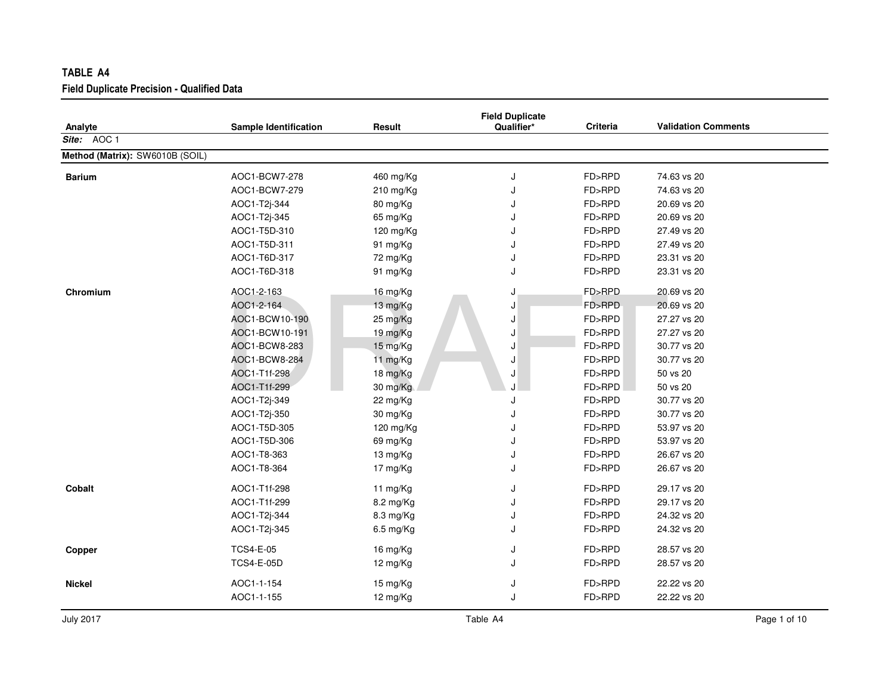**TABLE A4**

**Field Duplicate Precision - Qualified Data**

| Analyte | Sample Identification | Result | Field Duplicate Qualifier* | Criteria | Validation Comments |
|---|---|---|---|---|---|
| ***Site:*** AOC 1 | | | | | |
| **Method (Matrix):** SW6010B (SOIL) | | | | | |
| **Barium** | AOC1-BCW7-278 | 460 mg/Kg | J | FD>RPD | 74.63 vs 20 |
| | AOC1-BCW7-279 | 210 mg/Kg | J | FD>RPD | 74.63 vs 20 |
| | AOC1-T2j-344 | 80 mg/Kg | J | FD>RPD | 20.69 vs 20 |
| | AOC1-T2j-345 | 65 mg/Kg | J | FD>RPD | 20.69 vs 20 |
| | AOC1-T5D-310 | 120 mg/Kg | J | FD>RPD | 27.49 vs 20 |
| | AOC1-T5D-311 | 91 mg/Kg | J | FD>RPD | 27.49 vs 20 |
| | AOC1-T6D-317 | 72 mg/Kg | J | FD>RPD | 23.31 vs 20 |
| | AOC1-T6D-318 | 91 mg/Kg | J | FD>RPD | 23.31 vs 20 |
| **Chromium** | AOC1-2-163 | 16 mg/Kg | J | FD>RPD | 20.69 vs 20 |
| | AOC1-2-164 | 13 mg/Kg | J | FD>RPD | 20.69 vs 20 |
| | AOC1-BCW10-190 | 25 mg/Kg | J | FD>RPD | 27.27 vs 20 |
| | AOC1-BCW10-191 | 19 mg/Kg | J | FD>RPD | 27.27 vs 20 |
| | AOC1-BCW8-283 | 15 mg/Kg | J | FD>RPD | 30.77 vs 20 |
| | AOC1-BCW8-284 | 11 mg/Kg | J | FD>RPD | 30.77 vs 20 |
| | AOC1-T1f-298 | 18 mg/Kg | J | FD>RPD | 50 vs 20 |
| | AOC1-T1f-299 | 30 mg/Kg | J | FD>RPD | 50 vs 20 |
| | AOC1-T2j-349 | 22 mg/Kg | J | FD>RPD | 30.77 vs 20 |
| | AOC1-T2j-350 | 30 mg/Kg | J | FD>RPD | 30.77 vs 20 |
| | AOC1-T5D-305 | 120 mg/Kg | J | FD>RPD | 53.97 vs 20 |
| | AOC1-T5D-306 | 69 mg/Kg | J | FD>RPD | 53.97 vs 20 |
| | AOC1-T8-363 | 13 mg/Kg | J | FD>RPD | 26.67 vs 20 |
| | AOC1-T8-364 | 17 mg/Kg | J | FD>RPD | 26.67 vs 20 |
| **Cobalt** | AOC1-T1f-298 | 11 mg/Kg | J | FD>RPD | 29.17 vs 20 |
| | AOC1-T1f-299 | 8.2 mg/Kg | J | FD>RPD | 29.17 vs 20 |
| | AOC1-T2j-344 | 8.3 mg/Kg | J | FD>RPD | 24.32 vs 20 |
| | AOC1-T2j-345 | 6.5 mg/Kg | J | FD>RPD | 24.32 vs 20 |
| **Copper** | TCS4-E-05 | 16 mg/Kg | J | FD>RPD | 28.57 vs 20 |
| | TCS4-E-05D | 12 mg/Kg | J | FD>RPD | 28.57 vs 20 |
| **Nickel** | AOC1-1-154 | 15 mg/Kg | J | FD>RPD | 22.22 vs 20 |
| | AOC1-1-155 | 12 mg/Kg | J | FD>RPD | 22.22 vs 20 |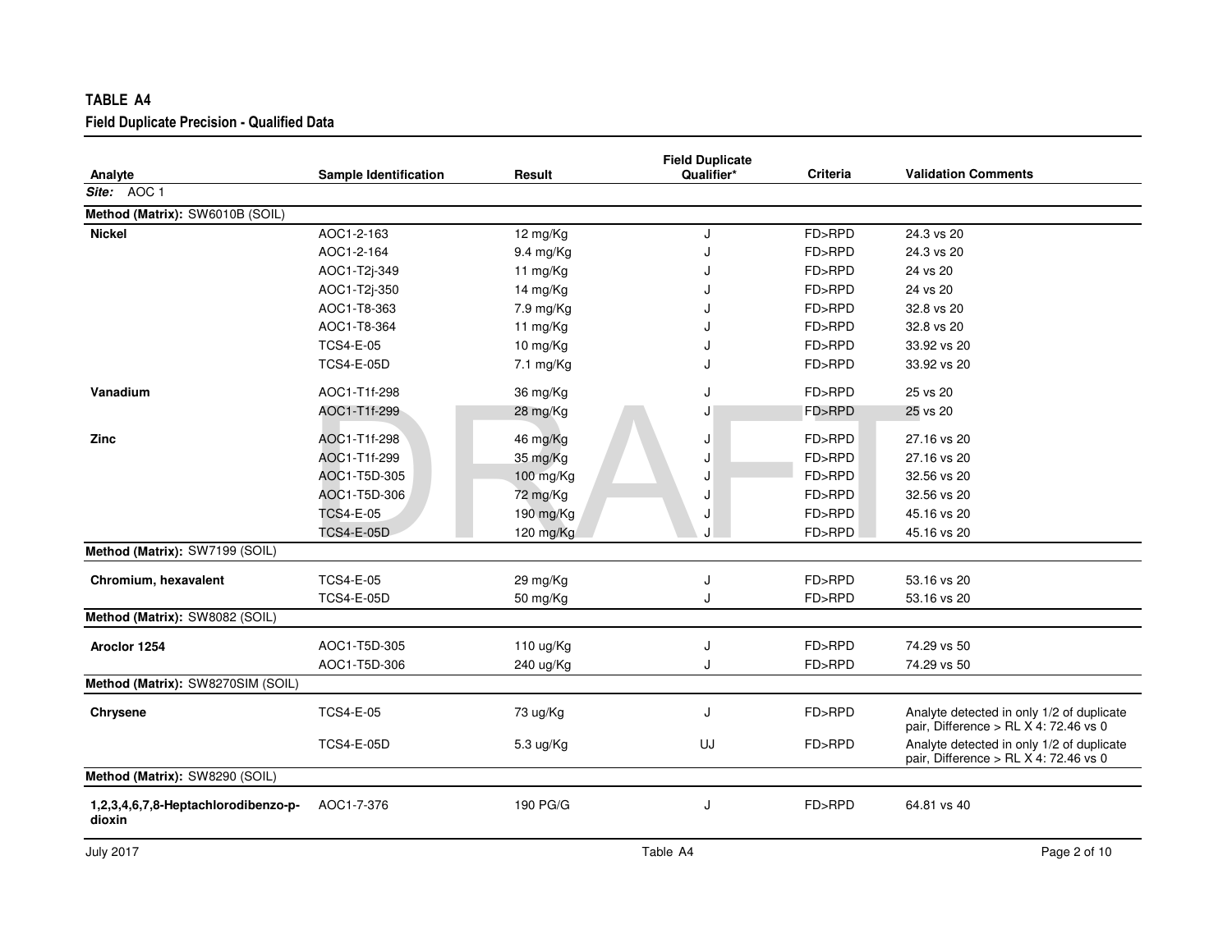## TABLE A4

### Field Duplicate Precision - Qualified Data

| Analyte | Sample Identification | Result | Field Duplicate Qualifier* | Criteria | Validation Comments |
|---|---|---|---|---|---|
| ***Site:*** AOC 1 | | | | | |
| **Method (Matrix):** SW6010B (SOIL) | | | | | |
| **Nickel** | AOC1-2-163 | 12 mg/Kg | J | FD>RPD | 24.3 vs 20 |
| | AOC1-2-164 | 9.4 mg/Kg | J | FD>RPD | 24.3 vs 20 |
| | AOC1-T2j-349 | 11 mg/Kg | J | FD>RPD | 24 vs 20 |
| | AOC1-T2j-350 | 14 mg/Kg | J | FD>RPD | 24 vs 20 |
| | AOC1-T8-363 | 7.9 mg/Kg | J | FD>RPD | 32.8 vs 20 |
| | AOC1-T8-364 | 11 mg/Kg | J | FD>RPD | 32.8 vs 20 |
| | TCS4-E-05 | 10 mg/Kg | J | FD>RPD | 33.92 vs 20 |
| | TCS4-E-05D | 7.1 mg/Kg | J | FD>RPD | 33.92 vs 20 |
| **Vanadium** | AOC1-T1f-298 | 36 mg/Kg | J | FD>RPD | 25 vs 20 |
| | AOC1-T1f-299 | 28 mg/Kg | J | FD>RPD | 25 vs 20 |
| **Zinc** | AOC1-T1f-298 | 46 mg/Kg | J | FD>RPD | 27.16 vs 20 |
| | AOC1-T1f-299 | 35 mg/Kg | J | FD>RPD | 27.16 vs 20 |
| | AOC1-T5D-305 | 100 mg/Kg | J | FD>RPD | 32.56 vs 20 |
| | AOC1-T5D-306 | 72 mg/Kg | J | FD>RPD | 32.56 vs 20 |
| | TCS4-E-05 | 190 mg/Kg | J | FD>RPD | 45.16 vs 20 |
| | TCS4-E-05D | 120 mg/Kg | J | FD>RPD | 45.16 vs 20 |
| **Method (Matrix):** SW7199 (SOIL) | | | | | |
| **Chromium, hexavalent** | TCS4-E-05 | 29 mg/Kg | J | FD>RPD | 53.16 vs 20 |
| | TCS4-E-05D | 50 mg/Kg | J | FD>RPD | 53.16 vs 20 |
| **Method (Matrix):** SW8082 (SOIL) | | | | | |
| **Aroclor 1254** | AOC1-T5D-305 | 110 ug/Kg | J | FD>RPD | 74.29 vs 50 |
| | AOC1-T5D-306 | 240 ug/Kg | J | FD>RPD | 74.29 vs 50 |
| **Method (Matrix):** SW8270SIM (SOIL) | | | | | |
| **Chrysene** | TCS4-E-05 | 73 ug/Kg | J | FD>RPD | Analyte detected in only 1/2 of duplicate pair, Difference > RL X 4: 72.46 vs 0 |
| | TCS4-E-05D | 5.3 ug/Kg | UJ | FD>RPD | Analyte detected in only 1/2 of duplicate pair, Difference > RL X 4: 72.46 vs 0 |
| **Method (Matrix):** SW8290 (SOIL) | | | | | |
| **1,2,3,4,6,7,8-Heptachlorodibenzo-p-dioxin** | AOC1-7-376 | 190 PG/G | J | FD>RPD | 64.81 vs 40 |

July 2017 Table A4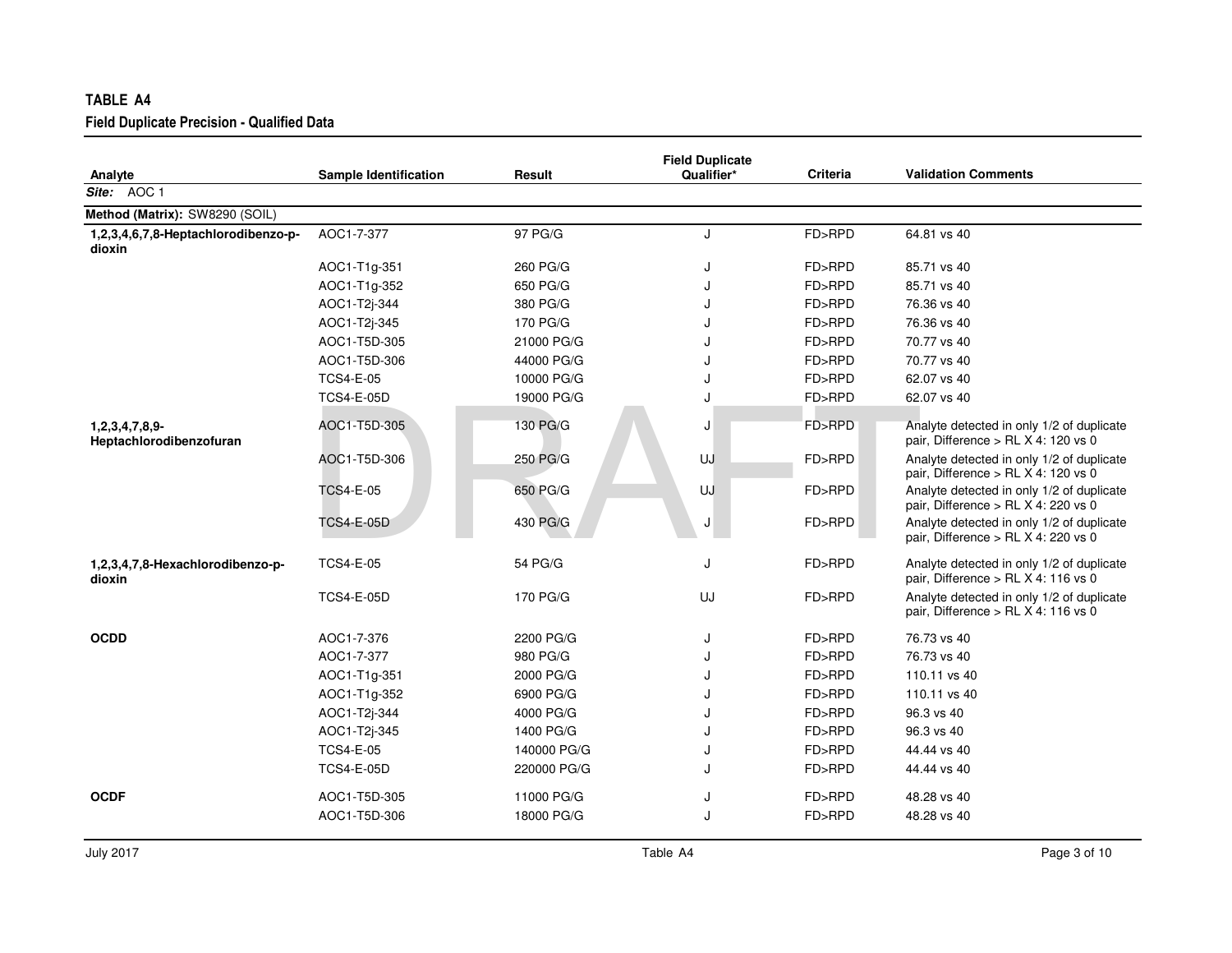# TABLE A4

## Field Duplicate Precision - Qualified Data

| Analyte | Sample Identification | Result | Field Duplicate Qualifier* | Criteria | Validation Comments |
|---|---|---|---|---|---|
| ***Site:*** AOC 1 | | | | | |
| **Method (Matrix):** SW8290 (SOIL) | | | | | |
| **1,2,3,4,6,7,8-Heptachlorodibenzo-p-dioxin** | AOC1-7-377 | 97 PG/G | J | FD>RPD | 64.81 vs 40 |
| | AOC1-T1g-351 | 260 PG/G | J | FD>RPD | 85.71 vs 40 |
| | AOC1-T1g-352 | 650 PG/G | J | FD>RPD | 85.71 vs 40 |
| | AOC1-T2j-344 | 380 PG/G | J | FD>RPD | 76.36 vs 40 |
| | AOC1-T2j-345 | 170 PG/G | J | FD>RPD | 76.36 vs 40 |
| | AOC1-T5D-305 | 21000 PG/G | J | FD>RPD | 70.77 vs 40 |
| | AOC1-T5D-306 | 44000 PG/G | J | FD>RPD | 70.77 vs 40 |
| | TCS4-E-05 | 10000 PG/G | J | FD>RPD | 62.07 vs 40 |
| | TCS4-E-05D | 19000 PG/G | J | FD>RPD | 62.07 vs 40 |
| **1,2,3,4,7,8,9-Heptachlorodibenzofuran** | AOC1-T5D-305 | 130 PG/G | J | FD>RPD | Analyte detected in only 1/2 of duplicate pair, Difference > RL X 4: 120 vs 0 |
| | AOC1-T5D-306 | 250 PG/G | UJ | FD>RPD | Analyte detected in only 1/2 of duplicate pair, Difference > RL X 4: 120 vs 0 |
| | TCS4-E-05 | 650 PG/G | UJ | FD>RPD | Analyte detected in only 1/2 of duplicate pair, Difference > RL X 4: 220 vs 0 |
| | TCS4-E-05D | 430 PG/G | J | FD>RPD | Analyte detected in only 1/2 of duplicate pair, Difference > RL X 4: 220 vs 0 |
| **1,2,3,4,7,8-Hexachlorodibenzo-p-dioxin** | TCS4-E-05 | 54 PG/G | J | FD>RPD | Analyte detected in only 1/2 of duplicate pair, Difference > RL X 4: 116 vs 0 |
| | TCS4-E-05D | 170 PG/G | UJ | FD>RPD | Analyte detected in only 1/2 of duplicate pair, Difference > RL X 4: 116 vs 0 |
| **OCDD** | AOC1-7-376 | 2200 PG/G | J | FD>RPD | 76.73 vs 40 |
| | AOC1-7-377 | 980 PG/G | J | FD>RPD | 76.73 vs 40 |
| | AOC1-T1g-351 | 2000 PG/G | J | FD>RPD | 110.11 vs 40 |
| | AOC1-T1g-352 | 6900 PG/G | J | FD>RPD | 110.11 vs 40 |
| | AOC1-T2j-344 | 4000 PG/G | J | FD>RPD | 96.3 vs 40 |
| | AOC1-T2j-345 | 1400 PG/G | J | FD>RPD | 96.3 vs 40 |
| | TCS4-E-05 | 140000 PG/G | J | FD>RPD | 44.44 vs 40 |
| | TCS4-E-05D | 220000 PG/G | J | FD>RPD | 44.44 vs 40 |
| **OCDF** | AOC1-T5D-305 | 11000 PG/G | J | FD>RPD | 48.28 vs 40 |
| | AOC1-T5D-306 | 18000 PG/G | J | FD>RPD | 48.28 vs 40 |

July 2017 Table A4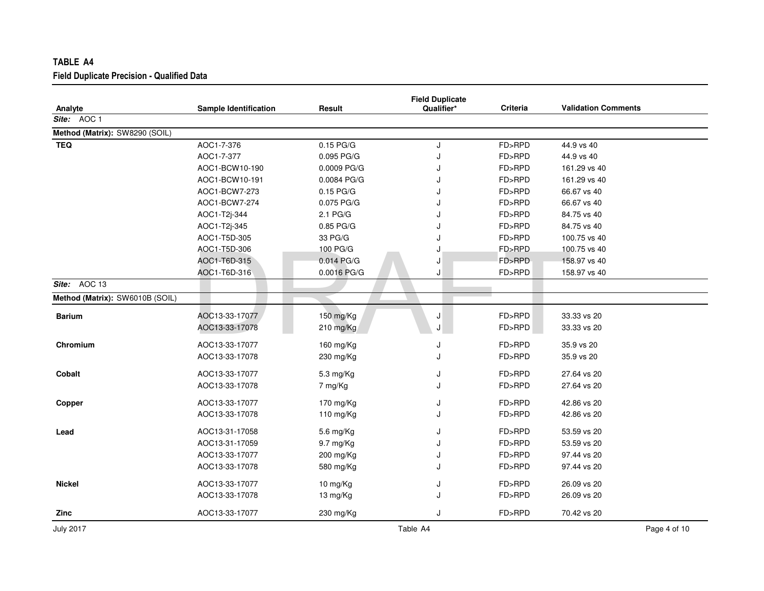## TABLE A4

### Field Duplicate Precision - Qualified Data

| Analyte | Sample Identification | Result | Field Duplicate Qualifier* | Criteria | Validation Comments |
|---|---|---|---|---|---|
| ***Site:*** AOC 1 | | | | | |
| **Method (Matrix):** SW8290 (SOIL) | | | | | |
| **TEQ** | AOC1-7-376 | 0.15 PG/G | J | FD>RPD | 44.9 vs 40 |
| | AOC1-7-377 | 0.095 PG/G | J | FD>RPD | 44.9 vs 40 |
| | AOC1-BCW10-190 | 0.0009 PG/G | J | FD>RPD | 161.29 vs 40 |
| | AOC1-BCW10-191 | 0.0084 PG/G | J | FD>RPD | 161.29 vs 40 |
| | AOC1-BCW7-273 | 0.15 PG/G | J | FD>RPD | 66.67 vs 40 |
| | AOC1-BCW7-274 | 0.075 PG/G | J | FD>RPD | 66.67 vs 40 |
| | AOC1-T2j-344 | 2.1 PG/G | J | FD>RPD | 84.75 vs 40 |
| | AOC1-T2j-345 | 0.85 PG/G | J | FD>RPD | 84.75 vs 40 |
| | AOC1-T5D-305 | 33 PG/G | J | FD>RPD | 100.75 vs 40 |
| | AOC1-T5D-306 | 100 PG/G | J | FD>RPD | 100.75 vs 40 |
| | AOC1-T6D-315 | 0.014 PG/G | J | FD>RPD | 158.97 vs 40 |
| | AOC1-T6D-316 | 0.0016 PG/G | J | FD>RPD | 158.97 vs 40 |
| ***Site:*** AOC 13 | | | | | |
| **Method (Matrix):** SW6010B (SOIL) | | | | | |
| **Barium** | AOC13-33-17077 | 150 mg/Kg | J | FD>RPD | 33.33 vs 20 |
| | AOC13-33-17078 | 210 mg/Kg | J | FD>RPD | 33.33 vs 20 |
| **Chromium** | AOC13-33-17077 | 160 mg/Kg | J | FD>RPD | 35.9 vs 20 |
| | AOC13-33-17078 | 230 mg/Kg | J | FD>RPD | 35.9 vs 20 |
| **Cobalt** | AOC13-33-17077 | 5.3 mg/Kg | J | FD>RPD | 27.64 vs 20 |
| | AOC13-33-17078 | 7 mg/Kg | J | FD>RPD | 27.64 vs 20 |
| **Copper** | AOC13-33-17077 | 170 mg/Kg | J | FD>RPD | 42.86 vs 20 |
| | AOC13-33-17078 | 110 mg/Kg | J | FD>RPD | 42.86 vs 20 |
| **Lead** | AOC13-31-17058 | 5.6 mg/Kg | J | FD>RPD | 53.59 vs 20 |
| | AOC13-31-17059 | 9.7 mg/Kg | J | FD>RPD | 53.59 vs 20 |
| | AOC13-33-17077 | 200 mg/Kg | J | FD>RPD | 97.44 vs 20 |
| | AOC13-33-17078 | 580 mg/Kg | J | FD>RPD | 97.44 vs 20 |
| **Nickel** | AOC13-33-17077 | 10 mg/Kg | J | FD>RPD | 26.09 vs 20 |
| | AOC13-33-17078 | 13 mg/Kg | J | FD>RPD | 26.09 vs 20 |
| **Zinc** | AOC13-33-17077 | 230 mg/Kg | J | FD>RPD | 70.42 vs 20 |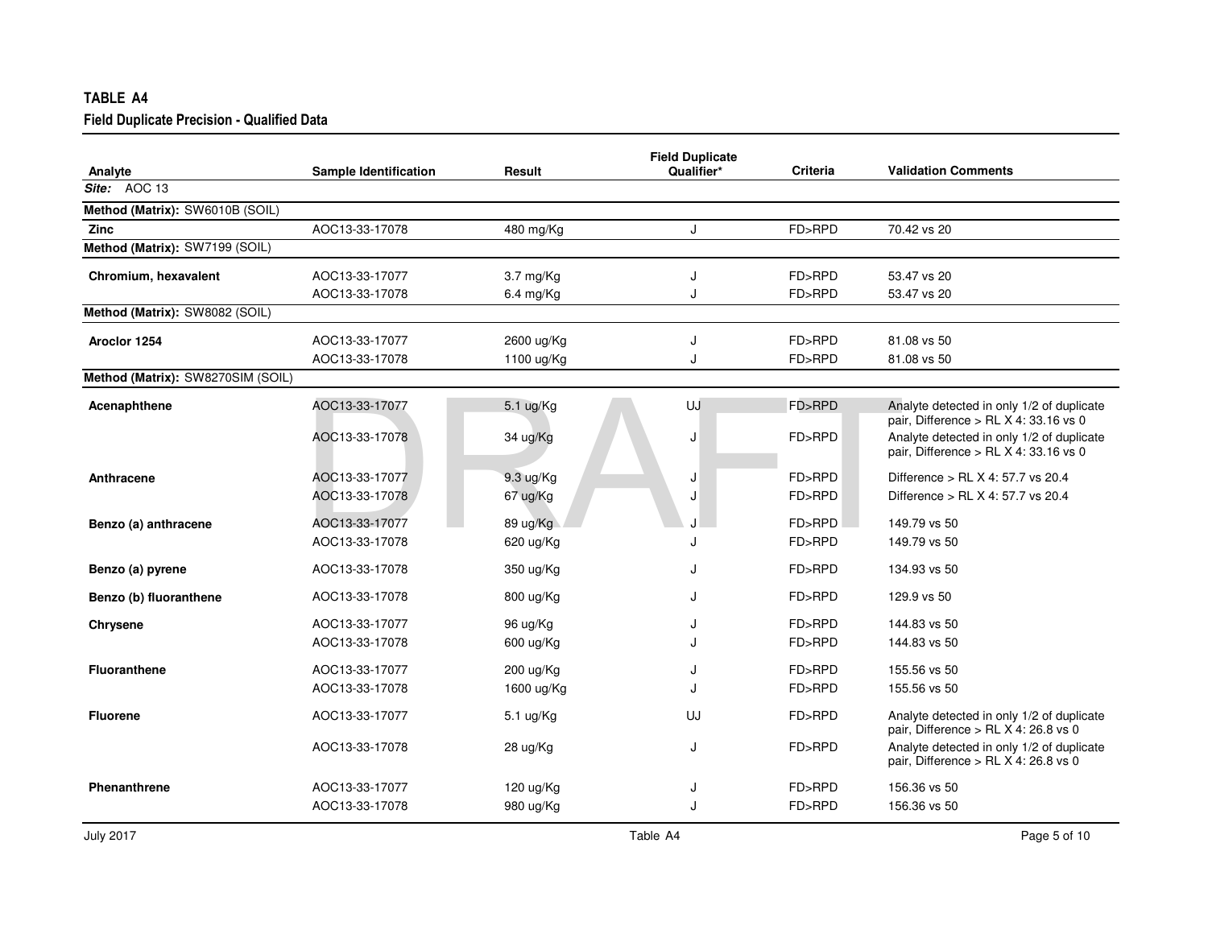## TABLE A4

### Field Duplicate Precision - Qualified Data

| Analyte | Sample Identification | Result | Field Duplicate Qualifier* | Criteria | Validation Comments |
|---|---|---|---|---|---|
| ***Site:*** AOC 13 | | | | | |
| **Method (Matrix):** SW6010B (SOIL) | | | | | |
| **Zinc** | AOC13-33-17078 | 480 mg/Kg | J | FD>RPD | 70.42 vs 20 |
| **Method (Matrix):** SW7199 (SOIL) | | | | | |
| **Chromium, hexavalent** | AOC13-33-17077 | 3.7 mg/Kg | J | FD>RPD | 53.47 vs 20 |
| | AOC13-33-17078 | 6.4 mg/Kg | J | FD>RPD | 53.47 vs 20 |
| **Method (Matrix):** SW8082 (SOIL) | | | | | |
| **Aroclor 1254** | AOC13-33-17077 | 2600 ug/Kg | J | FD>RPD | 81.08 vs 50 |
| | AOC13-33-17078 | 1100 ug/Kg | J | FD>RPD | 81.08 vs 50 |
| **Method (Matrix):** SW8270SIM (SOIL) | | | | | |
| **Acenaphthene** | AOC13-33-17077 | 5.1 ug/Kg | UJ | FD>RPD | Analyte detected in only 1/2 of duplicate pair, Difference > RL X 4: 33.16 vs 0 |
| | AOC13-33-17078 | 34 ug/Kg | J | FD>RPD | Analyte detected in only 1/2 of duplicate pair, Difference > RL X 4: 33.16 vs 0 |
| **Anthracene** | AOC13-33-17077 | 9.3 ug/Kg | J | FD>RPD | Difference > RL X 4: 57.7 vs 20.4 |
| | AOC13-33-17078 | 67 ug/Kg | J | FD>RPD | Difference > RL X 4: 57.7 vs 20.4 |
| **Benzo (a) anthracene** | AOC13-33-17077 | 89 ug/Kg | J | FD>RPD | 149.79 vs 50 |
| | AOC13-33-17078 | 620 ug/Kg | J | FD>RPD | 149.79 vs 50 |
| **Benzo (a) pyrene** | AOC13-33-17078 | 350 ug/Kg | J | FD>RPD | 134.93 vs 50 |
| **Benzo (b) fluoranthene** | AOC13-33-17078 | 800 ug/Kg | J | FD>RPD | 129.9 vs 50 |
| **Chrysene** | AOC13-33-17077 | 96 ug/Kg | J | FD>RPD | 144.83 vs 50 |
| | AOC13-33-17078 | 600 ug/Kg | J | FD>RPD | 144.83 vs 50 |
| **Fluoranthene** | AOC13-33-17077 | 200 ug/Kg | J | FD>RPD | 155.56 vs 50 |
| | AOC13-33-17078 | 1600 ug/Kg | J | FD>RPD | 155.56 vs 50 |
| **Fluorene** | AOC13-33-17077 | 5.1 ug/Kg | UJ | FD>RPD | Analyte detected in only 1/2 of duplicate pair, Difference > RL X 4: 26.8 vs 0 |
| | AOC13-33-17078 | 28 ug/Kg | J | FD>RPD | Analyte detected in only 1/2 of duplicate pair, Difference > RL X 4: 26.8 vs 0 |
| **Phenanthrene** | AOC13-33-17077 | 120 ug/Kg | J | FD>RPD | 156.36 vs 50 |
| | AOC13-33-17078 | 980 ug/Kg | J | FD>RPD | 156.36 vs 50 |

July 2017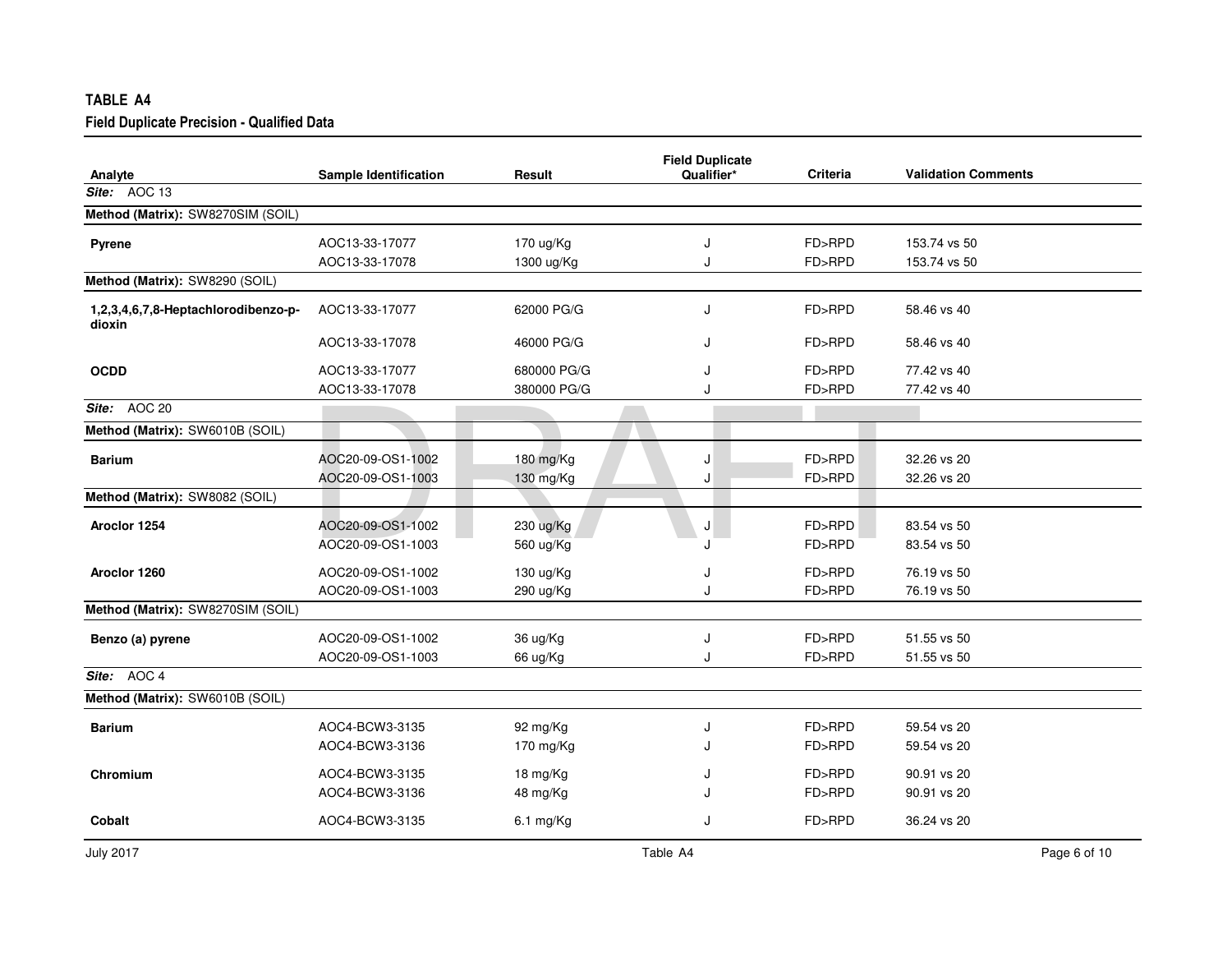**TABLE A4**

**Field Duplicate Precision - Qualified Data**

| Analyte | Sample Identification | Result | Field Duplicate Qualifier* | Criteria | Validation Comments |
|---|---|---|---|---|---|
| ***Site:*** AOC 13 | | | | | |
| **Method (Matrix):** SW8270SIM (SOIL) | | | | | |
| **Pyrene** | AOC13-33-17077 | 170 ug/Kg | J | FD>RPD | 153.74 vs 50 |
| | AOC13-33-17078 | 1300 ug/Kg | J | FD>RPD | 153.74 vs 50 |
| **Method (Matrix):** SW8290 (SOIL) | | | | | |
| **1,2,3,4,6,7,8-Heptachlorodibenzo-p-dioxin** | AOC13-33-17077 | 62000 PG/G | J | FD>RPD | 58.46 vs 40 |
| | AOC13-33-17078 | 46000 PG/G | J | FD>RPD | 58.46 vs 40 |
| **OCDD** | AOC13-33-17077 | 680000 PG/G | J | FD>RPD | 77.42 vs 40 |
| | AOC13-33-17078 | 380000 PG/G | J | FD>RPD | 77.42 vs 40 |
| ***Site:*** AOC 20 | | | | | |
| **Method (Matrix):** SW6010B (SOIL) | | | | | |
| **Barium** | AOC20-09-OS1-1002 | 180 mg/Kg | J | FD>RPD | 32.26 vs 20 |
| | AOC20-09-OS1-1003 | 130 mg/Kg | J | FD>RPD | 32.26 vs 20 |
| **Method (Matrix):** SW8082 (SOIL) | | | | | |
| **Aroclor 1254** | AOC20-09-OS1-1002 | 230 ug/Kg | J | FD>RPD | 83.54 vs 50 |
| | AOC20-09-OS1-1003 | 560 ug/Kg | J | FD>RPD | 83.54 vs 50 |
| **Aroclor 1260** | AOC20-09-OS1-1002 | 130 ug/Kg | J | FD>RPD | 76.19 vs 50 |
| | AOC20-09-OS1-1003 | 290 ug/Kg | J | FD>RPD | 76.19 vs 50 |
| **Method (Matrix):** SW8270SIM (SOIL) | | | | | |
| **Benzo (a) pyrene** | AOC20-09-OS1-1002 | 36 ug/Kg | J | FD>RPD | 51.55 vs 50 |
| | AOC20-09-OS1-1003 | 66 ug/Kg | J | FD>RPD | 51.55 vs 50 |
| ***Site:*** AOC 4 | | | | | |
| **Method (Matrix):** SW6010B (SOIL) | | | | | |
| **Barium** | AOC4-BCW3-3135 | 92 mg/Kg | J | FD>RPD | 59.54 vs 20 |
| | AOC4-BCW3-3136 | 170 mg/Kg | J | FD>RPD | 59.54 vs 20 |
| **Chromium** | AOC4-BCW3-3135 | 18 mg/Kg | J | FD>RPD | 90.91 vs 20 |
| | AOC4-BCW3-3136 | 48 mg/Kg | J | FD>RPD | 90.91 vs 20 |
| **Cobalt** | AOC4-BCW3-3135 | 6.1 mg/Kg | J | FD>RPD | 36.24 vs 20 |

July 2017 Table A4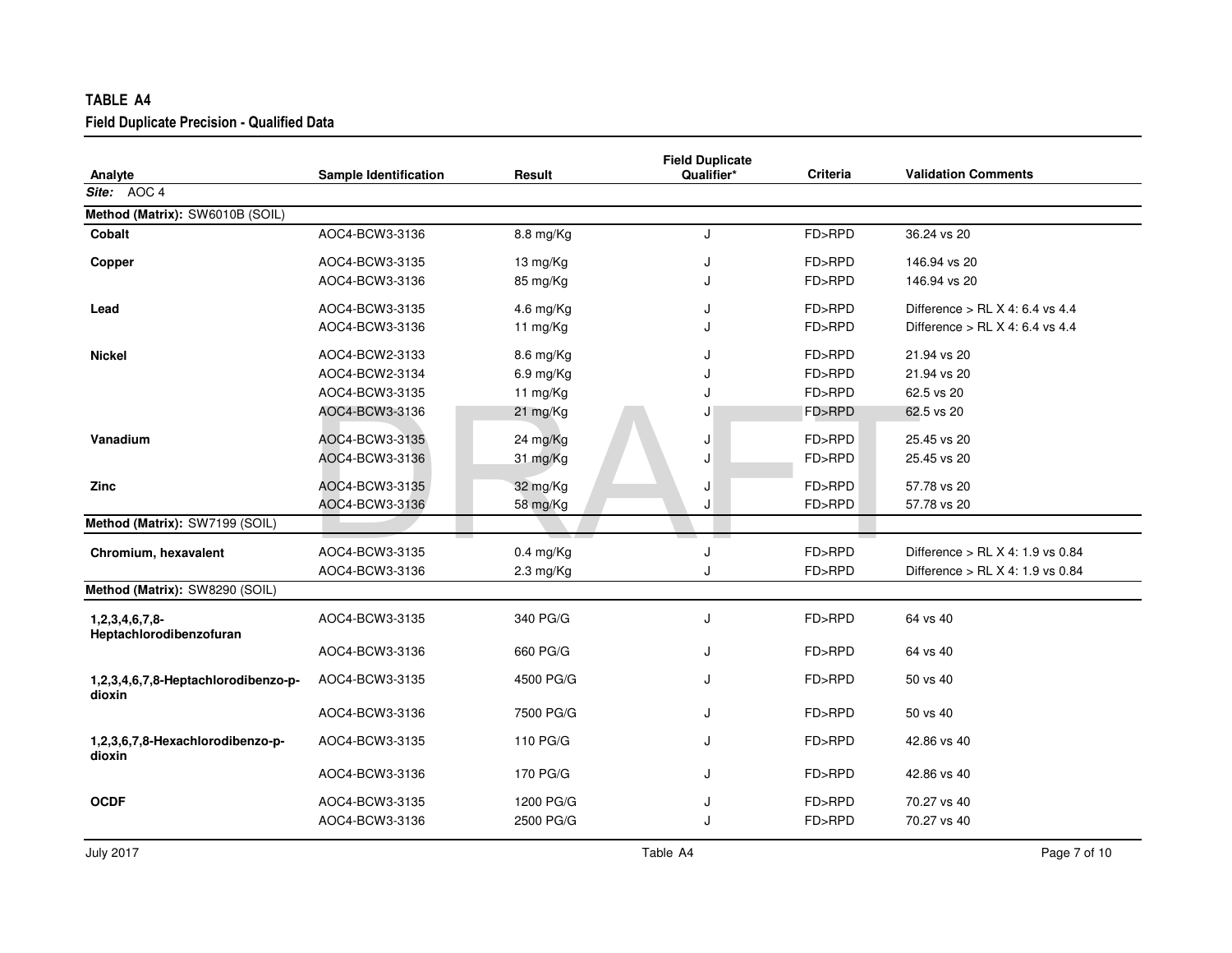## TABLE A4

### Field Duplicate Precision - Qualified Data

| Analyte | Sample Identification | Result | Field Duplicate Qualifier* | Criteria | Validation Comments |
|---|---|---|---|---|---|
| ***Site:*** AOC 4 | | | | | |
| **Method (Matrix):** SW6010B (SOIL) | | | | | |
| **Cobalt** | AOC4-BCW3-3136 | 8.8 mg/Kg | J | FD>RPD | 36.24 vs 20 |
| **Copper** | AOC4-BCW3-3135 | 13 mg/Kg | J | FD>RPD | 146.94 vs 20 |
| | AOC4-BCW3-3136 | 85 mg/Kg | J | FD>RPD | 146.94 vs 20 |
| **Lead** | AOC4-BCW3-3135 | 4.6 mg/Kg | J | FD>RPD | Difference > RL X 4: 6.4 vs 4.4 |
| | AOC4-BCW3-3136 | 11 mg/Kg | J | FD>RPD | Difference > RL X 4: 6.4 vs 4.4 |
| **Nickel** | AOC4-BCW2-3133 | 8.6 mg/Kg | J | FD>RPD | 21.94 vs 20 |
| | AOC4-BCW2-3134 | 6.9 mg/Kg | J | FD>RPD | 21.94 vs 20 |
| | AOC4-BCW3-3135 | 11 mg/Kg | J | FD>RPD | 62.5 vs 20 |
| | AOC4-BCW3-3136 | 21 mg/Kg | J | FD>RPD | 62.5 vs 20 |
| **Vanadium** | AOC4-BCW3-3135 | 24 mg/Kg | J | FD>RPD | 25.45 vs 20 |
| | AOC4-BCW3-3136 | 31 mg/Kg | J | FD>RPD | 25.45 vs 20 |
| **Zinc** | AOC4-BCW3-3135 | 32 mg/Kg | J | FD>RPD | 57.78 vs 20 |
| | AOC4-BCW3-3136 | 58 mg/Kg | J | FD>RPD | 57.78 vs 20 |
| **Method (Matrix):** SW7199 (SOIL) | | | | | |
| **Chromium, hexavalent** | AOC4-BCW3-3135 | 0.4 mg/Kg | J | FD>RPD | Difference > RL X 4: 1.9 vs 0.84 |
| | AOC4-BCW3-3136 | 2.3 mg/Kg | J | FD>RPD | Difference > RL X 4: 1.9 vs 0.84 |
| **Method (Matrix):** SW8290 (SOIL) | | | | | |
| **1,2,3,4,6,7,8-Heptachlorodibenzofuran** | AOC4-BCW3-3135 | 340 PG/G | J | FD>RPD | 64 vs 40 |
| | AOC4-BCW3-3136 | 660 PG/G | J | FD>RPD | 64 vs 40 |
| **1,2,3,4,6,7,8-Heptachlorodibenzo-p-dioxin** | AOC4-BCW3-3135 | 4500 PG/G | J | FD>RPD | 50 vs 40 |
| | AOC4-BCW3-3136 | 7500 PG/G | J | FD>RPD | 50 vs 40 |
| **1,2,3,6,7,8-Hexachlorodibenzo-p-dioxin** | AOC4-BCW3-3135 | 110 PG/G | J | FD>RPD | 42.86 vs 40 |
| | AOC4-BCW3-3136 | 170 PG/G | J | FD>RPD | 42.86 vs 40 |
| **OCDF** | AOC4-BCW3-3135 | 1200 PG/G | J | FD>RPD | 70.27 vs 40 |
| | AOC4-BCW3-3136 | 2500 PG/G | J | FD>RPD | 70.27 vs 40 |

DRAFT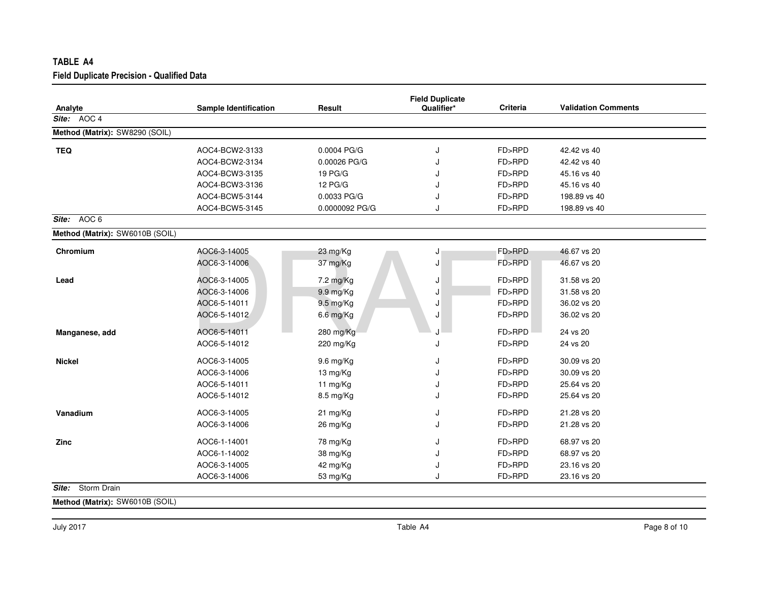## TABLE A4

### Field Duplicate Precision - Qualified Data

| Analyte | Sample Identification | Result | Field Duplicate Qualifier* | Criteria | Validation Comments |
|---|---|---|---|---|---|
| ***Site:*** AOC 4 | | | | | |
| **Method (Matrix):** SW8290 (SOIL) | | | | | |
| **TEQ** | AOC4-BCW2-3133 | 0.0004 PG/G | J | FD>RPD | 42.42 vs 40 |
| | AOC4-BCW2-3134 | 0.00026 PG/G | J | FD>RPD | 42.42 vs 40 |
| | AOC4-BCW3-3135 | 19 PG/G | J | FD>RPD | 45.16 vs 40 |
| | AOC4-BCW3-3136 | 12 PG/G | J | FD>RPD | 45.16 vs 40 |
| | AOC4-BCW5-3144 | 0.0033 PG/G | J | FD>RPD | 198.89 vs 40 |
| | AOC4-BCW5-3145 | 0.0000092 PG/G | J | FD>RPD | 198.89 vs 40 |
| ***Site:*** AOC 6 | | | | | |
| **Method (Matrix):** SW6010B (SOIL) | | | | | |
| **Chromium** | AOC6-3-14005 | 23 mg/Kg | J | FD>RPD | 46.67 vs 20 |
| | AOC6-3-14006 | 37 mg/Kg | J | FD>RPD | 46.67 vs 20 |
| **Lead** | AOC6-3-14005 | 7.2 mg/Kg | J | FD>RPD | 31.58 vs 20 |
| | AOC6-3-14006 | 9.9 mg/Kg | J | FD>RPD | 31.58 vs 20 |
| | AOC6-5-14011 | 9.5 mg/Kg | J | FD>RPD | 36.02 vs 20 |
| | AOC6-5-14012 | 6.6 mg/Kg | J | FD>RPD | 36.02 vs 20 |
| **Manganese, add** | AOC6-5-14011 | 280 mg/Kg | J | FD>RPD | 24 vs 20 |
| | AOC6-5-14012 | 220 mg/Kg | J | FD>RPD | 24 vs 20 |
| **Nickel** | AOC6-3-14005 | 9.6 mg/Kg | J | FD>RPD | 30.09 vs 20 |
| | AOC6-3-14006 | 13 mg/Kg | J | FD>RPD | 30.09 vs 20 |
| | AOC6-5-14011 | 11 mg/Kg | J | FD>RPD | 25.64 vs 20 |
| | AOC6-5-14012 | 8.5 mg/Kg | J | FD>RPD | 25.64 vs 20 |
| **Vanadium** | AOC6-3-14005 | 21 mg/Kg | J | FD>RPD | 21.28 vs 20 |
| | AOC6-3-14006 | 26 mg/Kg | J | FD>RPD | 21.28 vs 20 |
| **Zinc** | AOC6-1-14001 | 78 mg/Kg | J | FD>RPD | 68.97 vs 20 |
| | AOC6-1-14002 | 38 mg/Kg | J | FD>RPD | 68.97 vs 20 |
| | AOC6-3-14005 | 42 mg/Kg | J | FD>RPD | 23.16 vs 20 |
| | AOC6-3-14006 | 53 mg/Kg | J | FD>RPD | 23.16 vs 20 |
| ***Site:*** Storm Drain | | | | | |
| **Method (Matrix):** SW6010B (SOIL) | | | | | |

DRAFT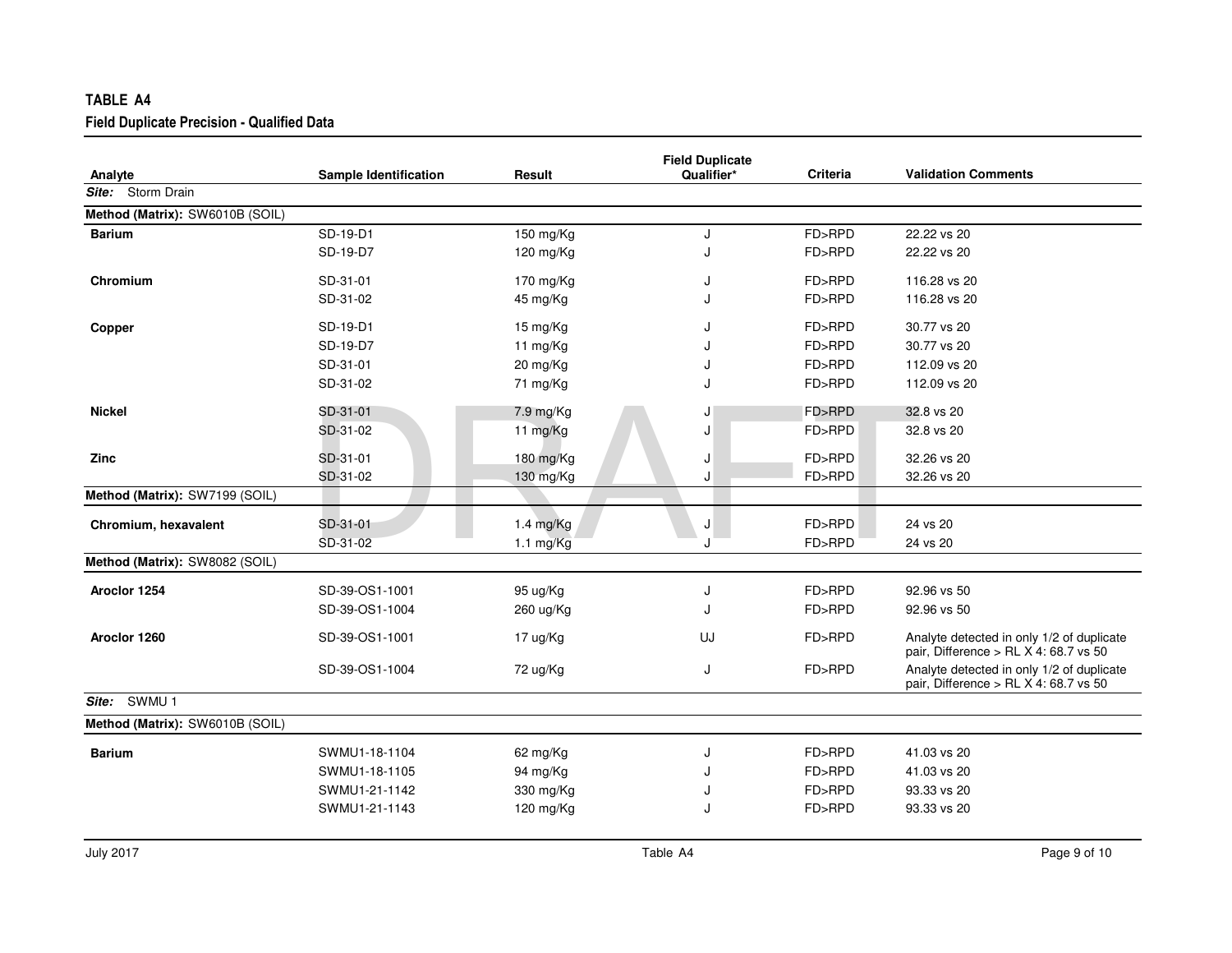# TABLE A4

## Field Duplicate Precision - Qualified Data

| Analyte | Sample Identification | Result | Field Duplicate Qualifier* | Criteria | Validation Comments |
|---|---|---|---|---|---|
| ***Site:*** Storm Drain | | | | | |
| **Method (Matrix):** SW6010B (SOIL) | | | | | |
| **Barium** | SD-19-D1 | 150 mg/Kg | J | FD>RPD | 22.22 vs 20 |
| | SD-19-D7 | 120 mg/Kg | J | FD>RPD | 22.22 vs 20 |
| **Chromium** | SD-31-01 | 170 mg/Kg | J | FD>RPD | 116.28 vs 20 |
| | SD-31-02 | 45 mg/Kg | J | FD>RPD | 116.28 vs 20 |
| **Copper** | SD-19-D1 | 15 mg/Kg | J | FD>RPD | 30.77 vs 20 |
| | SD-19-D7 | 11 mg/Kg | J | FD>RPD | 30.77 vs 20 |
| | SD-31-01 | 20 mg/Kg | J | FD>RPD | 112.09 vs 20 |
| | SD-31-02 | 71 mg/Kg | J | FD>RPD | 112.09 vs 20 |
| **Nickel** | SD-31-01 | 7.9 mg/Kg | J | FD>RPD | 32.8 vs 20 |
| | SD-31-02 | 11 mg/Kg | J | FD>RPD | 32.8 vs 20 |
| **Zinc** | SD-31-01 | 180 mg/Kg | J | FD>RPD | 32.26 vs 20 |
| | SD-31-02 | 130 mg/Kg | J | FD>RPD | 32.26 vs 20 |
| **Method (Matrix):** SW7199 (SOIL) | | | | | |
| **Chromium, hexavalent** | SD-31-01 | 1.4 mg/Kg | J | FD>RPD | 24 vs 20 |
| | SD-31-02 | 1.1 mg/Kg | J | FD>RPD | 24 vs 20 |
| **Method (Matrix):** SW8082 (SOIL) | | | | | |
| **Aroclor 1254** | SD-39-OS1-1001 | 95 ug/Kg | J | FD>RPD | 92.96 vs 50 |
| | SD-39-OS1-1004 | 260 ug/Kg | J | FD>RPD | 92.96 vs 50 |
| **Aroclor 1260** | SD-39-OS1-1001 | 17 ug/Kg | UJ | FD>RPD | Analyte detected in only 1/2 of duplicate pair, Difference > RL X 4: 68.7 vs 50 |
| | SD-39-OS1-1004 | 72 ug/Kg | J | FD>RPD | Analyte detected in only 1/2 of duplicate pair, Difference > RL X 4: 68.7 vs 50 |
| ***Site:*** SWMU 1 | | | | | |
| **Method (Matrix):** SW6010B (SOIL) | | | | | |
| **Barium** | SWMU1-18-1104 | 62 mg/Kg | J | FD>RPD | 41.03 vs 20 |
| | SWMU1-18-1105 | 94 mg/Kg | J | FD>RPD | 41.03 vs 20 |
| | SWMU1-21-1142 | 330 mg/Kg | J | FD>RPD | 93.33 vs 20 |
| | SWMU1-21-1143 | 120 mg/Kg | J | FD>RPD | 93.33 vs 20 |

July 2017 Table A4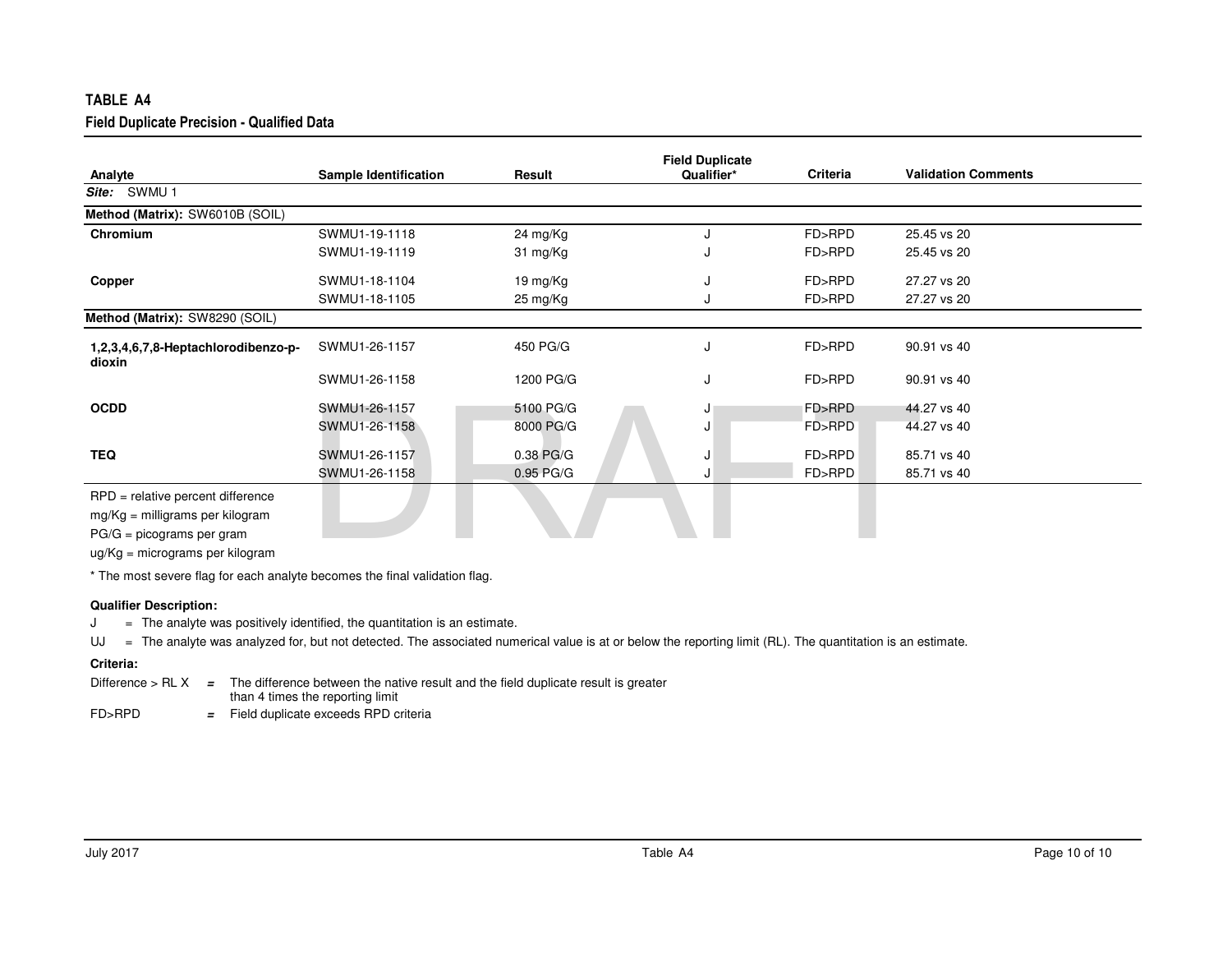## TABLE A4

### Field Duplicate Precision - Qualified Data

| Analyte | Sample Identification | Result | Field Duplicate Qualifier* | Criteria | Validation Comments |
|---|---|---|---|---|---|
| ***Site:*** SWMU 1 | | | | | |
| **Method (Matrix):** SW6010B (SOIL) | | | | | |
| **Chromium** | SWMU1-19-1118 | 24 mg/Kg | J | FD>RPD | 25.45 vs 20 |
| | SWMU1-19-1119 | 31 mg/Kg | J | FD>RPD | 25.45 vs 20 |
| **Copper** | SWMU1-18-1104 | 19 mg/Kg | J | FD>RPD | 27.27 vs 20 |
| | SWMU1-18-1105 | 25 mg/Kg | J | FD>RPD | 27.27 vs 20 |
| **Method (Matrix):** SW8290 (SOIL) | | | | | |
| **1,2,3,4,6,7,8-Heptachlorodibenzo-p-dioxin** | SWMU1-26-1157 | 450 PG/G | J | FD>RPD | 90.91 vs 40 |
| | SWMU1-26-1158 | 1200 PG/G | J | FD>RPD | 90.91 vs 40 |
| **OCDD** | SWMU1-26-1157 | 5100 PG/G | J | FD>RPD | 44.27 vs 40 |
| | SWMU1-26-1158 | 8000 PG/G | J | FD>RPD | 44.27 vs 40 |
| **TEQ** | SWMU1-26-1157 | 0.38 PG/G | J | FD>RPD | 85.71 vs 40 |
| | SWMU1-26-1158 | 0.95 PG/G | J | FD>RPD | 85.71 vs 40 |

RPD = relative percent difference

mg/Kg = milligrams per kilogram

PG/G = picograms per gram

ug/Kg = micrograms per kilogram

* The most severe flag for each analyte becomes the final validation flag.

**Qualifier Description:**

J = The analyte was positively identified, the quantitation is an estimate.

UJ = The analyte was analyzed for, but not detected. The associated numerical value is at or below the reporting limit (RL). The quantitation is an estimate.

**Criteria:**

Difference > RL X = The difference between the native result and the field duplicate result is greater than 4 times the reporting limit

FD>RPD = Field duplicate exceeds RPD criteria

DRAFT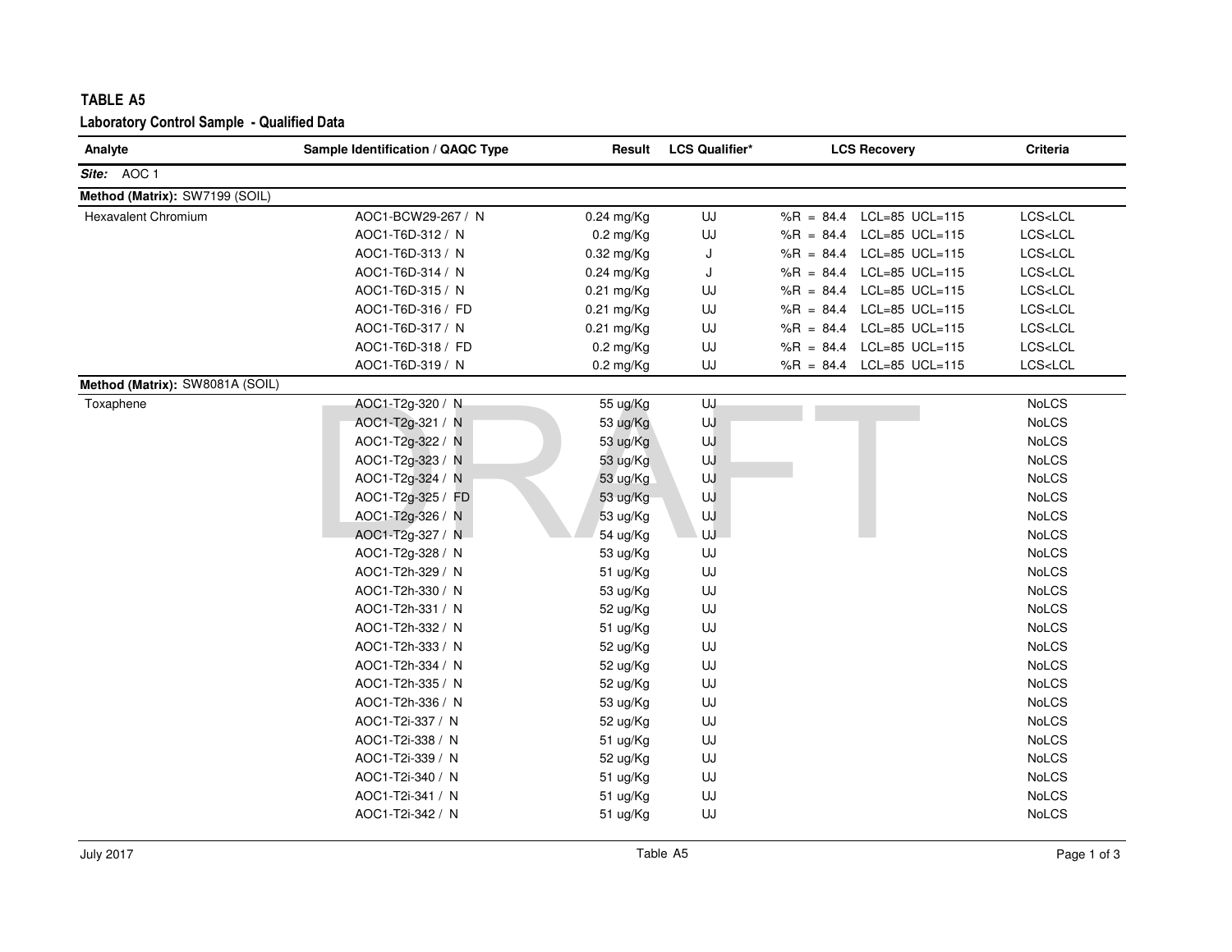## TABLE A5

### Laboratory Control Sample - Qualified Data

| Analyte | Sample Identification / QAQC Type | Result | LCS Qualifier* | LCS Recovery | Criteria |
|---|---|---|---|---|---|
| ***Site:*** AOC 1 | | | | | |
| **Method (Matrix):** SW7199 (SOIL) | | | | | |
| Hexavalent Chromium | AOC1-BCW29-267 / N | 0.24 mg/Kg | UJ | %R = 84.4 LCL=85 UCL=115 | LCS<LCL |
| | AOC1-T6D-312 / N | 0.2 mg/Kg | UJ | %R = 84.4 LCL=85 UCL=115 | LCS<LCL |
| | AOC1-T6D-313 / N | 0.32 mg/Kg | J | %R = 84.4 LCL=85 UCL=115 | LCS<LCL |
| | AOC1-T6D-314 / N | 0.24 mg/Kg | J | %R = 84.4 LCL=85 UCL=115 | LCS<LCL |
| | AOC1-T6D-315 / N | 0.21 mg/Kg | UJ | %R = 84.4 LCL=85 UCL=115 | LCS<LCL |
| | AOC1-T6D-316 / FD | 0.21 mg/Kg | UJ | %R = 84.4 LCL=85 UCL=115 | LCS<LCL |
| | AOC1-T6D-317 / N | 0.21 mg/Kg | UJ | %R = 84.4 LCL=85 UCL=115 | LCS<LCL |
| | AOC1-T6D-318 / FD | 0.2 mg/Kg | UJ | %R = 84.4 LCL=85 UCL=115 | LCS<LCL |
| | AOC1-T6D-319 / N | 0.2 mg/Kg | UJ | %R = 84.4 LCL=85 UCL=115 | LCS<LCL |
| **Method (Matrix):** SW8081A (SOIL) | | | | | |
| Toxaphene | AOC1-T2g-320 / N | 55 ug/Kg | UJ | | NoLCS |
| | AOC1-T2g-321 / N | 53 ug/Kg | UJ | | NoLCS |
| | AOC1-T2g-322 / N | 53 ug/Kg | UJ | | NoLCS |
| | AOC1-T2g-323 / N | 53 ug/Kg | UJ | | NoLCS |
| | AOC1-T2g-324 / N | 53 ug/Kg | UJ | | NoLCS |
| | AOC1-T2g-325 / FD | 53 ug/Kg | UJ | | NoLCS |
| | AOC1-T2g-326 / N | 53 ug/Kg | UJ | | NoLCS |
| | AOC1-T2g-327 / N | 54 ug/Kg | UJ | | NoLCS |
| | AOC1-T2g-328 / N | 53 ug/Kg | UJ | | NoLCS |
| | AOC1-T2h-329 / N | 51 ug/Kg | UJ | | NoLCS |
| | AOC1-T2h-330 / N | 53 ug/Kg | UJ | | NoLCS |
| | AOC1-T2h-331 / N | 52 ug/Kg | UJ | | NoLCS |
| | AOC1-T2h-332 / N | 51 ug/Kg | UJ | | NoLCS |
| | AOC1-T2h-333 / N | 52 ug/Kg | UJ | | NoLCS |
| | AOC1-T2h-334 / N | 52 ug/Kg | UJ | | NoLCS |
| | AOC1-T2h-335 / N | 52 ug/Kg | UJ | | NoLCS |
| | AOC1-T2h-336 / N | 53 ug/Kg | UJ | | NoLCS |
| | AOC1-T2i-337 / N | 52 ug/Kg | UJ | | NoLCS |
| | AOC1-T2i-338 / N | 51 ug/Kg | UJ | | NoLCS |
| | AOC1-T2i-339 / N | 52 ug/Kg | UJ | | NoLCS |
| | AOC1-T2i-340 / N | 51 ug/Kg | UJ | | NoLCS |
| | AOC1-T2i-341 / N | 51 ug/Kg | UJ | | NoLCS |
| | AOC1-T2i-342 / N | 51 ug/Kg | UJ | | NoLCS |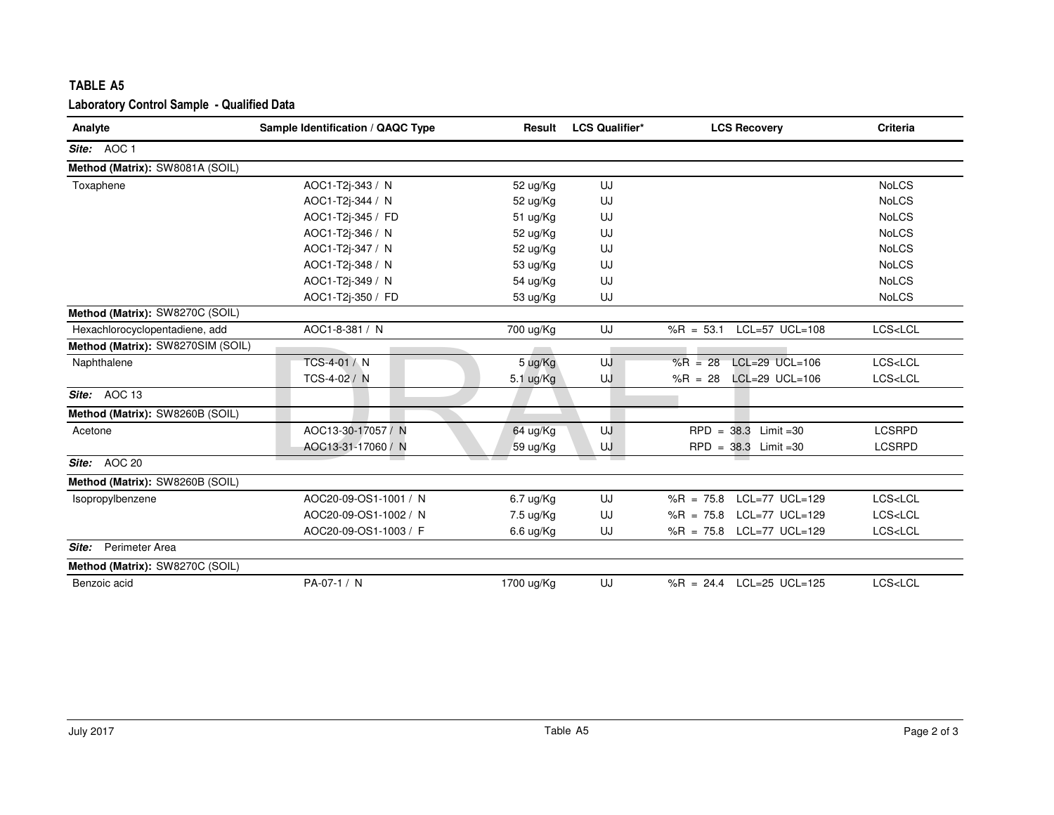## TABLE A5

### Laboratory Control Sample - Qualified Data

| Analyte | Sample Identification / QAQC Type | Result | LCS Qualifier* | LCS Recovery | Criteria |
|---|---|---|---|---|---|
| ***Site:*** AOC 1 | | | | | |
| **Method (Matrix):** SW8081A (SOIL) | | | | | |
| Toxaphene | AOC1-T2j-343 / N | 52 ug/Kg | UJ | | NoLCS |
| | AOC1-T2j-344 / N | 52 ug/Kg | UJ | | NoLCS |
| | AOC1-T2j-345 / FD | 51 ug/Kg | UJ | | NoLCS |
| | AOC1-T2j-346 / N | 52 ug/Kg | UJ | | NoLCS |
| | AOC1-T2j-347 / N | 52 ug/Kg | UJ | | NoLCS |
| | AOC1-T2j-348 / N | 53 ug/Kg | UJ | | NoLCS |
| | AOC1-T2j-349 / N | 54 ug/Kg | UJ | | NoLCS |
| | AOC1-T2j-350 / FD | 53 ug/Kg | UJ | | NoLCS |
| **Method (Matrix):** SW8270C (SOIL) | | | | | |
| Hexachlorocyclopentadiene, add | AOC1-8-381 / N | 700 ug/Kg | UJ | %R = 53.1 LCL=57 UCL=108 | LCS<LCL |
| **Method (Matrix):** SW8270SIM (SOIL) | | | | | |
| Naphthalene | TCS-4-01 / N | 5 ug/Kg | UJ | %R = 28 LCL=29 UCL=106 | LCS<LCL |
| | TCS-4-02 / N | 5.1 ug/Kg | UJ | %R = 28 LCL=29 UCL=106 | LCS<LCL |
| ***Site:*** AOC 13 | | | | | |
| **Method (Matrix):** SW8260B (SOIL) | | | | | |
| Acetone | AOC13-30-17057 / N | 64 ug/Kg | UJ | RPD = 38.3 Limit =30 | LCSRPD |
| | AOC13-31-17060 / N | 59 ug/Kg | UJ | RPD = 38.3 Limit =30 | LCSRPD |
| ***Site:*** AOC 20 | | | | | |
| **Method (Matrix):** SW8260B (SOIL) | | | | | |
| Isopropylbenzene | AOC20-09-OS1-1001 / N | 6.7 ug/Kg | UJ | %R = 75.8 LCL=77 UCL=129 | LCS<LCL |
| | AOC20-09-OS1-1002 / N | 7.5 ug/Kg | UJ | %R = 75.8 LCL=77 UCL=129 | LCS<LCL |
| | AOC20-09-OS1-1003 / F | 6.6 ug/Kg | UJ | %R = 75.8 LCL=77 UCL=129 | LCS<LCL |
| ***Site:*** Perimeter Area | | | | | |
| **Method (Matrix):** SW8270C (SOIL) | | | | | |
| Benzoic acid | PA-07-1 / N | 1700 ug/Kg | UJ | %R = 24.4 LCL=25 UCL=125 | LCS<LCL |

DRAFT

July 2017 Table A5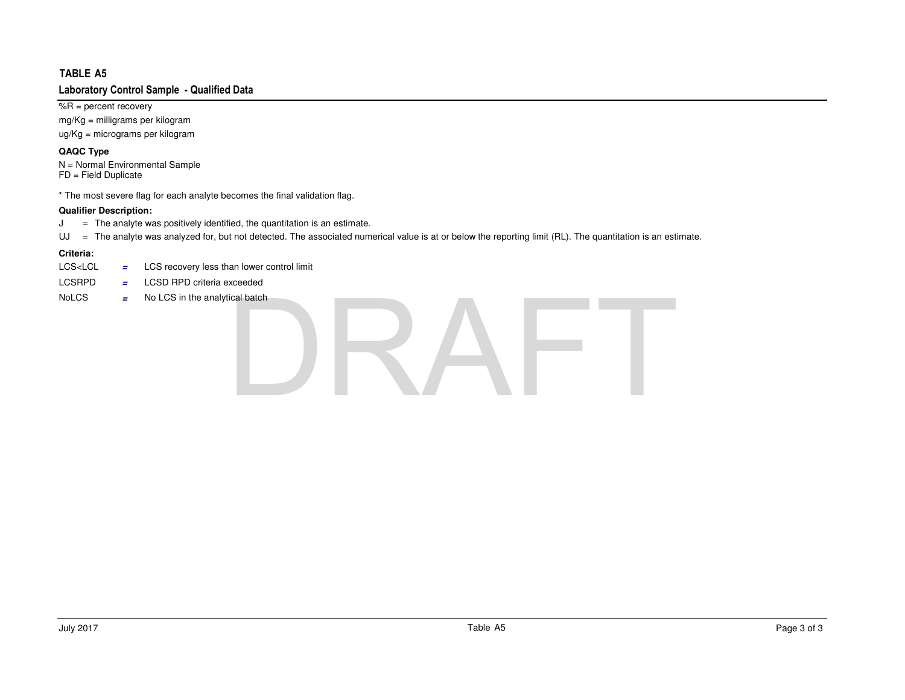## TABLE A5

### Laboratory Control Sample - Qualified Data

%R = percent recovery

mg/Kg = milligrams per kilogram

ug/Kg = micrograms per kilogram

**QAQC Type**

N = Normal Environmental Sample
FD = Field Duplicate

* The most severe flag for each analyte becomes the final validation flag.

**Qualifier Description:**

J = The analyte was positively identified, the quantitation is an estimate.

UJ = The analyte was analyzed for, but not detected. The associated numerical value is at or below the reporting limit (RL). The quantitation is an estimate.

**Criteria:**

LCS<LCL = LCS recovery less than lower control limit

LCSRPD = LCSD RPD criteria exceeded

NoLCS = No LCS in the analytical batch

DRAFT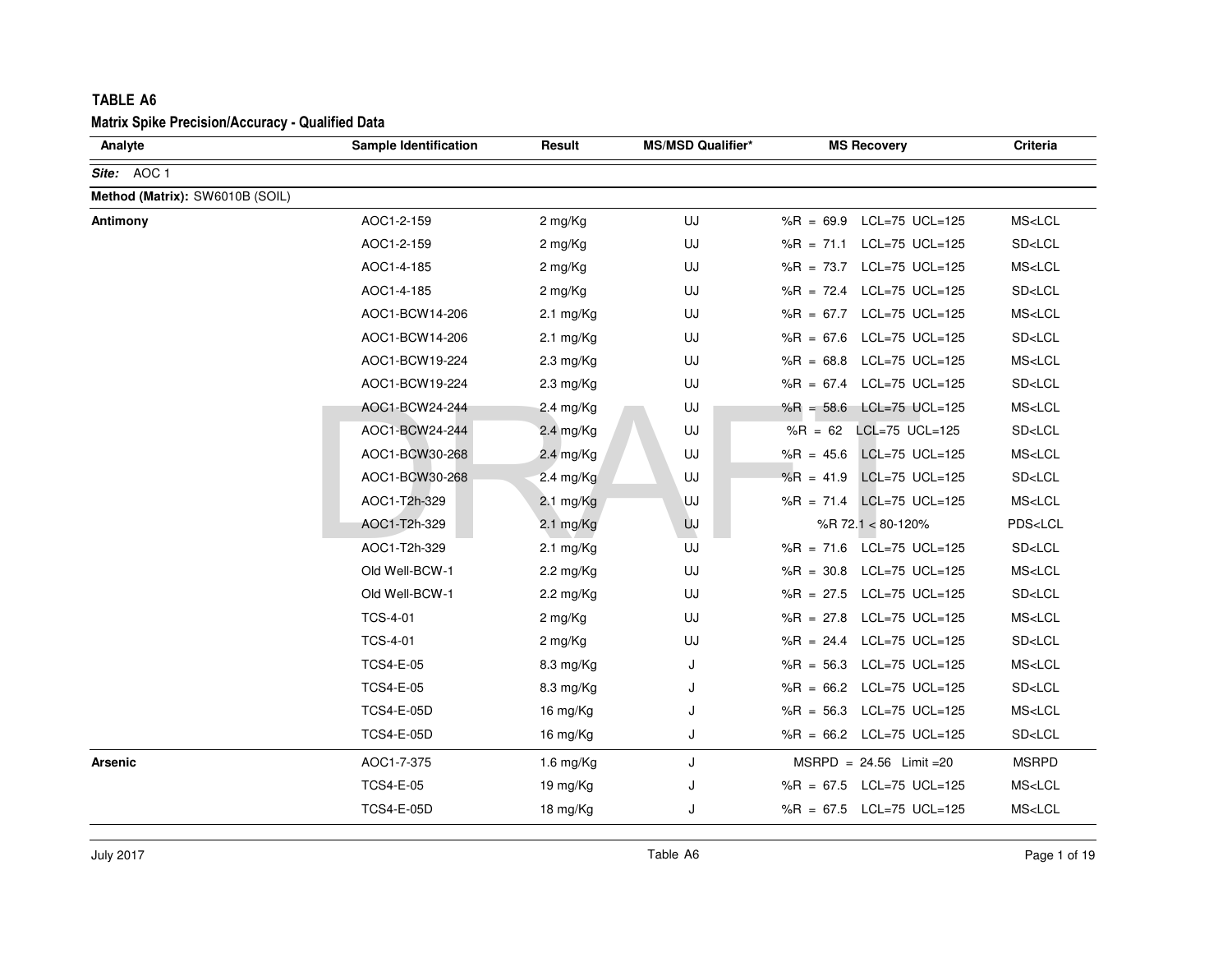# TABLE A6

## Matrix Spike Precision/Accuracy - Qualified Data

| Analyte | Sample Identification | Result | MS/MSD Qualifier* | MS Recovery | Criteria |
|---|---|---|---|---|---|
| ***Site:*** AOC 1 | | | | | |
| **Method (Matrix):** SW6010B (SOIL) | | | | | |
| **Antimony** | AOC1-2-159 | 2 mg/Kg | UJ | %R = 69.9 LCL=75 UCL=125 | MS<LCL |
| | AOC1-2-159 | 2 mg/Kg | UJ | %R = 71.1 LCL=75 UCL=125 | SD<LCL |
| | AOC1-4-185 | 2 mg/Kg | UJ | %R = 73.7 LCL=75 UCL=125 | MS<LCL |
| | AOC1-4-185 | 2 mg/Kg | UJ | %R = 72.4 LCL=75 UCL=125 | SD<LCL |
| | AOC1-BCW14-206 | 2.1 mg/Kg | UJ | %R = 67.7 LCL=75 UCL=125 | MS<LCL |
| | AOC1-BCW14-206 | 2.1 mg/Kg | UJ | %R = 67.6 LCL=75 UCL=125 | SD<LCL |
| | AOC1-BCW19-224 | 2.3 mg/Kg | UJ | %R = 68.8 LCL=75 UCL=125 | MS<LCL |
| | AOC1-BCW19-224 | 2.3 mg/Kg | UJ | %R = 67.4 LCL=75 UCL=125 | SD<LCL |
| | AOC1-BCW24-244 | 2.4 mg/Kg | UJ | %R = 58.6 LCL=75 UCL=125 | MS<LCL |
| | AOC1-BCW24-244 | 2.4 mg/Kg | UJ | %R = 62 LCL=75 UCL=125 | SD<LCL |
| | AOC1-BCW30-268 | 2.4 mg/Kg | UJ | %R = 45.6 LCL=75 UCL=125 | MS<LCL |
| | AOC1-BCW30-268 | 2.4 mg/Kg | UJ | %R = 41.9 LCL=75 UCL=125 | SD<LCL |
| | AOC1-T2h-329 | 2.1 mg/Kg | UJ | %R = 71.4 LCL=75 UCL=125 | MS<LCL |
| | AOC1-T2h-329 | 2.1 mg/Kg | UJ | %R 72.1 < 80-120% | PDS<LCL |
| | AOC1-T2h-329 | 2.1 mg/Kg | UJ | %R = 71.6 LCL=75 UCL=125 | SD<LCL |
| | Old Well-BCW-1 | 2.2 mg/Kg | UJ | %R = 30.8 LCL=75 UCL=125 | MS<LCL |
| | Old Well-BCW-1 | 2.2 mg/Kg | UJ | %R = 27.5 LCL=75 UCL=125 | SD<LCL |
| | TCS-4-01 | 2 mg/Kg | UJ | %R = 27.8 LCL=75 UCL=125 | MS<LCL |
| | TCS-4-01 | 2 mg/Kg | UJ | %R = 24.4 LCL=75 UCL=125 | SD<LCL |
| | TCS4-E-05 | 8.3 mg/Kg | J | %R = 56.3 LCL=75 UCL=125 | MS<LCL |
| | TCS4-E-05 | 8.3 mg/Kg | J | %R = 66.2 LCL=75 UCL=125 | SD<LCL |
| | TCS4-E-05D | 16 mg/Kg | J | %R = 56.3 LCL=75 UCL=125 | MS<LCL |
| | TCS4-E-05D | 16 mg/Kg | J | %R = 66.2 LCL=75 UCL=125 | SD<LCL |
| **Arsenic** | AOC1-7-375 | 1.6 mg/Kg | J | MSRPD = 24.56 Limit =20 | MSRPD |
| | TCS4-E-05 | 19 mg/Kg | J | %R = 67.5 LCL=75 UCL=125 | MS<LCL |
| | TCS4-E-05D | 18 mg/Kg | J | %R = 67.5 LCL=75 UCL=125 | MS<LCL |

July 2017 — Table A6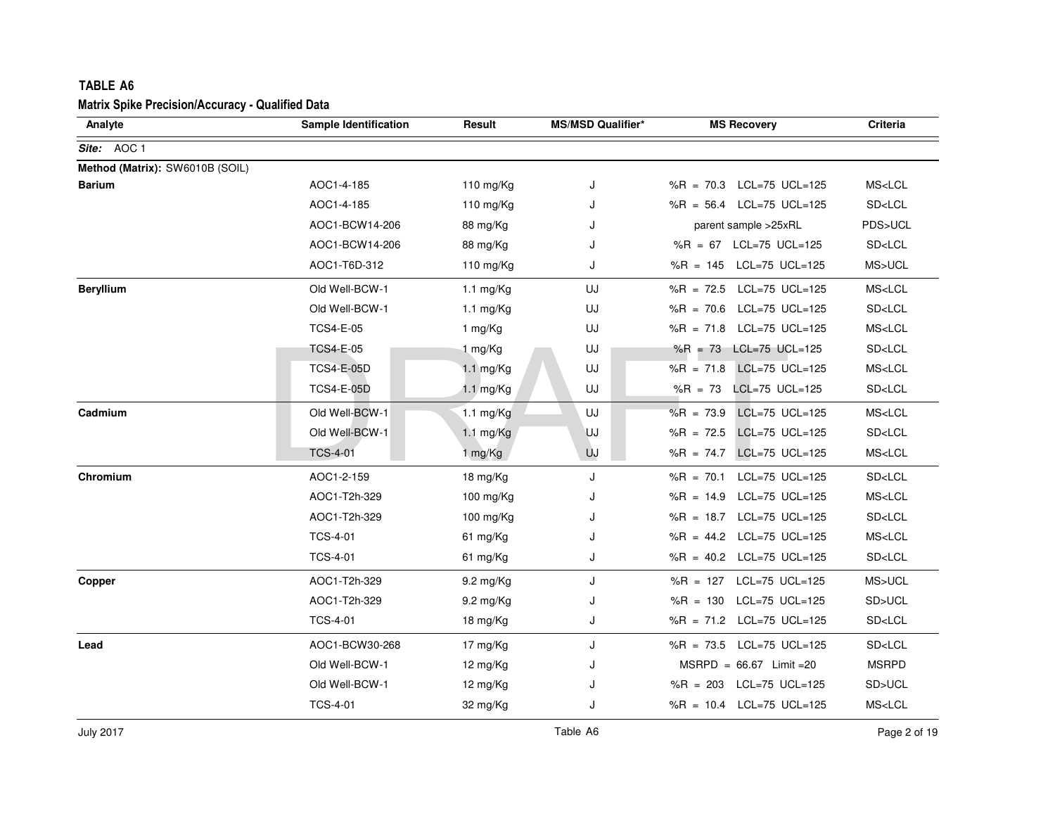**TABLE A6**

**Matrix Spike Precision/Accuracy - Qualified Data**

| Analyte | Sample Identification | Result | MS/MSD Qualifier* | MS Recovery | Criteria |
|---|---|---|---|---|---|
| ***Site:*** AOC 1 | | | | | |
| **Method (Matrix):** SW6010B (SOIL) | | | | | |
| **Barium** | AOC1-4-185 | 110 mg/Kg | J | %R = 70.3 LCL=75 UCL=125 | MS<LCL |
| | AOC1-4-185 | 110 mg/Kg | J | %R = 56.4 LCL=75 UCL=125 | SD<LCL |
| | AOC1-BCW14-206 | 88 mg/Kg | J | parent sample >25xRL | PDS>UCL |
| | AOC1-BCW14-206 | 88 mg/Kg | J | %R = 67 LCL=75 UCL=125 | SD<LCL |
| | AOC1-T6D-312 | 110 mg/Kg | J | %R = 145 LCL=75 UCL=125 | MS>UCL |
| **Beryllium** | Old Well-BCW-1 | 1.1 mg/Kg | UJ | %R = 72.5 LCL=75 UCL=125 | MS<LCL |
| | Old Well-BCW-1 | 1.1 mg/Kg | UJ | %R = 70.6 LCL=75 UCL=125 | SD<LCL |
| | TCS4-E-05 | 1 mg/Kg | UJ | %R = 71.8 LCL=75 UCL=125 | MS<LCL |
| | TCS4-E-05 | 1 mg/Kg | UJ | %R = 73 LCL=75 UCL=125 | SD<LCL |
| | TCS4-E-05D | 1.1 mg/Kg | UJ | %R = 71.8 LCL=75 UCL=125 | MS<LCL |
| | TCS4-E-05D | 1.1 mg/Kg | UJ | %R = 73 LCL=75 UCL=125 | SD<LCL |
| **Cadmium** | Old Well-BCW-1 | 1.1 mg/Kg | UJ | %R = 73.9 LCL=75 UCL=125 | MS<LCL |
| | Old Well-BCW-1 | 1.1 mg/Kg | UJ | %R = 72.5 LCL=75 UCL=125 | SD<LCL |
| | TCS-4-01 | 1 mg/Kg | UJ | %R = 74.7 LCL=75 UCL=125 | MS<LCL |
| **Chromium** | AOC1-2-159 | 18 mg/Kg | J | %R = 70.1 LCL=75 UCL=125 | SD<LCL |
| | AOC1-T2h-329 | 100 mg/Kg | J | %R = 14.9 LCL=75 UCL=125 | MS<LCL |
| | AOC1-T2h-329 | 100 mg/Kg | J | %R = 18.7 LCL=75 UCL=125 | SD<LCL |
| | TCS-4-01 | 61 mg/Kg | J | %R = 44.2 LCL=75 UCL=125 | MS<LCL |
| | TCS-4-01 | 61 mg/Kg | J | %R = 40.2 LCL=75 UCL=125 | SD<LCL |
| **Copper** | AOC1-T2h-329 | 9.2 mg/Kg | J | %R = 127 LCL=75 UCL=125 | MS>UCL |
| | AOC1-T2h-329 | 9.2 mg/Kg | J | %R = 130 LCL=75 UCL=125 | SD>UCL |
| | TCS-4-01 | 18 mg/Kg | J | %R = 71.2 LCL=75 UCL=125 | SD<LCL |
| **Lead** | AOC1-BCW30-268 | 17 mg/Kg | J | %R = 73.5 LCL=75 UCL=125 | SD<LCL |
| | Old Well-BCW-1 | 12 mg/Kg | J | MSRPD = 66.67 Limit =20 | MSRPD |
| | Old Well-BCW-1 | 12 mg/Kg | J | %R = 203 LCL=75 UCL=125 | SD>UCL |
| | TCS-4-01 | 32 mg/Kg | J | %R = 10.4 LCL=75 UCL=125 | MS<LCL |

July 2017 Table A6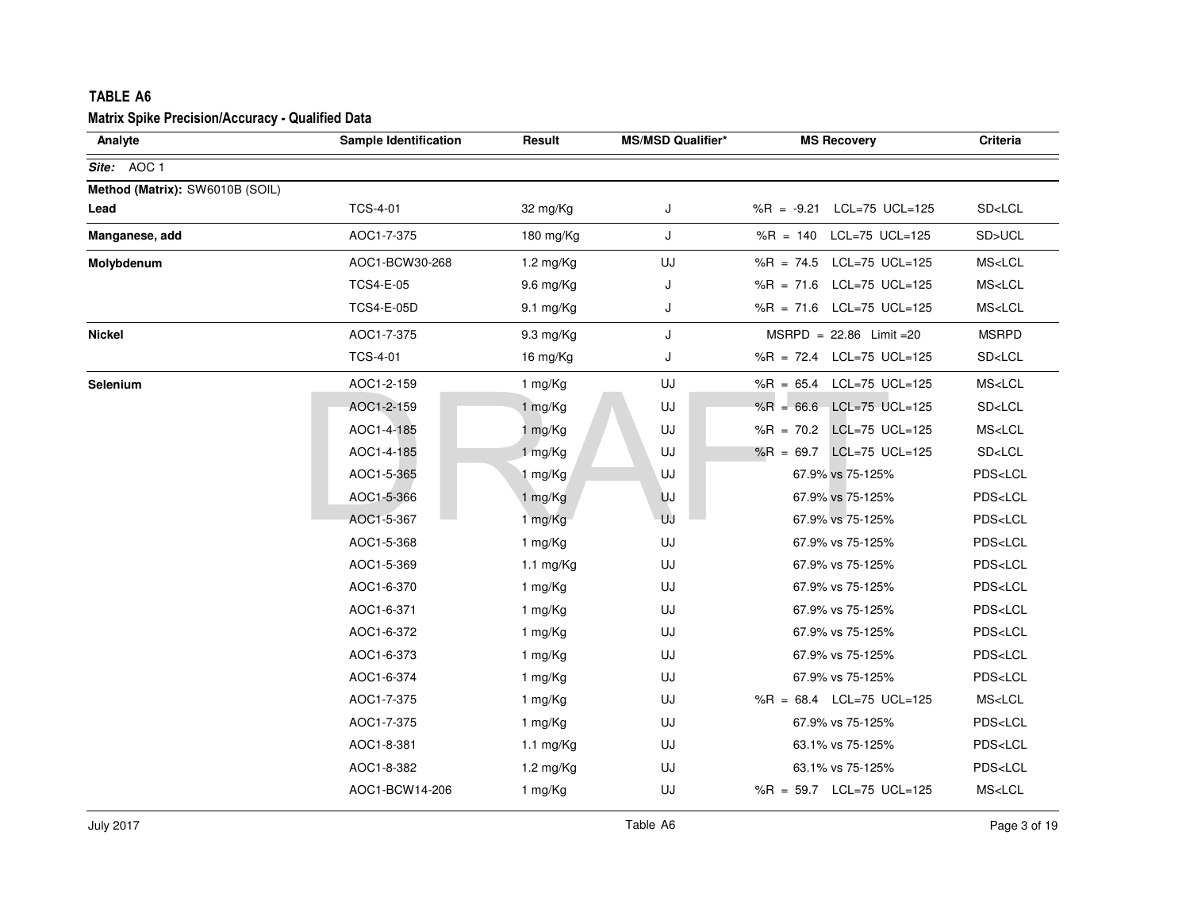**TABLE A6**

**Matrix Spike Precision/Accuracy - Qualified Data**

| Analyte | Sample Identification | Result | MS/MSD Qualifier* | MS Recovery | Criteria |
|---|---|---|---|---|---|
| ***Site:*** AOC 1 | | | | | |
| **Method (Matrix):** SW6010B (SOIL) | | | | | |
| **Lead** | TCS-4-01 | 32 mg/Kg | J | %R = -9.21 LCL=75 UCL=125 | SD<LCL |
| **Manganese, add** | AOC1-7-375 | 180 mg/Kg | J | %R = 140 LCL=75 UCL=125 | SD>UCL |
| **Molybdenum** | AOC1-BCW30-268 | 1.2 mg/Kg | UJ | %R = 74.5 LCL=75 UCL=125 | MS<LCL |
| | TCS4-E-05 | 9.6 mg/Kg | J | %R = 71.6 LCL=75 UCL=125 | MS<LCL |
| | TCS4-E-05D | 9.1 mg/Kg | J | %R = 71.6 LCL=75 UCL=125 | MS<LCL |
| **Nickel** | AOC1-7-375 | 9.3 mg/Kg | J | MSRPD = 22.86 Limit =20 | MSRPD |
| | TCS-4-01 | 16 mg/Kg | J | %R = 72.4 LCL=75 UCL=125 | SD<LCL |
| **Selenium** | AOC1-2-159 | 1 mg/Kg | UJ | %R = 65.4 LCL=75 UCL=125 | MS<LCL |
| | AOC1-2-159 | 1 mg/Kg | UJ | %R = 66.6 LCL=75 UCL=125 | SD<LCL |
| | AOC1-4-185 | 1 mg/Kg | UJ | %R = 70.2 LCL=75 UCL=125 | MS<LCL |
| | AOC1-4-185 | 1 mg/Kg | UJ | %R = 69.7 LCL=75 UCL=125 | SD<LCL |
| | AOC1-5-365 | 1 mg/Kg | UJ | 67.9% vs 75-125% | PDS<LCL |
| | AOC1-5-366 | 1 mg/Kg | UJ | 67.9% vs 75-125% | PDS<LCL |
| | AOC1-5-367 | 1 mg/Kg | UJ | 67.9% vs 75-125% | PDS<LCL |
| | AOC1-5-368 | 1 mg/Kg | UJ | 67.9% vs 75-125% | PDS<LCL |
| | AOC1-5-369 | 1.1 mg/Kg | UJ | 67.9% vs 75-125% | PDS<LCL |
| | AOC1-6-370 | 1 mg/Kg | UJ | 67.9% vs 75-125% | PDS<LCL |
| | AOC1-6-371 | 1 mg/Kg | UJ | 67.9% vs 75-125% | PDS<LCL |
| | AOC1-6-372 | 1 mg/Kg | UJ | 67.9% vs 75-125% | PDS<LCL |
| | AOC1-6-373 | 1 mg/Kg | UJ | 67.9% vs 75-125% | PDS<LCL |
| | AOC1-6-374 | 1 mg/Kg | UJ | 67.9% vs 75-125% | PDS<LCL |
| | AOC1-7-375 | 1 mg/Kg | UJ | %R = 68.4 LCL=75 UCL=125 | MS<LCL |
| | AOC1-7-375 | 1 mg/Kg | UJ | 67.9% vs 75-125% | PDS<LCL |
| | AOC1-8-381 | 1.1 mg/Kg | UJ | 63.1% vs 75-125% | PDS<LCL |
| | AOC1-8-382 | 1.2 mg/Kg | UJ | 63.1% vs 75-125% | PDS<LCL |
| | AOC1-BCW14-206 | 1 mg/Kg | UJ | %R = 59.7 LCL=75 UCL=125 | MS<LCL |

DRAFT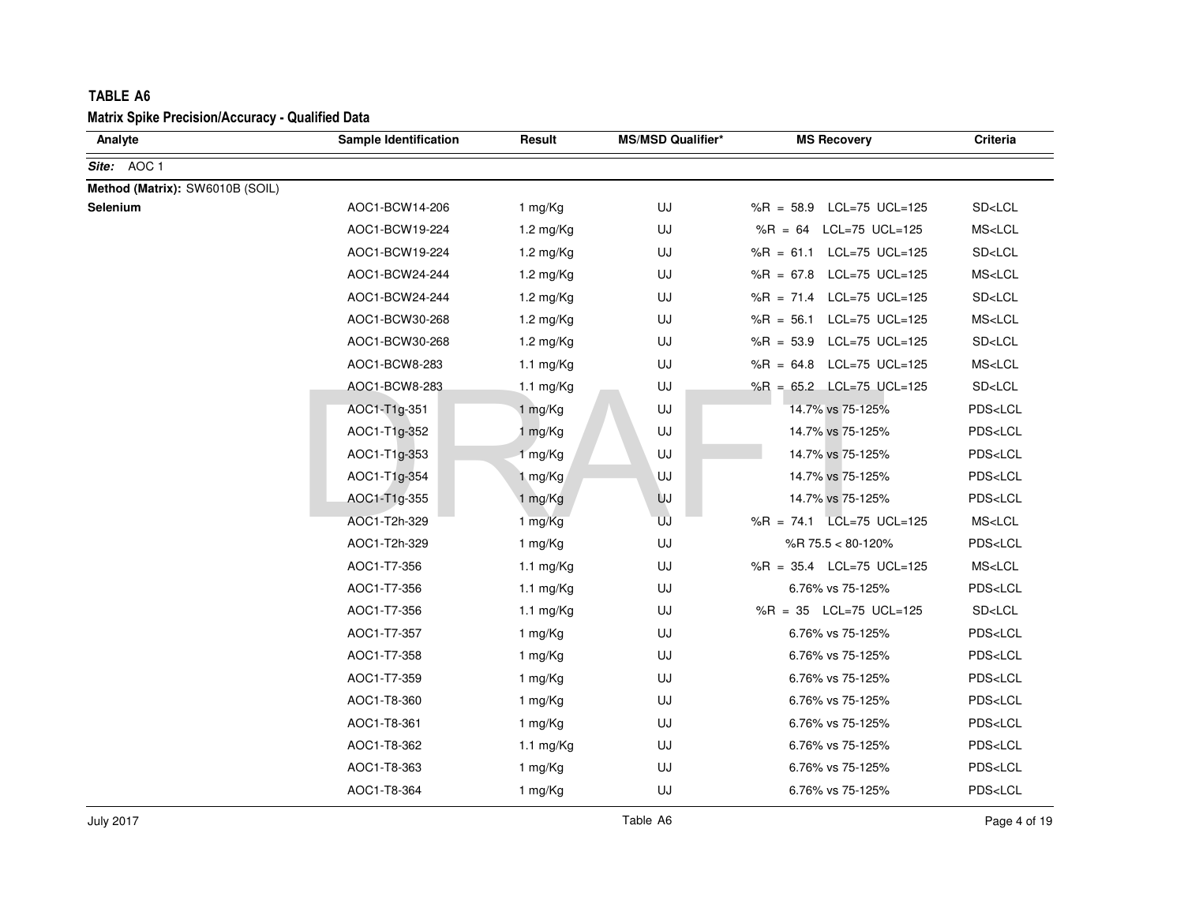**TABLE A6**

**Matrix Spike Precision/Accuracy - Qualified Data**

| Analyte | Sample Identification | Result | MS/MSD Qualifier* | MS Recovery | Criteria |
|---|---|---|---|---|---|
| ***Site:*** AOC 1 | | | | | |
| **Method (Matrix):** SW6010B (SOIL) | | | | | |
| **Selenium** | AOC1-BCW14-206 | 1 mg/Kg | UJ | %R = 58.9 LCL=75 UCL=125 | SD<LCL |
| | AOC1-BCW19-224 | 1.2 mg/Kg | UJ | %R = 64 LCL=75 UCL=125 | MS<LCL |
| | AOC1-BCW19-224 | 1.2 mg/Kg | UJ | %R = 61.1 LCL=75 UCL=125 | SD<LCL |
| | AOC1-BCW24-244 | 1.2 mg/Kg | UJ | %R = 67.8 LCL=75 UCL=125 | MS<LCL |
| | AOC1-BCW24-244 | 1.2 mg/Kg | UJ | %R = 71.4 LCL=75 UCL=125 | SD<LCL |
| | AOC1-BCW30-268 | 1.2 mg/Kg | UJ | %R = 56.1 LCL=75 UCL=125 | MS<LCL |
| | AOC1-BCW30-268 | 1.2 mg/Kg | UJ | %R = 53.9 LCL=75 UCL=125 | SD<LCL |
| | AOC1-BCW8-283 | 1.1 mg/Kg | UJ | %R = 64.8 LCL=75 UCL=125 | MS<LCL |
| | AOC1-BCW8-283 | 1.1 mg/Kg | UJ | %R = 65.2 LCL=75 UCL=125 | SD<LCL |
| | AOC1-T1g-351 | 1 mg/Kg | UJ | 14.7% vs 75-125% | PDS<LCL |
| | AOC1-T1g-352 | 1 mg/Kg | UJ | 14.7% vs 75-125% | PDS<LCL |
| | AOC1-T1g-353 | 1 mg/Kg | UJ | 14.7% vs 75-125% | PDS<LCL |
| | AOC1-T1g-354 | 1 mg/Kg | UJ | 14.7% vs 75-125% | PDS<LCL |
| | AOC1-T1g-355 | 1 mg/Kg | UJ | 14.7% vs 75-125% | PDS<LCL |
| | AOC1-T2h-329 | 1 mg/Kg | UJ | %R = 74.1 LCL=75 UCL=125 | MS<LCL |
| | AOC1-T2h-329 | 1 mg/Kg | UJ | %R 75.5 < 80-120% | PDS<LCL |
| | AOC1-T7-356 | 1.1 mg/Kg | UJ | %R = 35.4 LCL=75 UCL=125 | MS<LCL |
| | AOC1-T7-356 | 1.1 mg/Kg | UJ | 6.76% vs 75-125% | PDS<LCL |
| | AOC1-T7-356 | 1.1 mg/Kg | UJ | %R = 35 LCL=75 UCL=125 | SD<LCL |
| | AOC1-T7-357 | 1 mg/Kg | UJ | 6.76% vs 75-125% | PDS<LCL |
| | AOC1-T7-358 | 1 mg/Kg | UJ | 6.76% vs 75-125% | PDS<LCL |
| | AOC1-T7-359 | 1 mg/Kg | UJ | 6.76% vs 75-125% | PDS<LCL |
| | AOC1-T8-360 | 1 mg/Kg | UJ | 6.76% vs 75-125% | PDS<LCL |
| | AOC1-T8-361 | 1 mg/Kg | UJ | 6.76% vs 75-125% | PDS<LCL |
| | AOC1-T8-362 | 1.1 mg/Kg | UJ | 6.76% vs 75-125% | PDS<LCL |
| | AOC1-T8-363 | 1 mg/Kg | UJ | 6.76% vs 75-125% | PDS<LCL |
| | AOC1-T8-364 | 1 mg/Kg | UJ | 6.76% vs 75-125% | PDS<LCL |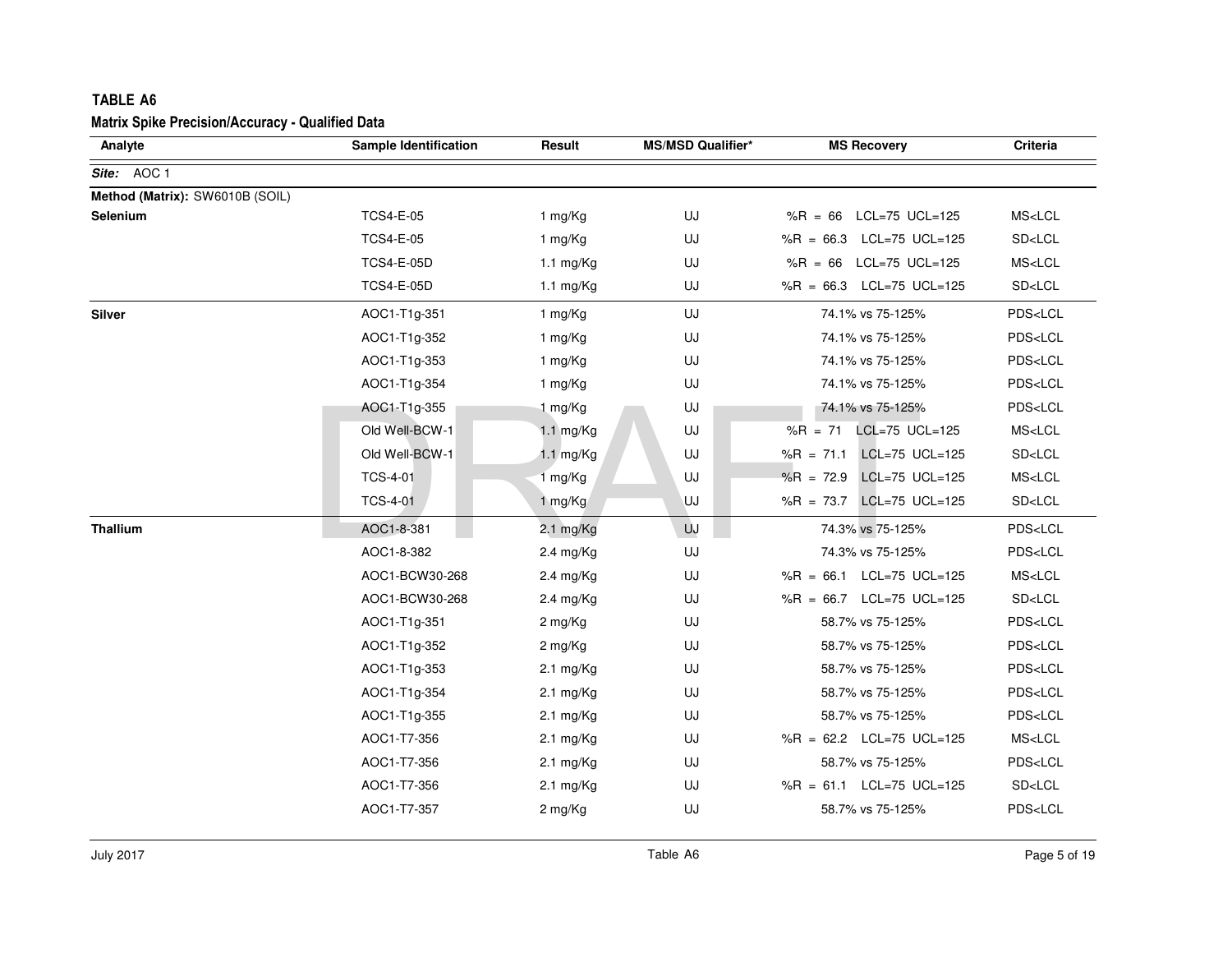**TABLE A6**

**Matrix Spike Precision/Accuracy - Qualified Data**

| Analyte | Sample Identification | Result | MS/MSD Qualifier* | MS Recovery | Criteria |
|---|---|---|---|---|---|
| ***Site:*** AOC 1 | | | | | |
| **Method (Matrix):** SW6010B (SOIL) | | | | | |
| **Selenium** | TCS4-E-05 | 1 mg/Kg | UJ | %R = 66 LCL=75 UCL=125 | MS<LCL |
| | TCS4-E-05 | 1 mg/Kg | UJ | %R = 66.3 LCL=75 UCL=125 | SD<LCL |
| | TCS4-E-05D | 1.1 mg/Kg | UJ | %R = 66 LCL=75 UCL=125 | MS<LCL |
| | TCS4-E-05D | 1.1 mg/Kg | UJ | %R = 66.3 LCL=75 UCL=125 | SD<LCL |
| **Silver** | AOC1-T1g-351 | 1 mg/Kg | UJ | 74.1% vs 75-125% | PDS<LCL |
| | AOC1-T1g-352 | 1 mg/Kg | UJ | 74.1% vs 75-125% | PDS<LCL |
| | AOC1-T1g-353 | 1 mg/Kg | UJ | 74.1% vs 75-125% | PDS<LCL |
| | AOC1-T1g-354 | 1 mg/Kg | UJ | 74.1% vs 75-125% | PDS<LCL |
| | AOC1-T1g-355 | 1 mg/Kg | UJ | 74.1% vs 75-125% | PDS<LCL |
| | Old Well-BCW-1 | 1.1 mg/Kg | UJ | %R = 71 LCL=75 UCL=125 | MS<LCL |
| | Old Well-BCW-1 | 1.1 mg/Kg | UJ | %R = 71.1 LCL=75 UCL=125 | SD<LCL |
| | TCS-4-01 | 1 mg/Kg | UJ | %R = 72.9 LCL=75 UCL=125 | MS<LCL |
| | TCS-4-01 | 1 mg/Kg | UJ | %R = 73.7 LCL=75 UCL=125 | SD<LCL |
| **Thallium** | AOC1-8-381 | 2.1 mg/Kg | UJ | 74.3% vs 75-125% | PDS<LCL |
| | AOC1-8-382 | 2.4 mg/Kg | UJ | 74.3% vs 75-125% | PDS<LCL |
| | AOC1-BCW30-268 | 2.4 mg/Kg | UJ | %R = 66.1 LCL=75 UCL=125 | MS<LCL |
| | AOC1-BCW30-268 | 2.4 mg/Kg | UJ | %R = 66.7 LCL=75 UCL=125 | SD<LCL |
| | AOC1-T1g-351 | 2 mg/Kg | UJ | 58.7% vs 75-125% | PDS<LCL |
| | AOC1-T1g-352 | 2 mg/Kg | UJ | 58.7% vs 75-125% | PDS<LCL |
| | AOC1-T1g-353 | 2.1 mg/Kg | UJ | 58.7% vs 75-125% | PDS<LCL |
| | AOC1-T1g-354 | 2.1 mg/Kg | UJ | 58.7% vs 75-125% | PDS<LCL |
| | AOC1-T1g-355 | 2.1 mg/Kg | UJ | 58.7% vs 75-125% | PDS<LCL |
| | AOC1-T7-356 | 2.1 mg/Kg | UJ | %R = 62.2 LCL=75 UCL=125 | MS<LCL |
| | AOC1-T7-356 | 2.1 mg/Kg | UJ | 58.7% vs 75-125% | PDS<LCL |
| | AOC1-T7-356 | 2.1 mg/Kg | UJ | %R = 61.1 LCL=75 UCL=125 | SD<LCL |
| | AOC1-T7-357 | 2 mg/Kg | UJ | 58.7% vs 75-125% | PDS<LCL |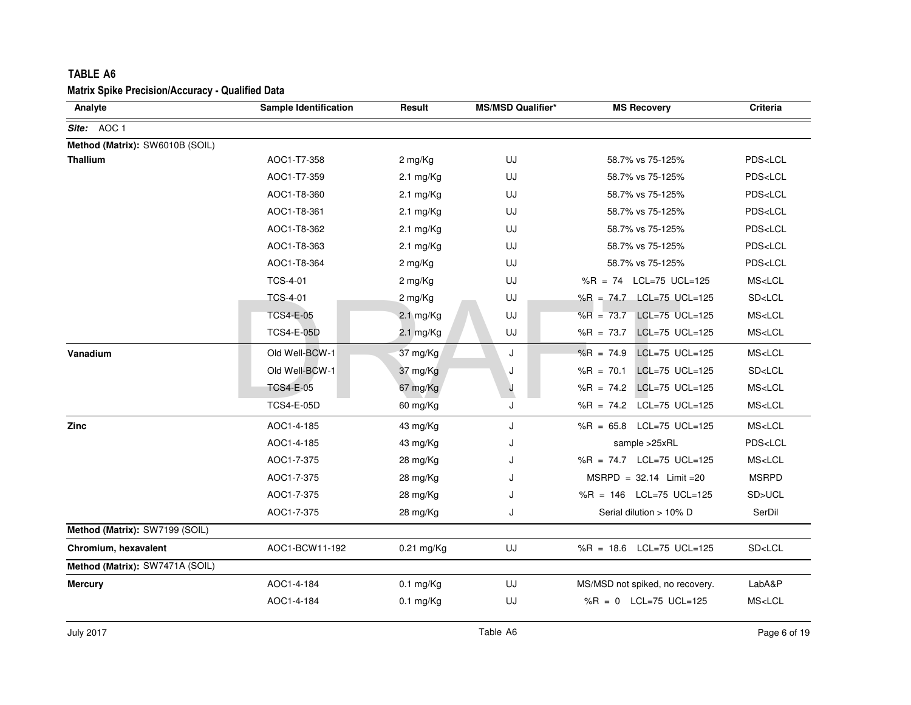**TABLE A6**

**Matrix Spike Precision/Accuracy - Qualified Data**

| Analyte | Sample Identification | Result | MS/MSD Qualifier* | MS Recovery | Criteria |
|---|---|---|---|---|---|
| ***Site:*** AOC 1 | | | | | |
| **Method (Matrix):** SW6010B (SOIL) | | | | | |
| **Thallium** | AOC1-T7-358 | 2 mg/Kg | UJ | 58.7% vs 75-125% | PDS<LCL |
| | AOC1-T7-359 | 2.1 mg/Kg | UJ | 58.7% vs 75-125% | PDS<LCL |
| | AOC1-T8-360 | 2.1 mg/Kg | UJ | 58.7% vs 75-125% | PDS<LCL |
| | AOC1-T8-361 | 2.1 mg/Kg | UJ | 58.7% vs 75-125% | PDS<LCL |
| | AOC1-T8-362 | 2.1 mg/Kg | UJ | 58.7% vs 75-125% | PDS<LCL |
| | AOC1-T8-363 | 2.1 mg/Kg | UJ | 58.7% vs 75-125% | PDS<LCL |
| | AOC1-T8-364 | 2 mg/Kg | UJ | 58.7% vs 75-125% | PDS<LCL |
| | TCS-4-01 | 2 mg/Kg | UJ | %R = 74 LCL=75 UCL=125 | MS<LCL |
| | TCS-4-01 | 2 mg/Kg | UJ | %R = 74.7 LCL=75 UCL=125 | SD<LCL |
| | TCS4-E-05 | 2.1 mg/Kg | UJ | %R = 73.7 LCL=75 UCL=125 | MS<LCL |
| | TCS4-E-05D | 2.1 mg/Kg | UJ | %R = 73.7 LCL=75 UCL=125 | MS<LCL |
| **Vanadium** | Old Well-BCW-1 | 37 mg/Kg | J | %R = 74.9 LCL=75 UCL=125 | MS<LCL |
| | Old Well-BCW-1 | 37 mg/Kg | J | %R = 70.1 LCL=75 UCL=125 | SD<LCL |
| | TCS4-E-05 | 67 mg/Kg | J | %R = 74.2 LCL=75 UCL=125 | MS<LCL |
| | TCS4-E-05D | 60 mg/Kg | J | %R = 74.2 LCL=75 UCL=125 | MS<LCL |
| **Zinc** | AOC1-4-185 | 43 mg/Kg | J | %R = 65.8 LCL=75 UCL=125 | MS<LCL |
| | AOC1-4-185 | 43 mg/Kg | J | sample >25xRL | PDS<LCL |
| | AOC1-7-375 | 28 mg/Kg | J | %R = 74.7 LCL=75 UCL=125 | MS<LCL |
| | AOC1-7-375 | 28 mg/Kg | J | MSRPD = 32.14 Limit =20 | MSRPD |
| | AOC1-7-375 | 28 mg/Kg | J | %R = 146 LCL=75 UCL=125 | SD>UCL |
| | AOC1-7-375 | 28 mg/Kg | J | Serial dilution > 10% D | SerDil |
| **Method (Matrix):** SW7199 (SOIL) | | | | | |
| **Chromium, hexavalent** | AOC1-BCW11-192 | 0.21 mg/Kg | UJ | %R = 18.6 LCL=75 UCL=125 | SD<LCL |
| **Method (Matrix):** SW7471A (SOIL) | | | | | |
| **Mercury** | AOC1-4-184 | 0.1 mg/Kg | UJ | MS/MSD not spiked, no recovery. | LabA&P |
| | AOC1-4-184 | 0.1 mg/Kg | UJ | %R = 0 LCL=75 UCL=125 | MS<LCL |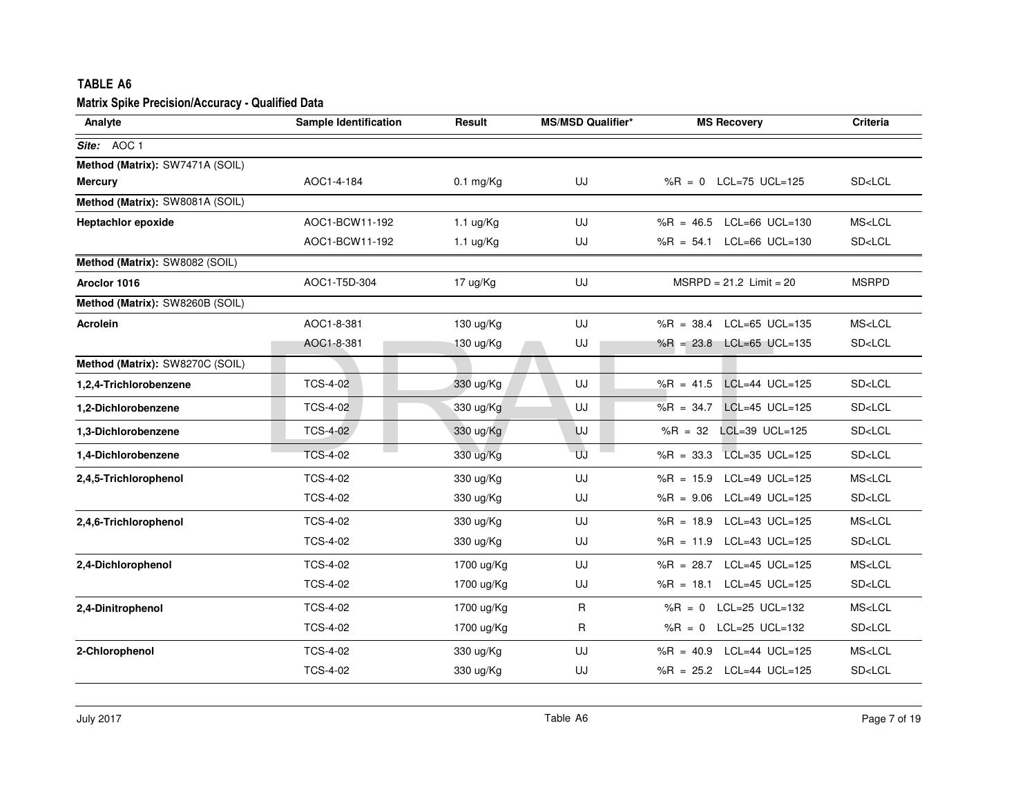## TABLE A6

### Matrix Spike Precision/Accuracy - Qualified Data

| Analyte | Sample Identification | Result | MS/MSD Qualifier* | MS Recovery | Criteria |
|---|---|---|---|---|---|
| ***Site:*** AOC 1 | | | | | |
| **Method (Matrix):** SW7471A (SOIL) | | | | | |
| **Mercury** | AOC1-4-184 | 0.1 mg/Kg | UJ | %R = 0 LCL=75 UCL=125 | SD<LCL |
| **Method (Matrix):** SW8081A (SOIL) | | | | | |
| **Heptachlor epoxide** | AOC1-BCW11-192 | 1.1 ug/Kg | UJ | %R = 46.5 LCL=66 UCL=130 | MS<LCL |
| | AOC1-BCW11-192 | 1.1 ug/Kg | UJ | %R = 54.1 LCL=66 UCL=130 | SD<LCL |
| **Method (Matrix):** SW8082 (SOIL) | | | | | |
| **Aroclor 1016** | AOC1-T5D-304 | 17 ug/Kg | UJ | MSRPD = 21.2 Limit = 20 | MSRPD |
| **Method (Matrix):** SW8260B (SOIL) | | | | | |
| **Acrolein** | AOC1-8-381 | 130 ug/Kg | UJ | %R = 38.4 LCL=65 UCL=135 | MS<LCL |
| | AOC1-8-381 | 130 ug/Kg | UJ | %R = 23.8 LCL=65 UCL=135 | SD<LCL |
| **Method (Matrix):** SW8270C (SOIL) | | | | | |
| **1,2,4-Trichlorobenzene** | TCS-4-02 | 330 ug/Kg | UJ | %R = 41.5 LCL=44 UCL=125 | SD<LCL |
| **1,2-Dichlorobenzene** | TCS-4-02 | 330 ug/Kg | UJ | %R = 34.7 LCL=45 UCL=125 | SD<LCL |
| **1,3-Dichlorobenzene** | TCS-4-02 | 330 ug/Kg | UJ | %R = 32 LCL=39 UCL=125 | SD<LCL |
| **1,4-Dichlorobenzene** | TCS-4-02 | 330 ug/Kg | UJ | %R = 33.3 LCL=35 UCL=125 | SD<LCL |
| **2,4,5-Trichlorophenol** | TCS-4-02 | 330 ug/Kg | UJ | %R = 15.9 LCL=49 UCL=125 | MS<LCL |
| | TCS-4-02 | 330 ug/Kg | UJ | %R = 9.06 LCL=49 UCL=125 | SD<LCL |
| **2,4,6-Trichlorophenol** | TCS-4-02 | 330 ug/Kg | UJ | %R = 18.9 LCL=43 UCL=125 | MS<LCL |
| | TCS-4-02 | 330 ug/Kg | UJ | %R = 11.9 LCL=43 UCL=125 | SD<LCL |
| **2,4-Dichlorophenol** | TCS-4-02 | 1700 ug/Kg | UJ | %R = 28.7 LCL=45 UCL=125 | MS<LCL |
| | TCS-4-02 | 1700 ug/Kg | UJ | %R = 18.1 LCL=45 UCL=125 | SD<LCL |
| **2,4-Dinitrophenol** | TCS-4-02 | 1700 ug/Kg | R | %R = 0 LCL=25 UCL=132 | MS<LCL |
| | TCS-4-02 | 1700 ug/Kg | R | %R = 0 LCL=25 UCL=132 | SD<LCL |
| **2-Chlorophenol** | TCS-4-02 | 330 ug/Kg | UJ | %R = 40.9 LCL=44 UCL=125 | MS<LCL |
| | TCS-4-02 | 330 ug/Kg | UJ | %R = 25.2 LCL=44 UCL=125 | SD<LCL |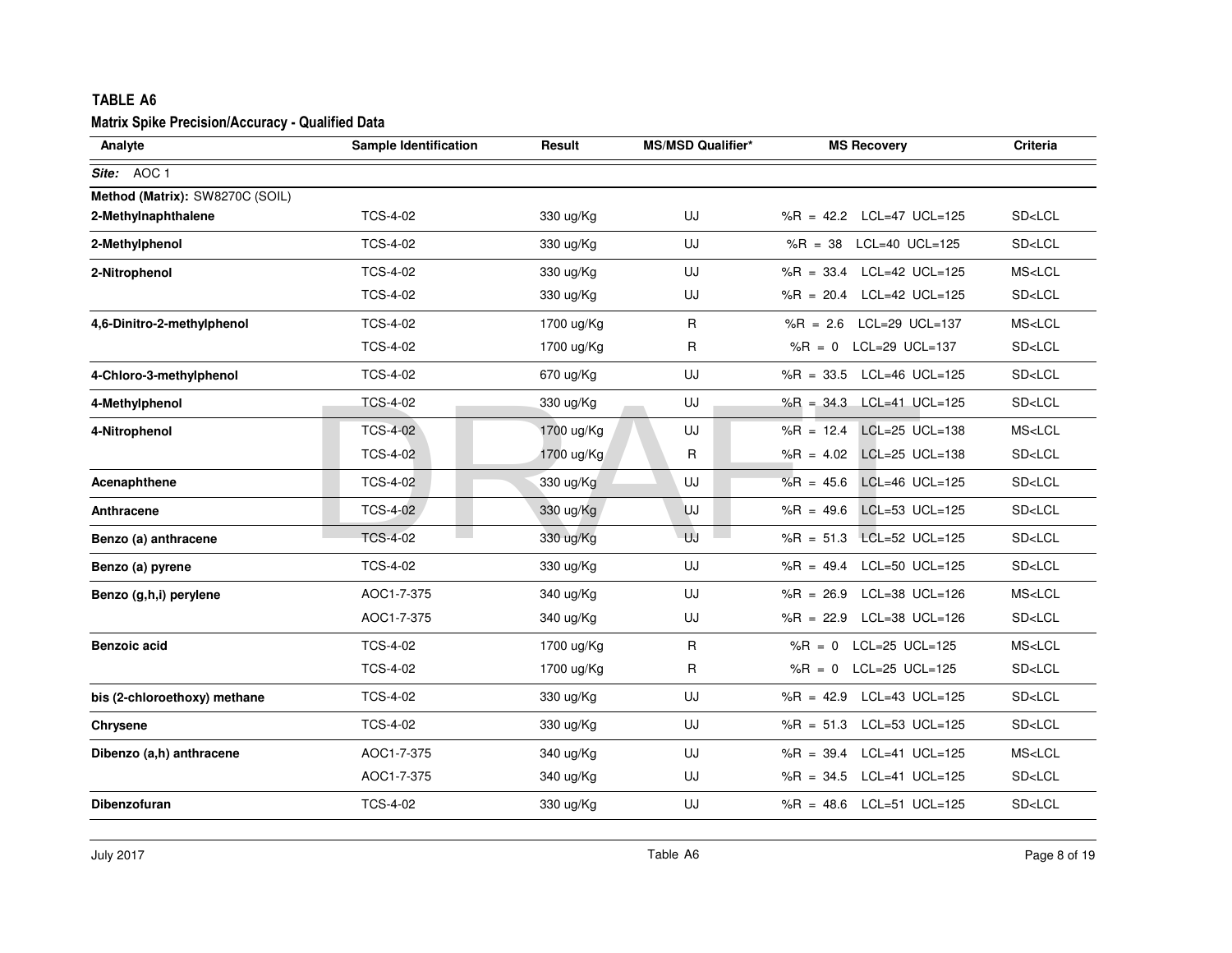**TABLE A6**

**Matrix Spike Precision/Accuracy - Qualified Data**

| Analyte | Sample Identification | Result | MS/MSD Qualifier* | MS Recovery | Criteria |
|---|---|---|---|---|---|
| ***Site:*** AOC 1 | | | | | |
| **Method (Matrix):** SW8270C (SOIL) | | | | | |
| **2-Methylnaphthalene** | TCS-4-02 | 330 ug/Kg | UJ | %R = 42.2 LCL=47 UCL=125 | SD<LCL |
| **2-Methylphenol** | TCS-4-02 | 330 ug/Kg | UJ | %R = 38 LCL=40 UCL=125 | SD<LCL |
| **2-Nitrophenol** | TCS-4-02 | 330 ug/Kg | UJ | %R = 33.4 LCL=42 UCL=125 | MS<LCL |
| | TCS-4-02 | 330 ug/Kg | UJ | %R = 20.4 LCL=42 UCL=125 | SD<LCL |
| **4,6-Dinitro-2-methylphenol** | TCS-4-02 | 1700 ug/Kg | R | %R = 2.6 LCL=29 UCL=137 | MS<LCL |
| | TCS-4-02 | 1700 ug/Kg | R | %R = 0 LCL=29 UCL=137 | SD<LCL |
| **4-Chloro-3-methylphenol** | TCS-4-02 | 670 ug/Kg | UJ | %R = 33.5 LCL=46 UCL=125 | SD<LCL |
| **4-Methylphenol** | TCS-4-02 | 330 ug/Kg | UJ | %R = 34.3 LCL=41 UCL=125 | SD<LCL |
| **4-Nitrophenol** | TCS-4-02 | 1700 ug/Kg | UJ | %R = 12.4 LCL=25 UCL=138 | MS<LCL |
| | TCS-4-02 | 1700 ug/Kg | R | %R = 4.02 LCL=25 UCL=138 | SD<LCL |
| **Acenaphthene** | TCS-4-02 | 330 ug/Kg | UJ | %R = 45.6 LCL=46 UCL=125 | SD<LCL |
| **Anthracene** | TCS-4-02 | 330 ug/Kg | UJ | %R = 49.6 LCL=53 UCL=125 | SD<LCL |
| **Benzo (a) anthracene** | TCS-4-02 | 330 ug/Kg | UJ | %R = 51.3 LCL=52 UCL=125 | SD<LCL |
| **Benzo (a) pyrene** | TCS-4-02 | 330 ug/Kg | UJ | %R = 49.4 LCL=50 UCL=125 | SD<LCL |
| **Benzo (g,h,i) perylene** | AOC1-7-375 | 340 ug/Kg | UJ | %R = 26.9 LCL=38 UCL=126 | MS<LCL |
| | AOC1-7-375 | 340 ug/Kg | UJ | %R = 22.9 LCL=38 UCL=126 | SD<LCL |
| **Benzoic acid** | TCS-4-02 | 1700 ug/Kg | R | %R = 0 LCL=25 UCL=125 | MS<LCL |
| | TCS-4-02 | 1700 ug/Kg | R | %R = 0 LCL=25 UCL=125 | SD<LCL |
| **bis (2-chloroethoxy) methane** | TCS-4-02 | 330 ug/Kg | UJ | %R = 42.9 LCL=43 UCL=125 | SD<LCL |
| **Chrysene** | TCS-4-02 | 330 ug/Kg | UJ | %R = 51.3 LCL=53 UCL=125 | SD<LCL |
| **Dibenzo (a,h) anthracene** | AOC1-7-375 | 340 ug/Kg | UJ | %R = 39.4 LCL=41 UCL=125 | MS<LCL |
| | AOC1-7-375 | 340 ug/Kg | UJ | %R = 34.5 LCL=41 UCL=125 | SD<LCL |
| **Dibenzofuran** | TCS-4-02 | 330 ug/Kg | UJ | %R = 48.6 LCL=51 UCL=125 | SD<LCL |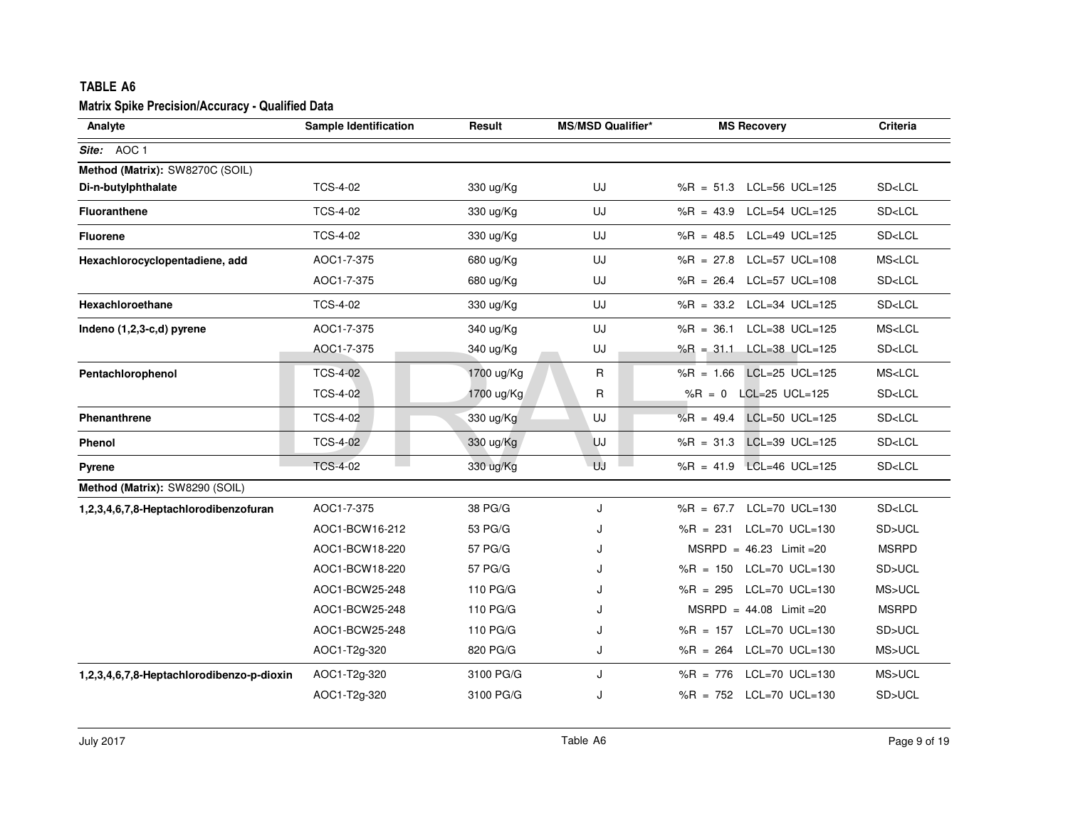## TABLE A6

### Matrix Spike Precision/Accuracy - Qualified Data

| Analyte | Sample Identification | Result | MS/MSD Qualifier* | MS Recovery | Criteria |
|---|---|---|---|---|---|
| ***Site:*** AOC 1 | | | | | |
| **Method (Matrix):** SW8270C (SOIL) | | | | | |
| **Di-n-butylphthalate** | TCS-4-02 | 330 ug/Kg | UJ | %R = 51.3 LCL=56 UCL=125 | SD<LCL |
| **Fluoranthene** | TCS-4-02 | 330 ug/Kg | UJ | %R = 43.9 LCL=54 UCL=125 | SD<LCL |
| **Fluorene** | TCS-4-02 | 330 ug/Kg | UJ | %R = 48.5 LCL=49 UCL=125 | SD<LCL |
| **Hexachlorocyclopentadiene, add** | AOC1-7-375 | 680 ug/Kg | UJ | %R = 27.8 LCL=57 UCL=108 | MS<LCL |
| | AOC1-7-375 | 680 ug/Kg | UJ | %R = 26.4 LCL=57 UCL=108 | SD<LCL |
| **Hexachloroethane** | TCS-4-02 | 330 ug/Kg | UJ | %R = 33.2 LCL=34 UCL=125 | SD<LCL |
| **Indeno (1,2,3-c,d) pyrene** | AOC1-7-375 | 340 ug/Kg | UJ | %R = 36.1 LCL=38 UCL=125 | MS<LCL |
| | AOC1-7-375 | 340 ug/Kg | UJ | %R = 31.1 LCL=38 UCL=125 | SD<LCL |
| **Pentachlorophenol** | TCS-4-02 | 1700 ug/Kg | R | %R = 1.66 LCL=25 UCL=125 | MS<LCL |
| | TCS-4-02 | 1700 ug/Kg | R | %R = 0 LCL=25 UCL=125 | SD<LCL |
| **Phenanthrene** | TCS-4-02 | 330 ug/Kg | UJ | %R = 49.4 LCL=50 UCL=125 | SD<LCL |
| **Phenol** | TCS-4-02 | 330 ug/Kg | UJ | %R = 31.3 LCL=39 UCL=125 | SD<LCL |
| **Pyrene** | TCS-4-02 | 330 ug/Kg | UJ | %R = 41.9 LCL=46 UCL=125 | SD<LCL |
| **Method (Matrix):** SW8290 (SOIL) | | | | | |
| **1,2,3,4,6,7,8-Heptachlorodibenzofuran** | AOC1-7-375 | 38 PG/G | J | %R = 67.7 LCL=70 UCL=130 | SD<LCL |
| | AOC1-BCW16-212 | 53 PG/G | J | %R = 231 LCL=70 UCL=130 | SD>UCL |
| | AOC1-BCW18-220 | 57 PG/G | J | MSRPD = 46.23 Limit =20 | MSRPD |
| | AOC1-BCW18-220 | 57 PG/G | J | %R = 150 LCL=70 UCL=130 | SD>UCL |
| | AOC1-BCW25-248 | 110 PG/G | J | %R = 295 LCL=70 UCL=130 | MS>UCL |
| | AOC1-BCW25-248 | 110 PG/G | J | MSRPD = 44.08 Limit =20 | MSRPD |
| | AOC1-BCW25-248 | 110 PG/G | J | %R = 157 LCL=70 UCL=130 | SD>UCL |
| | AOC1-T2g-320 | 820 PG/G | J | %R = 264 LCL=70 UCL=130 | MS>UCL |
| **1,2,3,4,6,7,8-Heptachlorodibenzo-p-dioxin** | AOC1-T2g-320 | 3100 PG/G | J | %R = 776 LCL=70 UCL=130 | MS>UCL |
| | AOC1-T2g-320 | 3100 PG/G | J | %R = 752 LCL=70 UCL=130 | SD>UCL |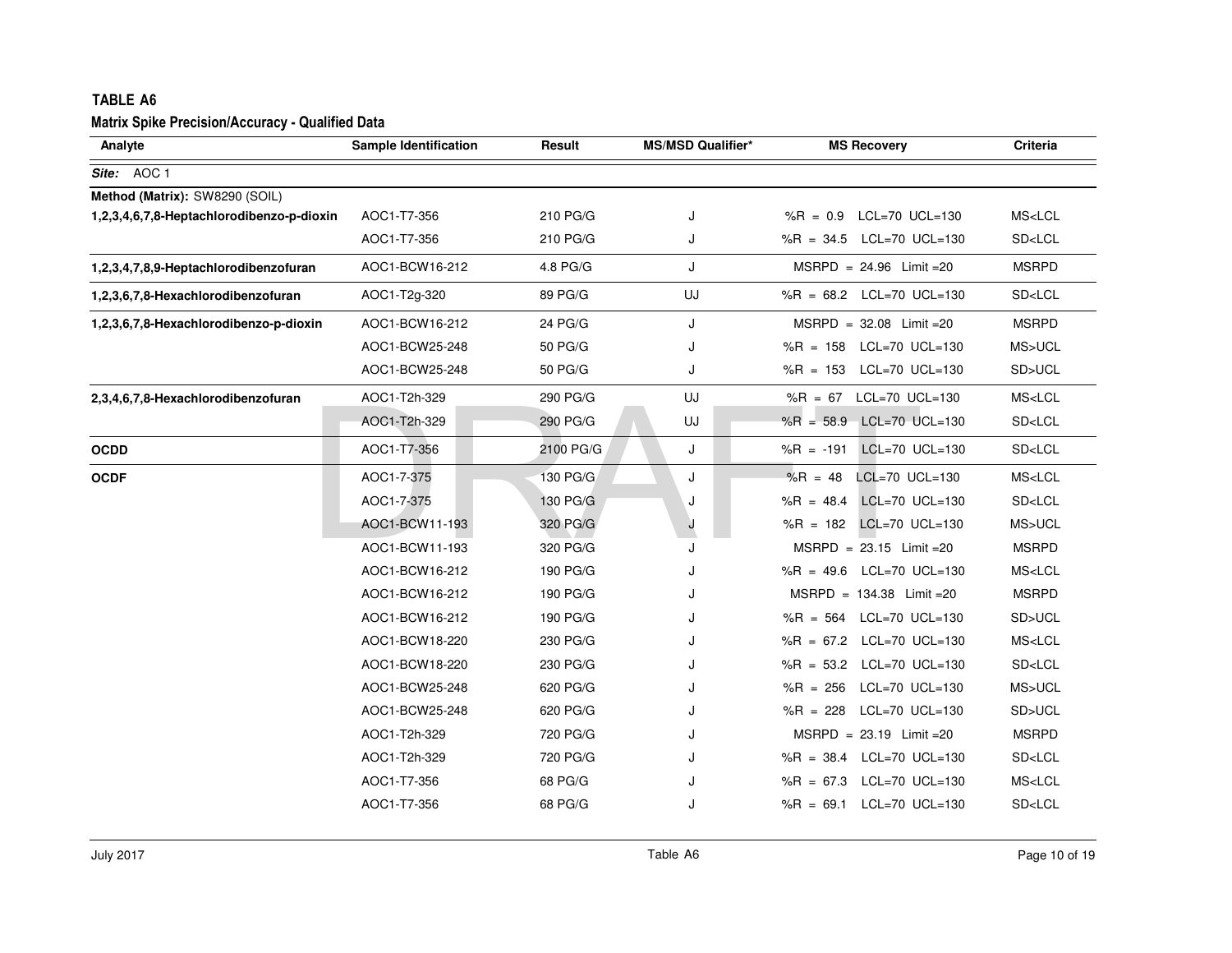**TABLE A6**

**Matrix Spike Precision/Accuracy - Qualified Data**

| Analyte | Sample Identification | Result | MS/MSD Qualifier* | MS Recovery | Criteria |
|---|---|---|---|---|---|
| ***Site:*** AOC 1 | | | | | |
| **Method (Matrix):** SW8290 (SOIL) | | | | | |
| **1,2,3,4,6,7,8-Heptachlorodibenzo-p-dioxin** | AOC1-T7-356 | 210 PG/G | J | %R = 0.9 LCL=70 UCL=130 | MS<LCL |
| | AOC1-T7-356 | 210 PG/G | J | %R = 34.5 LCL=70 UCL=130 | SD<LCL |
| **1,2,3,4,7,8,9-Heptachlorodibenzofuran** | AOC1-BCW16-212 | 4.8 PG/G | J | MSRPD = 24.96 Limit =20 | MSRPD |
| **1,2,3,6,7,8-Hexachlorodibenzofuran** | AOC1-T2g-320 | 89 PG/G | UJ | %R = 68.2 LCL=70 UCL=130 | SD<LCL |
| **1,2,3,6,7,8-Hexachlorodibenzo-p-dioxin** | AOC1-BCW16-212 | 24 PG/G | J | MSRPD = 32.08 Limit =20 | MSRPD |
| | AOC1-BCW25-248 | 50 PG/G | J | %R = 158 LCL=70 UCL=130 | MS>UCL |
| | AOC1-BCW25-248 | 50 PG/G | J | %R = 153 LCL=70 UCL=130 | SD>UCL |
| **2,3,4,6,7,8-Hexachlorodibenzofuran** | AOC1-T2h-329 | 290 PG/G | UJ | %R = 67 LCL=70 UCL=130 | MS<LCL |
| | AOC1-T2h-329 | 290 PG/G | UJ | %R = 58.9 LCL=70 UCL=130 | SD<LCL |
| **OCDD** | AOC1-T7-356 | 2100 PG/G | J | %R = -191 LCL=70 UCL=130 | SD<LCL |
| **OCDF** | AOC1-7-375 | 130 PG/G | J | %R = 48 LCL=70 UCL=130 | MS<LCL |
| | AOC1-7-375 | 130 PG/G | J | %R = 48.4 LCL=70 UCL=130 | SD<LCL |
| | AOC1-BCW11-193 | 320 PG/G | J | %R = 182 LCL=70 UCL=130 | MS>UCL |
| | AOC1-BCW11-193 | 320 PG/G | J | MSRPD = 23.15 Limit =20 | MSRPD |
| | AOC1-BCW16-212 | 190 PG/G | J | %R = 49.6 LCL=70 UCL=130 | MS<LCL |
| | AOC1-BCW16-212 | 190 PG/G | J | MSRPD = 134.38 Limit =20 | MSRPD |
| | AOC1-BCW16-212 | 190 PG/G | J | %R = 564 LCL=70 UCL=130 | SD>UCL |
| | AOC1-BCW18-220 | 230 PG/G | J | %R = 67.2 LCL=70 UCL=130 | MS<LCL |
| | AOC1-BCW18-220 | 230 PG/G | J | %R = 53.2 LCL=70 UCL=130 | SD<LCL |
| | AOC1-BCW25-248 | 620 PG/G | J | %R = 256 LCL=70 UCL=130 | MS>UCL |
| | AOC1-BCW25-248 | 620 PG/G | J | %R = 228 LCL=70 UCL=130 | SD>UCL |
| | AOC1-T2h-329 | 720 PG/G | J | MSRPD = 23.19 Limit =20 | MSRPD |
| | AOC1-T2h-329 | 720 PG/G | J | %R = 38.4 LCL=70 UCL=130 | SD<LCL |
| | AOC1-T7-356 | 68 PG/G | J | %R = 67.3 LCL=70 UCL=130 | MS<LCL |
| | AOC1-T7-356 | 68 PG/G | J | %R = 69.1 LCL=70 UCL=130 | SD<LCL |

July 2017 — Table A6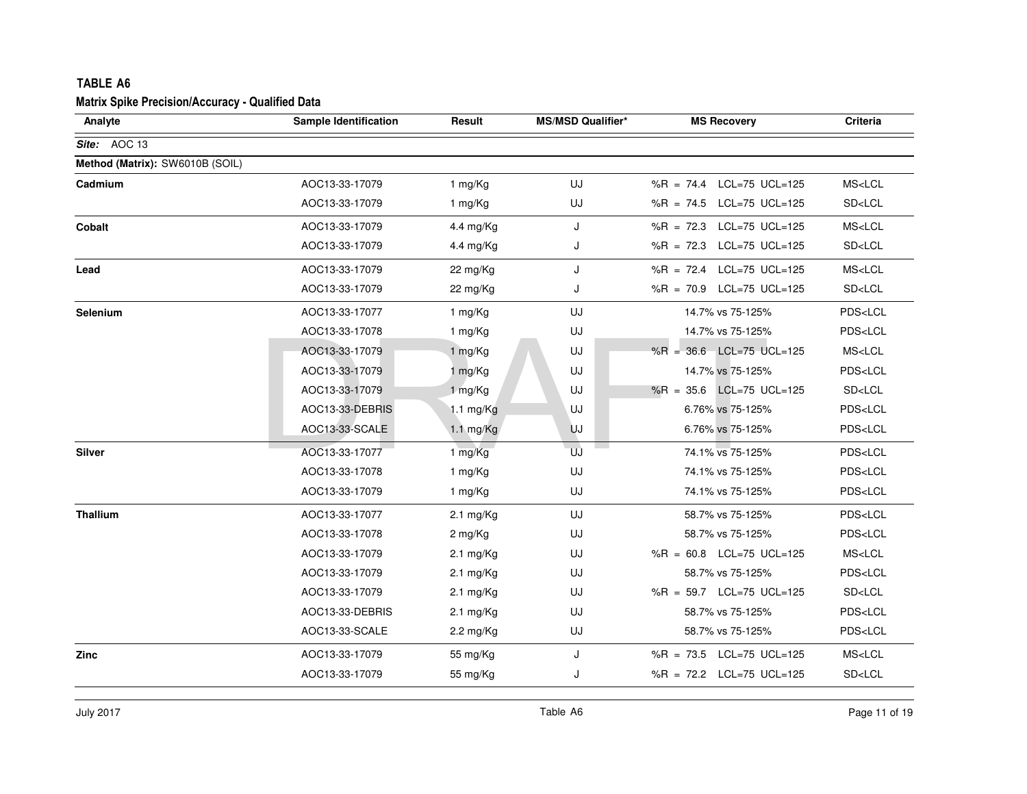**TABLE A6**

**Matrix Spike Precision/Accuracy - Qualified Data**

| Analyte | Sample Identification | Result | MS/MSD Qualifier* | MS Recovery | Criteria |
|---|---|---|---|---|---|
| ***Site:*** AOC 13 | | | | | |
| **Method (Matrix):** SW6010B (SOIL) | | | | | |
| **Cadmium** | AOC13-33-17079 | 1 mg/Kg | UJ | %R = 74.4 LCL=75 UCL=125 | MS<LCL |
| | AOC13-33-17079 | 1 mg/Kg | UJ | %R = 74.5 LCL=75 UCL=125 | SD<LCL |
| **Cobalt** | AOC13-33-17079 | 4.4 mg/Kg | J | %R = 72.3 LCL=75 UCL=125 | MS<LCL |
| | AOC13-33-17079 | 4.4 mg/Kg | J | %R = 72.3 LCL=75 UCL=125 | SD<LCL |
| **Lead** | AOC13-33-17079 | 22 mg/Kg | J | %R = 72.4 LCL=75 UCL=125 | MS<LCL |
| | AOC13-33-17079 | 22 mg/Kg | J | %R = 70.9 LCL=75 UCL=125 | SD<LCL |
| **Selenium** | AOC13-33-17077 | 1 mg/Kg | UJ | 14.7% vs 75-125% | PDS<LCL |
| | AOC13-33-17078 | 1 mg/Kg | UJ | 14.7% vs 75-125% | PDS<LCL |
| | AOC13-33-17079 | 1 mg/Kg | UJ | %R = 36.6 LCL=75 UCL=125 | MS<LCL |
| | AOC13-33-17079 | 1 mg/Kg | UJ | 14.7% vs 75-125% | PDS<LCL |
| | AOC13-33-17079 | 1 mg/Kg | UJ | %R = 35.6 LCL=75 UCL=125 | SD<LCL |
| | AOC13-33-DEBRIS | 1.1 mg/Kg | UJ | 6.76% vs 75-125% | PDS<LCL |
| | AOC13-33-SCALE | 1.1 mg/Kg | UJ | 6.76% vs 75-125% | PDS<LCL |
| **Silver** | AOC13-33-17077 | 1 mg/Kg | UJ | 74.1% vs 75-125% | PDS<LCL |
| | AOC13-33-17078 | 1 mg/Kg | UJ | 74.1% vs 75-125% | PDS<LCL |
| | AOC13-33-17079 | 1 mg/Kg | UJ | 74.1% vs 75-125% | PDS<LCL |
| **Thallium** | AOC13-33-17077 | 2.1 mg/Kg | UJ | 58.7% vs 75-125% | PDS<LCL |
| | AOC13-33-17078 | 2 mg/Kg | UJ | 58.7% vs 75-125% | PDS<LCL |
| | AOC13-33-17079 | 2.1 mg/Kg | UJ | %R = 60.8 LCL=75 UCL=125 | MS<LCL |
| | AOC13-33-17079 | 2.1 mg/Kg | UJ | 58.7% vs 75-125% | PDS<LCL |
| | AOC13-33-17079 | 2.1 mg/Kg | UJ | %R = 59.7 LCL=75 UCL=125 | SD<LCL |
| | AOC13-33-DEBRIS | 2.1 mg/Kg | UJ | 58.7% vs 75-125% | PDS<LCL |
| | AOC13-33-SCALE | 2.2 mg/Kg | UJ | 58.7% vs 75-125% | PDS<LCL |
| **Zinc** | AOC13-33-17079 | 55 mg/Kg | J | %R = 73.5 LCL=75 UCL=125 | MS<LCL |
| | AOC13-33-17079 | 55 mg/Kg | J | %R = 72.2 LCL=75 UCL=125 | SD<LCL |

July 2017 — Table A6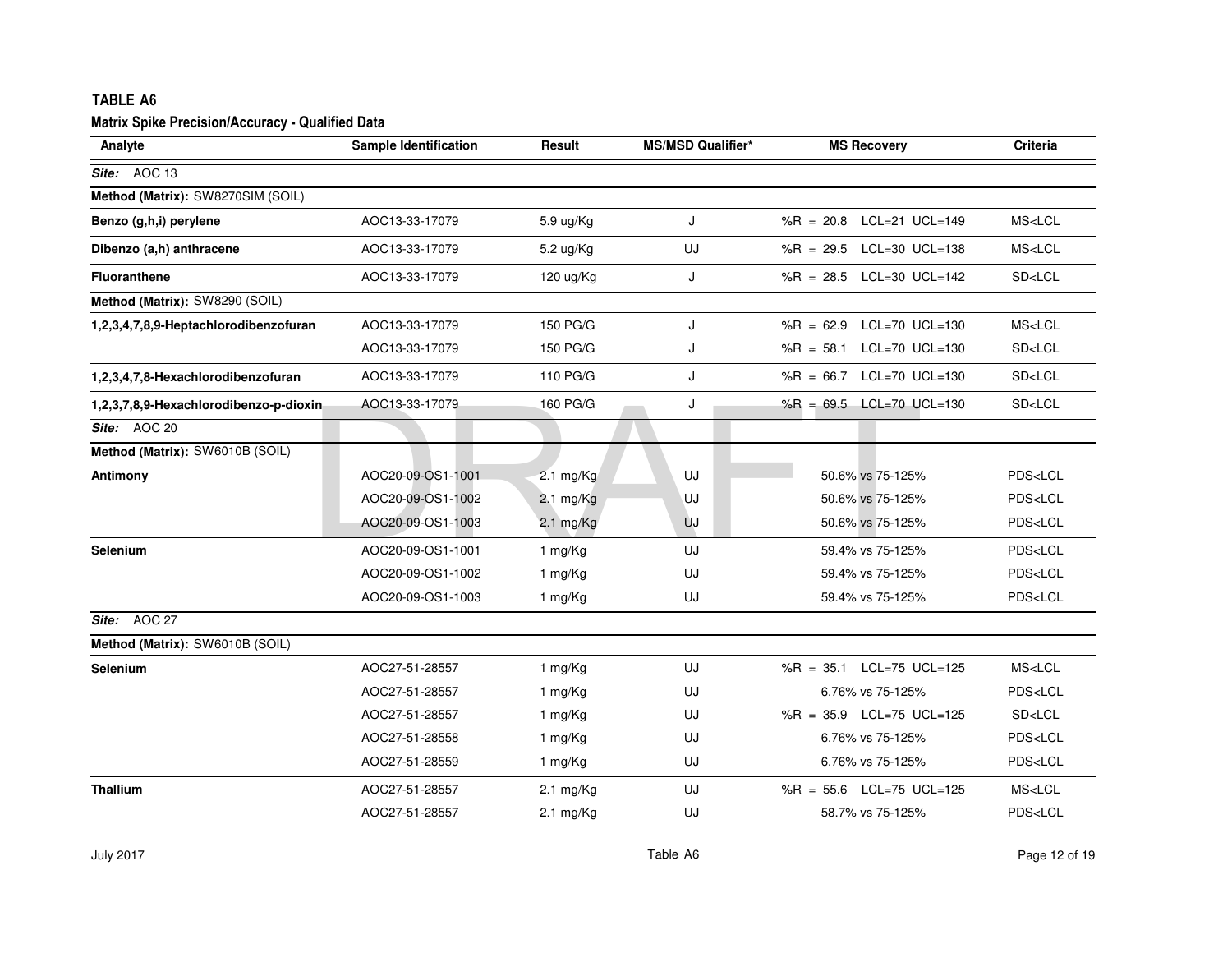**TABLE A6**

**Matrix Spike Precision/Accuracy - Qualified Data**

| Analyte | Sample Identification | Result | MS/MSD Qualifier* | MS Recovery | Criteria |
|---|---|---|---|---|---|
| ***Site:*** AOC 13 | | | | | |
| **Method (Matrix):** SW8270SIM (SOIL) | | | | | |
| **Benzo (g,h,i) perylene** | AOC13-33-17079 | 5.9 ug/Kg | J | %R = 20.8 LCL=21 UCL=149 | MS<LCL |
| **Dibenzo (a,h) anthracene** | AOC13-33-17079 | 5.2 ug/Kg | UJ | %R = 29.5 LCL=30 UCL=138 | MS<LCL |
| **Fluoranthene** | AOC13-33-17079 | 120 ug/Kg | J | %R = 28.5 LCL=30 UCL=142 | SD<LCL |
| **Method (Matrix):** SW8290 (SOIL) | | | | | |
| **1,2,3,4,7,8,9-Heptachlorodibenzofuran** | AOC13-33-17079 | 150 PG/G | J | %R = 62.9 LCL=70 UCL=130 | MS<LCL |
| | AOC13-33-17079 | 150 PG/G | J | %R = 58.1 LCL=70 UCL=130 | SD<LCL |
| **1,2,3,4,7,8-Hexachlorodibenzofuran** | AOC13-33-17079 | 110 PG/G | J | %R = 66.7 LCL=70 UCL=130 | SD<LCL |
| **1,2,3,7,8,9-Hexachlorodibenzo-p-dioxin** | AOC13-33-17079 | 160 PG/G | J | %R = 69.5 LCL=70 UCL=130 | SD<LCL |
| ***Site:*** AOC 20 | | | | | |
| **Method (Matrix):** SW6010B (SOIL) | | | | | |
| **Antimony** | AOC20-09-OS1-1001 | 2.1 mg/Kg | UJ | 50.6% vs 75-125% | PDS<LCL |
| | AOC20-09-OS1-1002 | 2.1 mg/Kg | UJ | 50.6% vs 75-125% | PDS<LCL |
| | AOC20-09-OS1-1003 | 2.1 mg/Kg | UJ | 50.6% vs 75-125% | PDS<LCL |
| **Selenium** | AOC20-09-OS1-1001 | 1 mg/Kg | UJ | 59.4% vs 75-125% | PDS<LCL |
| | AOC20-09-OS1-1002 | 1 mg/Kg | UJ | 59.4% vs 75-125% | PDS<LCL |
| | AOC20-09-OS1-1003 | 1 mg/Kg | UJ | 59.4% vs 75-125% | PDS<LCL |
| ***Site:*** AOC 27 | | | | | |
| **Method (Matrix):** SW6010B (SOIL) | | | | | |
| **Selenium** | AOC27-51-28557 | 1 mg/Kg | UJ | %R = 35.1 LCL=75 UCL=125 | MS<LCL |
| | AOC27-51-28557 | 1 mg/Kg | UJ | 6.76% vs 75-125% | PDS<LCL |
| | AOC27-51-28557 | 1 mg/Kg | UJ | %R = 35.9 LCL=75 UCL=125 | SD<LCL |
| | AOC27-51-28558 | 1 mg/Kg | UJ | 6.76% vs 75-125% | PDS<LCL |
| | AOC27-51-28559 | 1 mg/Kg | UJ | 6.76% vs 75-125% | PDS<LCL |
| **Thallium** | AOC27-51-28557 | 2.1 mg/Kg | UJ | %R = 55.6 LCL=75 UCL=125 | MS<LCL |
| | AOC27-51-28557 | 2.1 mg/Kg | UJ | 58.7% vs 75-125% | PDS<LCL |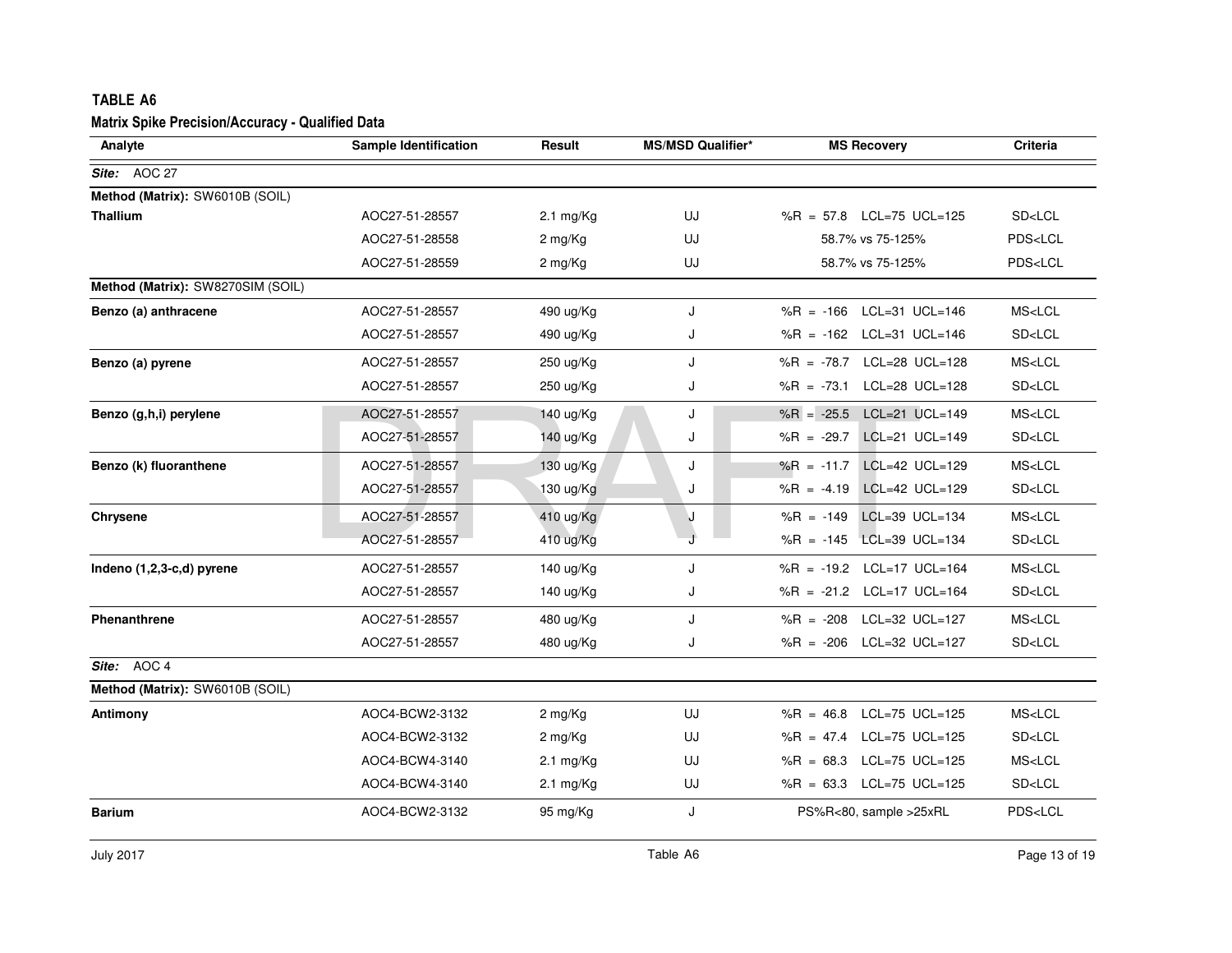## TABLE A6

### Matrix Spike Precision/Accuracy - Qualified Data

| Analyte | Sample Identification | Result | MS/MSD Qualifier* | MS Recovery | Criteria |
|---|---|---|---|---|---|
| ***Site:*** AOC 27 | | | | | |
| **Method (Matrix):** SW6010B (SOIL) | | | | | |
| **Thallium** | AOC27-51-28557 | 2.1 mg/Kg | UJ | %R = 57.8 LCL=75 UCL=125 | SD<LCL |
| | AOC27-51-28558 | 2 mg/Kg | UJ | 58.7% vs 75-125% | PDS<LCL |
| | AOC27-51-28559 | 2 mg/Kg | UJ | 58.7% vs 75-125% | PDS<LCL |
| **Method (Matrix):** SW8270SIM (SOIL) | | | | | |
| **Benzo (a) anthracene** | AOC27-51-28557 | 490 ug/Kg | J | %R = -166 LCL=31 UCL=146 | MS<LCL |
| | AOC27-51-28557 | 490 ug/Kg | J | %R = -162 LCL=31 UCL=146 | SD<LCL |
| **Benzo (a) pyrene** | AOC27-51-28557 | 250 ug/Kg | J | %R = -78.7 LCL=28 UCL=128 | MS<LCL |
| | AOC27-51-28557 | 250 ug/Kg | J | %R = -73.1 LCL=28 UCL=128 | SD<LCL |
| **Benzo (g,h,i) perylene** | AOC27-51-28557 | 140 ug/Kg | J | %R = -25.5 LCL=21 UCL=149 | MS<LCL |
| | AOC27-51-28557 | 140 ug/Kg | J | %R = -29.7 LCL=21 UCL=149 | SD<LCL |
| **Benzo (k) fluoranthene** | AOC27-51-28557 | 130 ug/Kg | J | %R = -11.7 LCL=42 UCL=129 | MS<LCL |
| | AOC27-51-28557 | 130 ug/Kg | J | %R = -4.19 LCL=42 UCL=129 | SD<LCL |
| **Chrysene** | AOC27-51-28557 | 410 ug/Kg | J | %R = -149 LCL=39 UCL=134 | MS<LCL |
| | AOC27-51-28557 | 410 ug/Kg | J | %R = -145 LCL=39 UCL=134 | SD<LCL |
| **Indeno (1,2,3-c,d) pyrene** | AOC27-51-28557 | 140 ug/Kg | J | %R = -19.2 LCL=17 UCL=164 | MS<LCL |
| | AOC27-51-28557 | 140 ug/Kg | J | %R = -21.2 LCL=17 UCL=164 | SD<LCL |
| **Phenanthrene** | AOC27-51-28557 | 480 ug/Kg | J | %R = -208 LCL=32 UCL=127 | MS<LCL |
| | AOC27-51-28557 | 480 ug/Kg | J | %R = -206 LCL=32 UCL=127 | SD<LCL |
| ***Site:*** AOC 4 | | | | | |
| **Method (Matrix):** SW6010B (SOIL) | | | | | |
| **Antimony** | AOC4-BCW2-3132 | 2 mg/Kg | UJ | %R = 46.8 LCL=75 UCL=125 | MS<LCL |
| | AOC4-BCW2-3132 | 2 mg/Kg | UJ | %R = 47.4 LCL=75 UCL=125 | SD<LCL |
| | AOC4-BCW4-3140 | 2.1 mg/Kg | UJ | %R = 68.3 LCL=75 UCL=125 | MS<LCL |
| | AOC4-BCW4-3140 | 2.1 mg/Kg | UJ | %R = 63.3 LCL=75 UCL=125 | SD<LCL |
| **Barium** | AOC4-BCW2-3132 | 95 mg/Kg | J | PS%R<80, sample >25xRL | PDS<LCL |

July 2017 Table A6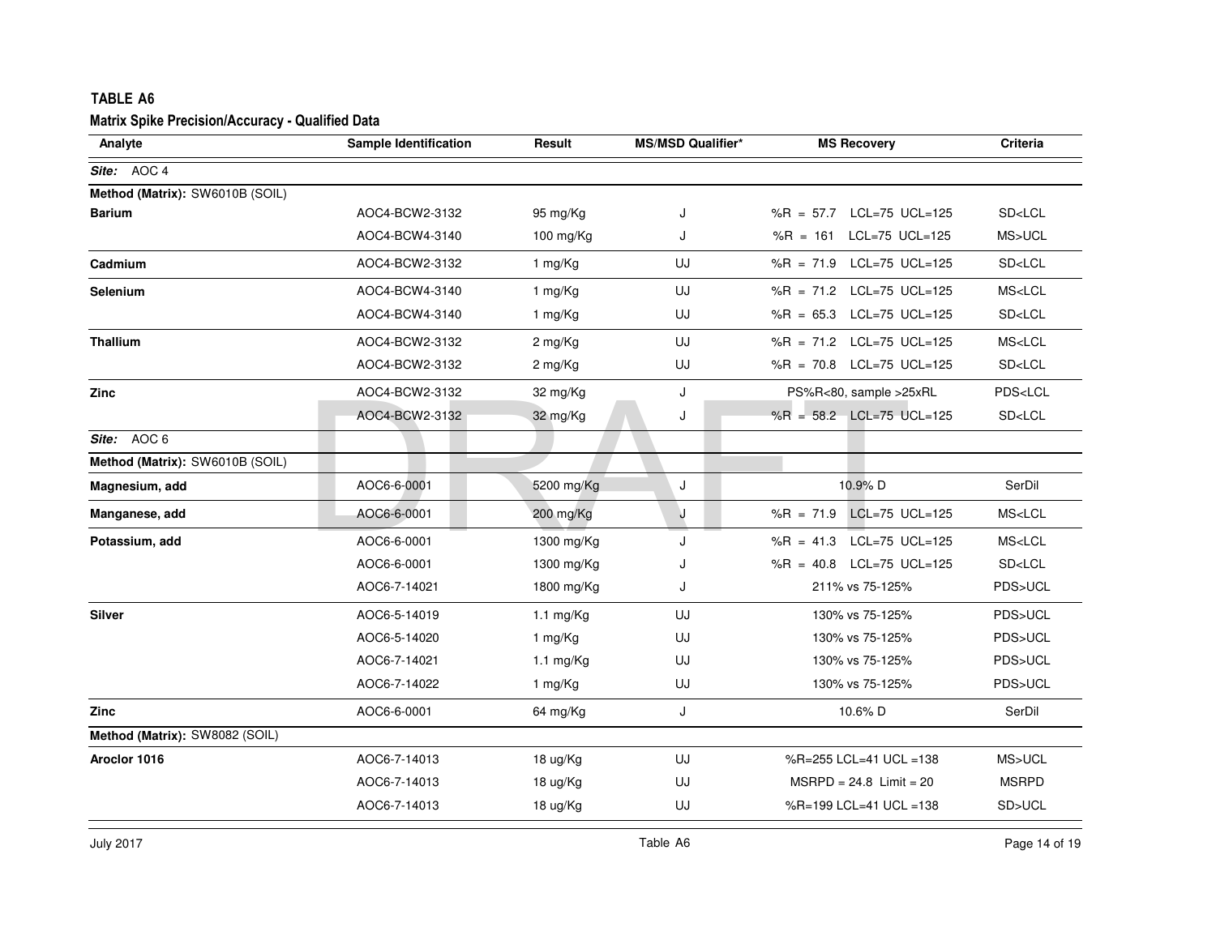## TABLE A6

### Matrix Spike Precision/Accuracy - Qualified Data

| Analyte | Sample Identification | Result | MS/MSD Qualifier* | MS Recovery | Criteria |
|---|---|---|---|---|---|
| ***Site:*** AOC 4 | | | | | |
| **Method (Matrix):** SW6010B (SOIL) | | | | | |
| **Barium** | AOC4-BCW2-3132 | 95 mg/Kg | J | %R = 57.7 LCL=75 UCL=125 | SD<LCL |
| | AOC4-BCW4-3140 | 100 mg/Kg | J | %R = 161 LCL=75 UCL=125 | MS>UCL |
| **Cadmium** | AOC4-BCW2-3132 | 1 mg/Kg | UJ | %R = 71.9 LCL=75 UCL=125 | SD<LCL |
| **Selenium** | AOC4-BCW4-3140 | 1 mg/Kg | UJ | %R = 71.2 LCL=75 UCL=125 | MS<LCL |
| | AOC4-BCW4-3140 | 1 mg/Kg | UJ | %R = 65.3 LCL=75 UCL=125 | SD<LCL |
| **Thallium** | AOC4-BCW2-3132 | 2 mg/Kg | UJ | %R = 71.2 LCL=75 UCL=125 | MS<LCL |
| | AOC4-BCW2-3132 | 2 mg/Kg | UJ | %R = 70.8 LCL=75 UCL=125 | SD<LCL |
| **Zinc** | AOC4-BCW2-3132 | 32 mg/Kg | J | PS%R<80, sample >25xRL | PDS<LCL |
| | AOC4-BCW2-3132 | 32 mg/Kg | J | %R = 58.2 LCL=75 UCL=125 | SD<LCL |
| ***Site:*** AOC 6 | | | | | |
| **Method (Matrix):** SW6010B (SOIL) | | | | | |
| **Magnesium, add** | AOC6-6-0001 | 5200 mg/Kg | J | 10.9% D | SerDil |
| **Manganese, add** | AOC6-6-0001 | 200 mg/Kg | J | %R = 71.9 LCL=75 UCL=125 | MS<LCL |
| **Potassium, add** | AOC6-6-0001 | 1300 mg/Kg | J | %R = 41.3 LCL=75 UCL=125 | MS<LCL |
| | AOC6-6-0001 | 1300 mg/Kg | J | %R = 40.8 LCL=75 UCL=125 | SD<LCL |
| | AOC6-7-14021 | 1800 mg/Kg | J | 211% vs 75-125% | PDS>UCL |
| **Silver** | AOC6-5-14019 | 1.1 mg/Kg | UJ | 130% vs 75-125% | PDS>UCL |
| | AOC6-5-14020 | 1 mg/Kg | UJ | 130% vs 75-125% | PDS>UCL |
| | AOC6-7-14021 | 1.1 mg/Kg | UJ | 130% vs 75-125% | PDS>UCL |
| | AOC6-7-14022 | 1 mg/Kg | UJ | 130% vs 75-125% | PDS>UCL |
| **Zinc** | AOC6-6-0001 | 64 mg/Kg | J | 10.6% D | SerDil |
| **Method (Matrix):** SW8082 (SOIL) | | | | | |
| **Aroclor 1016** | AOC6-7-14013 | 18 ug/Kg | UJ | %R=255 LCL=41 UCL =138 | MS>UCL |
| | AOC6-7-14013 | 18 ug/Kg | UJ | MSRPD = 24.8 Limit = 20 | MSRPD |
| | AOC6-7-14013 | 18 ug/Kg | UJ | %R=199 LCL=41 UCL =138 | SD>UCL |

July 2017 — Table A6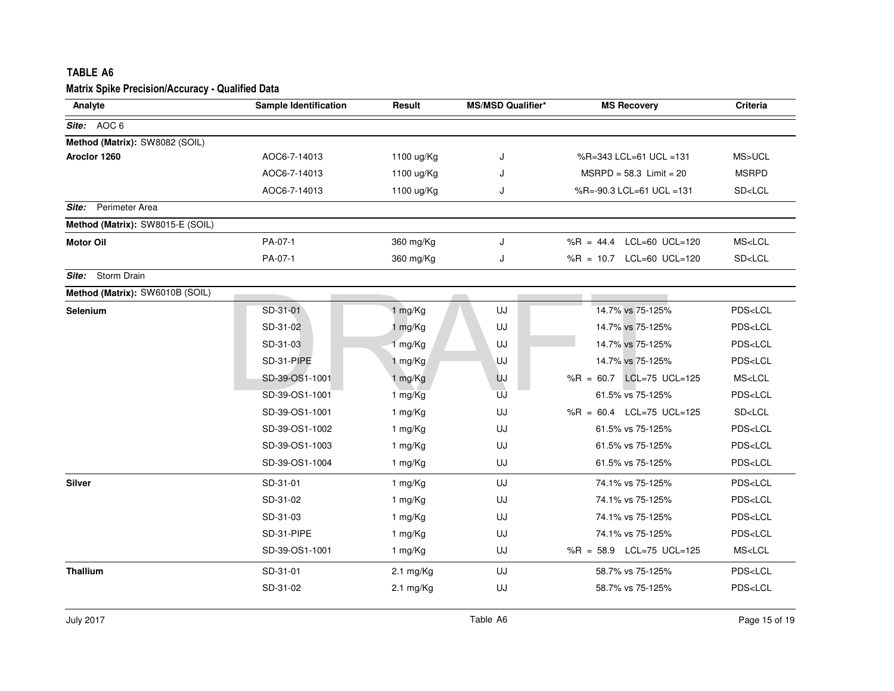## TABLE A6

### Matrix Spike Precision/Accuracy - Qualified Data

| Analyte | Sample Identification | Result | MS/MSD Qualifier* | MS Recovery | Criteria |
|---|---|---|---|---|---|
| ***Site:*** AOC 6 | | | | | |
| **Method (Matrix):** SW8082 (SOIL) | | | | | |
| **Aroclor 1260** | AOC6-7-14013 | 1100 ug/Kg | J | %R=343 LCL=61 UCL =131 | MS>UCL |
| | AOC6-7-14013 | 1100 ug/Kg | J | MSRPD = 58.3 Limit = 20 | MSRPD |
| | AOC6-7-14013 | 1100 ug/Kg | J | %R=-90.3 LCL=61 UCL =131 | SD<LCL |
| ***Site:*** Perimeter Area | | | | | |
| **Method (Matrix):** SW8015-E (SOIL) | | | | | |
| **Motor Oil** | PA-07-1 | 360 mg/Kg | J | %R = 44.4 LCL=60 UCL=120 | MS<LCL |
| | PA-07-1 | 360 mg/Kg | J | %R = 10.7 LCL=60 UCL=120 | SD<LCL |
| ***Site:*** Storm Drain | | | | | |
| **Method (Matrix):** SW6010B (SOIL) | | | | | |
| **Selenium** | SD-31-01 | 1 mg/Kg | UJ | 14.7% vs 75-125% | PDS<LCL |
| | SD-31-02 | 1 mg/Kg | UJ | 14.7% vs 75-125% | PDS<LCL |
| | SD-31-03 | 1 mg/Kg | UJ | 14.7% vs 75-125% | PDS<LCL |
| | SD-31-PIPE | 1 mg/Kg | UJ | 14.7% vs 75-125% | PDS<LCL |
| | SD-39-OS1-1001 | 1 mg/Kg | UJ | %R = 60.7 LCL=75 UCL=125 | MS<LCL |
| | SD-39-OS1-1001 | 1 mg/Kg | UJ | 61.5% vs 75-125% | PDS<LCL |
| | SD-39-OS1-1001 | 1 mg/Kg | UJ | %R = 60.4 LCL=75 UCL=125 | SD<LCL |
| | SD-39-OS1-1002 | 1 mg/Kg | UJ | 61.5% vs 75-125% | PDS<LCL |
| | SD-39-OS1-1003 | 1 mg/Kg | UJ | 61.5% vs 75-125% | PDS<LCL |
| | SD-39-OS1-1004 | 1 mg/Kg | UJ | 61.5% vs 75-125% | PDS<LCL |
| **Silver** | SD-31-01 | 1 mg/Kg | UJ | 74.1% vs 75-125% | PDS<LCL |
| | SD-31-02 | 1 mg/Kg | UJ | 74.1% vs 75-125% | PDS<LCL |
| | SD-31-03 | 1 mg/Kg | UJ | 74.1% vs 75-125% | PDS<LCL |
| | SD-31-PIPE | 1 mg/Kg | UJ | 74.1% vs 75-125% | PDS<LCL |
| | SD-39-OS1-1001 | 1 mg/Kg | UJ | %R = 58.9 LCL=75 UCL=125 | MS<LCL |
| **Thallium** | SD-31-01 | 2.1 mg/Kg | UJ | 58.7% vs 75-125% | PDS<LCL |
| | SD-31-02 | 2.1 mg/Kg | UJ | 58.7% vs 75-125% | PDS<LCL |

July 2017 Table A6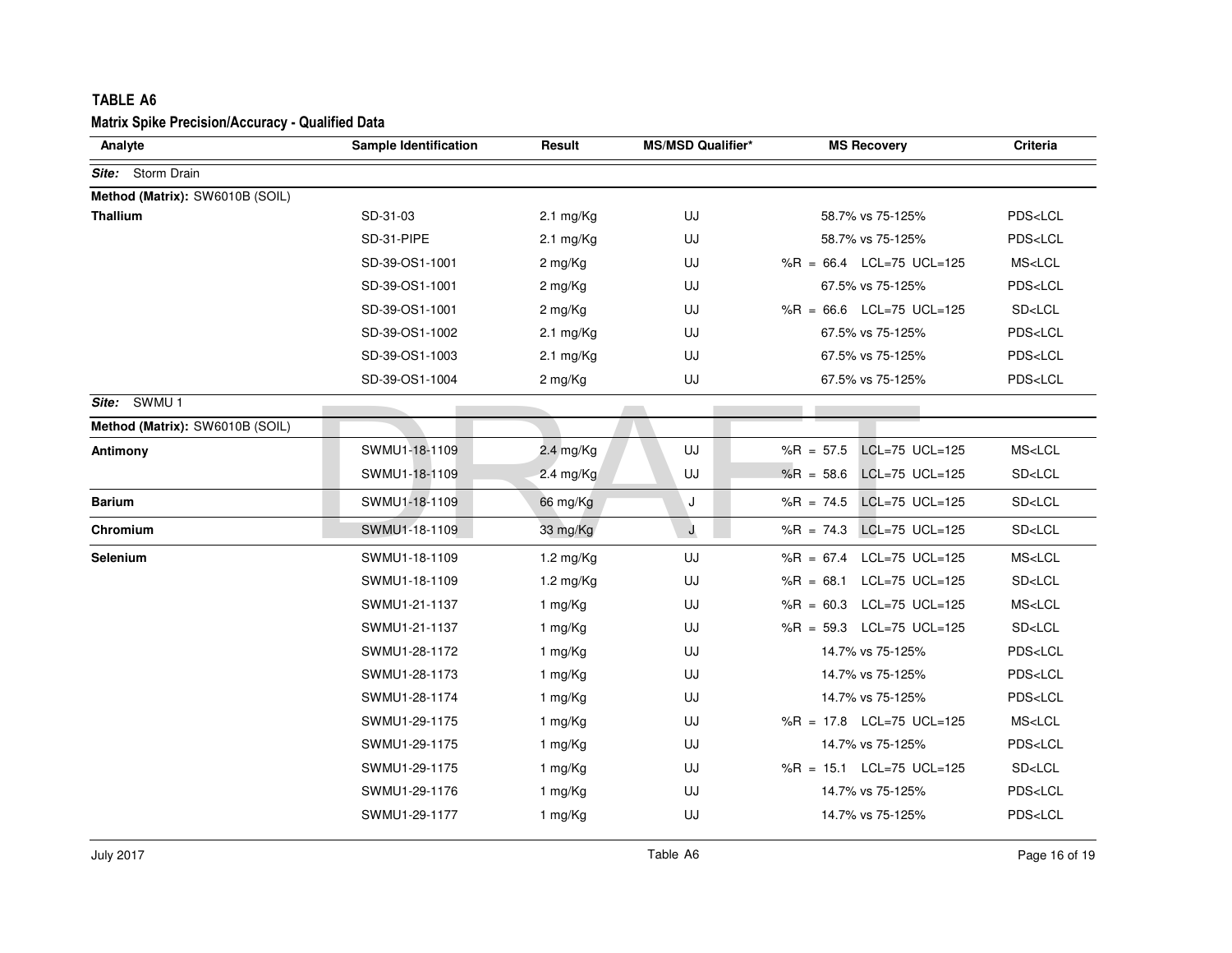**TABLE A6**

**Matrix Spike Precision/Accuracy - Qualified Data**

| Analyte | Sample Identification | Result | MS/MSD Qualifier* | MS Recovery | Criteria |
|---|---|---|---|---|---|
| ***Site:*** Storm Drain | | | | | |
| **Method (Matrix):** SW6010B (SOIL) | | | | | |
| **Thallium** | SD-31-03 | 2.1 mg/Kg | UJ | 58.7% vs 75-125% | PDS<LCL |
| | SD-31-PIPE | 2.1 mg/Kg | UJ | 58.7% vs 75-125% | PDS<LCL |
| | SD-39-OS1-1001 | 2 mg/Kg | UJ | %R = 66.4 LCL=75 UCL=125 | MS<LCL |
| | SD-39-OS1-1001 | 2 mg/Kg | UJ | 67.5% vs 75-125% | PDS<LCL |
| | SD-39-OS1-1001 | 2 mg/Kg | UJ | %R = 66.6 LCL=75 UCL=125 | SD<LCL |
| | SD-39-OS1-1002 | 2.1 mg/Kg | UJ | 67.5% vs 75-125% | PDS<LCL |
| | SD-39-OS1-1003 | 2.1 mg/Kg | UJ | 67.5% vs 75-125% | PDS<LCL |
| | SD-39-OS1-1004 | 2 mg/Kg | UJ | 67.5% vs 75-125% | PDS<LCL |
| ***Site:*** SWMU 1 | | | | | |
| **Method (Matrix):** SW6010B (SOIL) | | | | | |
| **Antimony** | SWMU1-18-1109 | 2.4 mg/Kg | UJ | %R = 57.5 LCL=75 UCL=125 | MS<LCL |
| | SWMU1-18-1109 | 2.4 mg/Kg | UJ | %R = 58.6 LCL=75 UCL=125 | SD<LCL |
| **Barium** | SWMU1-18-1109 | 66 mg/Kg | J | %R = 74.5 LCL=75 UCL=125 | SD<LCL |
| **Chromium** | SWMU1-18-1109 | 33 mg/Kg | J | %R = 74.3 LCL=75 UCL=125 | SD<LCL |
| **Selenium** | SWMU1-18-1109 | 1.2 mg/Kg | UJ | %R = 67.4 LCL=75 UCL=125 | MS<LCL |
| | SWMU1-18-1109 | 1.2 mg/Kg | UJ | %R = 68.1 LCL=75 UCL=125 | SD<LCL |
| | SWMU1-21-1137 | 1 mg/Kg | UJ | %R = 60.3 LCL=75 UCL=125 | MS<LCL |
| | SWMU1-21-1137 | 1 mg/Kg | UJ | %R = 59.3 LCL=75 UCL=125 | SD<LCL |
| | SWMU1-28-1172 | 1 mg/Kg | UJ | 14.7% vs 75-125% | PDS<LCL |
| | SWMU1-28-1173 | 1 mg/Kg | UJ | 14.7% vs 75-125% | PDS<LCL |
| | SWMU1-28-1174 | 1 mg/Kg | UJ | 14.7% vs 75-125% | PDS<LCL |
| | SWMU1-29-1175 | 1 mg/Kg | UJ | %R = 17.8 LCL=75 UCL=125 | MS<LCL |
| | SWMU1-29-1175 | 1 mg/Kg | UJ | 14.7% vs 75-125% | PDS<LCL |
| | SWMU1-29-1175 | 1 mg/Kg | UJ | %R = 15.1 LCL=75 UCL=125 | SD<LCL |
| | SWMU1-29-1176 | 1 mg/Kg | UJ | 14.7% vs 75-125% | PDS<LCL |
| | SWMU1-29-1177 | 1 mg/Kg | UJ | 14.7% vs 75-125% | PDS<LCL |

July 2017

Table A6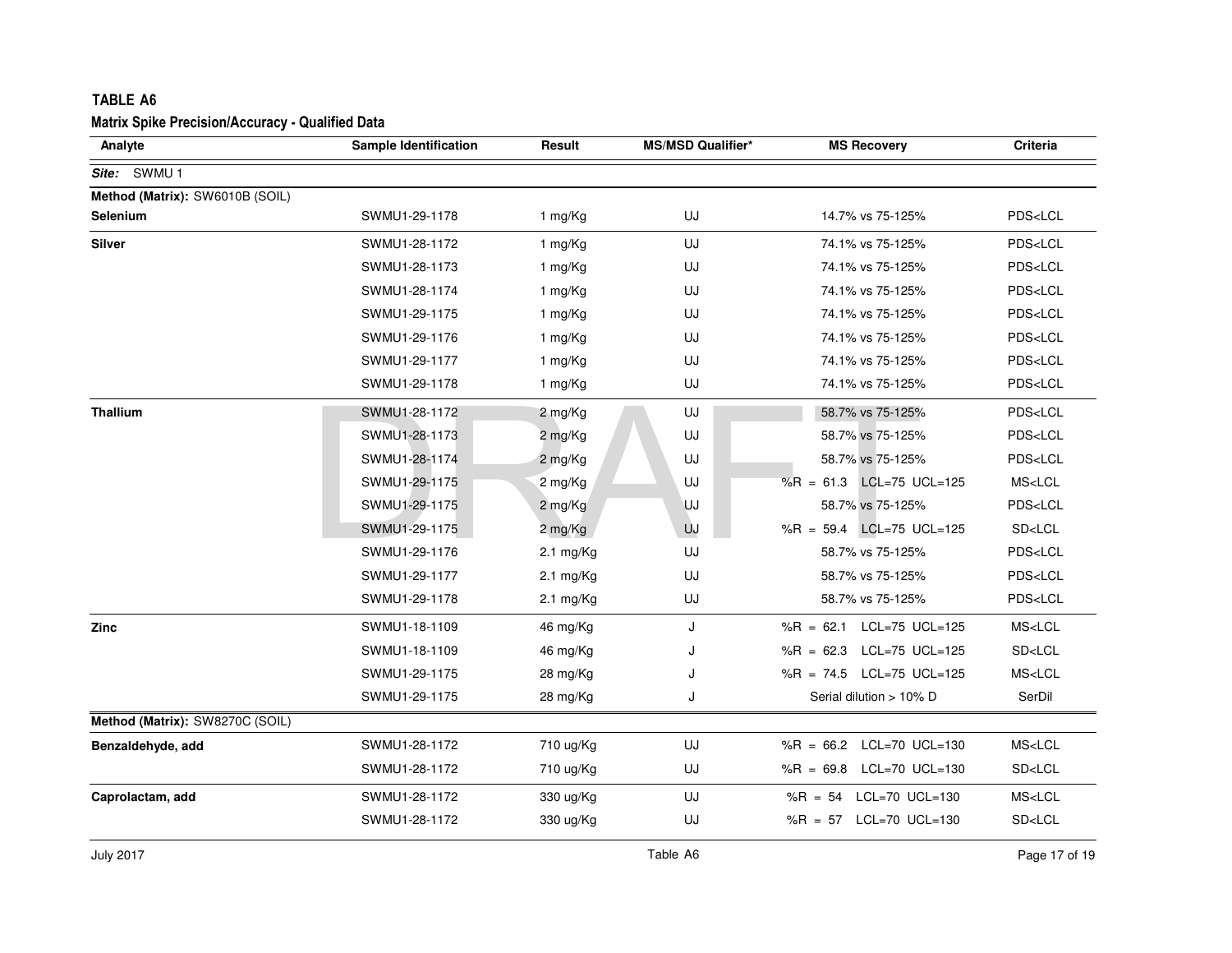**TABLE A6**

**Matrix Spike Precision/Accuracy - Qualified Data**

| Analyte | Sample Identification | Result | MS/MSD Qualifier* | MS Recovery | Criteria |
|---|---|---|---|---|---|
| ***Site:*** SWMU 1 | | | | | |
| **Method (Matrix):** SW6010B (SOIL) | | | | | |
| **Selenium** | SWMU1-29-1178 | 1 mg/Kg | UJ | 14.7% vs 75-125% | PDS<LCL |
| **Silver** | SWMU1-28-1172 | 1 mg/Kg | UJ | 74.1% vs 75-125% | PDS<LCL |
| | SWMU1-28-1173 | 1 mg/Kg | UJ | 74.1% vs 75-125% | PDS<LCL |
| | SWMU1-28-1174 | 1 mg/Kg | UJ | 74.1% vs 75-125% | PDS<LCL |
| | SWMU1-29-1175 | 1 mg/Kg | UJ | 74.1% vs 75-125% | PDS<LCL |
| | SWMU1-29-1176 | 1 mg/Kg | UJ | 74.1% vs 75-125% | PDS<LCL |
| | SWMU1-29-1177 | 1 mg/Kg | UJ | 74.1% vs 75-125% | PDS<LCL |
| | SWMU1-29-1178 | 1 mg/Kg | UJ | 74.1% vs 75-125% | PDS<LCL |
| **Thallium** | SWMU1-28-1172 | 2 mg/Kg | UJ | 58.7% vs 75-125% | PDS<LCL |
| | SWMU1-28-1173 | 2 mg/Kg | UJ | 58.7% vs 75-125% | PDS<LCL |
| | SWMU1-28-1174 | 2 mg/Kg | UJ | 58.7% vs 75-125% | PDS<LCL |
| | SWMU1-29-1175 | 2 mg/Kg | UJ | %R = 61.3 LCL=75 UCL=125 | MS<LCL |
| | SWMU1-29-1175 | 2 mg/Kg | UJ | 58.7% vs 75-125% | PDS<LCL |
| | SWMU1-29-1175 | 2 mg/Kg | UJ | %R = 59.4 LCL=75 UCL=125 | SD<LCL |
| | SWMU1-29-1176 | 2.1 mg/Kg | UJ | 58.7% vs 75-125% | PDS<LCL |
| | SWMU1-29-1177 | 2.1 mg/Kg | UJ | 58.7% vs 75-125% | PDS<LCL |
| | SWMU1-29-1178 | 2.1 mg/Kg | UJ | 58.7% vs 75-125% | PDS<LCL |
| **Zinc** | SWMU1-18-1109 | 46 mg/Kg | J | %R = 62.1 LCL=75 UCL=125 | MS<LCL |
| | SWMU1-18-1109 | 46 mg/Kg | J | %R = 62.3 LCL=75 UCL=125 | SD<LCL |
| | SWMU1-29-1175 | 28 mg/Kg | J | %R = 74.5 LCL=75 UCL=125 | MS<LCL |
| | SWMU1-29-1175 | 28 mg/Kg | J | Serial dilution > 10% D | SerDil |
| **Method (Matrix):** SW8270C (SOIL) | | | | | |
| **Benzaldehyde, add** | SWMU1-28-1172 | 710 ug/Kg | UJ | %R = 66.2 LCL=70 UCL=130 | MS<LCL |
| | SWMU1-28-1172 | 710 ug/Kg | UJ | %R = 69.8 LCL=70 UCL=130 | SD<LCL |
| **Caprolactam, add** | SWMU1-28-1172 | 330 ug/Kg | UJ | %R = 54 LCL=70 UCL=130 | MS<LCL |
| | SWMU1-28-1172 | 330 ug/Kg | UJ | %R = 57 LCL=70 UCL=130 | SD<LCL |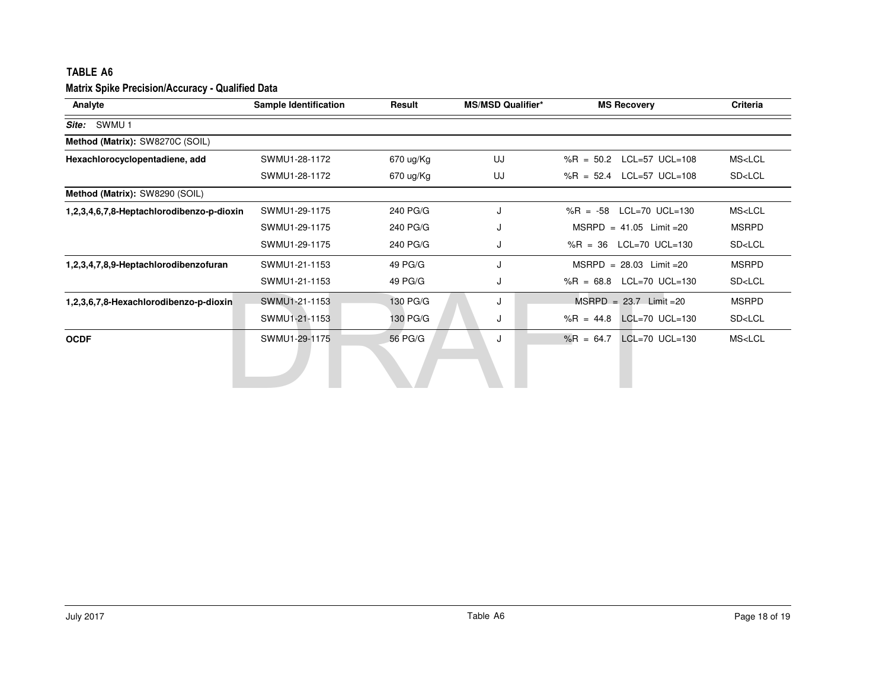## TABLE A6

### Matrix Spike Precision/Accuracy - Qualified Data

| Analyte | Sample Identification | Result | MS/MSD Qualifier* | MS Recovery | Criteria |
|---|---|---|---|---|---|
| ***Site:*** SWMU 1 | | | | | |
| **Method (Matrix):** SW8270C (SOIL) | | | | | |
| **Hexachlorocyclopentadiene, add** | SWMU1-28-1172 | 670 ug/Kg | UJ | %R = 50.2 LCL=57 UCL=108 | MS<LCL |
| | SWMU1-28-1172 | 670 ug/Kg | UJ | %R = 52.4 LCL=57 UCL=108 | SD<LCL |
| **Method (Matrix):** SW8290 (SOIL) | | | | | |
| **1,2,3,4,6,7,8-Heptachlorodibenzo-p-dioxin** | SWMU1-29-1175 | 240 PG/G | J | %R = -58 LCL=70 UCL=130 | MS<LCL |
| | SWMU1-29-1175 | 240 PG/G | J | MSRPD = 41.05 Limit =20 | MSRPD |
| | SWMU1-29-1175 | 240 PG/G | J | %R = 36 LCL=70 UCL=130 | SD<LCL |
| **1,2,3,4,7,8,9-Heptachlorodibenzofuran** | SWMU1-21-1153 | 49 PG/G | J | MSRPD = 28.03 Limit =20 | MSRPD |
| | SWMU1-21-1153 | 49 PG/G | J | %R = 68.8 LCL=70 UCL=130 | SD<LCL |
| **1,2,3,6,7,8-Hexachlorodibenzo-p-dioxin** | SWMU1-21-1153 | 130 PG/G | J | MSRPD = 23.7 Limit =20 | MSRPD |
| | SWMU1-21-1153 | 130 PG/G | J | %R = 44.8 LCL=70 UCL=130 | SD<LCL |
| **OCDF** | SWMU1-29-1175 | 56 PG/G | J | %R = 64.7 LCL=70 UCL=130 | MS<LCL |

DRAFT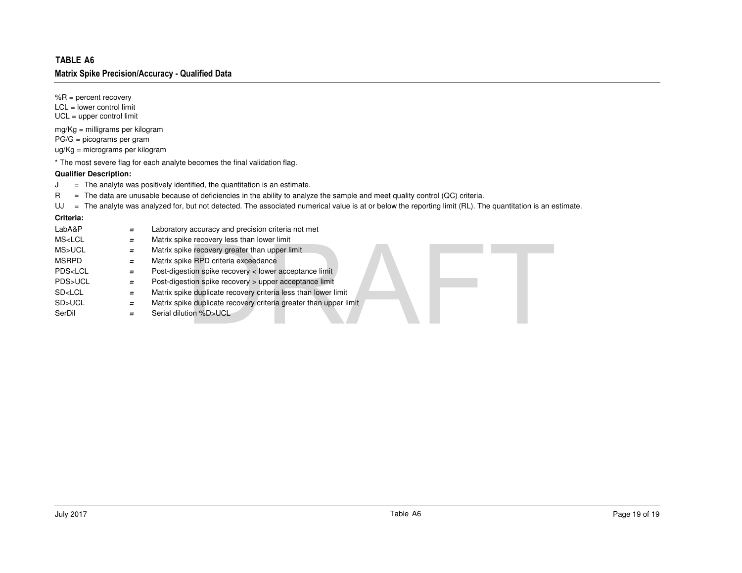## TABLE A6

### Matrix Spike Precision/Accuracy - Qualified Data

%R = percent recovery
LCL = lower control limit
UCL = upper control limit

mg/Kg = milligrams per kilogram
PG/G = picograms per gram
ug/Kg = micrograms per kilogram

* The most severe flag for each analyte becomes the final validation flag.

**Qualifier Description:**

J = The analyte was positively identified, the quantitation is an estimate.
R = The data are unusable because of deficiencies in the ability to analyze the sample and meet quality control (QC) criteria.
UJ = The analyte was analyzed for, but not detected. The associated numerical value is at or below the reporting limit (RL). The quantitation is an estimate.

**Criteria:**

| | | |
|---|---|---|
| LabA&P | = | Laboratory accuracy and precision criteria not met |
| MS<LCL | = | Matrix spike recovery less than lower limit |
| MS>UCL | = | Matrix spike recovery greater than upper limit |
| MSRPD | = | Matrix spike RPD criteria exceedance |
| PDS<LCL | = | Post-digestion spike recovery < lower acceptance limit |
| PDS>UCL | = | Post-digestion spike recovery > upper acceptance limit |
| SD<LCL | = | Matrix spike duplicate recovery criteria less than lower limit |
| SD>UCL | = | Matrix spike duplicate recovery criteria greater than upper limit |
| SerDil | = | Serial dilution %D>UCL |

DRAFT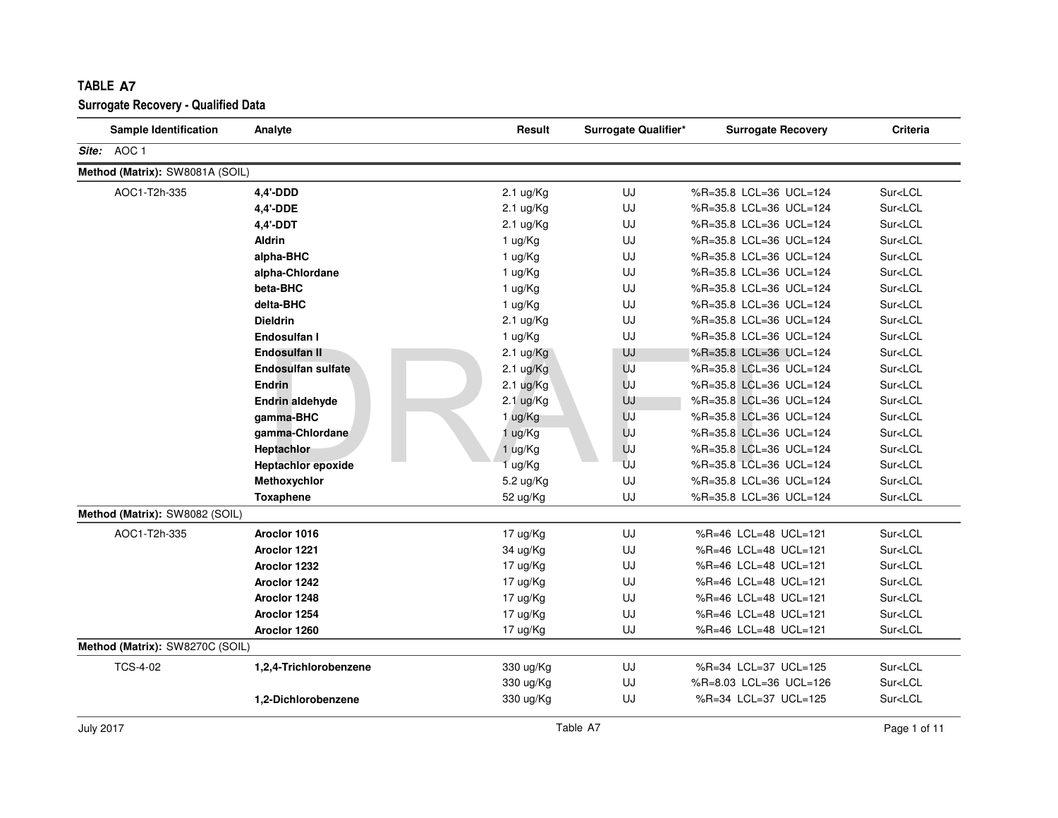## TABLE A7

### Surrogate Recovery - Qualified Data

| Sample Identification | Analyte | Result | Surrogate Qualifier* | Surrogate Recovery | Criteria |
|---|---|---|---|---|---|
| ***Site:*** AOC 1 | | | | | |
| **Method (Matrix):** SW8081A (SOIL) | | | | | |
| AOC1-T2h-335 | **4,4'-DDD** | 2.1 ug/Kg | UJ | %R=35.8 LCL=36 UCL=124 | Sur<LCL |
| | **4,4'-DDE** | 2.1 ug/Kg | UJ | %R=35.8 LCL=36 UCL=124 | Sur<LCL |
| | **4,4'-DDT** | 2.1 ug/Kg | UJ | %R=35.8 LCL=36 UCL=124 | Sur<LCL |
| | **Aldrin** | 1 ug/Kg | UJ | %R=35.8 LCL=36 UCL=124 | Sur<LCL |
| | **alpha-BHC** | 1 ug/Kg | UJ | %R=35.8 LCL=36 UCL=124 | Sur<LCL |
| | **alpha-Chlordane** | 1 ug/Kg | UJ | %R=35.8 LCL=36 UCL=124 | Sur<LCL |
| | **beta-BHC** | 1 ug/Kg | UJ | %R=35.8 LCL=36 UCL=124 | Sur<LCL |
| | **delta-BHC** | 1 ug/Kg | UJ | %R=35.8 LCL=36 UCL=124 | Sur<LCL |
| | **Dieldrin** | 2.1 ug/Kg | UJ | %R=35.8 LCL=36 UCL=124 | Sur<LCL |
| | **Endosulfan I** | 1 ug/Kg | UJ | %R=35.8 LCL=36 UCL=124 | Sur<LCL |
| | **Endosulfan II** | 2.1 ug/Kg | UJ | %R=35.8 LCL=36 UCL=124 | Sur<LCL |
| | **Endosulfan sulfate** | 2.1 ug/Kg | UJ | %R=35.8 LCL=36 UCL=124 | Sur<LCL |
| | **Endrin** | 2.1 ug/Kg | UJ | %R=35.8 LCL=36 UCL=124 | Sur<LCL |
| | **Endrin aldehyde** | 2.1 ug/Kg | UJ | %R=35.8 LCL=36 UCL=124 | Sur<LCL |
| | **gamma-BHC** | 1 ug/Kg | UJ | %R=35.8 LCL=36 UCL=124 | Sur<LCL |
| | **gamma-Chlordane** | 1 ug/Kg | UJ | %R=35.8 LCL=36 UCL=124 | Sur<LCL |
| | **Heptachlor** | 1 ug/Kg | UJ | %R=35.8 LCL=36 UCL=124 | Sur<LCL |
| | **Heptachlor epoxide** | 1 ug/Kg | UJ | %R=35.8 LCL=36 UCL=124 | Sur<LCL |
| | **Methoxychlor** | 5.2 ug/Kg | UJ | %R=35.8 LCL=36 UCL=124 | Sur<LCL |
| | **Toxaphene** | 52 ug/Kg | UJ | %R=35.8 LCL=36 UCL=124 | Sur<LCL |
| **Method (Matrix):** SW8082 (SOIL) | | | | | |
| AOC1-T2h-335 | **Aroclor 1016** | 17 ug/Kg | UJ | %R=46 LCL=48 UCL=121 | Sur<LCL |
| | **Aroclor 1221** | 34 ug/Kg | UJ | %R=46 LCL=48 UCL=121 | Sur<LCL |
| | **Aroclor 1232** | 17 ug/Kg | UJ | %R=46 LCL=48 UCL=121 | Sur<LCL |
| | **Aroclor 1242** | 17 ug/Kg | UJ | %R=46 LCL=48 UCL=121 | Sur<LCL |
| | **Aroclor 1248** | 17 ug/Kg | UJ | %R=46 LCL=48 UCL=121 | Sur<LCL |
| | **Aroclor 1254** | 17 ug/Kg | UJ | %R=46 LCL=48 UCL=121 | Sur<LCL |
| | **Aroclor 1260** | 17 ug/Kg | UJ | %R=46 LCL=48 UCL=121 | Sur<LCL |
| **Method (Matrix):** SW8270C (SOIL) | | | | | |
| TCS-4-02 | **1,2,4-Trichlorobenzene** | 330 ug/Kg | UJ | %R=34 LCL=37 UCL=125 | Sur<LCL |
| | | 330 ug/Kg | UJ | %R=8.03 LCL=36 UCL=126 | Sur<LCL |
| | **1,2-Dichlorobenzene** | 330 ug/Kg | UJ | %R=34 LCL=37 UCL=125 | Sur<LCL |

July 2017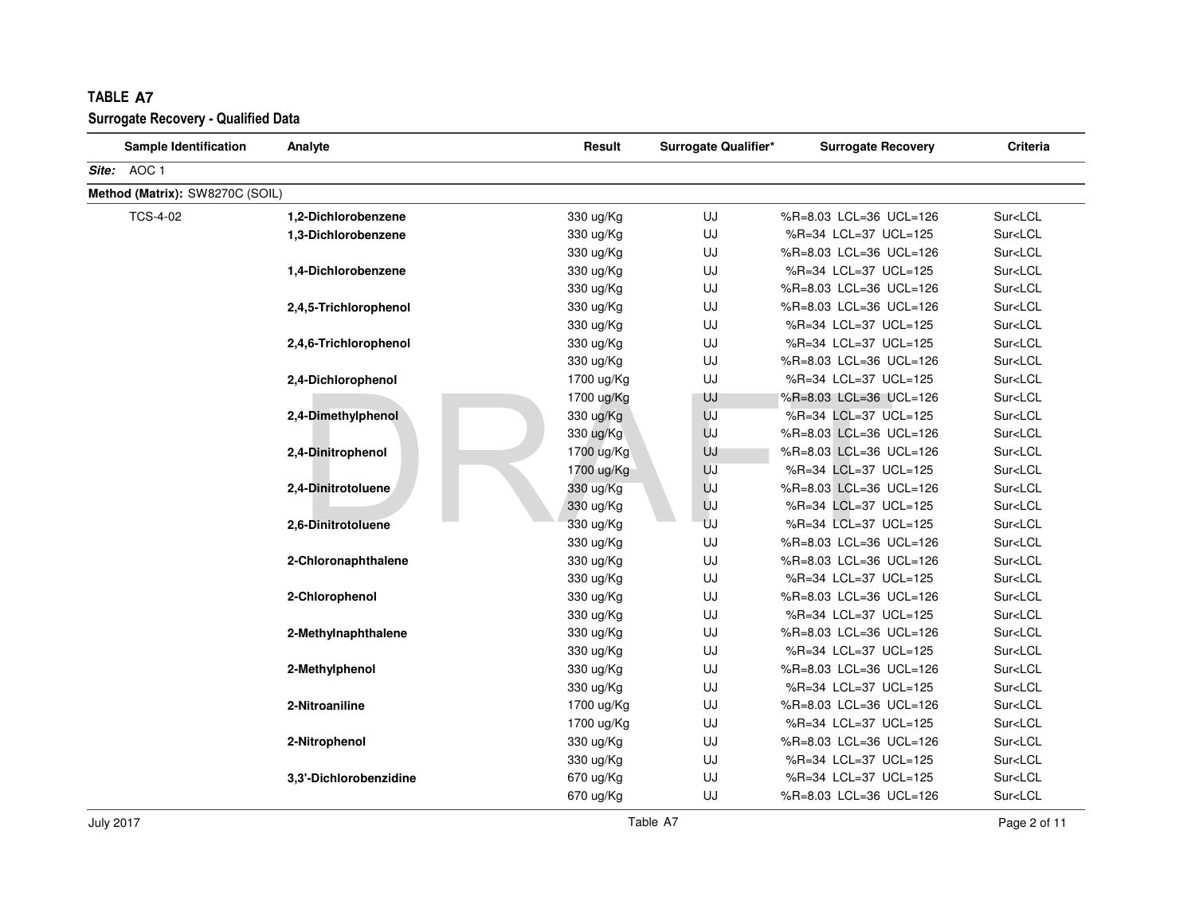**TABLE A7**

**Surrogate Recovery - Qualified Data**

| Sample Identification | Analyte | Result | Surrogate Qualifier* | Surrogate Recovery | Criteria |
|---|---|---|---|---|---|
| ***Site:*** AOC 1 | | | | | |
| **Method (Matrix):** SW8270C (SOIL) | | | | | |
| TCS-4-02 | **1,2-Dichlorobenzene** | 330 ug/Kg | UJ | %R=8.03 LCL=36 UCL=126 | Sur<LCL |
| | **1,3-Dichlorobenzene** | 330 ug/Kg | UJ | %R=34 LCL=37 UCL=125 | Sur<LCL |
| | | 330 ug/Kg | UJ | %R=8.03 LCL=36 UCL=126 | Sur<LCL |
| | **1,4-Dichlorobenzene** | 330 ug/Kg | UJ | %R=34 LCL=37 UCL=125 | Sur<LCL |
| | | 330 ug/Kg | UJ | %R=8.03 LCL=36 UCL=126 | Sur<LCL |
| | **2,4,5-Trichlorophenol** | 330 ug/Kg | UJ | %R=8.03 LCL=36 UCL=126 | Sur<LCL |
| | | 330 ug/Kg | UJ | %R=34 LCL=37 UCL=125 | Sur<LCL |
| | **2,4,6-Trichlorophenol** | 330 ug/Kg | UJ | %R=34 LCL=37 UCL=125 | Sur<LCL |
| | | 330 ug/Kg | UJ | %R=8.03 LCL=36 UCL=126 | Sur<LCL |
| | **2,4-Dichlorophenol** | 1700 ug/Kg | UJ | %R=34 LCL=37 UCL=125 | Sur<LCL |
| | | 1700 ug/Kg | UJ | %R=8.03 LCL=36 UCL=126 | Sur<LCL |
| | **2,4-Dimethylphenol** | 330 ug/Kg | UJ | %R=34 LCL=37 UCL=125 | Sur<LCL |
| | | 330 ug/Kg | UJ | %R=8.03 LCL=36 UCL=126 | Sur<LCL |
| | **2,4-Dinitrophenol** | 1700 ug/Kg | UJ | %R=8.03 LCL=36 UCL=126 | Sur<LCL |
| | | 1700 ug/Kg | UJ | %R=34 LCL=37 UCL=125 | Sur<LCL |
| | **2,4-Dinitrotoluene** | 330 ug/Kg | UJ | %R=8.03 LCL=36 UCL=126 | Sur<LCL |
| | | 330 ug/Kg | UJ | %R=34 LCL=37 UCL=125 | Sur<LCL |
| | **2,6-Dinitrotoluene** | 330 ug/Kg | UJ | %R=34 LCL=37 UCL=125 | Sur<LCL |
| | | 330 ug/Kg | UJ | %R=8.03 LCL=36 UCL=126 | Sur<LCL |
| | **2-Chloronaphthalene** | 330 ug/Kg | UJ | %R=8.03 LCL=36 UCL=126 | Sur<LCL |
| | | 330 ug/Kg | UJ | %R=34 LCL=37 UCL=125 | Sur<LCL |
| | **2-Chlorophenol** | 330 ug/Kg | UJ | %R=8.03 LCL=36 UCL=126 | Sur<LCL |
| | | 330 ug/Kg | UJ | %R=34 LCL=37 UCL=125 | Sur<LCL |
| | **2-Methylnaphthalene** | 330 ug/Kg | UJ | %R=8.03 LCL=36 UCL=126 | Sur<LCL |
| | | 330 ug/Kg | UJ | %R=34 LCL=37 UCL=125 | Sur<LCL |
| | **2-Methylphenol** | 330 ug/Kg | UJ | %R=8.03 LCL=36 UCL=126 | Sur<LCL |
| | | 330 ug/Kg | UJ | %R=34 LCL=37 UCL=125 | Sur<LCL |
| | **2-Nitroaniline** | 1700 ug/Kg | UJ | %R=8.03 LCL=36 UCL=126 | Sur<LCL |
| | | 1700 ug/Kg | UJ | %R=34 LCL=37 UCL=125 | Sur<LCL |
| | **2-Nitrophenol** | 330 ug/Kg | UJ | %R=8.03 LCL=36 UCL=126 | Sur<LCL |
| | | 330 ug/Kg | UJ | %R=34 LCL=37 UCL=125 | Sur<LCL |
| | **3,3'-Dichlorobenzidine** | 670 ug/Kg | UJ | %R=34 LCL=37 UCL=125 | Sur<LCL |
| | | 670 ug/Kg | UJ | %R=8.03 LCL=36 UCL=126 | Sur<LCL |

July 2017 Table A7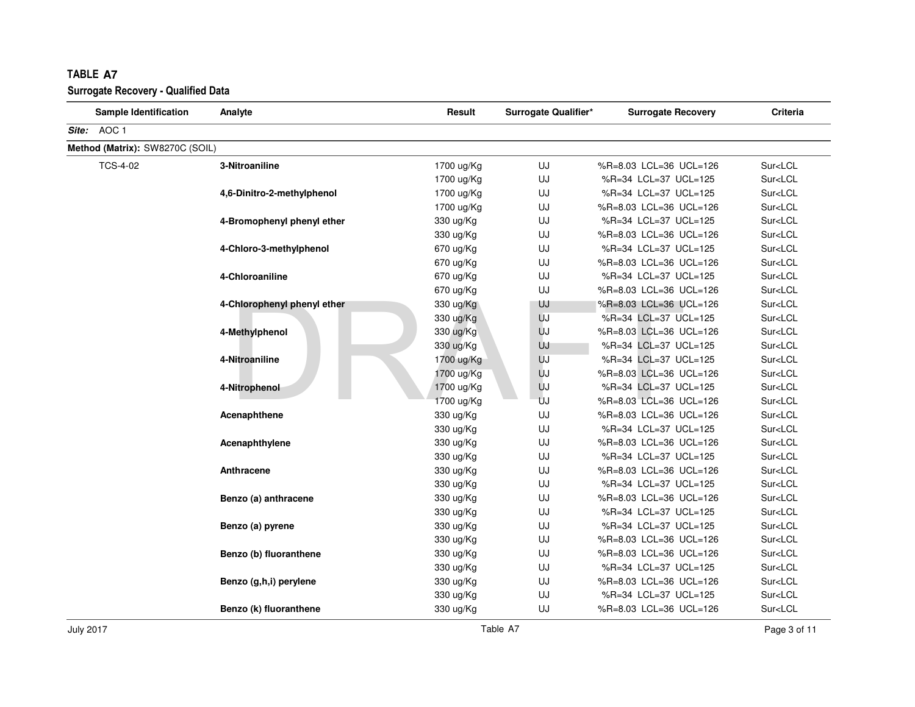**TABLE A7**

**Surrogate Recovery - Qualified Data**

| Sample Identification | Analyte | Result | Surrogate Qualifier* | Surrogate Recovery | Criteria |
|---|---|---|---|---|---|
| ***Site:*** AOC 1 | | | | | |
| **Method (Matrix):** SW8270C (SOIL) | | | | | |
| TCS-4-02 | **3-Nitroaniline** | 1700 ug/Kg | UJ | %R=8.03 LCL=36 UCL=126 | Sur<LCL |
| | | 1700 ug/Kg | UJ | %R=34 LCL=37 UCL=125 | Sur<LCL |
| | **4,6-Dinitro-2-methylphenol** | 1700 ug/Kg | UJ | %R=34 LCL=37 UCL=125 | Sur<LCL |
| | | 1700 ug/Kg | UJ | %R=8.03 LCL=36 UCL=126 | Sur<LCL |
| | **4-Bromophenyl phenyl ether** | 330 ug/Kg | UJ | %R=34 LCL=37 UCL=125 | Sur<LCL |
| | | 330 ug/Kg | UJ | %R=8.03 LCL=36 UCL=126 | Sur<LCL |
| | **4-Chloro-3-methylphenol** | 670 ug/Kg | UJ | %R=34 LCL=37 UCL=125 | Sur<LCL |
| | | 670 ug/Kg | UJ | %R=8.03 LCL=36 UCL=126 | Sur<LCL |
| | **4-Chloroaniline** | 670 ug/Kg | UJ | %R=34 LCL=37 UCL=125 | Sur<LCL |
| | | 670 ug/Kg | UJ | %R=8.03 LCL=36 UCL=126 | Sur<LCL |
| | **4-Chlorophenyl phenyl ether** | 330 ug/Kg | UJ | %R=8.03 LCL=36 UCL=126 | Sur<LCL |
| | | 330 ug/Kg | UJ | %R=34 LCL=37 UCL=125 | Sur<LCL |
| | **4-Methylphenol** | 330 ug/Kg | UJ | %R=8.03 LCL=36 UCL=126 | Sur<LCL |
| | | 330 ug/Kg | UJ | %R=34 LCL=37 UCL=125 | Sur<LCL |
| | **4-Nitroaniline** | 1700 ug/Kg | UJ | %R=34 LCL=37 UCL=125 | Sur<LCL |
| | | 1700 ug/Kg | UJ | %R=8.03 LCL=36 UCL=126 | Sur<LCL |
| | **4-Nitrophenol** | 1700 ug/Kg | UJ | %R=34 LCL=37 UCL=125 | Sur<LCL |
| | | 1700 ug/Kg | UJ | %R=8.03 LCL=36 UCL=126 | Sur<LCL |
| | **Acenaphthene** | 330 ug/Kg | UJ | %R=8.03 LCL=36 UCL=126 | Sur<LCL |
| | | 330 ug/Kg | UJ | %R=34 LCL=37 UCL=125 | Sur<LCL |
| | **Acenaphthylene** | 330 ug/Kg | UJ | %R=8.03 LCL=36 UCL=126 | Sur<LCL |
| | | 330 ug/Kg | UJ | %R=34 LCL=37 UCL=125 | Sur<LCL |
| | **Anthracene** | 330 ug/Kg | UJ | %R=8.03 LCL=36 UCL=126 | Sur<LCL |
| | | 330 ug/Kg | UJ | %R=34 LCL=37 UCL=125 | Sur<LCL |
| | **Benzo (a) anthracene** | 330 ug/Kg | UJ | %R=8.03 LCL=36 UCL=126 | Sur<LCL |
| | | 330 ug/Kg | UJ | %R=34 LCL=37 UCL=125 | Sur<LCL |
| | **Benzo (a) pyrene** | 330 ug/Kg | UJ | %R=34 LCL=37 UCL=125 | Sur<LCL |
| | | 330 ug/Kg | UJ | %R=8.03 LCL=36 UCL=126 | Sur<LCL |
| | **Benzo (b) fluoranthene** | 330 ug/Kg | UJ | %R=8.03 LCL=36 UCL=126 | Sur<LCL |
| | | 330 ug/Kg | UJ | %R=34 LCL=37 UCL=125 | Sur<LCL |
| | **Benzo (g,h,i) perylene** | 330 ug/Kg | UJ | %R=8.03 LCL=36 UCL=126 | Sur<LCL |
| | | 330 ug/Kg | UJ | %R=34 LCL=37 UCL=125 | Sur<LCL |
| | **Benzo (k) fluoranthene** | 330 ug/Kg | UJ | %R=8.03 LCL=36 UCL=126 | Sur<LCL |

July 2017 — Table A7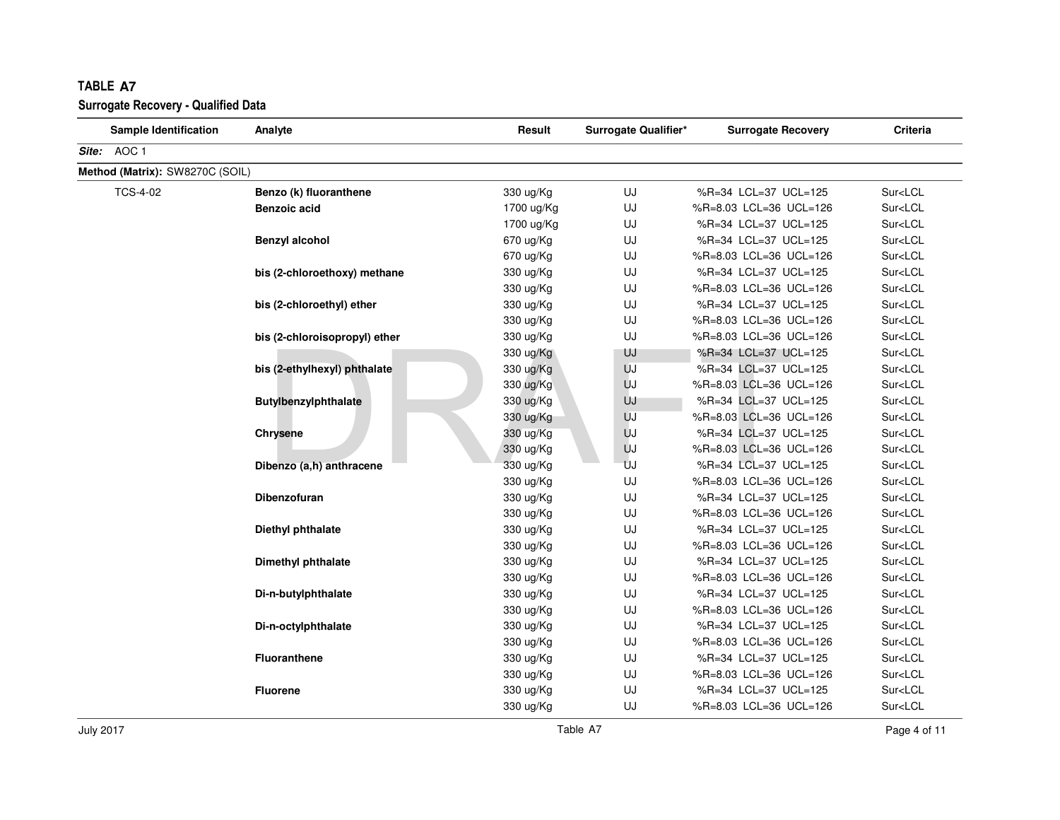# TABLE A7

## Surrogate Recovery - Qualified Data

| Sample Identification | Analyte | Result | Surrogate Qualifier* | Surrogate Recovery | Criteria |
|---|---|---|---|---|---|
| ***Site:*** AOC 1 | | | | | |
| **Method (Matrix):** SW8270C (SOIL) | | | | | |
| TCS-4-02 | **Benzo (k) fluoranthene** | 330 ug/Kg | UJ | %R=34 LCL=37 UCL=125 | Sur<LCL |
| | **Benzoic acid** | 1700 ug/Kg | UJ | %R=8.03 LCL=36 UCL=126 | Sur<LCL |
| | | 1700 ug/Kg | UJ | %R=34 LCL=37 UCL=125 | Sur<LCL |
| | **Benzyl alcohol** | 670 ug/Kg | UJ | %R=34 LCL=37 UCL=125 | Sur<LCL |
| | | 670 ug/Kg | UJ | %R=8.03 LCL=36 UCL=126 | Sur<LCL |
| | **bis (2-chloroethoxy) methane** | 330 ug/Kg | UJ | %R=34 LCL=37 UCL=125 | Sur<LCL |
| | | 330 ug/Kg | UJ | %R=8.03 LCL=36 UCL=126 | Sur<LCL |
| | **bis (2-chloroethyl) ether** | 330 ug/Kg | UJ | %R=34 LCL=37 UCL=125 | Sur<LCL |
| | | 330 ug/Kg | UJ | %R=8.03 LCL=36 UCL=126 | Sur<LCL |
| | **bis (2-chloroisopropyl) ether** | 330 ug/Kg | UJ | %R=8.03 LCL=36 UCL=126 | Sur<LCL |
| | | 330 ug/Kg | UJ | %R=34 LCL=37 UCL=125 | Sur<LCL |
| | **bis (2-ethylhexyl) phthalate** | 330 ug/Kg | UJ | %R=34 LCL=37 UCL=125 | Sur<LCL |
| | | 330 ug/Kg | UJ | %R=8.03 LCL=36 UCL=126 | Sur<LCL |
| | **Butylbenzylphthalate** | 330 ug/Kg | UJ | %R=34 LCL=37 UCL=125 | Sur<LCL |
| | | 330 ug/Kg | UJ | %R=8.03 LCL=36 UCL=126 | Sur<LCL |
| | **Chrysene** | 330 ug/Kg | UJ | %R=34 LCL=37 UCL=125 | Sur<LCL |
| | | 330 ug/Kg | UJ | %R=8.03 LCL=36 UCL=126 | Sur<LCL |
| | **Dibenzo (a,h) anthracene** | 330 ug/Kg | UJ | %R=34 LCL=37 UCL=125 | Sur<LCL |
| | | 330 ug/Kg | UJ | %R=8.03 LCL=36 UCL=126 | Sur<LCL |
| | **Dibenzofuran** | 330 ug/Kg | UJ | %R=34 LCL=37 UCL=125 | Sur<LCL |
| | | 330 ug/Kg | UJ | %R=8.03 LCL=36 UCL=126 | Sur<LCL |
| | **Diethyl phthalate** | 330 ug/Kg | UJ | %R=34 LCL=37 UCL=125 | Sur<LCL |
| | | 330 ug/Kg | UJ | %R=8.03 LCL=36 UCL=126 | Sur<LCL |
| | **Dimethyl phthalate** | 330 ug/Kg | UJ | %R=34 LCL=37 UCL=125 | Sur<LCL |
| | | 330 ug/Kg | UJ | %R=8.03 LCL=36 UCL=126 | Sur<LCL |
| | **Di-n-butylphthalate** | 330 ug/Kg | UJ | %R=34 LCL=37 UCL=125 | Sur<LCL |
| | | 330 ug/Kg | UJ | %R=8.03 LCL=36 UCL=126 | Sur<LCL |
| | **Di-n-octylphthalate** | 330 ug/Kg | UJ | %R=34 LCL=37 UCL=125 | Sur<LCL |
| | | 330 ug/Kg | UJ | %R=8.03 LCL=36 UCL=126 | Sur<LCL |
| | **Fluoranthene** | 330 ug/Kg | UJ | %R=34 LCL=37 UCL=125 | Sur<LCL |
| | | 330 ug/Kg | UJ | %R=8.03 LCL=36 UCL=126 | Sur<LCL |
| | **Fluorene** | 330 ug/Kg | UJ | %R=34 LCL=37 UCL=125 | Sur<LCL |
| | | 330 ug/Kg | UJ | %R=8.03 LCL=36 UCL=126 | Sur<LCL |

July 2017 — Table A7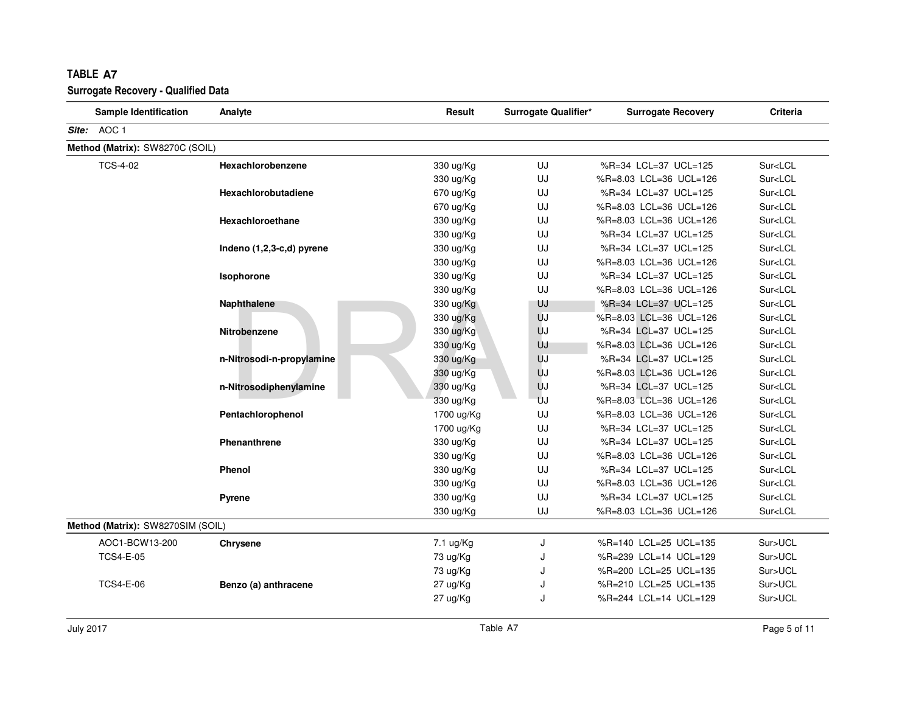## TABLE A7

### Surrogate Recovery - Qualified Data

| Sample Identification | Analyte | Result | Surrogate Qualifier* | Surrogate Recovery | Criteria |
|---|---|---|---|---|---|
| ***Site:*** AOC 1 | | | | | |
| **Method (Matrix):** SW8270C (SOIL) | | | | | |
| TCS-4-02 | **Hexachlorobenzene** | 330 ug/Kg | UJ | %R=34 LCL=37 UCL=125 | Sur<LCL |
| | | 330 ug/Kg | UJ | %R=8.03 LCL=36 UCL=126 | Sur<LCL |
| | **Hexachlorobutadiene** | 670 ug/Kg | UJ | %R=34 LCL=37 UCL=125 | Sur<LCL |
| | | 670 ug/Kg | UJ | %R=8.03 LCL=36 UCL=126 | Sur<LCL |
| | **Hexachloroethane** | 330 ug/Kg | UJ | %R=8.03 LCL=36 UCL=126 | Sur<LCL |
| | | 330 ug/Kg | UJ | %R=34 LCL=37 UCL=125 | Sur<LCL |
| | **Indeno (1,2,3-c,d) pyrene** | 330 ug/Kg | UJ | %R=34 LCL=37 UCL=125 | Sur<LCL |
| | | 330 ug/Kg | UJ | %R=8.03 LCL=36 UCL=126 | Sur<LCL |
| | **Isophorone** | 330 ug/Kg | UJ | %R=34 LCL=37 UCL=125 | Sur<LCL |
| | | 330 ug/Kg | UJ | %R=8.03 LCL=36 UCL=126 | Sur<LCL |
| | **Naphthalene** | 330 ug/Kg | UJ | %R=34 LCL=37 UCL=125 | Sur<LCL |
| | | 330 ug/Kg | UJ | %R=8.03 LCL=36 UCL=126 | Sur<LCL |
| | **Nitrobenzene** | 330 ug/Kg | UJ | %R=34 LCL=37 UCL=125 | Sur<LCL |
| | | 330 ug/Kg | UJ | %R=8.03 LCL=36 UCL=126 | Sur<LCL |
| | **n-Nitrosodi-n-propylamine** | 330 ug/Kg | UJ | %R=34 LCL=37 UCL=125 | Sur<LCL |
| | | 330 ug/Kg | UJ | %R=8.03 LCL=36 UCL=126 | Sur<LCL |
| | **n-Nitrosodiphenylamine** | 330 ug/Kg | UJ | %R=34 LCL=37 UCL=125 | Sur<LCL |
| | | 330 ug/Kg | UJ | %R=8.03 LCL=36 UCL=126 | Sur<LCL |
| | **Pentachlorophenol** | 1700 ug/Kg | UJ | %R=8.03 LCL=36 UCL=126 | Sur<LCL |
| | | 1700 ug/Kg | UJ | %R=34 LCL=37 UCL=125 | Sur<LCL |
| | **Phenanthrene** | 330 ug/Kg | UJ | %R=34 LCL=37 UCL=125 | Sur<LCL |
| | | 330 ug/Kg | UJ | %R=8.03 LCL=36 UCL=126 | Sur<LCL |
| | **Phenol** | 330 ug/Kg | UJ | %R=34 LCL=37 UCL=125 | Sur<LCL |
| | | 330 ug/Kg | UJ | %R=8.03 LCL=36 UCL=126 | Sur<LCL |
| | **Pyrene** | 330 ug/Kg | UJ | %R=34 LCL=37 UCL=125 | Sur<LCL |
| | | 330 ug/Kg | UJ | %R=8.03 LCL=36 UCL=126 | Sur<LCL |
| **Method (Matrix):** SW8270SIM (SOIL) | | | | | |
| AOC1-BCW13-200 | **Chrysene** | 7.1 ug/Kg | J | %R=140 LCL=25 UCL=135 | Sur>UCL |
| TCS4-E-05 | | 73 ug/Kg | J | %R=239 LCL=14 UCL=129 | Sur>UCL |
| | | 73 ug/Kg | J | %R=200 LCL=25 UCL=135 | Sur>UCL |
| TCS4-E-06 | **Benzo (a) anthracene** | 27 ug/Kg | J | %R=210 LCL=25 UCL=135 | Sur>UCL |
| | | 27 ug/Kg | J | %R=244 LCL=14 UCL=129 | Sur>UCL |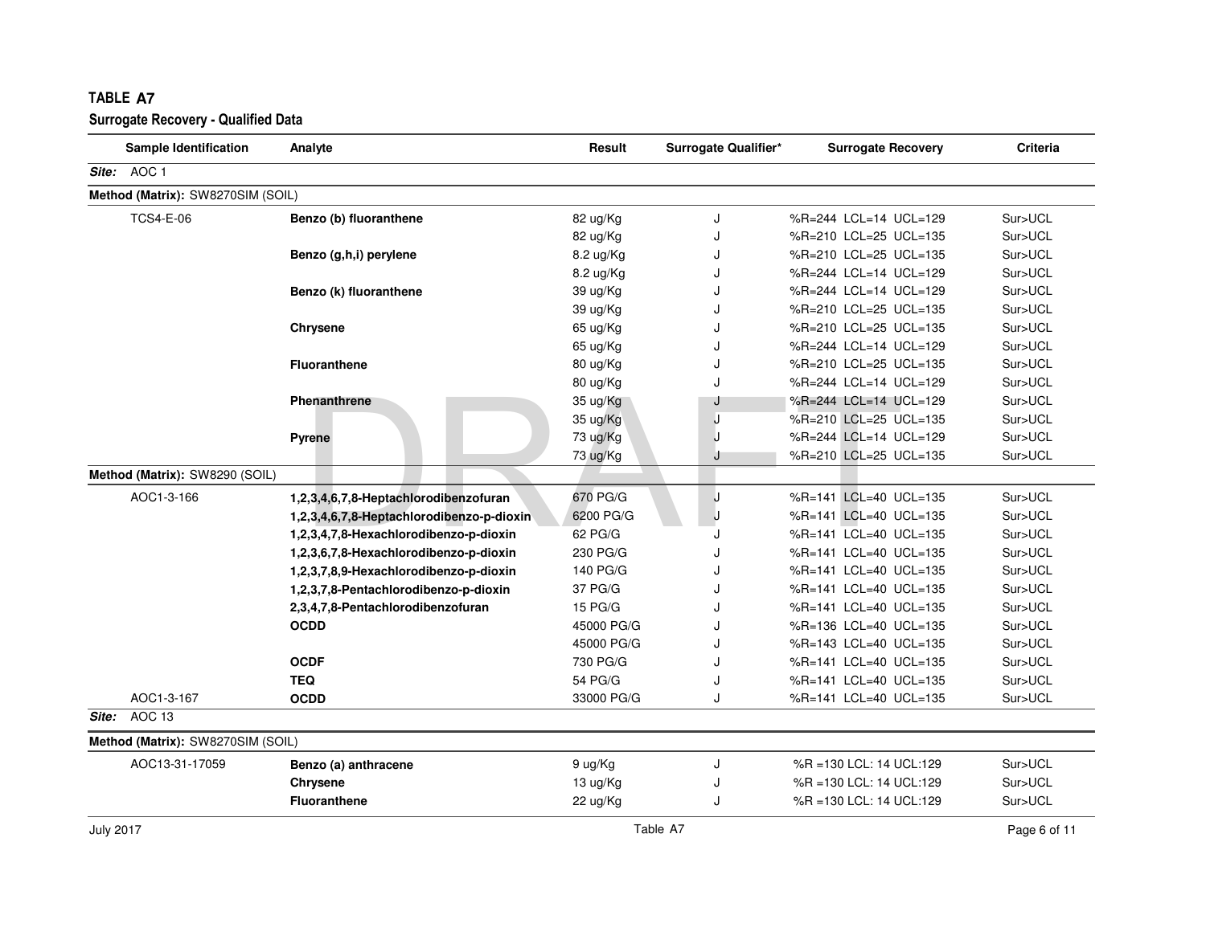# TABLE A7

## Surrogate Recovery - Qualified Data

| Sample Identification | Analyte | Result | Surrogate Qualifier* | Surrogate Recovery | Criteria |
|---|---|---|---|---|---|
| ***Site:*** AOC 1 | | | | | |
| **Method (Matrix):** SW8270SIM (SOIL) | | | | | |
| TCS4-E-06 | **Benzo (b) fluoranthene** | 82 ug/Kg | J | %R=244 LCL=14 UCL=129 | Sur>UCL |
| | | 82 ug/Kg | J | %R=210 LCL=25 UCL=135 | Sur>UCL |
| | **Benzo (g,h,i) perylene** | 8.2 ug/Kg | J | %R=210 LCL=25 UCL=135 | Sur>UCL |
| | | 8.2 ug/Kg | J | %R=244 LCL=14 UCL=129 | Sur>UCL |
| | **Benzo (k) fluoranthene** | 39 ug/Kg | J | %R=244 LCL=14 UCL=129 | Sur>UCL |
| | | 39 ug/Kg | J | %R=210 LCL=25 UCL=135 | Sur>UCL |
| | **Chrysene** | 65 ug/Kg | J | %R=210 LCL=25 UCL=135 | Sur>UCL |
| | | 65 ug/Kg | J | %R=244 LCL=14 UCL=129 | Sur>UCL |
| | **Fluoranthene** | 80 ug/Kg | J | %R=210 LCL=25 UCL=135 | Sur>UCL |
| | | 80 ug/Kg | J | %R=244 LCL=14 UCL=129 | Sur>UCL |
| | **Phenanthrene** | 35 ug/Kg | J | %R=244 LCL=14 UCL=129 | Sur>UCL |
| | | 35 ug/Kg | J | %R=210 LCL=25 UCL=135 | Sur>UCL |
| | **Pyrene** | 73 ug/Kg | J | %R=244 LCL=14 UCL=129 | Sur>UCL |
| | | 73 ug/Kg | J | %R=210 LCL=25 UCL=135 | Sur>UCL |
| **Method (Matrix):** SW8290 (SOIL) | | | | | |
| AOC1-3-166 | **1,2,3,4,6,7,8-Heptachlorodibenzofuran** | 670 PG/G | J | %R=141 LCL=40 UCL=135 | Sur>UCL |
| | **1,2,3,4,6,7,8-Heptachlorodibenzo-p-dioxin** | 6200 PG/G | J | %R=141 LCL=40 UCL=135 | Sur>UCL |
| | **1,2,3,4,7,8-Hexachlorodibenzo-p-dioxin** | 62 PG/G | J | %R=141 LCL=40 UCL=135 | Sur>UCL |
| | **1,2,3,6,7,8-Hexachlorodibenzo-p-dioxin** | 230 PG/G | J | %R=141 LCL=40 UCL=135 | Sur>UCL |
| | **1,2,3,7,8,9-Hexachlorodibenzo-p-dioxin** | 140 PG/G | J | %R=141 LCL=40 UCL=135 | Sur>UCL |
| | **1,2,3,7,8-Pentachlorodibenzo-p-dioxin** | 37 PG/G | J | %R=141 LCL=40 UCL=135 | Sur>UCL |
| | **2,3,4,7,8-Pentachlorodibenzofuran** | 15 PG/G | J | %R=141 LCL=40 UCL=135 | Sur>UCL |
| | **OCDD** | 45000 PG/G | J | %R=136 LCL=40 UCL=135 | Sur>UCL |
| | | 45000 PG/G | J | %R=143 LCL=40 UCL=135 | Sur>UCL |
| | **OCDF** | 730 PG/G | J | %R=141 LCL=40 UCL=135 | Sur>UCL |
| | **TEQ** | 54 PG/G | J | %R=141 LCL=40 UCL=135 | Sur>UCL |
| AOC1-3-167 | **OCDD** | 33000 PG/G | J | %R=141 LCL=40 UCL=135 | Sur>UCL |
| ***Site:*** AOC 13 | | | | | |
| **Method (Matrix):** SW8270SIM (SOIL) | | | | | |
| AOC13-31-17059 | **Benzo (a) anthracene** | 9 ug/Kg | J | %R =130 LCL: 14 UCL:129 | Sur>UCL |
| | **Chrysene** | 13 ug/Kg | J | %R =130 LCL: 14 UCL:129 | Sur>UCL |
| | **Fluoranthene** | 22 ug/Kg | J | %R =130 LCL: 14 UCL:129 | Sur>UCL |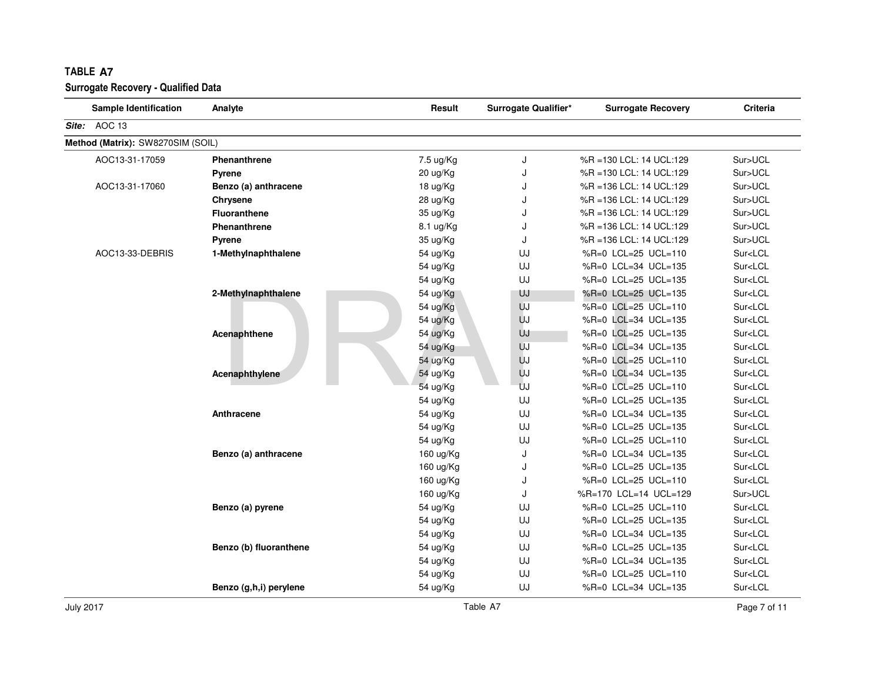# TABLE A7

## Surrogate Recovery - Qualified Data

| Sample Identification | Analyte | Result | Surrogate Qualifier* | Surrogate Recovery | Criteria |
|---|---|---|---|---|---|
| ***Site:*** AOC 13 | | | | | |
| **Method (Matrix):** SW8270SIM (SOIL) | | | | | |
| AOC13-31-17059 | **Phenanthrene** | 7.5 ug/Kg | J | %R =130 LCL: 14 UCL:129 | Sur>UCL |
| | **Pyrene** | 20 ug/Kg | J | %R =130 LCL: 14 UCL:129 | Sur>UCL |
| AOC13-31-17060 | **Benzo (a) anthracene** | 18 ug/Kg | J | %R =136 LCL: 14 UCL:129 | Sur>UCL |
| | **Chrysene** | 28 ug/Kg | J | %R =136 LCL: 14 UCL:129 | Sur>UCL |
| | **Fluoranthene** | 35 ug/Kg | J | %R =136 LCL: 14 UCL:129 | Sur>UCL |
| | **Phenanthrene** | 8.1 ug/Kg | J | %R =136 LCL: 14 UCL:129 | Sur>UCL |
| | **Pyrene** | 35 ug/Kg | J | %R =136 LCL: 14 UCL:129 | Sur>UCL |
| AOC13-33-DEBRIS | **1-Methylnaphthalene** | 54 ug/Kg | UJ | %R=0 LCL=25 UCL=110 | Sur<LCL |
| | | 54 ug/Kg | UJ | %R=0 LCL=34 UCL=135 | Sur<LCL |
| | | 54 ug/Kg | UJ | %R=0 LCL=25 UCL=135 | Sur<LCL |
| | **2-Methylnaphthalene** | 54 ug/Kg | UJ | %R=0 LCL=25 UCL=135 | Sur<LCL |
| | | 54 ug/Kg | UJ | %R=0 LCL=25 UCL=110 | Sur<LCL |
| | | 54 ug/Kg | UJ | %R=0 LCL=34 UCL=135 | Sur<LCL |
| | **Acenaphthene** | 54 ug/Kg | UJ | %R=0 LCL=25 UCL=135 | Sur<LCL |
| | | 54 ug/Kg | UJ | %R=0 LCL=34 UCL=135 | Sur<LCL |
| | | 54 ug/Kg | UJ | %R=0 LCL=25 UCL=110 | Sur<LCL |
| | **Acenaphthylene** | 54 ug/Kg | UJ | %R=0 LCL=34 UCL=135 | Sur<LCL |
| | | 54 ug/Kg | UJ | %R=0 LCL=25 UCL=110 | Sur<LCL |
| | | 54 ug/Kg | UJ | %R=0 LCL=25 UCL=135 | Sur<LCL |
| | **Anthracene** | 54 ug/Kg | UJ | %R=0 LCL=34 UCL=135 | Sur<LCL |
| | | 54 ug/Kg | UJ | %R=0 LCL=25 UCL=135 | Sur<LCL |
| | | 54 ug/Kg | UJ | %R=0 LCL=25 UCL=110 | Sur<LCL |
| | **Benzo (a) anthracene** | 160 ug/Kg | J | %R=0 LCL=34 UCL=135 | Sur<LCL |
| | | 160 ug/Kg | J | %R=0 LCL=25 UCL=135 | Sur<LCL |
| | | 160 ug/Kg | J | %R=0 LCL=25 UCL=110 | Sur<LCL |
| | | 160 ug/Kg | J | %R=170 LCL=14 UCL=129 | Sur>UCL |
| | **Benzo (a) pyrene** | 54 ug/Kg | UJ | %R=0 LCL=25 UCL=110 | Sur<LCL |
| | | 54 ug/Kg | UJ | %R=0 LCL=25 UCL=135 | Sur<LCL |
| | | 54 ug/Kg | UJ | %R=0 LCL=34 UCL=135 | Sur<LCL |
| | **Benzo (b) fluoranthene** | 54 ug/Kg | UJ | %R=0 LCL=25 UCL=135 | Sur<LCL |
| | | 54 ug/Kg | UJ | %R=0 LCL=34 UCL=135 | Sur<LCL |
| | | 54 ug/Kg | UJ | %R=0 LCL=25 UCL=110 | Sur<LCL |
| | **Benzo (g,h,i) perylene** | 54 ug/Kg | UJ | %R=0 LCL=34 UCL=135 | Sur<LCL |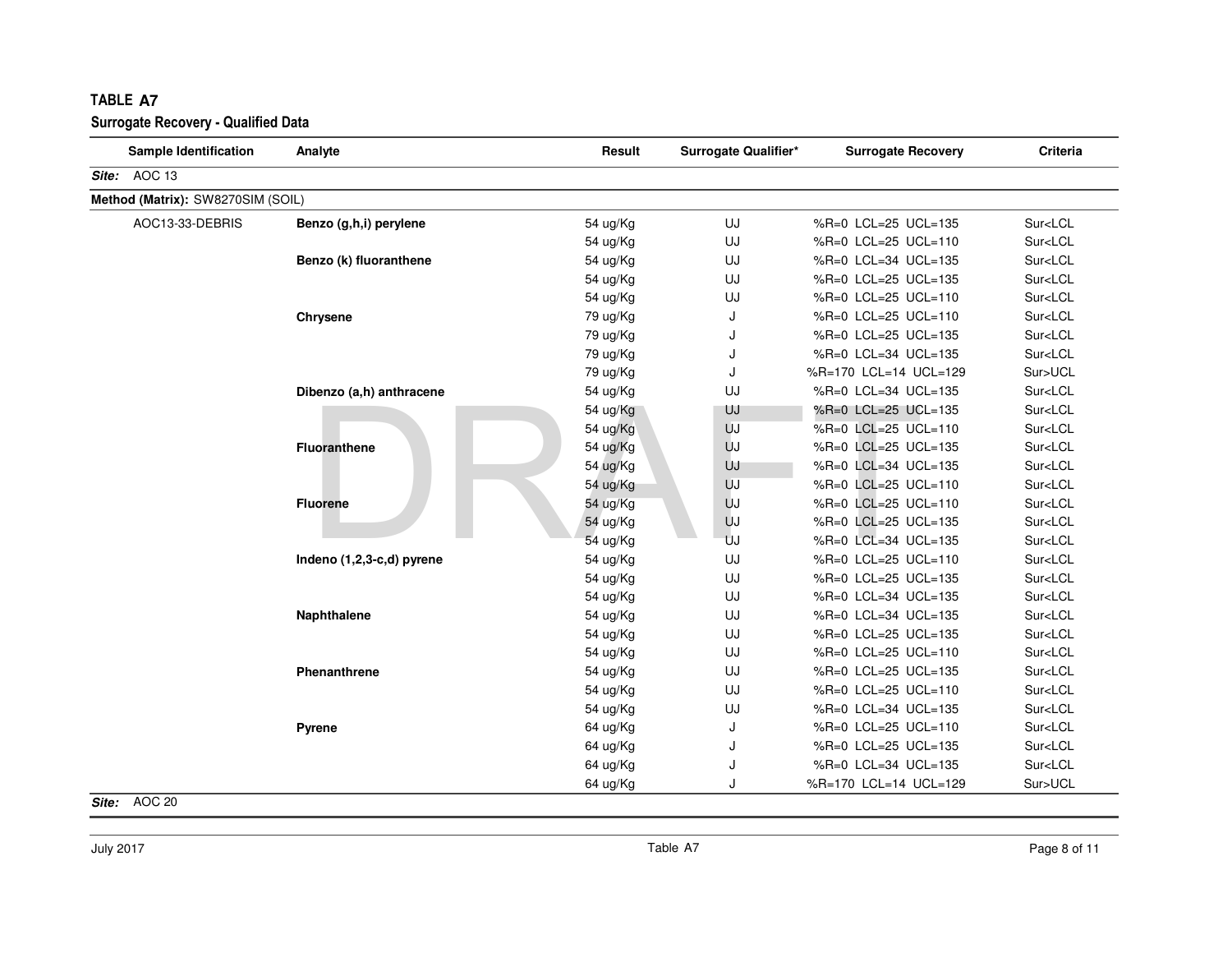## TABLE A7

### Surrogate Recovery - Qualified Data

| Sample Identification | Analyte | Result | Surrogate Qualifier* | Surrogate Recovery | Criteria |
|---|---|---|---|---|---|
| ***Site:*** AOC 13 | | | | | |
| **Method (Matrix):** SW8270SIM (SOIL) | | | | | |
| AOC13-33-DEBRIS | **Benzo (g,h,i) perylene** | 54 ug/Kg | UJ | %R=0 LCL=25 UCL=135 | Sur<LCL |
| | | 54 ug/Kg | UJ | %R=0 LCL=25 UCL=110 | Sur<LCL |
| | **Benzo (k) fluoranthene** | 54 ug/Kg | UJ | %R=0 LCL=34 UCL=135 | Sur<LCL |
| | | 54 ug/Kg | UJ | %R=0 LCL=25 UCL=135 | Sur<LCL |
| | | 54 ug/Kg | UJ | %R=0 LCL=25 UCL=110 | Sur<LCL |
| | **Chrysene** | 79 ug/Kg | J | %R=0 LCL=25 UCL=110 | Sur<LCL |
| | | 79 ug/Kg | J | %R=0 LCL=25 UCL=135 | Sur<LCL |
| | | 79 ug/Kg | J | %R=0 LCL=34 UCL=135 | Sur<LCL |
| | | 79 ug/Kg | J | %R=170 LCL=14 UCL=129 | Sur>UCL |
| | **Dibenzo (a,h) anthracene** | 54 ug/Kg | UJ | %R=0 LCL=34 UCL=135 | Sur<LCL |
| | | 54 ug/Kg | UJ | %R=0 LCL=25 UCL=135 | Sur<LCL |
| | | 54 ug/Kg | UJ | %R=0 LCL=25 UCL=110 | Sur<LCL |
| | **Fluoranthene** | 54 ug/Kg | UJ | %R=0 LCL=25 UCL=135 | Sur<LCL |
| | | 54 ug/Kg | UJ | %R=0 LCL=34 UCL=135 | Sur<LCL |
| | | 54 ug/Kg | UJ | %R=0 LCL=25 UCL=110 | Sur<LCL |
| | **Fluorene** | 54 ug/Kg | UJ | %R=0 LCL=25 UCL=110 | Sur<LCL |
| | | 54 ug/Kg | UJ | %R=0 LCL=25 UCL=135 | Sur<LCL |
| | | 54 ug/Kg | UJ | %R=0 LCL=34 UCL=135 | Sur<LCL |
| | **Indeno (1,2,3-c,d) pyrene** | 54 ug/Kg | UJ | %R=0 LCL=25 UCL=110 | Sur<LCL |
| | | 54 ug/Kg | UJ | %R=0 LCL=25 UCL=135 | Sur<LCL |
| | | 54 ug/Kg | UJ | %R=0 LCL=34 UCL=135 | Sur<LCL |
| | **Naphthalene** | 54 ug/Kg | UJ | %R=0 LCL=34 UCL=135 | Sur<LCL |
| | | 54 ug/Kg | UJ | %R=0 LCL=25 UCL=135 | Sur<LCL |
| | | 54 ug/Kg | UJ | %R=0 LCL=25 UCL=110 | Sur<LCL |
| | **Phenanthrene** | 54 ug/Kg | UJ | %R=0 LCL=25 UCL=135 | Sur<LCL |
| | | 54 ug/Kg | UJ | %R=0 LCL=25 UCL=110 | Sur<LCL |
| | | 54 ug/Kg | UJ | %R=0 LCL=34 UCL=135 | Sur<LCL |
| | **Pyrene** | 64 ug/Kg | J | %R=0 LCL=25 UCL=110 | Sur<LCL |
| | | 64 ug/Kg | J | %R=0 LCL=25 UCL=135 | Sur<LCL |
| | | 64 ug/Kg | J | %R=0 LCL=34 UCL=135 | Sur<LCL |
| | | 64 ug/Kg | J | %R=170 LCL=14 UCL=129 | Sur>UCL |
| ***Site:*** AOC 20 | | | | | |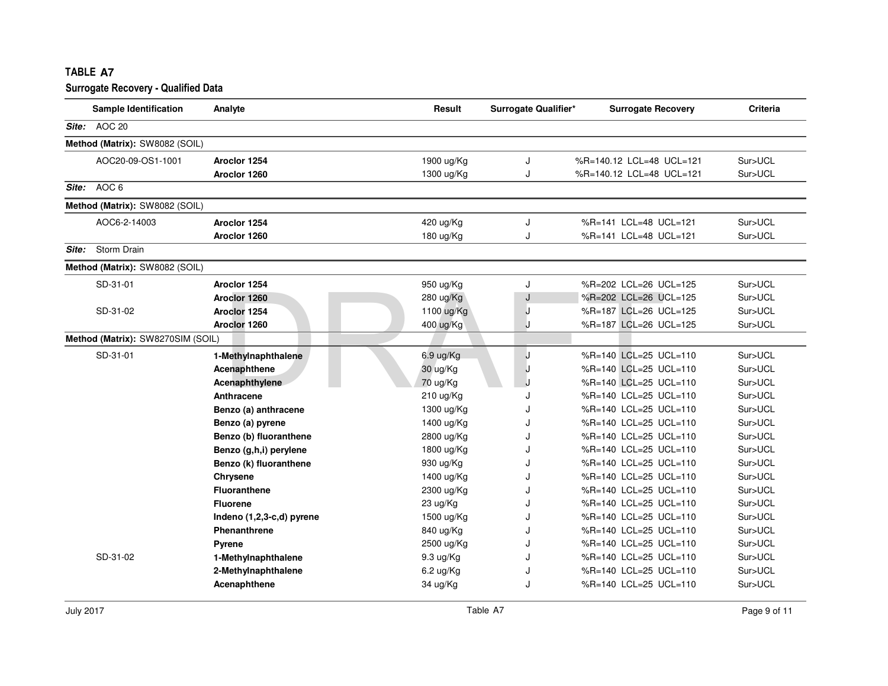# TABLE A7

## Surrogate Recovery - Qualified Data

| Sample Identification | Analyte | Result | Surrogate Qualifier* | Surrogate Recovery | Criteria |
|---|---|---|---|---|---|
| ***Site:*** AOC 20 | | | | | |
| **Method (Matrix):** SW8082 (SOIL) | | | | | |
| AOC20-09-OS1-1001 | **Aroclor 1254** | 1900 ug/Kg | J | %R=140.12 LCL=48 UCL=121 | Sur>UCL |
| | **Aroclor 1260** | 1300 ug/Kg | J | %R=140.12 LCL=48 UCL=121 | Sur>UCL |
| ***Site:*** AOC 6 | | | | | |
| **Method (Matrix):** SW8082 (SOIL) | | | | | |
| AOC6-2-14003 | **Aroclor 1254** | 420 ug/Kg | J | %R=141 LCL=48 UCL=121 | Sur>UCL |
| | **Aroclor 1260** | 180 ug/Kg | J | %R=141 LCL=48 UCL=121 | Sur>UCL |
| ***Site:*** Storm Drain | | | | | |
| **Method (Matrix):** SW8082 (SOIL) | | | | | |
| SD-31-01 | **Aroclor 1254** | 950 ug/Kg | J | %R=202 LCL=26 UCL=125 | Sur>UCL |
| | **Aroclor 1260** | 280 ug/Kg | J | %R=202 LCL=26 UCL=125 | Sur>UCL |
| SD-31-02 | **Aroclor 1254** | 1100 ug/Kg | J | %R=187 LCL=26 UCL=125 | Sur>UCL |
| | **Aroclor 1260** | 400 ug/Kg | J | %R=187 LCL=26 UCL=125 | Sur>UCL |
| **Method (Matrix):** SW8270SIM (SOIL) | | | | | |
| SD-31-01 | **1-Methylnaphthalene** | 6.9 ug/Kg | J | %R=140 LCL=25 UCL=110 | Sur>UCL |
| | **Acenaphthene** | 30 ug/Kg | J | %R=140 LCL=25 UCL=110 | Sur>UCL |
| | **Acenaphthylene** | 70 ug/Kg | J | %R=140 LCL=25 UCL=110 | Sur>UCL |
| | **Anthracene** | 210 ug/Kg | J | %R=140 LCL=25 UCL=110 | Sur>UCL |
| | **Benzo (a) anthracene** | 1300 ug/Kg | J | %R=140 LCL=25 UCL=110 | Sur>UCL |
| | **Benzo (a) pyrene** | 1400 ug/Kg | J | %R=140 LCL=25 UCL=110 | Sur>UCL |
| | **Benzo (b) fluoranthene** | 2800 ug/Kg | J | %R=140 LCL=25 UCL=110 | Sur>UCL |
| | **Benzo (g,h,i) perylene** | 1800 ug/Kg | J | %R=140 LCL=25 UCL=110 | Sur>UCL |
| | **Benzo (k) fluoranthene** | 930 ug/Kg | J | %R=140 LCL=25 UCL=110 | Sur>UCL |
| | **Chrysene** | 1400 ug/Kg | J | %R=140 LCL=25 UCL=110 | Sur>UCL |
| | **Fluoranthene** | 2300 ug/Kg | J | %R=140 LCL=25 UCL=110 | Sur>UCL |
| | **Fluorene** | 23 ug/Kg | J | %R=140 LCL=25 UCL=110 | Sur>UCL |
| | **Indeno (1,2,3-c,d) pyrene** | 1500 ug/Kg | J | %R=140 LCL=25 UCL=110 | Sur>UCL |
| | **Phenanthrene** | 840 ug/Kg | J | %R=140 LCL=25 UCL=110 | Sur>UCL |
| | **Pyrene** | 2500 ug/Kg | J | %R=140 LCL=25 UCL=110 | Sur>UCL |
| SD-31-02 | **1-Methylnaphthalene** | 9.3 ug/Kg | J | %R=140 LCL=25 UCL=110 | Sur>UCL |
| | **2-Methylnaphthalene** | 6.2 ug/Kg | J | %R=140 LCL=25 UCL=110 | Sur>UCL |
| | **Acenaphthene** | 34 ug/Kg | J | %R=140 LCL=25 UCL=110 | Sur>UCL |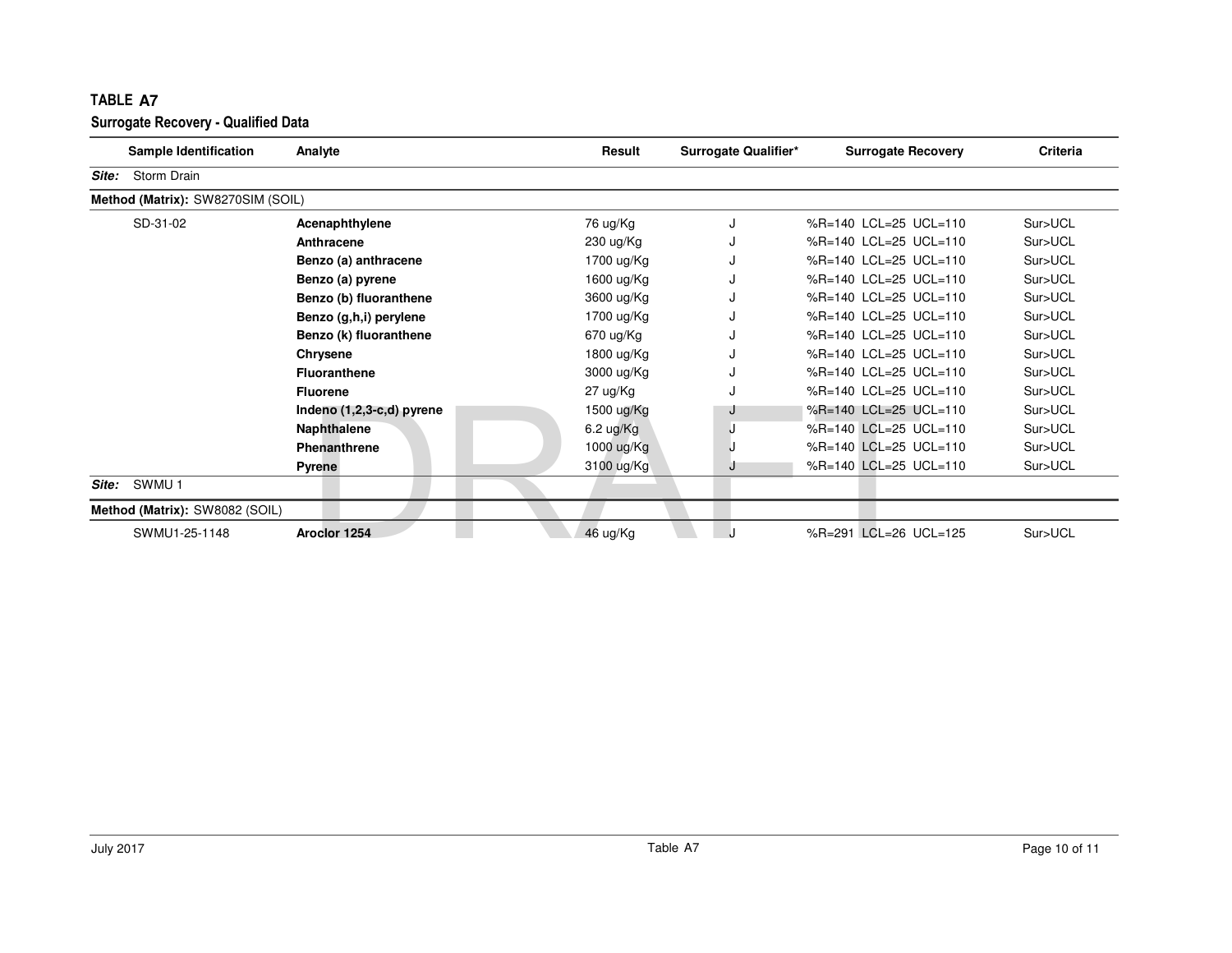# TABLE A7

## Surrogate Recovery - Qualified Data

| Sample Identification | Analyte | Result | Surrogate Qualifier* | Surrogate Recovery | Criteria |
|---|---|---|---|---|---|
| ***Site:*** Storm Drain | | | | | |
| **Method (Matrix):** SW8270SIM (SOIL) | | | | | |
| SD-31-02 | **Acenaphthylene** | 76 ug/Kg | J | %R=140 LCL=25 UCL=110 | Sur>UCL |
| | **Anthracene** | 230 ug/Kg | J | %R=140 LCL=25 UCL=110 | Sur>UCL |
| | **Benzo (a) anthracene** | 1700 ug/Kg | J | %R=140 LCL=25 UCL=110 | Sur>UCL |
| | **Benzo (a) pyrene** | 1600 ug/Kg | J | %R=140 LCL=25 UCL=110 | Sur>UCL |
| | **Benzo (b) fluoranthene** | 3600 ug/Kg | J | %R=140 LCL=25 UCL=110 | Sur>UCL |
| | **Benzo (g,h,i) perylene** | 1700 ug/Kg | J | %R=140 LCL=25 UCL=110 | Sur>UCL |
| | **Benzo (k) fluoranthene** | 670 ug/Kg | J | %R=140 LCL=25 UCL=110 | Sur>UCL |
| | **Chrysene** | 1800 ug/Kg | J | %R=140 LCL=25 UCL=110 | Sur>UCL |
| | **Fluoranthene** | 3000 ug/Kg | J | %R=140 LCL=25 UCL=110 | Sur>UCL |
| | **Fluorene** | 27 ug/Kg | J | %R=140 LCL=25 UCL=110 | Sur>UCL |
| | **Indeno (1,2,3-c,d) pyrene** | 1500 ug/Kg | J | %R=140 LCL=25 UCL=110 | Sur>UCL |
| | **Naphthalene** | 6.2 ug/Kg | J | %R=140 LCL=25 UCL=110 | Sur>UCL |
| | **Phenanthrene** | 1000 ug/Kg | J | %R=140 LCL=25 UCL=110 | Sur>UCL |
| | **Pyrene** | 3100 ug/Kg | J | %R=140 LCL=25 UCL=110 | Sur>UCL |
| ***Site:*** SWMU 1 | | | | | |
| **Method (Matrix):** SW8082 (SOIL) | | | | | |
| SWMU1-25-1148 | **Aroclor 1254** | 46 ug/Kg | J | %R=291 LCL=26 UCL=125 | Sur>UCL |

DRAFT

July 2017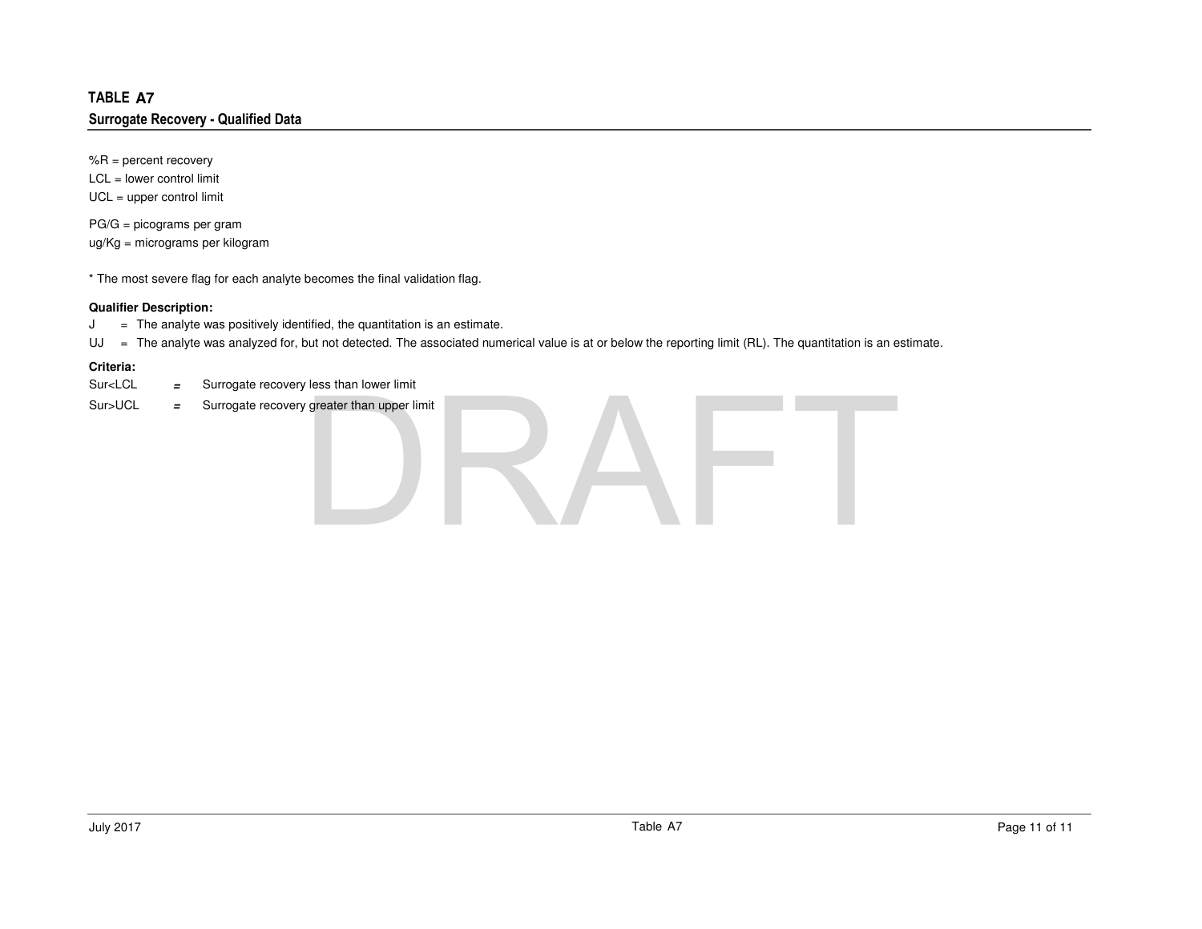# TABLE A7

## Surrogate Recovery - Qualified Data

%R = percent recovery
LCL = lower control limit
UCL = upper control limit

PG/G = picograms per gram
ug/Kg = micrograms per kilogram

* The most severe flag for each analyte becomes the final validation flag.

**Qualifier Description:**

J = The analyte was positively identified, the quantitation is an estimate.
UJ = The analyte was analyzed for, but not detected. The associated numerical value is at or below the reporting limit (RL). The quantitation is an estimate.

**Criteria:**

Sur<LCL = Surrogate recovery less than lower limit
Sur>UCL = Surrogate recovery greater than upper limit

DRAFT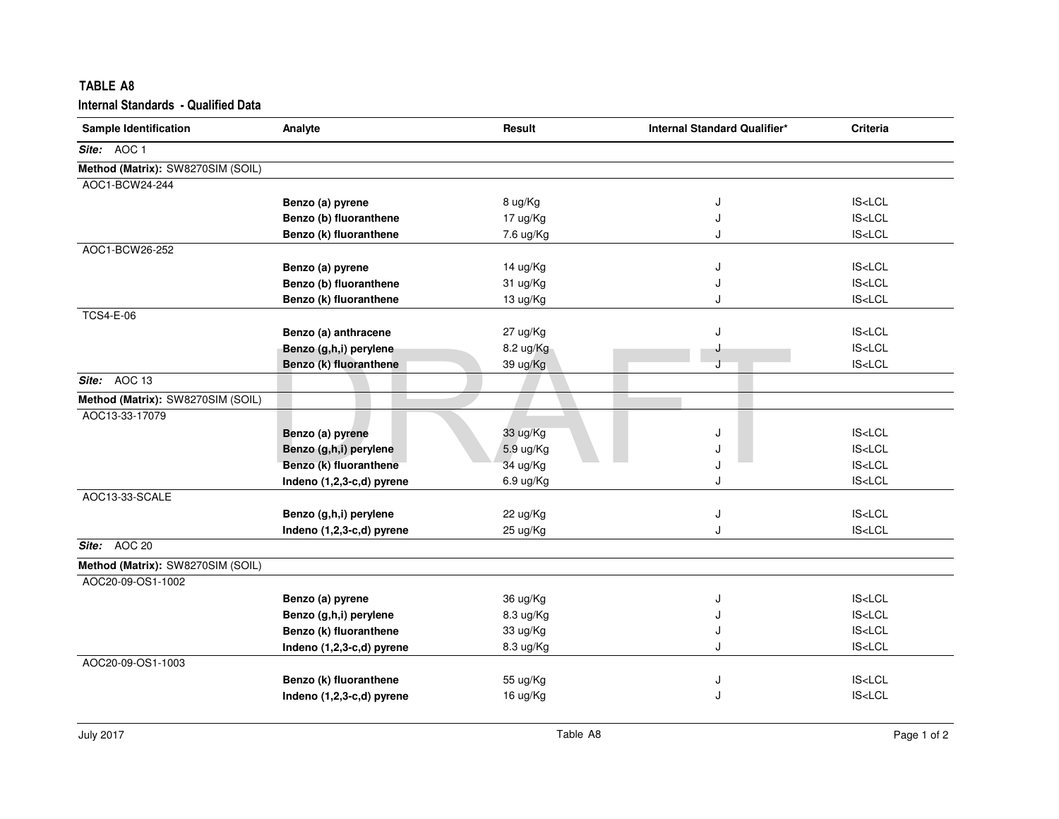**TABLE A8**

**Internal Standards - Qualified Data**

| Sample Identification | Analyte | Result | Internal Standard Qualifier* | Criteria |
|---|---|---|---|---|
| ***Site:*** AOC 1 | | | | |
| **Method (Matrix):** SW8270SIM (SOIL) | | | | |
| AOC1-BCW24-244 | | | | |
| | **Benzo (a) pyrene** | 8 ug/Kg | J | IS<LCL |
| | **Benzo (b) fluoranthene** | 17 ug/Kg | J | IS<LCL |
| | **Benzo (k) fluoranthene** | 7.6 ug/Kg | J | IS<LCL |
| AOC1-BCW26-252 | | | | |
| | **Benzo (a) pyrene** | 14 ug/Kg | J | IS<LCL |
| | **Benzo (b) fluoranthene** | 31 ug/Kg | J | IS<LCL |
| | **Benzo (k) fluoranthene** | 13 ug/Kg | J | IS<LCL |
| TCS4-E-06 | | | | |
| | **Benzo (a) anthracene** | 27 ug/Kg | J | IS<LCL |
| | **Benzo (g,h,i) perylene** | 8.2 ug/Kg | J | IS<LCL |
| | **Benzo (k) fluoranthene** | 39 ug/Kg | J | IS<LCL |
| ***Site:*** AOC 13 | | | | |
| **Method (Matrix):** SW8270SIM (SOIL) | | | | |
| AOC13-33-17079 | | | | |
| | **Benzo (a) pyrene** | 33 ug/Kg | J | IS<LCL |
| | **Benzo (g,h,i) perylene** | 5.9 ug/Kg | J | IS<LCL |
| | **Benzo (k) fluoranthene** | 34 ug/Kg | J | IS<LCL |
| | **Indeno (1,2,3-c,d) pyrene** | 6.9 ug/Kg | J | IS<LCL |
| AOC13-33-SCALE | | | | |
| | **Benzo (g,h,i) perylene** | 22 ug/Kg | J | IS<LCL |
| | **Indeno (1,2,3-c,d) pyrene** | 25 ug/Kg | J | IS<LCL |
| ***Site:*** AOC 20 | | | | |
| **Method (Matrix):** SW8270SIM (SOIL) | | | | |
| AOC20-09-OS1-1002 | | | | |
| | **Benzo (a) pyrene** | 36 ug/Kg | J | IS<LCL |
| | **Benzo (g,h,i) perylene** | 8.3 ug/Kg | J | IS<LCL |
| | **Benzo (k) fluoranthene** | 33 ug/Kg | J | IS<LCL |
| | **Indeno (1,2,3-c,d) pyrene** | 8.3 ug/Kg | J | IS<LCL |
| AOC20-09-OS1-1003 | | | | |
| | **Benzo (k) fluoranthene** | 55 ug/Kg | J | IS<LCL |
| | **Indeno (1,2,3-c,d) pyrene** | 16 ug/Kg | J | IS<LCL |

July 2017 Table A8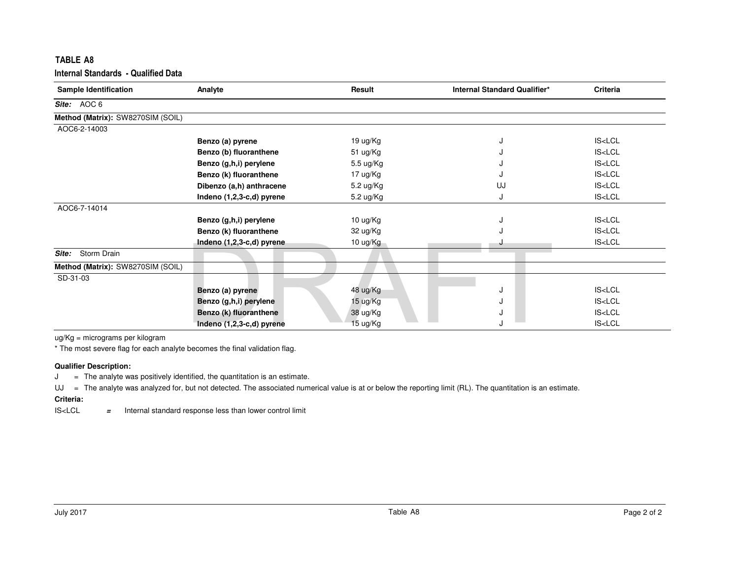**TABLE A8**

**Internal Standards - Qualified Data**

| Sample Identification | Analyte | Result | Internal Standard Qualifier* | Criteria |
|---|---|---|---|---|
| ***Site:*** AOC 6 | | | | |
| **Method (Matrix):** SW8270SIM (SOIL) | | | | |
| AOC6-2-14003 | | | | |
| | **Benzo (a) pyrene** | 19 ug/Kg | J | IS<LCL |
| | **Benzo (b) fluoranthene** | 51 ug/Kg | J | IS<LCL |
| | **Benzo (g,h,i) perylene** | 5.5 ug/Kg | J | IS<LCL |
| | **Benzo (k) fluoranthene** | 17 ug/Kg | J | IS<LCL |
| | **Dibenzo (a,h) anthracene** | 5.2 ug/Kg | UJ | IS<LCL |
| | **Indeno (1,2,3-c,d) pyrene** | 5.2 ug/Kg | J | IS<LCL |
| AOC6-7-14014 | | | | |
| | **Benzo (g,h,i) perylene** | 10 ug/Kg | J | IS<LCL |
| | **Benzo (k) fluoranthene** | 32 ug/Kg | J | IS<LCL |
| | **Indeno (1,2,3-c,d) pyrene** | 10 ug/Kg | J | IS<LCL |
| ***Site:*** Storm Drain | | | | |
| **Method (Matrix):** SW8270SIM (SOIL) | | | | |
| SD-31-03 | | | | |
| | **Benzo (a) pyrene** | 48 ug/Kg | J | IS<LCL |
| | **Benzo (g,h,i) perylene** | 15 ug/Kg | J | IS<LCL |
| | **Benzo (k) fluoranthene** | 38 ug/Kg | J | IS<LCL |
| | **Indeno (1,2,3-c,d) pyrene** | 15 ug/Kg | J | IS<LCL |

ug/Kg = micrograms per kilogram

* The most severe flag for each analyte becomes the final validation flag.

**Qualifier Description:**

J = The analyte was positively identified, the quantitation is an estimate.

UJ = The analyte was analyzed for, but not detected. The associated numerical value is at or below the reporting limit (RL). The quantitation is an estimate.

**Criteria:**

IS<LCL = Internal standard response less than lower control limit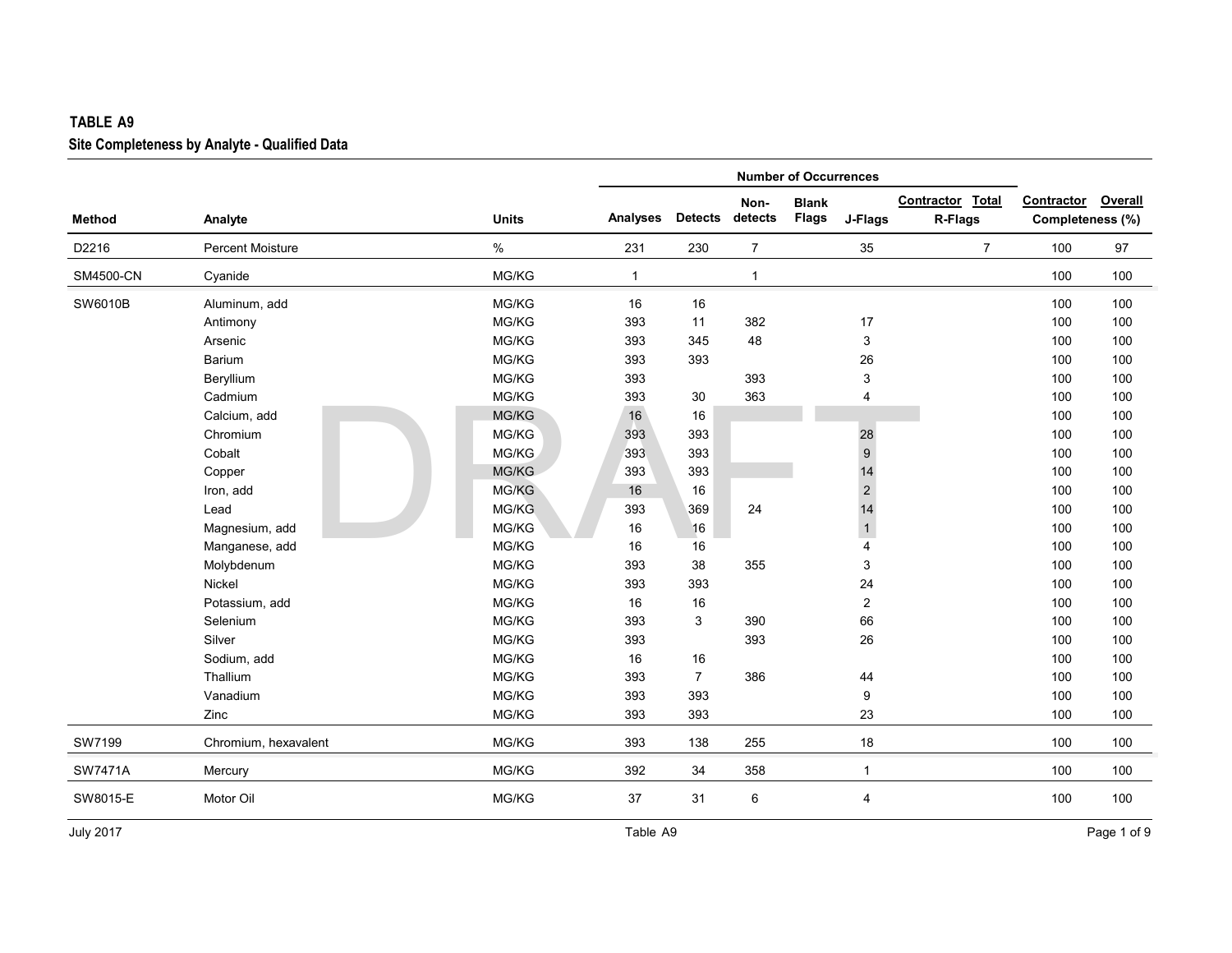**TABLE A9**

**Site Completeness by Analyte - Qualified Data**

| Method | Analyte | Units | Analyses | Detects | Non-detects | Blank Flags | J-Flags | Contractor R-Flags | Total R-Flags | Contractor Completeness (%) | Overall Completeness (%) |
|---|---|---|---|---|---|---|---|---|---|---|---|
| D2216 | Percent Moisture | % | 231 | 230 | 7 | | 35 | | 7 | 100 | 97 |
| SM4500-CN | Cyanide | MG/KG | 1 | | 1 | | | | | 100 | 100 |
| SW6010B | Aluminum, add | MG/KG | 16 | 16 | | | | | | 100 | 100 |
| | Antimony | MG/KG | 393 | 11 | 382 | | 17 | | | 100 | 100 |
| | Arsenic | MG/KG | 393 | 345 | 48 | | 3 | | | 100 | 100 |
| | Barium | MG/KG | 393 | 393 | | | 26 | | | 100 | 100 |
| | Beryllium | MG/KG | 393 | | 393 | | 3 | | | 100 | 100 |
| | Cadmium | MG/KG | 393 | 30 | 363 | | 4 | | | 100 | 100 |
| | Calcium, add | MG/KG | 16 | 16 | | | | | | 100 | 100 |
| | Chromium | MG/KG | 393 | 393 | | | 28 | | | 100 | 100 |
| | Cobalt | MG/KG | 393 | 393 | | | 9 | | | 100 | 100 |
| | Copper | MG/KG | 393 | 393 | | | 14 | | | 100 | 100 |
| | Iron, add | MG/KG | 16 | 16 | | | 2 | | | 100 | 100 |
| | Lead | MG/KG | 393 | 369 | 24 | | 14 | | | 100 | 100 |
| | Magnesium, add | MG/KG | 16 | 16 | | | 1 | | | 100 | 100 |
| | Manganese, add | MG/KG | 16 | 16 | | | 4 | | | 100 | 100 |
| | Molybdenum | MG/KG | 393 | 38 | 355 | | 3 | | | 100 | 100 |
| | Nickel | MG/KG | 393 | 393 | | | 24 | | | 100 | 100 |
| | Potassium, add | MG/KG | 16 | 16 | | | 2 | | | 100 | 100 |
| | Selenium | MG/KG | 393 | 3 | 390 | | 66 | | | 100 | 100 |
| | Silver | MG/KG | 393 | | 393 | | 26 | | | 100 | 100 |
| | Sodium, add | MG/KG | 16 | 16 | | | | | | 100 | 100 |
| | Thallium | MG/KG | 393 | 7 | 386 | | 44 | | | 100 | 100 |
| | Vanadium | MG/KG | 393 | 393 | | | 9 | | | 100 | 100 |
| | Zinc | MG/KG | 393 | 393 | | | 23 | | | 100 | 100 |
| SW7199 | Chromium, hexavalent | MG/KG | 393 | 138 | 255 | | 18 | | | 100 | 100 |
| SW7471A | Mercury | MG/KG | 392 | 34 | 358 | | 1 | | | 100 | 100 |
| SW8015-E | Motor Oil | MG/KG | 37 | 31 | 6 | | 4 | | | 100 | 100 |

July 2017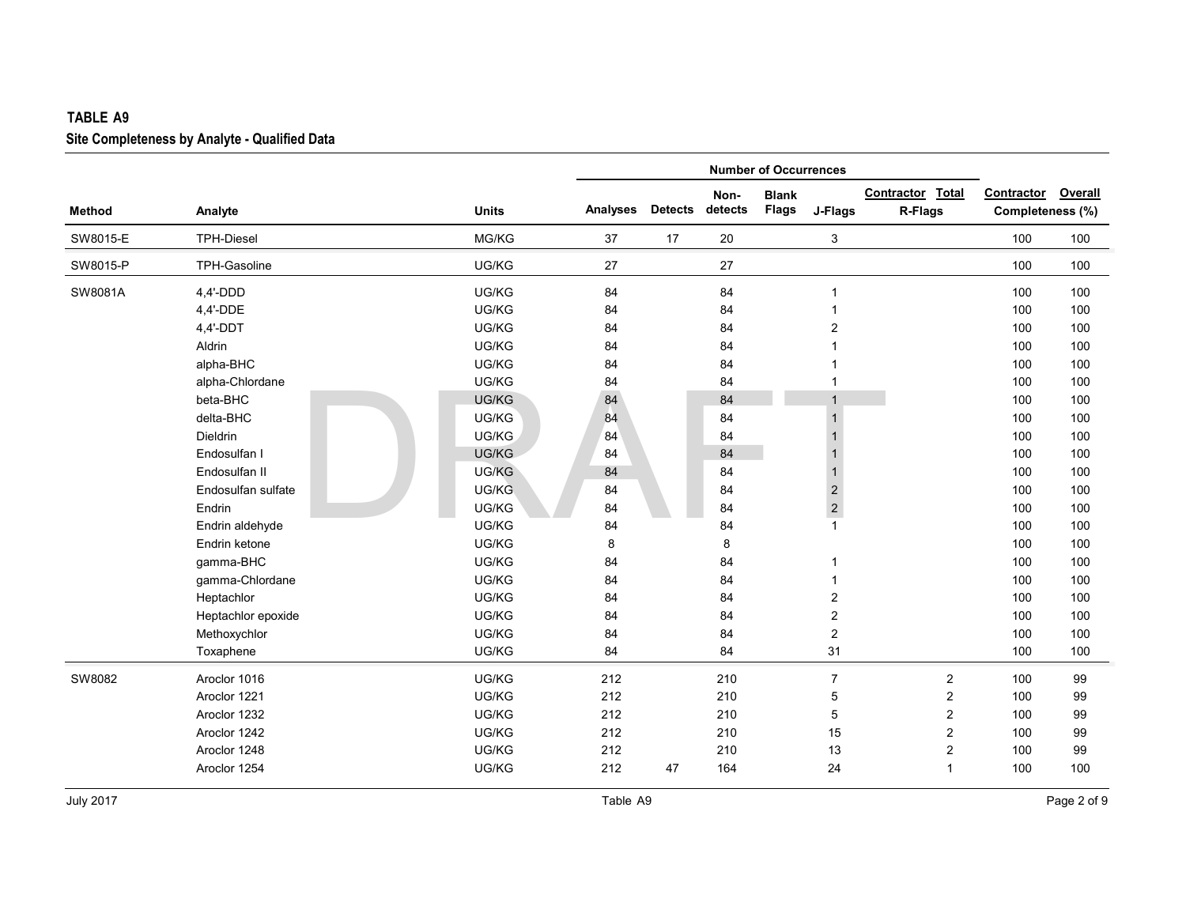**TABLE A9**

**Site Completeness by Analyte - Qualified Data**

| Method | Analyte | Units | Number of Occurrences | | | | | | | | |
|---|---|---|---|---|---|---|---|---|---|---|---|
| | | | Analyses | Detects | Non-detects | Blank Flags | J-Flags | Contractor R-Flags | Total R-Flags | Contractor Completeness (%) | Overall Completeness (%) |
| SW8015-E | TPH-Diesel | MG/KG | 37 | 17 | 20 | | 3 | | | 100 | 100 |
| SW8015-P | TPH-Gasoline | UG/KG | 27 | | 27 | | | | | 100 | 100 |
| SW8081A | 4,4'-DDD | UG/KG | 84 | | 84 | | 1 | | | 100 | 100 |
| | 4,4'-DDE | UG/KG | 84 | | 84 | | 1 | | | 100 | 100 |
| | 4,4'-DDT | UG/KG | 84 | | 84 | | 2 | | | 100 | 100 |
| | Aldrin | UG/KG | 84 | | 84 | | 1 | | | 100 | 100 |
| | alpha-BHC | UG/KG | 84 | | 84 | | 1 | | | 100 | 100 |
| | alpha-Chlordane | UG/KG | 84 | | 84 | | 1 | | | 100 | 100 |
| | beta-BHC | UG/KG | 84 | | 84 | | 1 | | | 100 | 100 |
| | delta-BHC | UG/KG | 84 | | 84 | | 1 | | | 100 | 100 |
| | Dieldrin | UG/KG | 84 | | 84 | | 1 | | | 100 | 100 |
| | Endosulfan I | UG/KG | 84 | | 84 | | 1 | | | 100 | 100 |
| | Endosulfan II | UG/KG | 84 | | 84 | | 1 | | | 100 | 100 |
| | Endosulfan sulfate | UG/KG | 84 | | 84 | | 2 | | | 100 | 100 |
| | Endrin | UG/KG | 84 | | 84 | | 2 | | | 100 | 100 |
| | Endrin aldehyde | UG/KG | 84 | | 84 | | 1 | | | 100 | 100 |
| | Endrin ketone | UG/KG | 8 | | 8 | | | | | 100 | 100 |
| | gamma-BHC | UG/KG | 84 | | 84 | | 1 | | | 100 | 100 |
| | gamma-Chlordane | UG/KG | 84 | | 84 | | 1 | | | 100 | 100 |
| | Heptachlor | UG/KG | 84 | | 84 | | 2 | | | 100 | 100 |
| | Heptachlor epoxide | UG/KG | 84 | | 84 | | 2 | | | 100 | 100 |
| | Methoxychlor | UG/KG | 84 | | 84 | | 2 | | | 100 | 100 |
| | Toxaphene | UG/KG | 84 | | 84 | | 31 | | | 100 | 100 |
| SW8082 | Aroclor 1016 | UG/KG | 212 | | 210 | | 7 | | 2 | 100 | 99 |
| | Aroclor 1221 | UG/KG | 212 | | 210 | | 5 | | 2 | 100 | 99 |
| | Aroclor 1232 | UG/KG | 212 | | 210 | | 5 | | 2 | 100 | 99 |
| | Aroclor 1242 | UG/KG | 212 | | 210 | | 15 | | 2 | 100 | 99 |
| | Aroclor 1248 | UG/KG | 212 | | 210 | | 13 | | 2 | 100 | 99 |
| | Aroclor 1254 | UG/KG | 212 | 47 | 164 | | 24 | | 1 | 100 | 100 |

July 2017

Table A9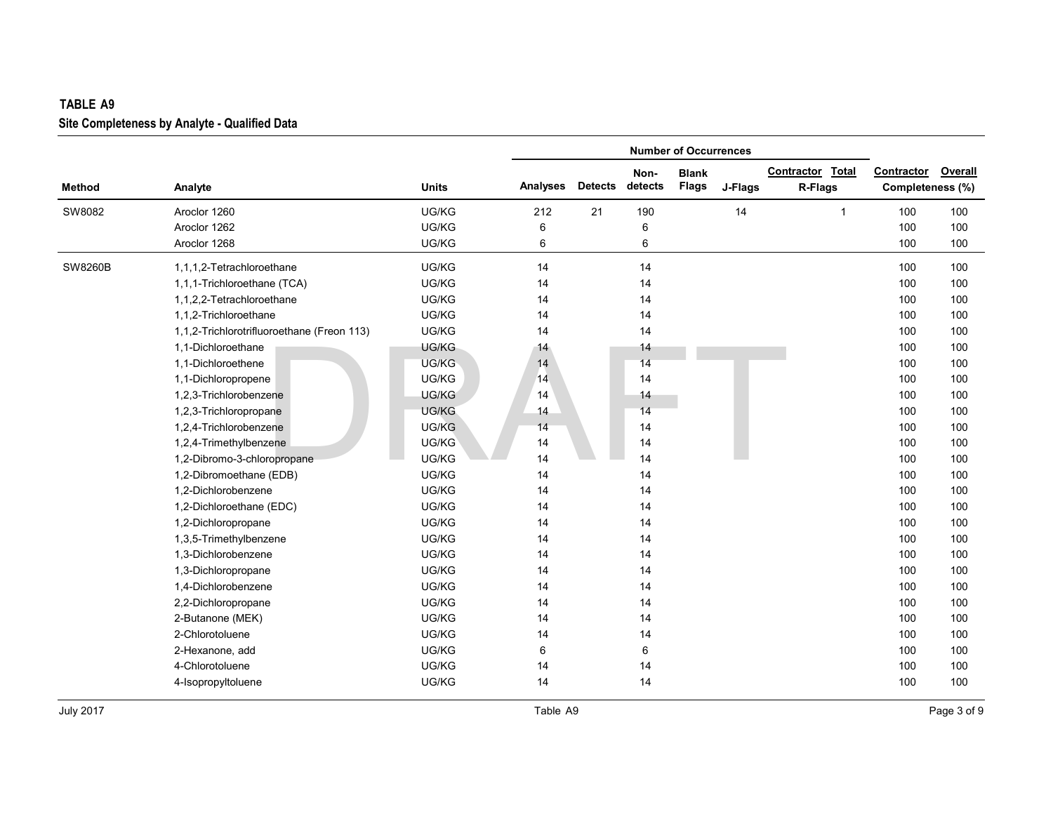**TABLE A9**
**Site Completeness by Analyte - Qualified Data**

| Method | Analyte | Units | Number of Occurrences | | | | | | | | |
|---|---|---|---|---|---|---|---|---|---|---|---|
| | | | Analyses | Detects | Non-detects | Blank Flags | J-Flags | Contractor R-Flags | Total R-Flags | Contractor Completeness (%) | Overall Completeness (%) |
| SW8082 | Aroclor 1260 | UG/KG | 212 | 21 | 190 | | 14 | | 1 | 100 | 100 |
| | Aroclor 1262 | UG/KG | 6 | | 6 | | | | | 100 | 100 |
| | Aroclor 1268 | UG/KG | 6 | | 6 | | | | | 100 | 100 |
| SW8260B | 1,1,1,2-Tetrachloroethane | UG/KG | 14 | | 14 | | | | | 100 | 100 |
| | 1,1,1-Trichloroethane (TCA) | UG/KG | 14 | | 14 | | | | | 100 | 100 |
| | 1,1,2,2-Tetrachloroethane | UG/KG | 14 | | 14 | | | | | 100 | 100 |
| | 1,1,2-Trichloroethane | UG/KG | 14 | | 14 | | | | | 100 | 100 |
| | 1,1,2-Trichlorotrifluoroethane (Freon 113) | UG/KG | 14 | | 14 | | | | | 100 | 100 |
| | 1,1-Dichloroethane | UG/KG | 14 | | 14 | | | | | 100 | 100 |
| | 1,1-Dichloroethene | UG/KG | 14 | | 14 | | | | | 100 | 100 |
| | 1,1-Dichloropropene | UG/KG | 14 | | 14 | | | | | 100 | 100 |
| | 1,2,3-Trichlorobenzene | UG/KG | 14 | | 14 | | | | | 100 | 100 |
| | 1,2,3-Trichloropropane | UG/KG | 14 | | 14 | | | | | 100 | 100 |
| | 1,2,4-Trichlorobenzene | UG/KG | 14 | | 14 | | | | | 100 | 100 |
| | 1,2,4-Trimethylbenzene | UG/KG | 14 | | 14 | | | | | 100 | 100 |
| | 1,2-Dibromo-3-chloropropane | UG/KG | 14 | | 14 | | | | | 100 | 100 |
| | 1,2-Dibromoethane (EDB) | UG/KG | 14 | | 14 | | | | | 100 | 100 |
| | 1,2-Dichlorobenzene | UG/KG | 14 | | 14 | | | | | 100 | 100 |
| | 1,2-Dichloroethane (EDC) | UG/KG | 14 | | 14 | | | | | 100 | 100 |
| | 1,2-Dichloropropane | UG/KG | 14 | | 14 | | | | | 100 | 100 |
| | 1,3,5-Trimethylbenzene | UG/KG | 14 | | 14 | | | | | 100 | 100 |
| | 1,3-Dichlorobenzene | UG/KG | 14 | | 14 | | | | | 100 | 100 |
| | 1,3-Dichloropropane | UG/KG | 14 | | 14 | | | | | 100 | 100 |
| | 1,4-Dichlorobenzene | UG/KG | 14 | | 14 | | | | | 100 | 100 |
| | 2,2-Dichloropropane | UG/KG | 14 | | 14 | | | | | 100 | 100 |
| | 2-Butanone (MEK) | UG/KG | 14 | | 14 | | | | | 100 | 100 |
| | 2-Chlorotoluene | UG/KG | 14 | | 14 | | | | | 100 | 100 |
| | 2-Hexanone, add | UG/KG | 6 | | 6 | | | | | 100 | 100 |
| | 4-Chlorotoluene | UG/KG | 14 | | 14 | | | | | 100 | 100 |
| | 4-Isopropyltoluene | UG/KG | 14 | | 14 | | | | | 100 | 100 |

July 2017 — Table A9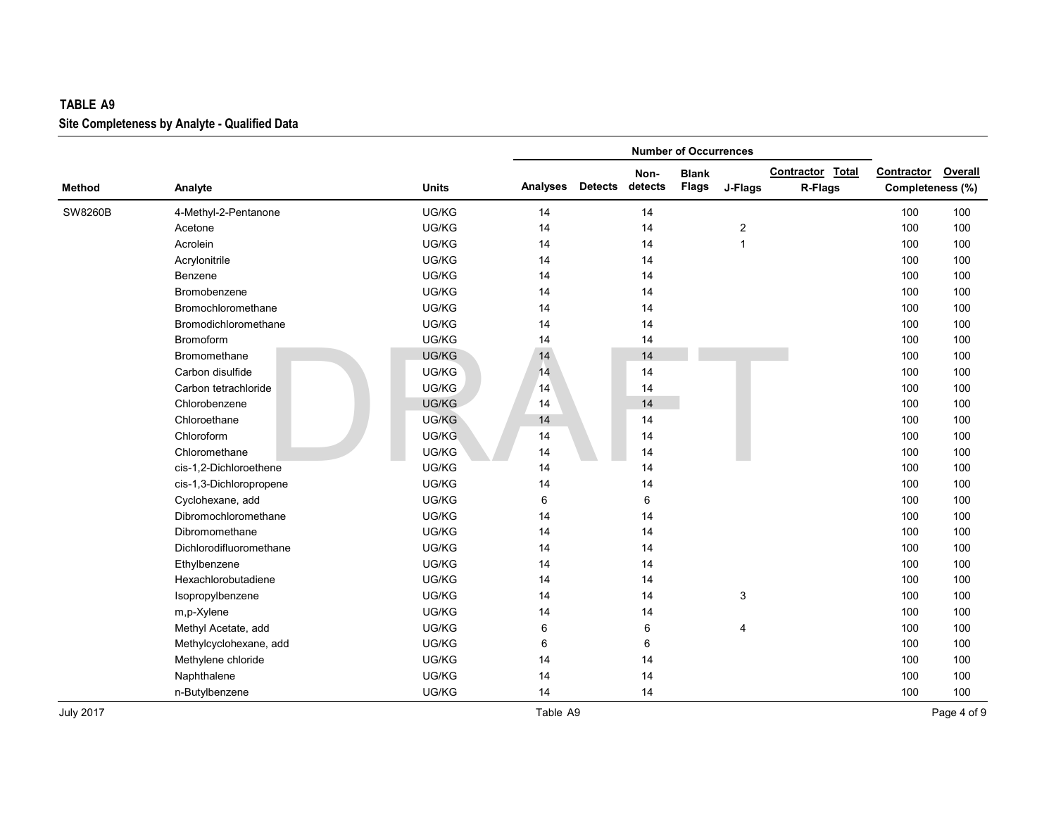**TABLE A9**
**Site Completeness by Analyte - Qualified Data**

| Method | Analyte | Units | Number of Occurrences | | | | | | | | |
|---|---|---|---|---|---|---|---|---|---|---|---|
| | | | Analyses | Detects | Non-detects | Blank Flags | J-Flags | Contractor R-Flags | Total R-Flags | Contractor Completeness (%) | Overall Completeness (%) |
| SW8260B | 4-Methyl-2-Pentanone | UG/KG | 14 | | 14 | | | | | 100 | 100 |
| | Acetone | UG/KG | 14 | | 14 | | 2 | | | 100 | 100 |
| | Acrolein | UG/KG | 14 | | 14 | | 1 | | | 100 | 100 |
| | Acrylonitrile | UG/KG | 14 | | 14 | | | | | 100 | 100 |
| | Benzene | UG/KG | 14 | | 14 | | | | | 100 | 100 |
| | Bromobenzene | UG/KG | 14 | | 14 | | | | | 100 | 100 |
| | Bromochloromethane | UG/KG | 14 | | 14 | | | | | 100 | 100 |
| | Bromodichloromethane | UG/KG | 14 | | 14 | | | | | 100 | 100 |
| | Bromoform | UG/KG | 14 | | 14 | | | | | 100 | 100 |
| | Bromomethane | UG/KG | 14 | | 14 | | | | | 100 | 100 |
| | Carbon disulfide | UG/KG | 14 | | 14 | | | | | 100 | 100 |
| | Carbon tetrachloride | UG/KG | 14 | | 14 | | | | | 100 | 100 |
| | Chlorobenzene | UG/KG | 14 | | 14 | | | | | 100 | 100 |
| | Chloroethane | UG/KG | 14 | | 14 | | | | | 100 | 100 |
| | Chloroform | UG/KG | 14 | | 14 | | | | | 100 | 100 |
| | Chloromethane | UG/KG | 14 | | 14 | | | | | 100 | 100 |
| | cis-1,2-Dichloroethene | UG/KG | 14 | | 14 | | | | | 100 | 100 |
| | cis-1,3-Dichloropropene | UG/KG | 14 | | 14 | | | | | 100 | 100 |
| | Cyclohexane, add | UG/KG | 6 | | 6 | | | | | 100 | 100 |
| | Dibromochloromethane | UG/KG | 14 | | 14 | | | | | 100 | 100 |
| | Dibromomethane | UG/KG | 14 | | 14 | | | | | 100 | 100 |
| | Dichlorodifluoromethane | UG/KG | 14 | | 14 | | | | | 100 | 100 |
| | Ethylbenzene | UG/KG | 14 | | 14 | | | | | 100 | 100 |
| | Hexachlorobutadiene | UG/KG | 14 | | 14 | | | | | 100 | 100 |
| | Isopropylbenzene | UG/KG | 14 | | 14 | | 3 | | | 100 | 100 |
| | m,p-Xylene | UG/KG | 14 | | 14 | | | | | 100 | 100 |
| | Methyl Acetate, add | UG/KG | 6 | | 6 | | 4 | | | 100 | 100 |
| | Methylcyclohexane, add | UG/KG | 6 | | 6 | | | | | 100 | 100 |
| | Methylene chloride | UG/KG | 14 | | 14 | | | | | 100 | 100 |
| | Naphthalene | UG/KG | 14 | | 14 | | | | | 100 | 100 |
| | n-Butylbenzene | UG/KG | 14 | | 14 | | | | | 100 | 100 |

July 2017 Table A9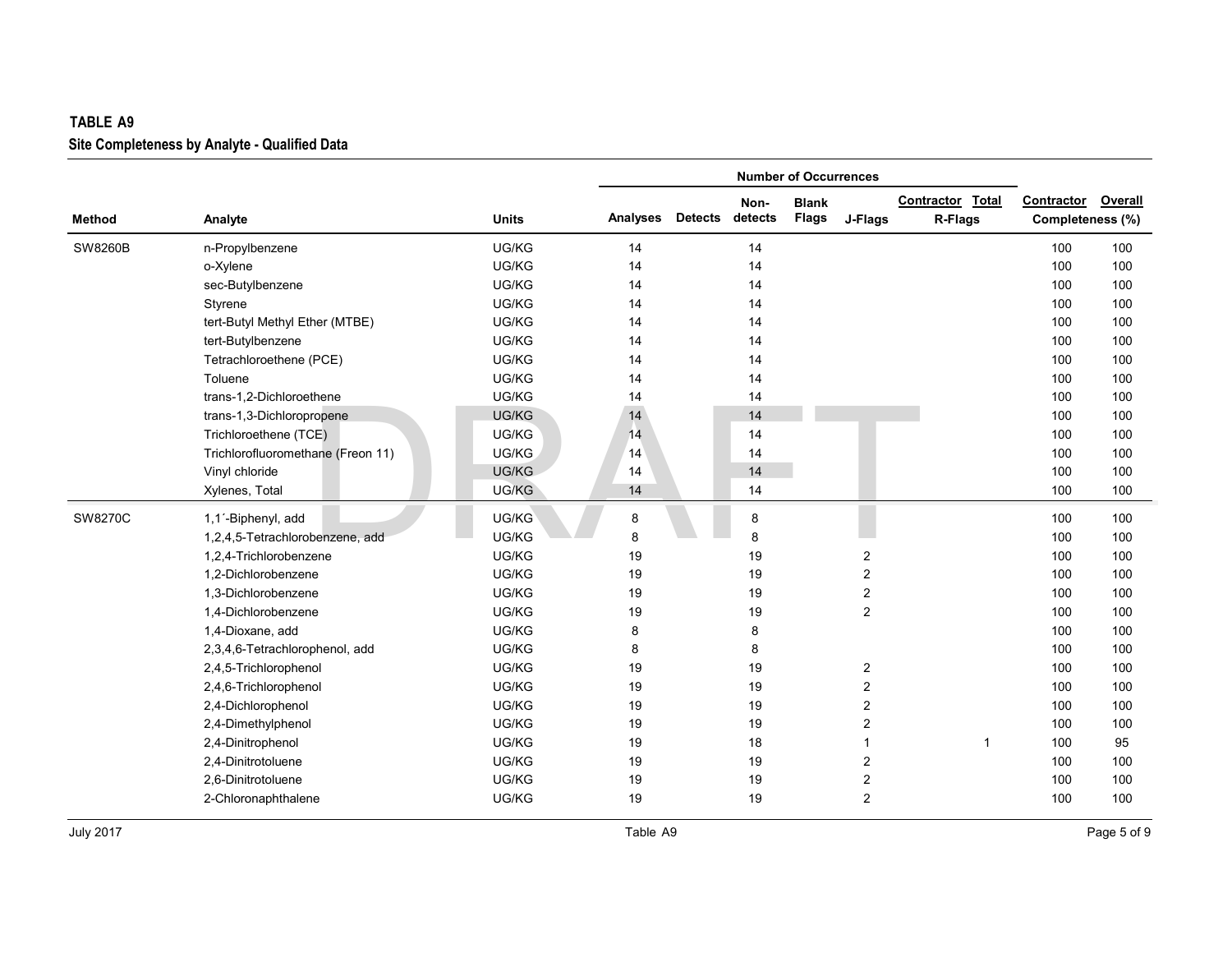**TABLE A9**

**Site Completeness by Analyte - Qualified Data**

| | | | Number of Occurrences | | | | | | | | | |
|---|---|---|---|---|---|---|---|---|---|---|---|---|
| **Method** | **Analyte** | **Units** | **Analyses** | **Detects** | **Non-detects** | **Blank Flags** | **J-Flags** | **Contractor R-Flags** | **Total R-Flags** | **Contractor Completeness (%)** | **Overall Completeness (%)** |
| SW8260B | n-Propylbenzene | UG/KG | 14 | | 14 | | | | | 100 | 100 |
| | o-Xylene | UG/KG | 14 | | 14 | | | | | 100 | 100 |
| | sec-Butylbenzene | UG/KG | 14 | | 14 | | | | | 100 | 100 |
| | Styrene | UG/KG | 14 | | 14 | | | | | 100 | 100 |
| | tert-Butyl Methyl Ether (MTBE) | UG/KG | 14 | | 14 | | | | | 100 | 100 |
| | tert-Butylbenzene | UG/KG | 14 | | 14 | | | | | 100 | 100 |
| | Tetrachloroethene (PCE) | UG/KG | 14 | | 14 | | | | | 100 | 100 |
| | Toluene | UG/KG | 14 | | 14 | | | | | 100 | 100 |
| | trans-1,2-Dichloroethene | UG/KG | 14 | | 14 | | | | | 100 | 100 |
| | trans-1,3-Dichloropropene | UG/KG | 14 | | 14 | | | | | 100 | 100 |
| | Trichloroethene (TCE) | UG/KG | 14 | | 14 | | | | | 100 | 100 |
| | Trichlorofluoromethane (Freon 11) | UG/KG | 14 | | 14 | | | | | 100 | 100 |
| | Vinyl chloride | UG/KG | 14 | | 14 | | | | | 100 | 100 |
| | Xylenes, Total | UG/KG | 14 | | 14 | | | | | 100 | 100 |
| SW8270C | 1,1´-Biphenyl, add | UG/KG | 8 | | 8 | | | | | 100 | 100 |
| | 1,2,4,5-Tetrachlorobenzene, add | UG/KG | 8 | | 8 | | | | | 100 | 100 |
| | 1,2,4-Trichlorobenzene | UG/KG | 19 | | 19 | | 2 | | | 100 | 100 |
| | 1,2-Dichlorobenzene | UG/KG | 19 | | 19 | | 2 | | | 100 | 100 |
| | 1,3-Dichlorobenzene | UG/KG | 19 | | 19 | | 2 | | | 100 | 100 |
| | 1,4-Dichlorobenzene | UG/KG | 19 | | 19 | | 2 | | | 100 | 100 |
| | 1,4-Dioxane, add | UG/KG | 8 | | 8 | | | | | 100 | 100 |
| | 2,3,4,6-Tetrachlorophenol, add | UG/KG | 8 | | 8 | | | | | 100 | 100 |
| | 2,4,5-Trichlorophenol | UG/KG | 19 | | 19 | | 2 | | | 100 | 100 |
| | 2,4,6-Trichlorophenol | UG/KG | 19 | | 19 | | 2 | | | 100 | 100 |
| | 2,4-Dichlorophenol | UG/KG | 19 | | 19 | | 2 | | | 100 | 100 |
| | 2,4-Dimethylphenol | UG/KG | 19 | | 19 | | 2 | | | 100 | 100 |
| | 2,4-Dinitrophenol | UG/KG | 19 | | 18 | | 1 | | 1 | 100 | 95 |
| | 2,4-Dinitrotoluene | UG/KG | 19 | | 19 | | 2 | | | 100 | 100 |
| | 2,6-Dinitrotoluene | UG/KG | 19 | | 19 | | 2 | | | 100 | 100 |
| | 2-Chloronaphthalene | UG/KG | 19 | | 19 | | 2 | | | 100 | 100 |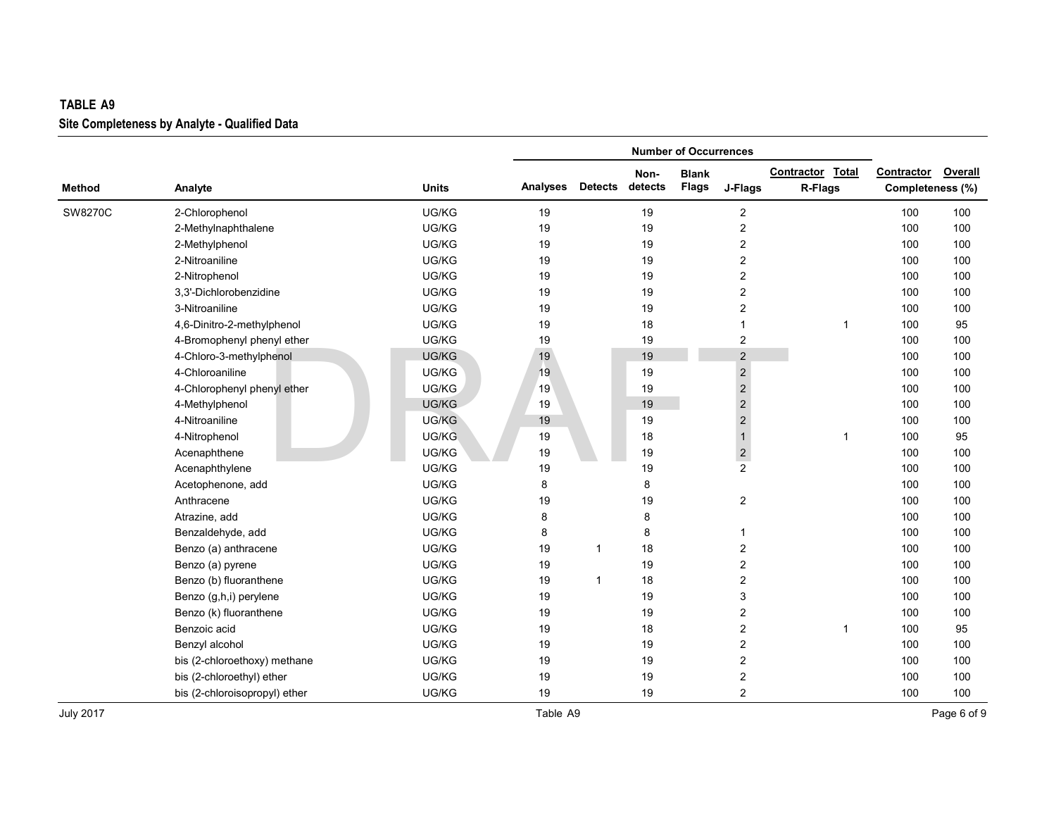**TABLE A9**

**Site Completeness by Analyte - Qualified Data**

| Method | Analyte | Units | Number of Occurrences | | | | | | | Contractor | Overall |
|---|---|---|---|---|---|---|---|---|---|---|---|
| | | | Analyses | Detects | Non-detects | Blank Flags | J-Flags | Contractor R-Flags | Total R-Flags | Completeness (%) | |
| SW8270C | 2-Chlorophenol | UG/KG | 19 | | 19 | | 2 | | | 100 | 100 |
| | 2-Methylnaphthalene | UG/KG | 19 | | 19 | | 2 | | | 100 | 100 |
| | 2-Methylphenol | UG/KG | 19 | | 19 | | 2 | | | 100 | 100 |
| | 2-Nitroaniline | UG/KG | 19 | | 19 | | 2 | | | 100 | 100 |
| | 2-Nitrophenol | UG/KG | 19 | | 19 | | 2 | | | 100 | 100 |
| | 3,3'-Dichlorobenzidine | UG/KG | 19 | | 19 | | 2 | | | 100 | 100 |
| | 3-Nitroaniline | UG/KG | 19 | | 19 | | 2 | | | 100 | 100 |
| | 4,6-Dinitro-2-methylphenol | UG/KG | 19 | | 18 | | 1 | | 1 | 100 | 95 |
| | 4-Bromophenyl phenyl ether | UG/KG | 19 | | 19 | | 2 | | | 100 | 100 |
| | 4-Chloro-3-methylphenol | UG/KG | 19 | | 19 | | 2 | | | 100 | 100 |
| | 4-Chloroaniline | UG/KG | 19 | | 19 | | 2 | | | 100 | 100 |
| | 4-Chlorophenyl phenyl ether | UG/KG | 19 | | 19 | | 2 | | | 100 | 100 |
| | 4-Methylphenol | UG/KG | 19 | | 19 | | 2 | | | 100 | 100 |
| | 4-Nitroaniline | UG/KG | 19 | | 19 | | 2 | | | 100 | 100 |
| | 4-Nitrophenol | UG/KG | 19 | | 18 | | 1 | | 1 | 100 | 95 |
| | Acenaphthene | UG/KG | 19 | | 19 | | 2 | | | 100 | 100 |
| | Acenaphthylene | UG/KG | 19 | | 19 | | 2 | | | 100 | 100 |
| | Acetophenone, add | UG/KG | 8 | | 8 | | | | | 100 | 100 |
| | Anthracene | UG/KG | 19 | | 19 | | 2 | | | 100 | 100 |
| | Atrazine, add | UG/KG | 8 | | 8 | | | | | 100 | 100 |
| | Benzaldehyde, add | UG/KG | 8 | | 8 | | 1 | | | 100 | 100 |
| | Benzo (a) anthracene | UG/KG | 19 | 1 | 18 | | 2 | | | 100 | 100 |
| | Benzo (a) pyrene | UG/KG | 19 | | 19 | | 2 | | | 100 | 100 |
| | Benzo (b) fluoranthene | UG/KG | 19 | 1 | 18 | | 2 | | | 100 | 100 |
| | Benzo (g,h,i) perylene | UG/KG | 19 | | 19 | | 3 | | | 100 | 100 |
| | Benzo (k) fluoranthene | UG/KG | 19 | | 19 | | 2 | | | 100 | 100 |
| | Benzoic acid | UG/KG | 19 | | 18 | | 2 | | 1 | 100 | 95 |
| | Benzyl alcohol | UG/KG | 19 | | 19 | | 2 | | | 100 | 100 |
| | bis (2-chloroethoxy) methane | UG/KG | 19 | | 19 | | 2 | | | 100 | 100 |
| | bis (2-chloroethyl) ether | UG/KG | 19 | | 19 | | 2 | | | 100 | 100 |
| | bis (2-chloroisopropyl) ether | UG/KG | 19 | | 19 | | 2 | | | 100 | 100 |

July 2017 — Table A9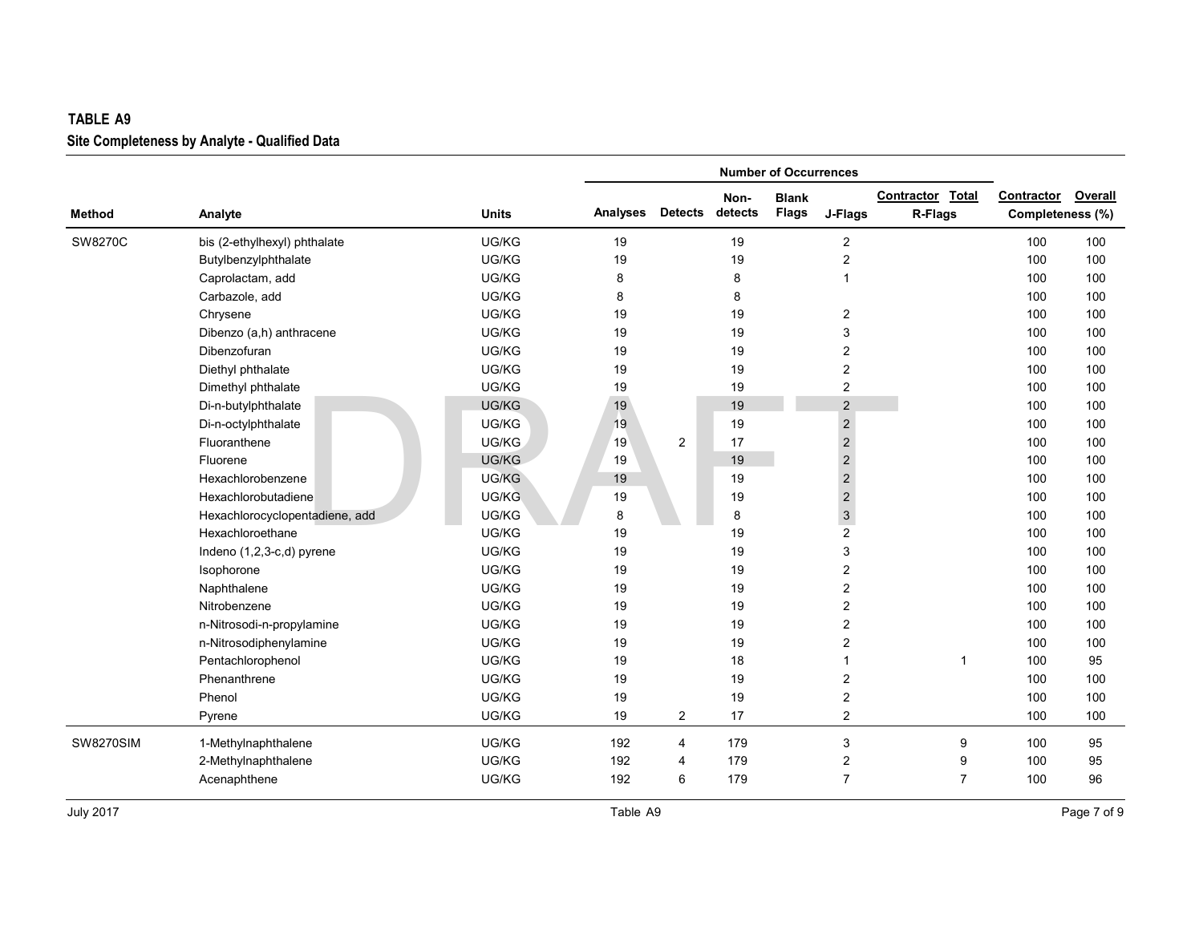**TABLE A9**

**Site Completeness by Analyte - Qualified Data**

| Method | Analyte | Units | Number of Occurrences | | | | | | | | |
|---|---|---|---|---|---|---|---|---|---|---|---|
| | | | Analyses | Detects | Non-detects | Blank Flags | J-Flags | Contractor R-Flags | Total R-Flags | Contractor Completeness (%) | Overall Completeness (%) |
| SW8270C | bis (2-ethylhexyl) phthalate | UG/KG | 19 | | 19 | | 2 | | | 100 | 100 |
| | Butylbenzylphthalate | UG/KG | 19 | | 19 | | 2 | | | 100 | 100 |
| | Caprolactam, add | UG/KG | 8 | | 8 | | 1 | | | 100 | 100 |
| | Carbazole, add | UG/KG | 8 | | 8 | | | | | 100 | 100 |
| | Chrysene | UG/KG | 19 | | 19 | | 2 | | | 100 | 100 |
| | Dibenzo (a,h) anthracene | UG/KG | 19 | | 19 | | 3 | | | 100 | 100 |
| | Dibenzofuran | UG/KG | 19 | | 19 | | 2 | | | 100 | 100 |
| | Diethyl phthalate | UG/KG | 19 | | 19 | | 2 | | | 100 | 100 |
| | Dimethyl phthalate | UG/KG | 19 | | 19 | | 2 | | | 100 | 100 |
| | Di-n-butylphthalate | UG/KG | 19 | | 19 | | 2 | | | 100 | 100 |
| | Di-n-octylphthalate | UG/KG | 19 | | 19 | | 2 | | | 100 | 100 |
| | Fluoranthene | UG/KG | 19 | 2 | 17 | | 2 | | | 100 | 100 |
| | Fluorene | UG/KG | 19 | | 19 | | 2 | | | 100 | 100 |
| | Hexachlorobenzene | UG/KG | 19 | | 19 | | 2 | | | 100 | 100 |
| | Hexachlorobutadiene | UG/KG | 19 | | 19 | | 2 | | | 100 | 100 |
| | Hexachlorocyclopentadiene, add | UG/KG | 8 | | 8 | | 3 | | | 100 | 100 |
| | Hexachloroethane | UG/KG | 19 | | 19 | | 2 | | | 100 | 100 |
| | Indeno (1,2,3-c,d) pyrene | UG/KG | 19 | | 19 | | 3 | | | 100 | 100 |
| | Isophorone | UG/KG | 19 | | 19 | | 2 | | | 100 | 100 |
| | Naphthalene | UG/KG | 19 | | 19 | | 2 | | | 100 | 100 |
| | Nitrobenzene | UG/KG | 19 | | 19 | | 2 | | | 100 | 100 |
| | n-Nitrosodi-n-propylamine | UG/KG | 19 | | 19 | | 2 | | | 100 | 100 |
| | n-Nitrosodiphenylamine | UG/KG | 19 | | 19 | | 2 | | | 100 | 100 |
| | Pentachlorophenol | UG/KG | 19 | | 18 | | 1 | | 1 | 100 | 95 |
| | Phenanthrene | UG/KG | 19 | | 19 | | 2 | | | 100 | 100 |
| | Phenol | UG/KG | 19 | | 19 | | 2 | | | 100 | 100 |
| | Pyrene | UG/KG | 19 | 2 | 17 | | 2 | | | 100 | 100 |
| SW8270SIM | 1-Methylnaphthalene | UG/KG | 192 | 4 | 179 | | 3 | | 9 | 100 | 95 |
| | 2-Methylnaphthalene | UG/KG | 192 | 4 | 179 | | 2 | | 9 | 100 | 95 |
| | Acenaphthene | UG/KG | 192 | 6 | 179 | | 7 | | 7 | 100 | 96 |

July 2017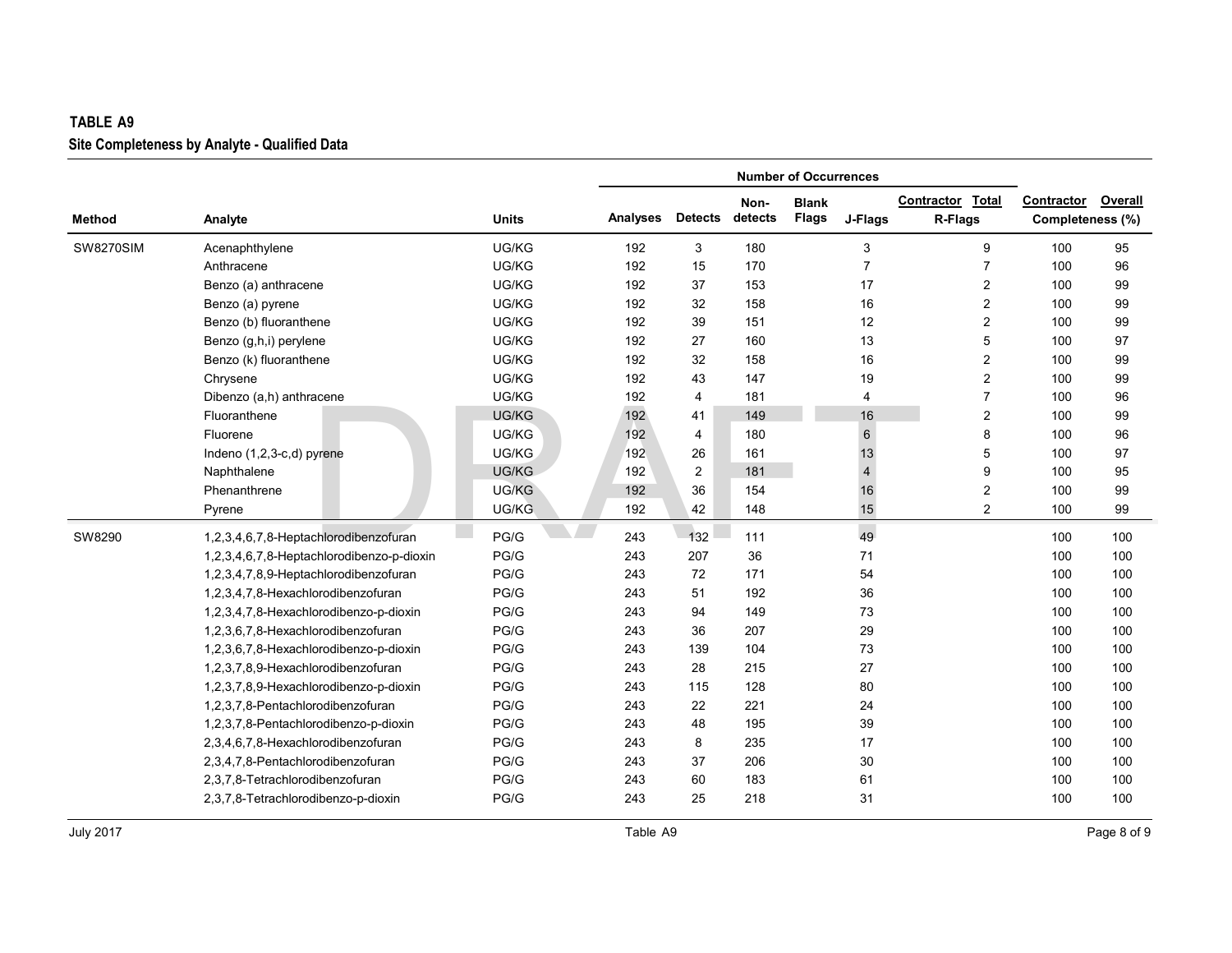**TABLE A9**

**Site Completeness by Analyte - Qualified Data**

| Method | Analyte | Units | Number of Occurrences | | | | | | Contractor Completeness (%) | Overall Completeness (%) |
|---|---|---|---|---|---|---|---|---|---|---|
| | | | Analyses | Detects | Non-detects | Blank Flags | J-Flags | Contractor Total R-Flags | | |
| SW8270SIM | Acenaphthylene | UG/KG | 192 | 3 | 180 | | 3 | 9 | 100 | 95 |
| | Anthracene | UG/KG | 192 | 15 | 170 | | 7 | 7 | 100 | 96 |
| | Benzo (a) anthracene | UG/KG | 192 | 37 | 153 | | 17 | 2 | 100 | 99 |
| | Benzo (a) pyrene | UG/KG | 192 | 32 | 158 | | 16 | 2 | 100 | 99 |
| | Benzo (b) fluoranthene | UG/KG | 192 | 39 | 151 | | 12 | 2 | 100 | 99 |
| | Benzo (g,h,i) perylene | UG/KG | 192 | 27 | 160 | | 13 | 5 | 100 | 97 |
| | Benzo (k) fluoranthene | UG/KG | 192 | 32 | 158 | | 16 | 2 | 100 | 99 |
| | Chrysene | UG/KG | 192 | 43 | 147 | | 19 | 2 | 100 | 99 |
| | Dibenzo (a,h) anthracene | UG/KG | 192 | 4 | 181 | | 4 | 7 | 100 | 96 |
| | Fluoranthene | UG/KG | 192 | 41 | 149 | | 16 | 2 | 100 | 99 |
| | Fluorene | UG/KG | 192 | 4 | 180 | | 6 | 8 | 100 | 96 |
| | Indeno (1,2,3-c,d) pyrene | UG/KG | 192 | 26 | 161 | | 13 | 5 | 100 | 97 |
| | Naphthalene | UG/KG | 192 | 2 | 181 | | 4 | 9 | 100 | 95 |
| | Phenanthrene | UG/KG | 192 | 36 | 154 | | 16 | 2 | 100 | 99 |
| | Pyrene | UG/KG | 192 | 42 | 148 | | 15 | 2 | 100 | 99 |
| SW8290 | 1,2,3,4,6,7,8-Heptachlorodibenzofuran | PG/G | 243 | 132 | 111 | | 49 | | 100 | 100 |
| | 1,2,3,4,6,7,8-Heptachlorodibenzo-p-dioxin | PG/G | 243 | 207 | 36 | | 71 | | 100 | 100 |
| | 1,2,3,4,7,8,9-Heptachlorodibenzofuran | PG/G | 243 | 72 | 171 | | 54 | | 100 | 100 |
| | 1,2,3,4,7,8-Hexachlorodibenzofuran | PG/G | 243 | 51 | 192 | | 36 | | 100 | 100 |
| | 1,2,3,4,7,8-Hexachlorodibenzo-p-dioxin | PG/G | 243 | 94 | 149 | | 73 | | 100 | 100 |
| | 1,2,3,6,7,8-Hexachlorodibenzofuran | PG/G | 243 | 36 | 207 | | 29 | | 100 | 100 |
| | 1,2,3,6,7,8-Hexachlorodibenzo-p-dioxin | PG/G | 243 | 139 | 104 | | 73 | | 100 | 100 |
| | 1,2,3,7,8,9-Hexachlorodibenzofuran | PG/G | 243 | 28 | 215 | | 27 | | 100 | 100 |
| | 1,2,3,7,8,9-Hexachlorodibenzo-p-dioxin | PG/G | 243 | 115 | 128 | | 80 | | 100 | 100 |
| | 1,2,3,7,8-Pentachlorodibenzofuran | PG/G | 243 | 22 | 221 | | 24 | | 100 | 100 |
| | 1,2,3,7,8-Pentachlorodibenzo-p-dioxin | PG/G | 243 | 48 | 195 | | 39 | | 100 | 100 |
| | 2,3,4,6,7,8-Hexachlorodibenzofuran | PG/G | 243 | 8 | 235 | | 17 | | 100 | 100 |
| | 2,3,4,7,8-Pentachlorodibenzofuran | PG/G | 243 | 37 | 206 | | 30 | | 100 | 100 |
| | 2,3,7,8-Tetrachlorodibenzofuran | PG/G | 243 | 60 | 183 | | 61 | | 100 | 100 |
| | 2,3,7,8-Tetrachlorodibenzo-p-dioxin | PG/G | 243 | 25 | 218 | | 31 | | 100 | 100 |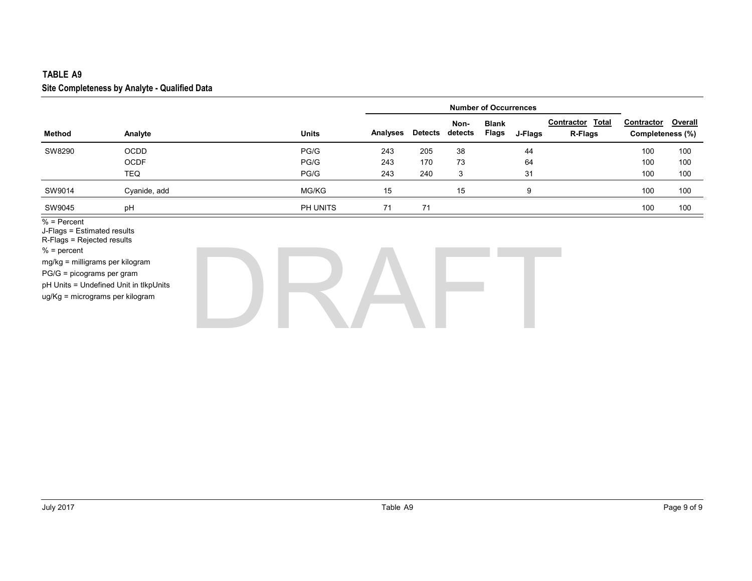**TABLE A9**

**Site Completeness by Analyte - Qualified Data**

| Method | Analyte | Units | Number of Occurrences | | | | | | | | |
|---|---|---|---|---|---|---|---|---|---|---|---|
| | | | Analyses | Detects | Non-detects | Blank Flags | J-Flags | Contractor R-Flags | Total R-Flags | Contractor Completeness (%) | Overall Completeness (%) |
| SW8290 | OCDD | PG/G | 243 | 205 | 38 | | 44 | | | 100 | 100 |
| | OCDF | PG/G | 243 | 170 | 73 | | 64 | | | 100 | 100 |
| | TEQ | PG/G | 243 | 240 | 3 | | 31 | | | 100 | 100 |
| SW9014 | Cyanide, add | MG/KG | 15 | | 15 | | 9 | | | 100 | 100 |
| SW9045 | pH | PH UNITS | 71 | 71 | | | | | | 100 | 100 |

% = Percent
J-Flags = Estimated results
R-Flags = Rejected results
% = percent
mg/kg = milligrams per kilogram
PG/G = picograms per gram
pH Units = Undefined Unit in tlkpUnits
ug/Kg = micrograms per kilogram

DRAFT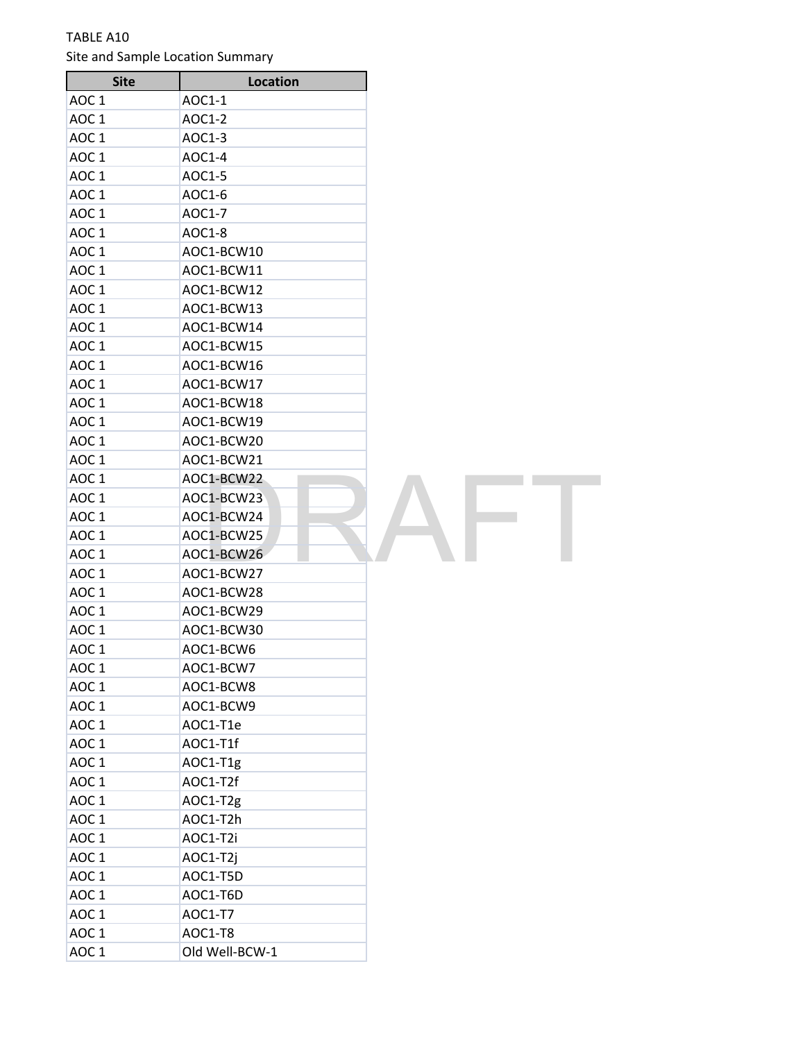TABLE A10

Site and Sample Location Summary

| Site | Location |
| --- | --- |
| AOC 1 | AOC1-1 |
| AOC 1 | AOC1-2 |
| AOC 1 | AOC1-3 |
| AOC 1 | AOC1-4 |
| AOC 1 | AOC1-5 |
| AOC 1 | AOC1-6 |
| AOC 1 | AOC1-7 |
| AOC 1 | AOC1-8 |
| AOC 1 | AOC1-BCW10 |
| AOC 1 | AOC1-BCW11 |
| AOC 1 | AOC1-BCW12 |
| AOC 1 | AOC1-BCW13 |
| AOC 1 | AOC1-BCW14 |
| AOC 1 | AOC1-BCW15 |
| AOC 1 | AOC1-BCW16 |
| AOC 1 | AOC1-BCW17 |
| AOC 1 | AOC1-BCW18 |
| AOC 1 | AOC1-BCW19 |
| AOC 1 | AOC1-BCW20 |
| AOC 1 | AOC1-BCW21 |
| AOC 1 | AOC1-BCW22 |
| AOC 1 | AOC1-BCW23 |
| AOC 1 | AOC1-BCW24 |
| AOC 1 | AOC1-BCW25 |
| AOC 1 | AOC1-BCW26 |
| AOC 1 | AOC1-BCW27 |
| AOC 1 | AOC1-BCW28 |
| AOC 1 | AOC1-BCW29 |
| AOC 1 | AOC1-BCW30 |
| AOC 1 | AOC1-BCW6 |
| AOC 1 | AOC1-BCW7 |
| AOC 1 | AOC1-BCW8 |
| AOC 1 | AOC1-BCW9 |
| AOC 1 | AOC1-T1e |
| AOC 1 | AOC1-T1f |
| AOC 1 | AOC1-T1g |
| AOC 1 | AOC1-T2f |
| AOC 1 | AOC1-T2g |
| AOC 1 | AOC1-T2h |
| AOC 1 | AOC1-T2i |
| AOC 1 | AOC1-T2j |
| AOC 1 | AOC1-T5D |
| AOC 1 | AOC1-T6D |
| AOC 1 | AOC1-T7 |
| AOC 1 | AOC1-T8 |
| AOC 1 | Old Well-BCW-1 |

DRAFT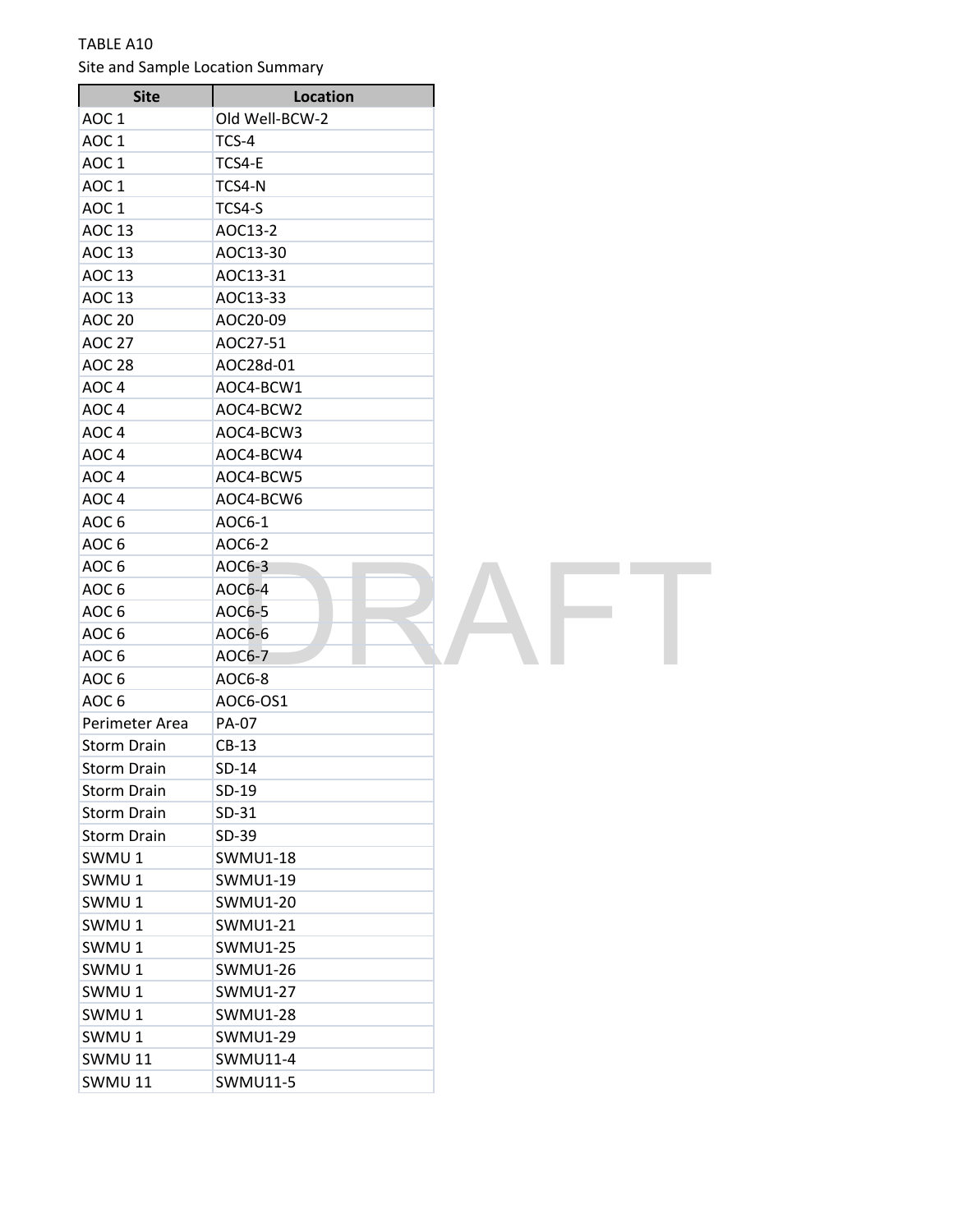TABLE A10

Site and Sample Location Summary

| Site | Location |
|---|---|
| AOC 1 | Old Well-BCW-2 |
| AOC 1 | TCS-4 |
| AOC 1 | TCS4-E |
| AOC 1 | TCS4-N |
| AOC 1 | TCS4-S |
| AOC 13 | AOC13-2 |
| AOC 13 | AOC13-30 |
| AOC 13 | AOC13-31 |
| AOC 13 | AOC13-33 |
| AOC 20 | AOC20-09 |
| AOC 27 | AOC27-51 |
| AOC 28 | AOC28d-01 |
| AOC 4 | AOC4-BCW1 |
| AOC 4 | AOC4-BCW2 |
| AOC 4 | AOC4-BCW3 |
| AOC 4 | AOC4-BCW4 |
| AOC 4 | AOC4-BCW5 |
| AOC 4 | AOC4-BCW6 |
| AOC 6 | AOC6-1 |
| AOC 6 | AOC6-2 |
| AOC 6 | AOC6-3 |
| AOC 6 | AOC6-4 |
| AOC 6 | AOC6-5 |
| AOC 6 | AOC6-6 |
| AOC 6 | AOC6-7 |
| AOC 6 | AOC6-8 |
| AOC 6 | AOC6-OS1 |
| Perimeter Area | PA-07 |
| Storm Drain | CB-13 |
| Storm Drain | SD-14 |
| Storm Drain | SD-19 |
| Storm Drain | SD-31 |
| Storm Drain | SD-39 |
| SWMU 1 | SWMU1-18 |
| SWMU 1 | SWMU1-19 |
| SWMU 1 | SWMU1-20 |
| SWMU 1 | SWMU1-21 |
| SWMU 1 | SWMU1-25 |
| SWMU 1 | SWMU1-26 |
| SWMU 1 | SWMU1-27 |
| SWMU 1 | SWMU1-28 |
| SWMU 1 | SWMU1-29 |
| SWMU 11 | SWMU11-4 |
| SWMU 11 | SWMU11-5 |